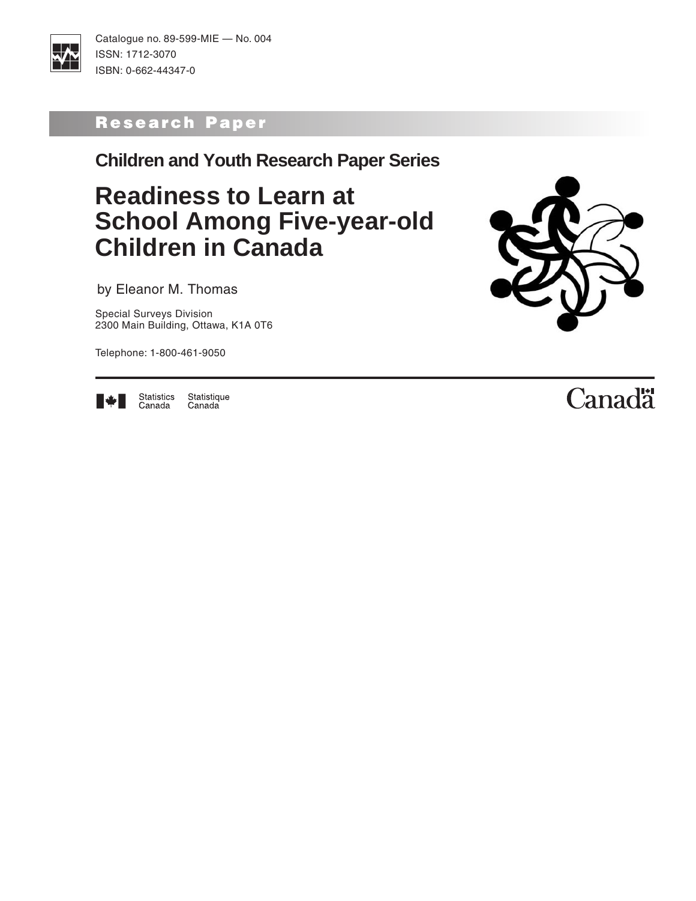Catalogue no. 89-599-MIE — No. 004
ISSN: 1712-3070
ISBN: 0-662-44347-0

**Research Paper**

## Children and Youth Research Paper Series

# Readiness to Learn at School Among Five-year-old Children in Canada

by Eleanor M. Thomas

Special Surveys Division
2300 Main Building, Ottawa, K1A 0T6

Telephone: 1-800-461-9050

Statistics Canada Statistique Canada

Canada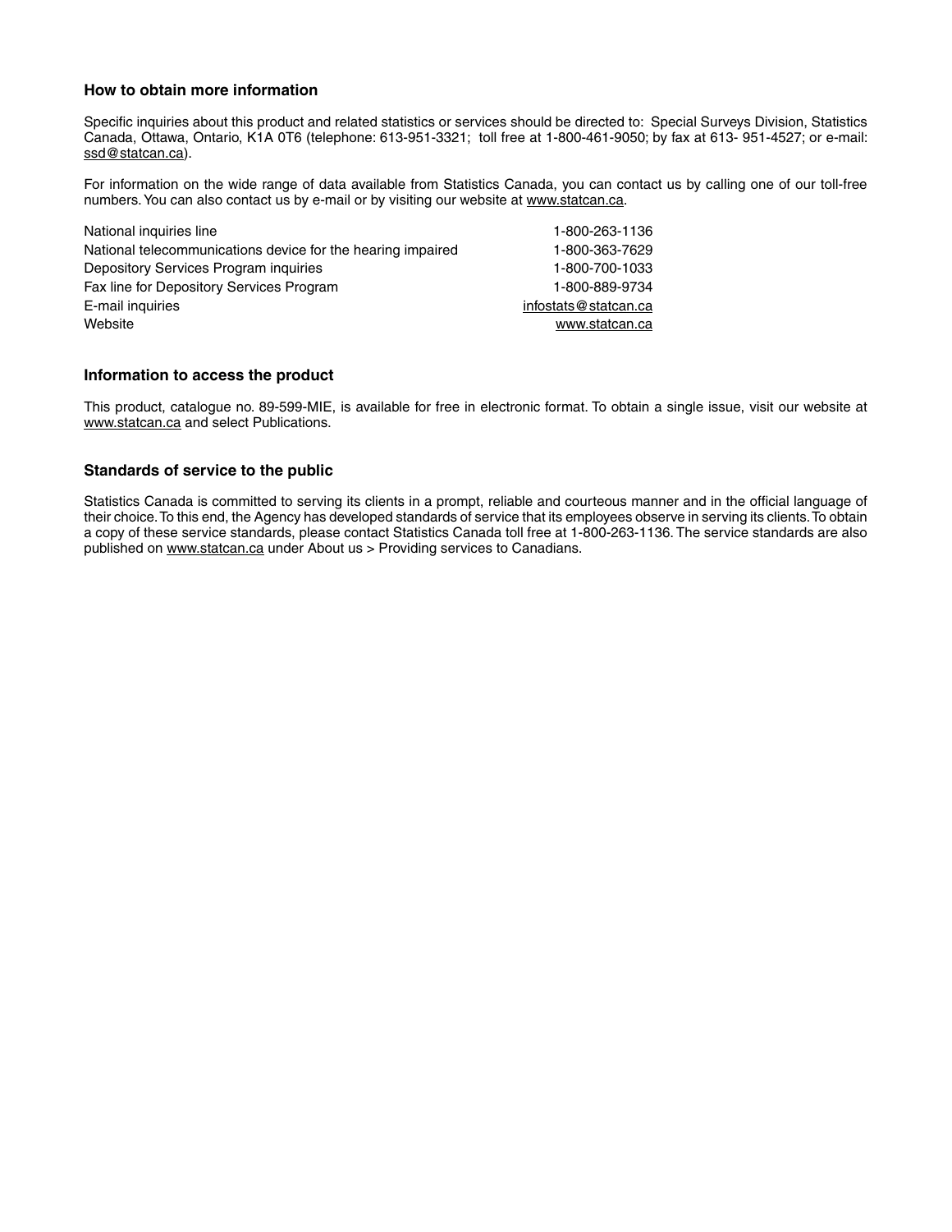## How to obtain more information

Specific inquiries about this product and related statistics or services should be directed to: Special Surveys Division, Statistics Canada, Ottawa, Ontario, K1A 0T6 (telephone: 613-951-3321; toll free at 1-800-461-9050; by fax at 613- 951-4527; or e-mail: ssd@statcan.ca).

For information on the wide range of data available from Statistics Canada, you can contact us by calling one of our toll-free numbers. You can also contact us by e-mail or by visiting our website at www.statcan.ca.

| | |
|---|---|
| National inquiries line | 1-800-263-1136 |
| National telecommunications device for the hearing impaired | 1-800-363-7629 |
| Depository Services Program inquiries | 1-800-700-1033 |
| Fax line for Depository Services Program | 1-800-889-9734 |
| E-mail inquiries | infostats@statcan.ca |
| Website | www.statcan.ca |

## Information to access the product

This product, catalogue no. 89-599-MIE, is available for free in electronic format. To obtain a single issue, visit our website at www.statcan.ca and select Publications.

## Standards of service to the public

Statistics Canada is committed to serving its clients in a prompt, reliable and courteous manner and in the official language of their choice. To this end, the Agency has developed standards of service that its employees observe in serving its clients. To obtain a copy of these service standards, please contact Statistics Canada toll free at 1-800-263-1136. The service standards are also published on www.statcan.ca under About us > Providing services to Canadians.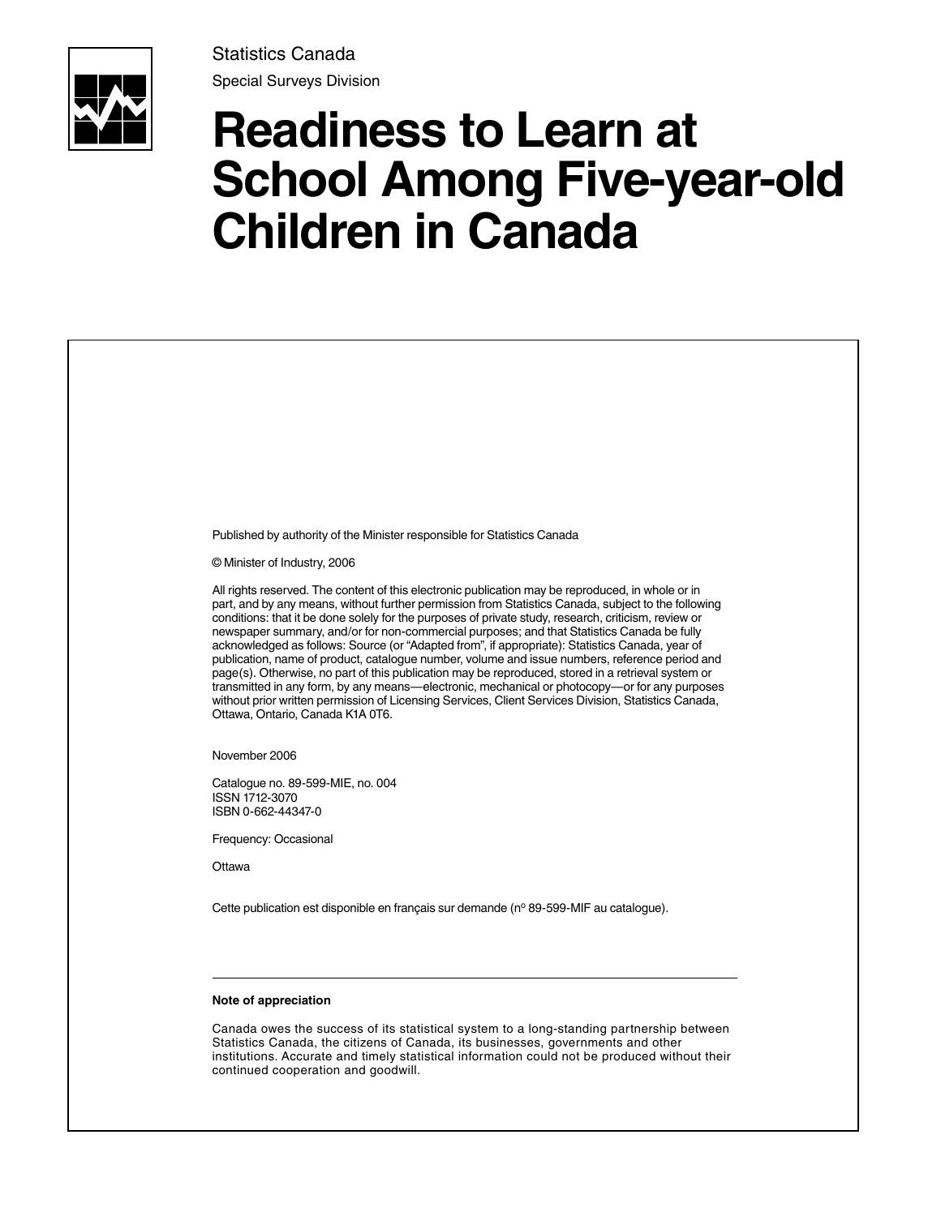Statistics Canada

Special Surveys Division

# Readiness to Learn at School Among Five-year-old Children in Canada

Published by authority of the Minister responsible for Statistics Canada

© Minister of Industry, 2006

All rights reserved. The content of this electronic publication may be reproduced, in whole or in part, and by any means, without further permission from Statistics Canada, subject to the following conditions: that it be done solely for the purposes of private study, research, criticism, review or newspaper summary, and/or for non-commercial purposes; and that Statistics Canada be fully acknowledged as follows: Source (or "Adapted from", if appropriate): Statistics Canada, year of publication, name of product, catalogue number, volume and issue numbers, reference period and page(s). Otherwise, no part of this publication may be reproduced, stored in a retrieval system or transmitted in any form, by any means—electronic, mechanical or photocopy—or for any purposes without prior written permission of Licensing Services, Client Services Division, Statistics Canada, Ottawa, Ontario, Canada K1A 0T6.

November 2006

Catalogue no. 89-599-MIE, no. 004
ISSN 1712-3070
ISBN 0-662-44347-0

Frequency: Occasional

Ottawa

Cette publication est disponible en français sur demande (nº 89-599-MIF au catalogue).

---

**Note of appreciation**

Canada owes the success of its statistical system to a long-standing partnership between Statistics Canada, the citizens of Canada, its businesses, governments and other institutions. Accurate and timely statistical information could not be produced without their continued cooperation and goodwill.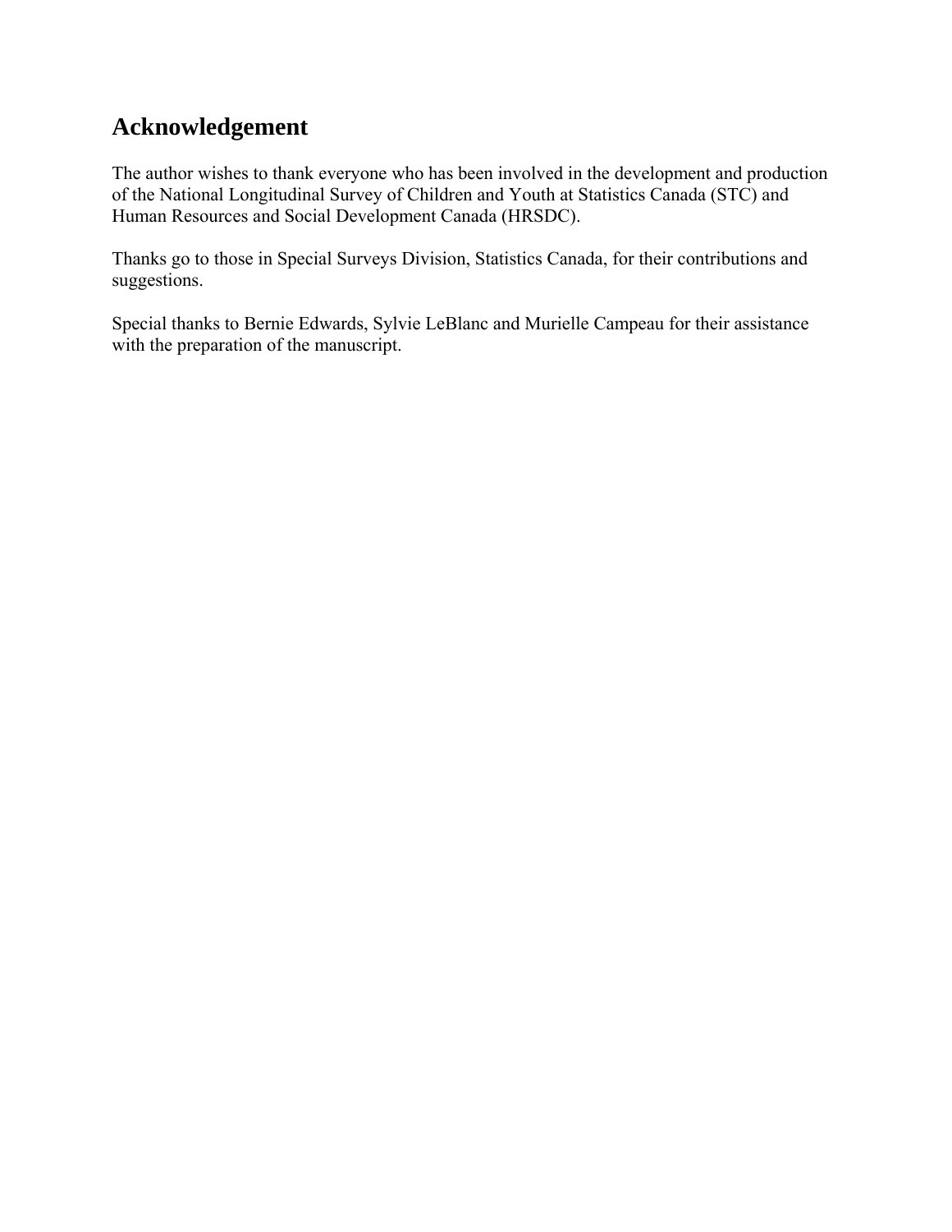## Acknowledgement

The author wishes to thank everyone who has been involved in the development and production of the National Longitudinal Survey of Children and Youth at Statistics Canada (STC) and Human Resources and Social Development Canada (HRSDC).

Thanks go to those in Special Surveys Division, Statistics Canada, for their contributions and suggestions.

Special thanks to Bernie Edwards, Sylvie LeBlanc and Murielle Campeau for their assistance with the preparation of the manuscript.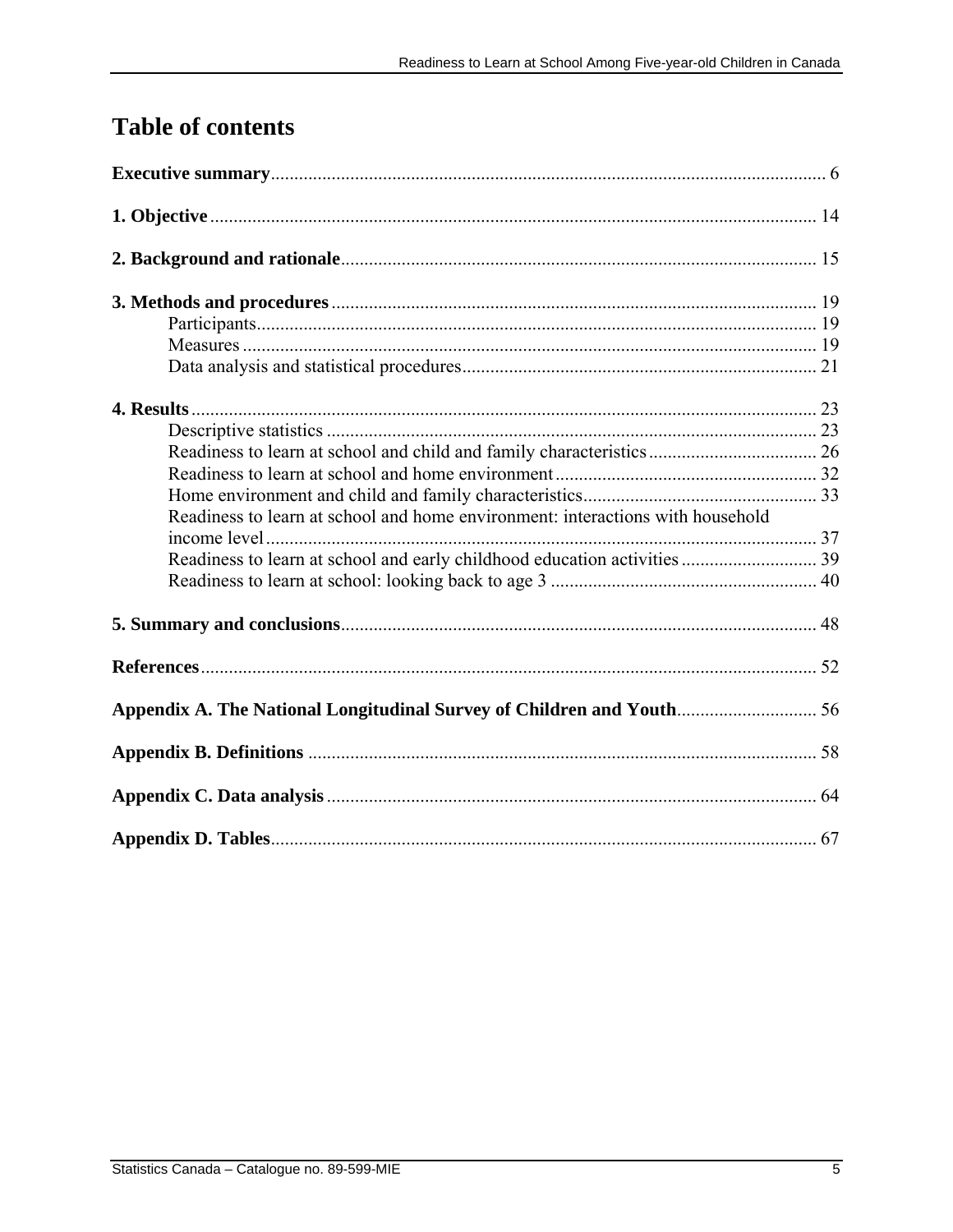# Table of contents

**Executive summary** ..... 6

**1. Objective** ..... 14

**2. Background and rationale** ..... 15

**3. Methods and procedures** ..... 19
- Participants ..... 19
- Measures ..... 19
- Data analysis and statistical procedures ..... 21

**4. Results** ..... 23
- Descriptive statistics ..... 23
- Readiness to learn at school and child and family characteristics ..... 26
- Readiness to learn at school and home environment ..... 32
- Home environment and child and family characteristics ..... 33
- Readiness to learn at school and home environment: interactions with household income level ..... 37
- Readiness to learn at school and early childhood education activities ..... 39
- Readiness to learn at school: looking back to age 3 ..... 40

**5. Summary and conclusions** ..... 48

**References** ..... 52

**Appendix A. The National Longitudinal Survey of Children and Youth** ..... 56

**Appendix B. Definitions** ..... 58

**Appendix C. Data analysis** ..... 64

**Appendix D. Tables** ..... 67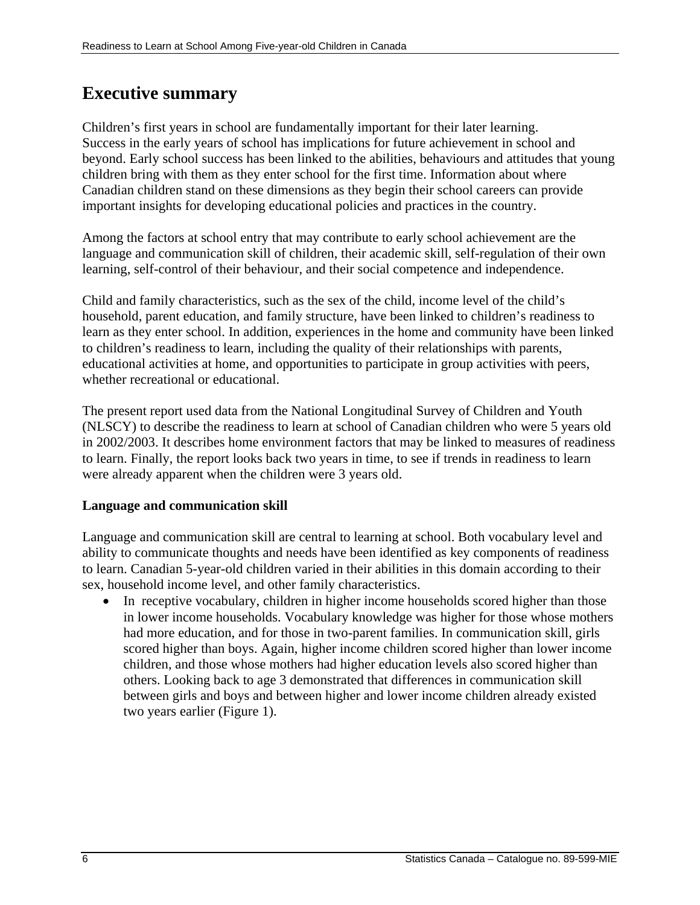# Executive summary

Children's first years in school are fundamentally important for their later learning. Success in the early years of school has implications for future achievement in school and beyond. Early school success has been linked to the abilities, behaviours and attitudes that young children bring with them as they enter school for the first time. Information about where Canadian children stand on these dimensions as they begin their school careers can provide important insights for developing educational policies and practices in the country.

Among the factors at school entry that may contribute to early school achievement are the language and communication skill of children, their academic skill, self-regulation of their own learning, self-control of their behaviour, and their social competence and independence.

Child and family characteristics, such as the sex of the child, income level of the child's household, parent education, and family structure, have been linked to children's readiness to learn as they enter school. In addition, experiences in the home and community have been linked to children's readiness to learn, including the quality of their relationships with parents, educational activities at home, and opportunities to participate in group activities with peers, whether recreational or educational.

The present report used data from the National Longitudinal Survey of Children and Youth (NLSCY) to describe the readiness to learn at school of Canadian children who were 5 years old in 2002/2003. It describes home environment factors that may be linked to measures of readiness to learn. Finally, the report looks back two years in time, to see if trends in readiness to learn were already apparent when the children were 3 years old.

### Language and communication skill

Language and communication skill are central to learning at school. Both vocabulary level and ability to communicate thoughts and needs have been identified as key components of readiness to learn. Canadian 5-year-old children varied in their abilities in this domain according to their sex, household income level, and other family characteristics.

- In receptive vocabulary, children in higher income households scored higher than those in lower income households. Vocabulary knowledge was higher for those whose mothers had more education, and for those in two-parent families. In communication skill, girls scored higher than boys. Again, higher income children scored higher than lower income children, and those whose mothers had higher education levels also scored higher than others. Looking back to age 3 demonstrated that differences in communication skill between girls and boys and between higher and lower income children already existed two years earlier (Figure 1).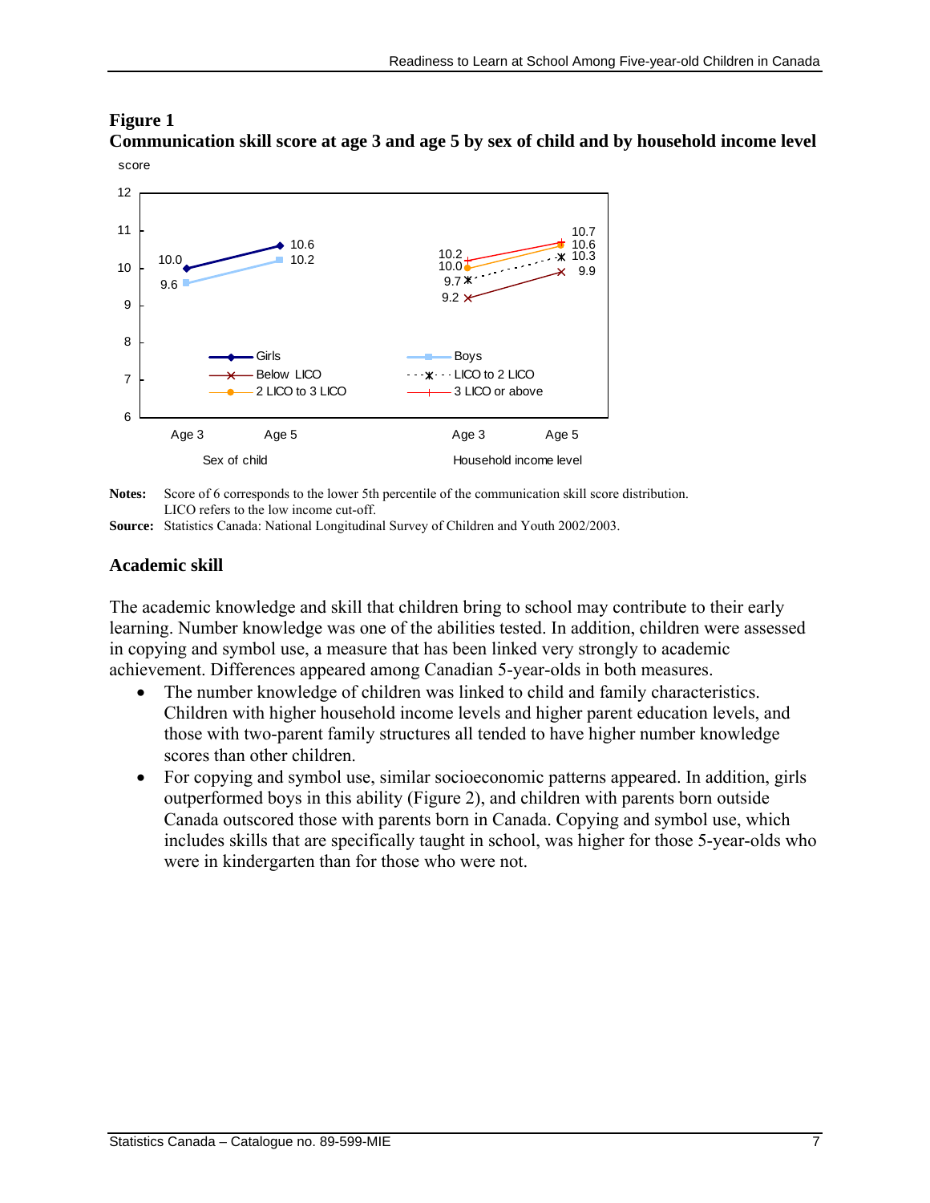**Figure 1**
**Communication skill score at age 3 and age 5 by sex of child and by household income level**

**Notes:** Score of 6 corresponds to the lower 5th percentile of the communication skill score distribution.
LICO refers to the low income cut-off.

**Source:** Statistics Canada: National Longitudinal Survey of Children and Youth 2002/2003.

### Academic skill

The academic knowledge and skill that children bring to school may contribute to their early learning. Number knowledge was one of the abilities tested. In addition, children were assessed in copying and symbol use, a measure that has been linked very strongly to academic achievement. Differences appeared among Canadian 5-year-olds in both measures.

- The number knowledge of children was linked to child and family characteristics. Children with higher household income levels and higher parent education levels, and those with two-parent family structures all tended to have higher number knowledge scores than other children.
- For copying and symbol use, similar socioeconomic patterns appeared. In addition, girls outperformed boys in this ability (Figure 2), and children with parents born outside Canada outscored those with parents born in Canada. Copying and symbol use, which includes skills that are specifically taught in school, was higher for those 5-year-olds who were in kindergarten than for those who were not.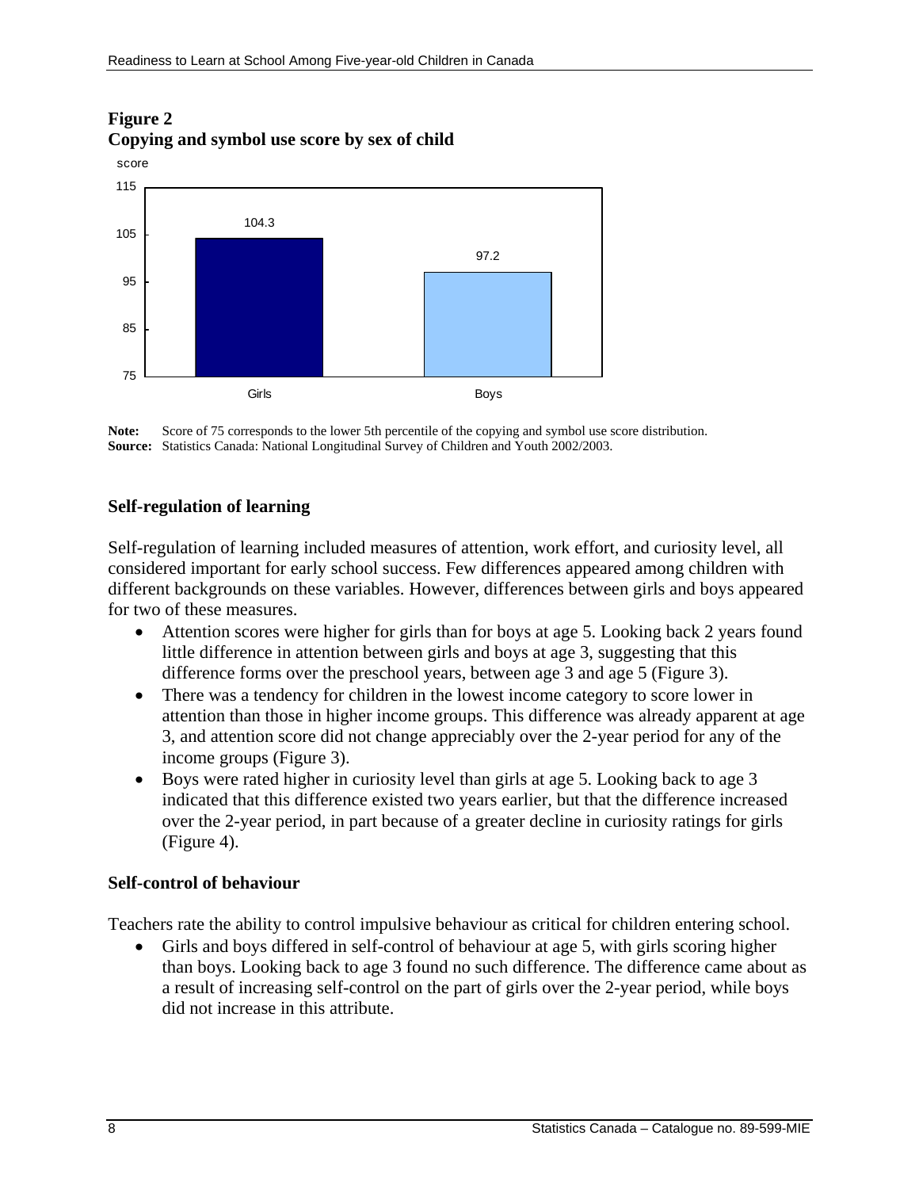**Figure 2**
**Copying and symbol use score by sex of child**

| | score |
|---|---|
| Girls | 104.3 |
| Boys | 97.2 |

**Note:** Score of 75 corresponds to the lower 5th percentile of the copying and symbol use score distribution.
**Source:** Statistics Canada: National Longitudinal Survey of Children and Youth 2002/2003.

### Self-regulation of learning

Self-regulation of learning included measures of attention, work effort, and curiosity level, all considered important for early school success. Few differences appeared among children with different backgrounds on these variables. However, differences between girls and boys appeared for two of these measures.

- Attention scores were higher for girls than for boys at age 5. Looking back 2 years found little difference in attention between girls and boys at age 3, suggesting that this difference forms over the preschool years, between age 3 and age 5 (Figure 3).
- There was a tendency for children in the lowest income category to score lower in attention than those in higher income groups. This difference was already apparent at age 3, and attention score did not change appreciably over the 2-year period for any of the income groups (Figure 3).
- Boys were rated higher in curiosity level than girls at age 5. Looking back to age 3 indicated that this difference existed two years earlier, but that the difference increased over the 2-year period, in part because of a greater decline in curiosity ratings for girls (Figure 4).

### Self-control of behaviour

Teachers rate the ability to control impulsive behaviour as critical for children entering school.

- Girls and boys differed in self-control of behaviour at age 5, with girls scoring higher than boys. Looking back to age 3 found no such difference. The difference came about as a result of increasing self-control on the part of girls over the 2-year period, while boys did not increase in this attribute.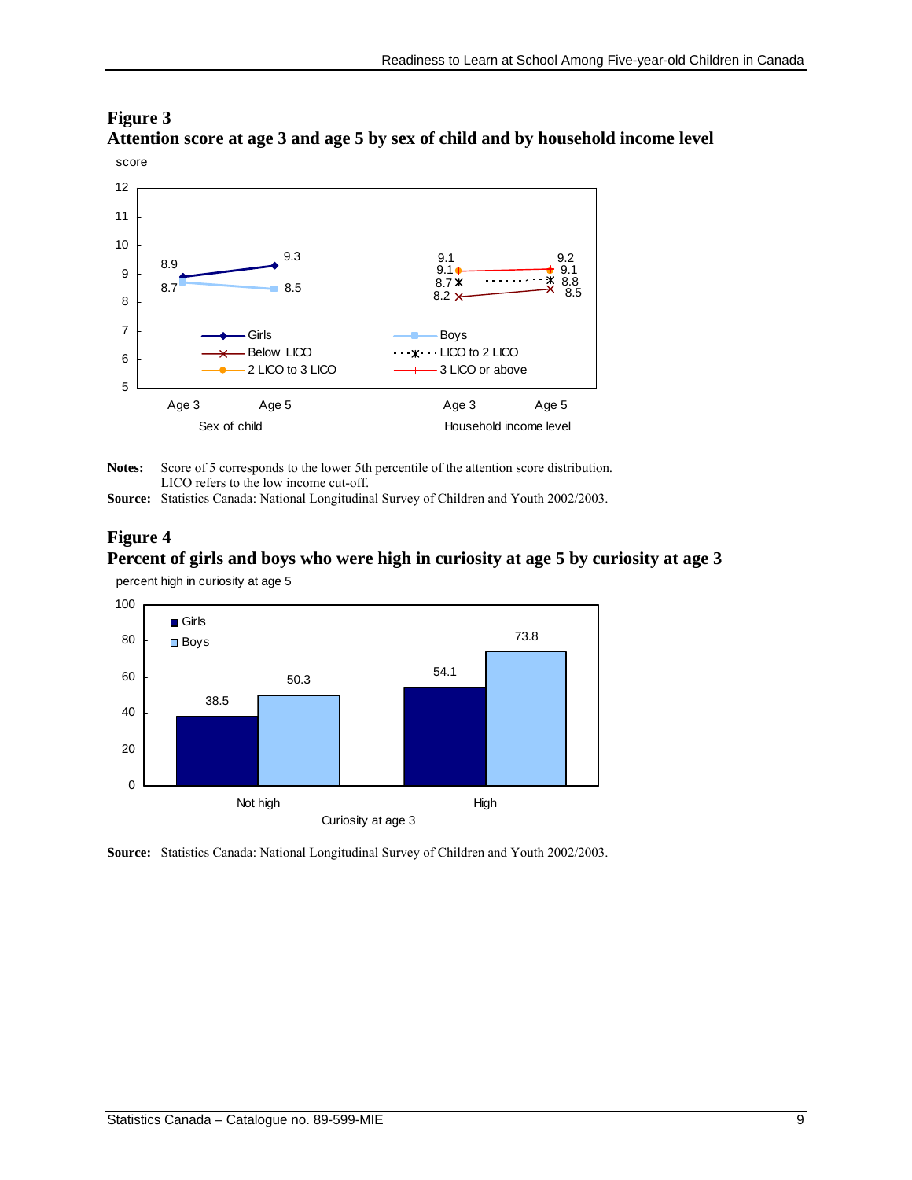## Figure 3
## Attention score at age 3 and age 5 by sex of child and by household income level

score

| | Age 3 | Age 5 |
|---|---|---|
| **Sex of child** | | |
| Girls | 8.9 | 9.3 |
| Boys | 8.7 | 8.5 |
| **Household income level** | | |
| Below LICO | 8.2 | 8.5 |
| LICO to 2 LICO | 8.7 | 8.8 |
| 2 LICO to 3 LICO | 9.1 | 9.1 |
| 3 LICO or above | 9.1 | 9.2 |

**Notes:** Score of 5 corresponds to the lower 5th percentile of the attention score distribution.
LICO refers to the low income cut-off.

**Source:** Statistics Canada: National Longitudinal Survey of Children and Youth 2002/2003.

## Figure 4
## Percent of girls and boys who were high in curiosity at age 5 by curiosity at age 3

percent high in curiosity at age 5

| Curiosity at age 3 | Girls | Boys |
|---|---|---|
| Not high | 38.5 | 50.3 |
| High | 54.1 | 73.8 |

**Source:** Statistics Canada: National Longitudinal Survey of Children and Youth 2002/2003.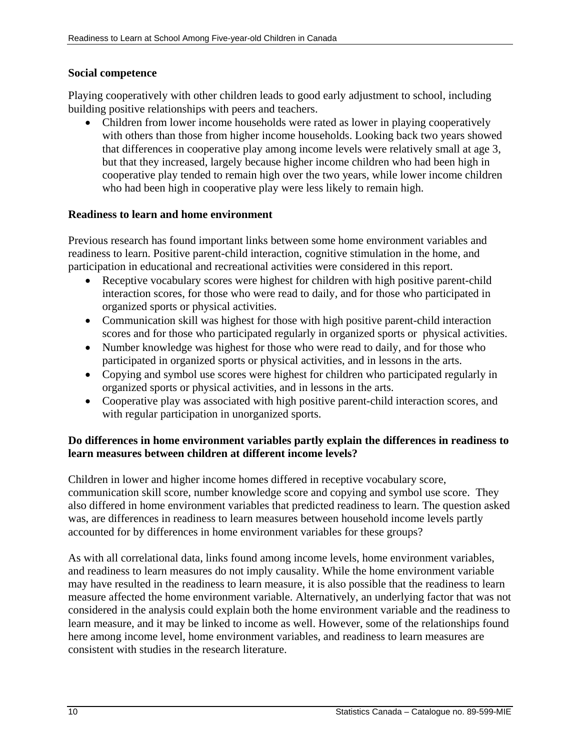**Social competence**

Playing cooperatively with other children leads to good early adjustment to school, including building positive relationships with peers and teachers.

- Children from lower income households were rated as lower in playing cooperatively with others than those from higher income households. Looking back two years showed that differences in cooperative play among income levels were relatively small at age 3, but that they increased, largely because higher income children who had been high in cooperative play tended to remain high over the two years, while lower income children who had been high in cooperative play were less likely to remain high.

**Readiness to learn and home environment**

Previous research has found important links between some home environment variables and readiness to learn. Positive parent-child interaction, cognitive stimulation in the home, and participation in educational and recreational activities were considered in this report.

- Receptive vocabulary scores were highest for children with high positive parent-child interaction scores, for those who were read to daily, and for those who participated in organized sports or physical activities.
- Communication skill was highest for those with high positive parent-child interaction scores and for those who participated regularly in organized sports or physical activities.
- Number knowledge was highest for those who were read to daily, and for those who participated in organized sports or physical activities, and in lessons in the arts.
- Copying and symbol use scores were highest for children who participated regularly in organized sports or physical activities, and in lessons in the arts.
- Cooperative play was associated with high positive parent-child interaction scores, and with regular participation in unorganized sports.

**Do differences in home environment variables partly explain the differences in readiness to learn measures between children at different income levels?**

Children in lower and higher income homes differed in receptive vocabulary score, communication skill score, number knowledge score and copying and symbol use score. They also differed in home environment variables that predicted readiness to learn. The question asked was, are differences in readiness to learn measures between household income levels partly accounted for by differences in home environment variables for these groups?

As with all correlational data, links found among income levels, home environment variables, and readiness to learn measures do not imply causality. While the home environment variable may have resulted in the readiness to learn measure, it is also possible that the readiness to learn measure affected the home environment variable. Alternatively, an underlying factor that was not considered in the analysis could explain both the home environment variable and the readiness to learn measure, and it may be linked to income as well. However, some of the relationships found here among income level, home environment variables, and readiness to learn measures are consistent with studies in the research literature.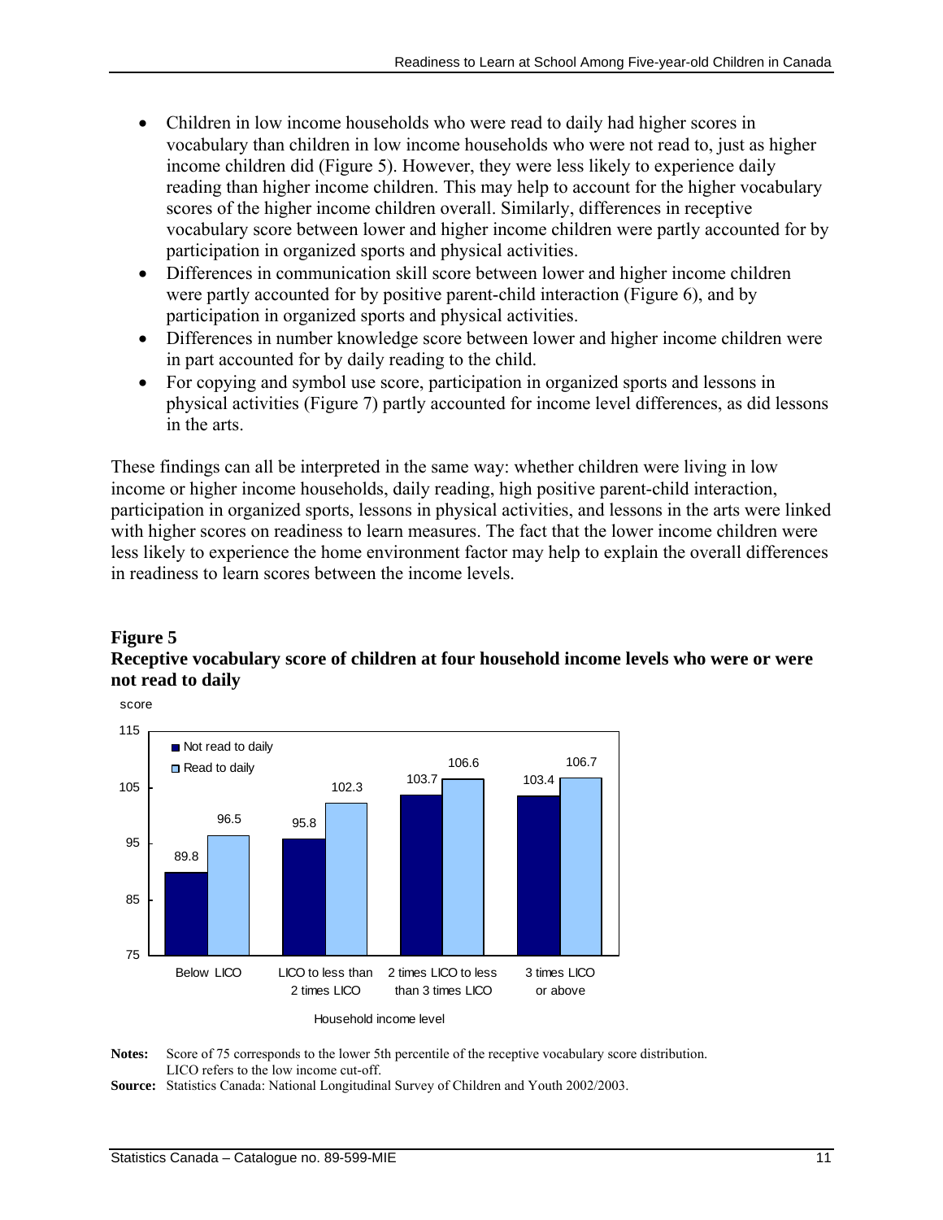- Children in low income households who were read to daily had higher scores in vocabulary than children in low income households who were not read to, just as higher income children did (Figure 5). However, they were less likely to experience daily reading than higher income children. This may help to account for the higher vocabulary scores of the higher income children overall. Similarly, differences in receptive vocabulary score between lower and higher income children were partly accounted for by participation in organized sports and physical activities.
- Differences in communication skill score between lower and higher income children were partly accounted for by positive parent-child interaction (Figure 6), and by participation in organized sports and physical activities.
- Differences in number knowledge score between lower and higher income children were in part accounted for by daily reading to the child.
- For copying and symbol use score, participation in organized sports and lessons in physical activities (Figure 7) partly accounted for income level differences, as did lessons in the arts.

These findings can all be interpreted in the same way: whether children were living in low income or higher income households, daily reading, high positive parent-child interaction, participation in organized sports, lessons in physical activities, and lessons in the arts were linked with higher scores on readiness to learn measures. The fact that the lower income children were less likely to experience the home environment factor may help to explain the overall differences in readiness to learn scores between the income levels.

**Figure 5**
**Receptive vocabulary score of children at four household income levels who were or were not read to daily**

| Household income level | Not read to daily (score) | Read to daily (score) |
| --- | --- | --- |
| Below LICO | 89.8 | 96.5 |
| LICO to less than 2 times LICO | 95.8 | 102.3 |
| 2 times LICO to less than 3 times LICO | 103.7 | 106.6 |
| 3 times LICO or above | 103.4 | 106.7 |

**Notes:** Score of 75 corresponds to the lower 5th percentile of the receptive vocabulary score distribution. LICO refers to the low income cut-off.

**Source:** Statistics Canada: National Longitudinal Survey of Children and Youth 2002/2003.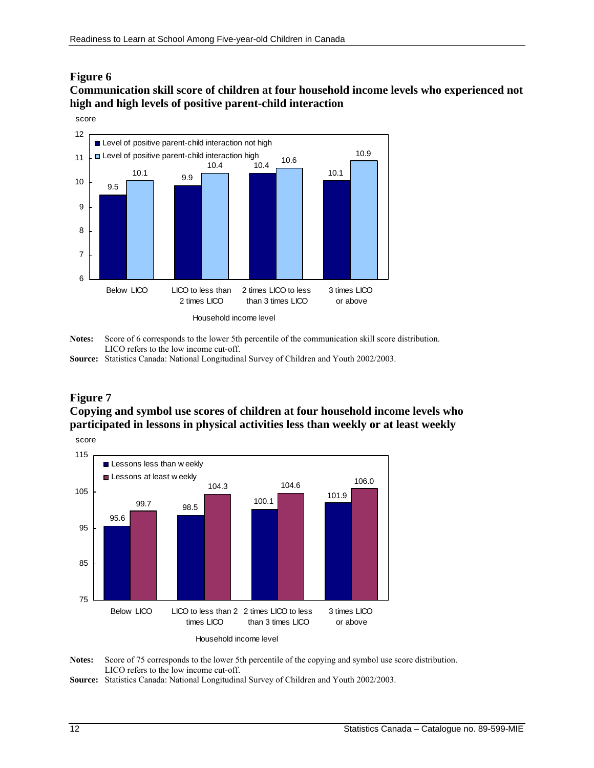**Figure 6**

**Communication skill score of children at four household income levels who experienced not high and high levels of positive parent-child interaction**

| Household income level | Level of positive parent-child interaction not high | Level of positive parent-child interaction high |
|---|---|---|
| Below LICO | 9.5 | 10.1 |
| LICO to less than 2 times LICO | 9.9 | 10.4 |
| 2 times LICO to less than 3 times LICO | 10.4 | 10.6 |
| 3 times LICO or above | 10.1 | 10.9 |

**Notes:** Score of 6 corresponds to the lower 5th percentile of the communication skill score distribution. LICO refers to the low income cut-off.

**Source:** Statistics Canada: National Longitudinal Survey of Children and Youth 2002/2003.

**Figure 7**

**Copying and symbol use scores of children at four household income levels who participated in lessons in physical activities less than weekly or at least weekly**

| Household income level | Lessons less than weekly | Lessons at least weekly |
|---|---|---|
| Below LICO | 95.6 | 99.7 |
| LICO to less than 2 times LICO | 98.5 | 104.3 |
| 2 times LICO to less than 3 times LICO | 100.1 | 104.6 |
| 3 times LICO or above | 101.9 | 106.0 |

**Notes:** Score of 75 corresponds to the lower 5th percentile of the copying and symbol use score distribution. LICO refers to the low income cut-off.

**Source:** Statistics Canada: National Longitudinal Survey of Children and Youth 2002/2003.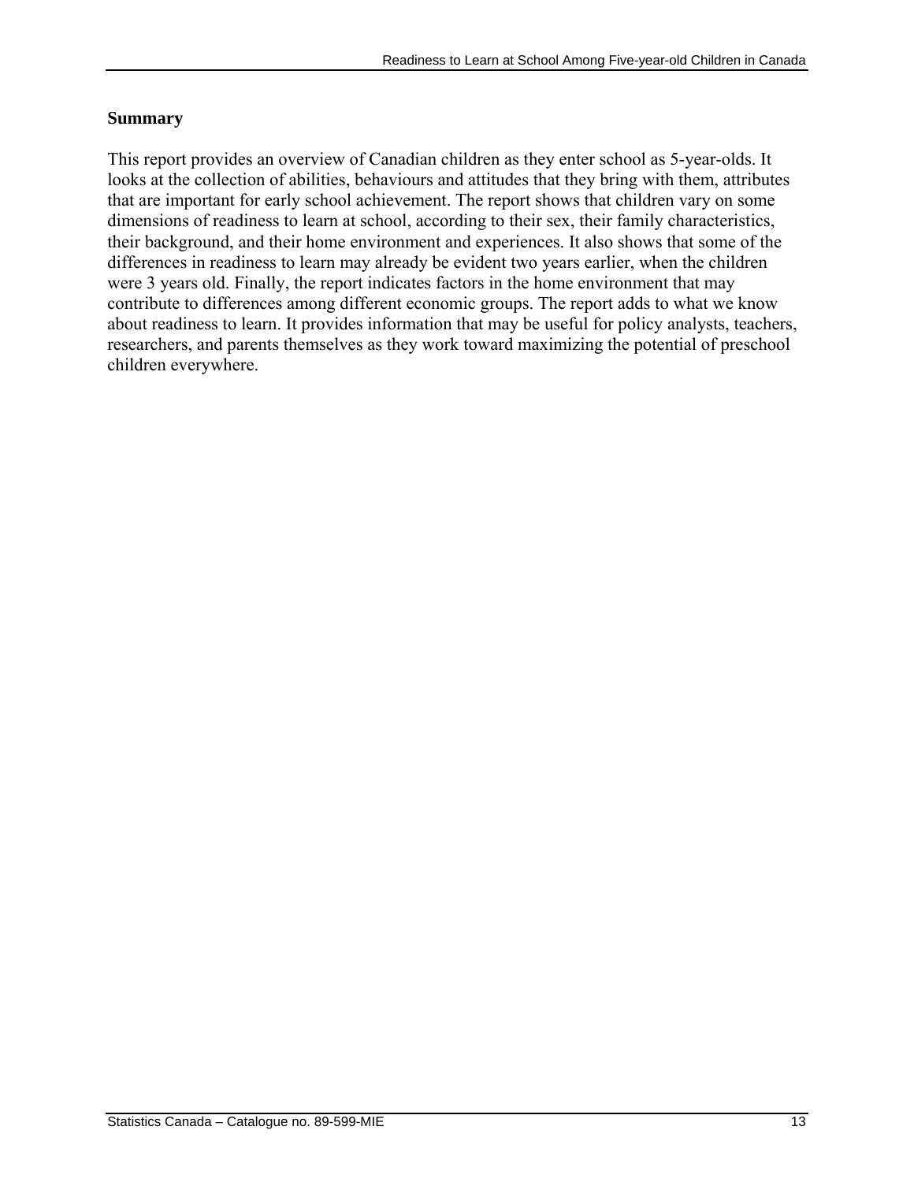## Summary

This report provides an overview of Canadian children as they enter school as 5-year-olds. It looks at the collection of abilities, behaviours and attitudes that they bring with them, attributes that are important for early school achievement. The report shows that children vary on some dimensions of readiness to learn at school, according to their sex, their family characteristics, their background, and their home environment and experiences. It also shows that some of the differences in readiness to learn may already be evident two years earlier, when the children were 3 years old. Finally, the report indicates factors in the home environment that may contribute to differences among different economic groups. The report adds to what we know about readiness to learn. It provides information that may be useful for policy analysts, teachers, researchers, and parents themselves as they work toward maximizing the potential of preschool children everywhere.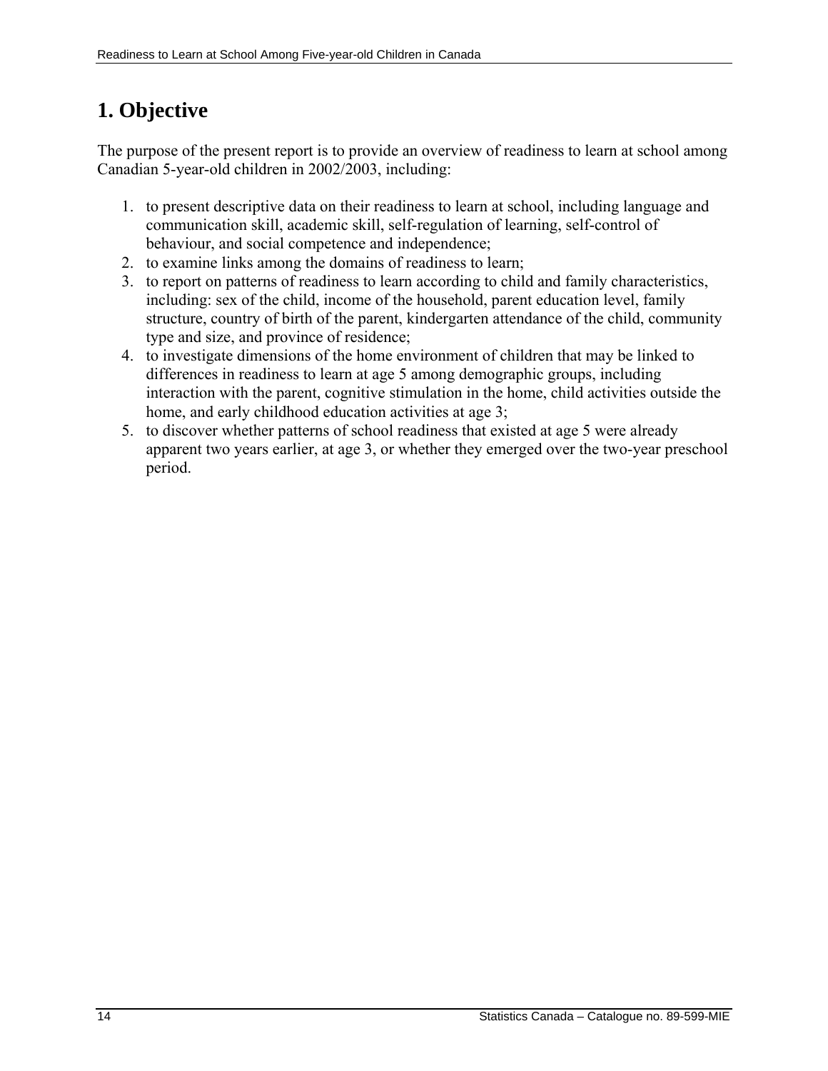# 1. Objective

The purpose of the present report is to provide an overview of readiness to learn at school among Canadian 5-year-old children in 2002/2003, including:

1. to present descriptive data on their readiness to learn at school, including language and communication skill, academic skill, self-regulation of learning, self-control of behaviour, and social competence and independence;
2. to examine links among the domains of readiness to learn;
3. to report on patterns of readiness to learn according to child and family characteristics, including: sex of the child, income of the household, parent education level, family structure, country of birth of the parent, kindergarten attendance of the child, community type and size, and province of residence;
4. to investigate dimensions of the home environment of children that may be linked to differences in readiness to learn at age 5 among demographic groups, including interaction with the parent, cognitive stimulation in the home, child activities outside the home, and early childhood education activities at age 3;
5. to discover whether patterns of school readiness that existed at age 5 were already apparent two years earlier, at age 3, or whether they emerged over the two-year preschool period.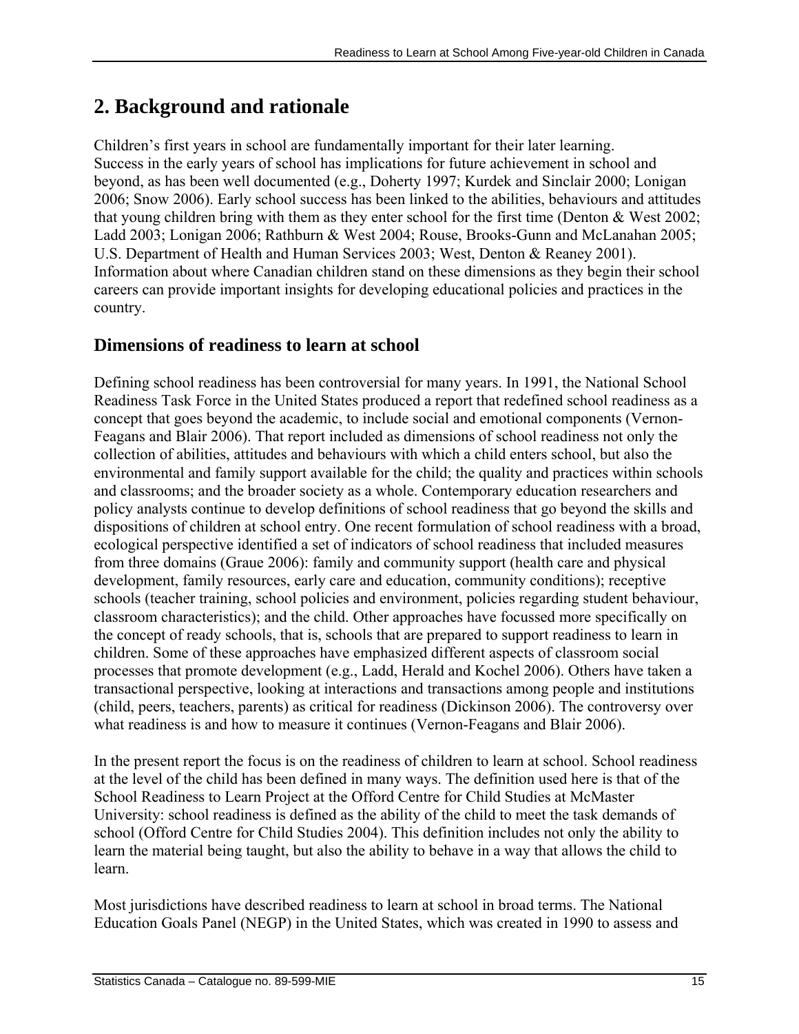## 2. Background and rationale

Children's first years in school are fundamentally important for their later learning. Success in the early years of school has implications for future achievement in school and beyond, as has been well documented (e.g., Doherty 1997; Kurdek and Sinclair 2000; Lonigan 2006; Snow 2006). Early school success has been linked to the abilities, behaviours and attitudes that young children bring with them as they enter school for the first time (Denton & West 2002; Ladd 2003; Lonigan 2006; Rathburn & West 2004; Rouse, Brooks-Gunn and McLanahan 2005; U.S. Department of Health and Human Services 2003; West, Denton & Reaney 2001). Information about where Canadian children stand on these dimensions as they begin their school careers can provide important insights for developing educational policies and practices in the country.

### Dimensions of readiness to learn at school

Defining school readiness has been controversial for many years. In 1991, the National School Readiness Task Force in the United States produced a report that redefined school readiness as a concept that goes beyond the academic, to include social and emotional components (Vernon-Feagans and Blair 2006). That report included as dimensions of school readiness not only the collection of abilities, attitudes and behaviours with which a child enters school, but also the environmental and family support available for the child; the quality and practices within schools and classrooms; and the broader society as a whole. Contemporary education researchers and policy analysts continue to develop definitions of school readiness that go beyond the skills and dispositions of children at school entry. One recent formulation of school readiness with a broad, ecological perspective identified a set of indicators of school readiness that included measures from three domains (Graue 2006): family and community support (health care and physical development, family resources, early care and education, community conditions); receptive schools (teacher training, school policies and environment, policies regarding student behaviour, classroom characteristics); and the child. Other approaches have focussed more specifically on the concept of ready schools, that is, schools that are prepared to support readiness to learn in children. Some of these approaches have emphasized different aspects of classroom social processes that promote development (e.g., Ladd, Herald and Kochel 2006). Others have taken a transactional perspective, looking at interactions and transactions among people and institutions (child, peers, teachers, parents) as critical for readiness (Dickinson 2006). The controversy over what readiness is and how to measure it continues (Vernon-Feagans and Blair 2006).

In the present report the focus is on the readiness of children to learn at school. School readiness at the level of the child has been defined in many ways. The definition used here is that of the School Readiness to Learn Project at the Offord Centre for Child Studies at McMaster University: school readiness is defined as the ability of the child to meet the task demands of school (Offord Centre for Child Studies 2004). This definition includes not only the ability to learn the material being taught, but also the ability to behave in a way that allows the child to learn.

Most jurisdictions have described readiness to learn at school in broad terms. The National Education Goals Panel (NEGP) in the United States, which was created in 1990 to assess and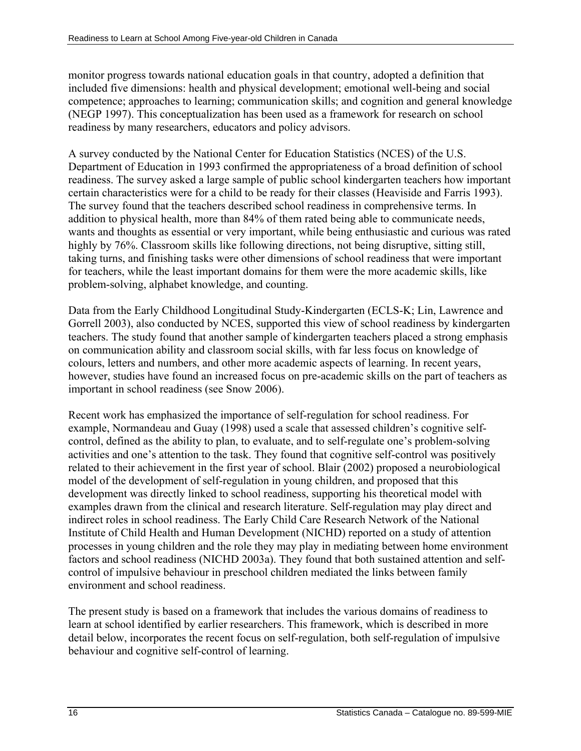monitor progress towards national education goals in that country, adopted a definition that included five dimensions: health and physical development; emotional well-being and social competence; approaches to learning; communication skills; and cognition and general knowledge (NEGP 1997). This conceptualization has been used as a framework for research on school readiness by many researchers, educators and policy advisors.

A survey conducted by the National Center for Education Statistics (NCES) of the U.S. Department of Education in 1993 confirmed the appropriateness of a broad definition of school readiness. The survey asked a large sample of public school kindergarten teachers how important certain characteristics were for a child to be ready for their classes (Heaviside and Farris 1993). The survey found that the teachers described school readiness in comprehensive terms. In addition to physical health, more than 84% of them rated being able to communicate needs, wants and thoughts as essential or very important, while being enthusiastic and curious was rated highly by 76%. Classroom skills like following directions, not being disruptive, sitting still, taking turns, and finishing tasks were other dimensions of school readiness that were important for teachers, while the least important domains for them were the more academic skills, like problem-solving, alphabet knowledge, and counting.

Data from the Early Childhood Longitudinal Study-Kindergarten (ECLS-K; Lin, Lawrence and Gorrell 2003), also conducted by NCES, supported this view of school readiness by kindergarten teachers. The study found that another sample of kindergarten teachers placed a strong emphasis on communication ability and classroom social skills, with far less focus on knowledge of colours, letters and numbers, and other more academic aspects of learning. In recent years, however, studies have found an increased focus on pre-academic skills on the part of teachers as important in school readiness (see Snow 2006).

Recent work has emphasized the importance of self-regulation for school readiness. For example, Normandeau and Guay (1998) used a scale that assessed children's cognitive self-control, defined as the ability to plan, to evaluate, and to self-regulate one's problem-solving activities and one's attention to the task. They found that cognitive self-control was positively related to their achievement in the first year of school. Blair (2002) proposed a neurobiological model of the development of self-regulation in young children, and proposed that this development was directly linked to school readiness, supporting his theoretical model with examples drawn from the clinical and research literature. Self-regulation may play direct and indirect roles in school readiness. The Early Child Care Research Network of the National Institute of Child Health and Human Development (NICHD) reported on a study of attention processes in young children and the role they may play in mediating between home environment factors and school readiness (NICHD 2003a). They found that both sustained attention and self-control of impulsive behaviour in preschool children mediated the links between family environment and school readiness.

The present study is based on a framework that includes the various domains of readiness to learn at school identified by earlier researchers. This framework, which is described in more detail below, incorporates the recent focus on self-regulation, both self-regulation of impulsive behaviour and cognitive self-control of learning.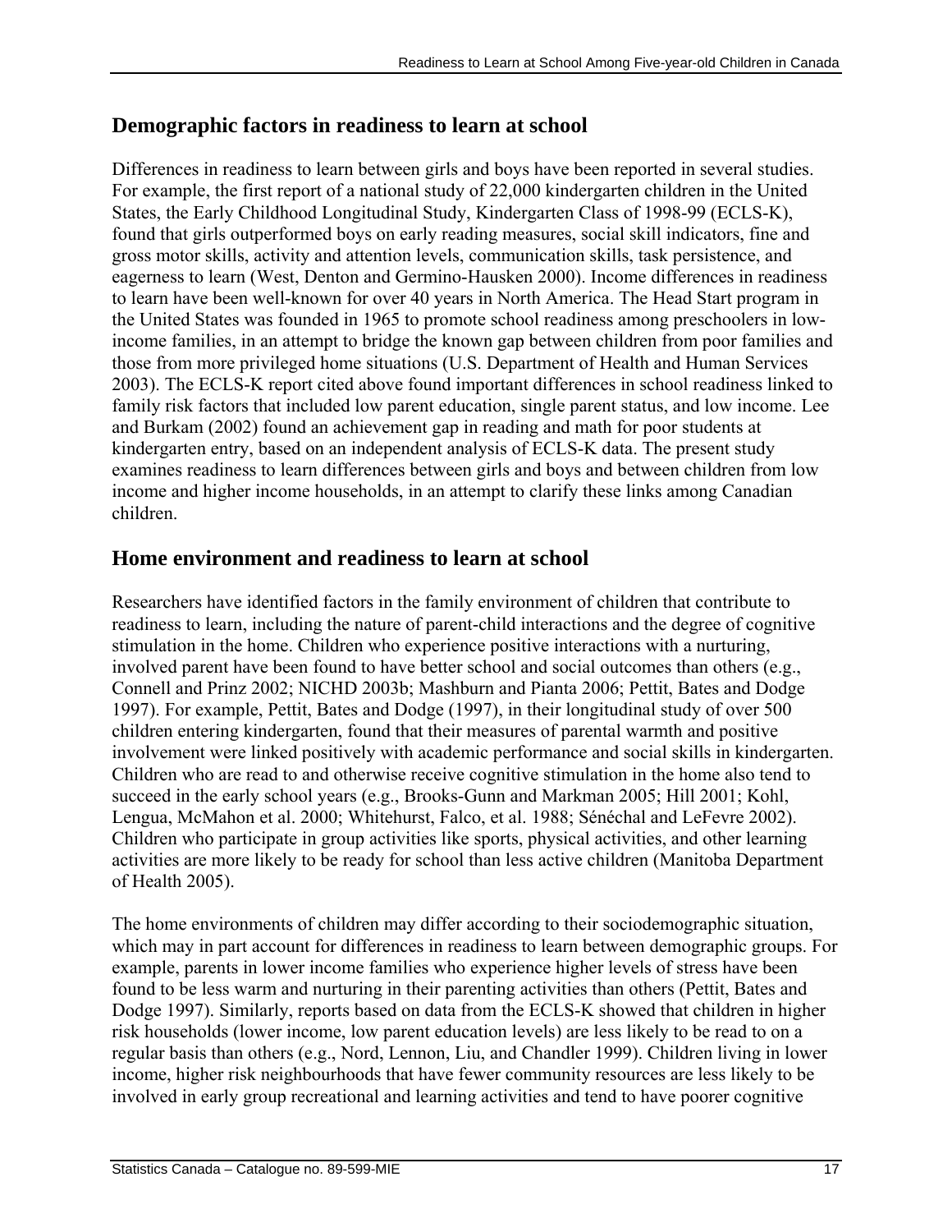## Demographic factors in readiness to learn at school

Differences in readiness to learn between girls and boys have been reported in several studies. For example, the first report of a national study of 22,000 kindergarten children in the United States, the Early Childhood Longitudinal Study, Kindergarten Class of 1998-99 (ECLS-K), found that girls outperformed boys on early reading measures, social skill indicators, fine and gross motor skills, activity and attention levels, communication skills, task persistence, and eagerness to learn (West, Denton and Germino-Hausken 2000). Income differences in readiness to learn have been well-known for over 40 years in North America. The Head Start program in the United States was founded in 1965 to promote school readiness among preschoolers in low-income families, in an attempt to bridge the known gap between children from poor families and those from more privileged home situations (U.S. Department of Health and Human Services 2003). The ECLS-K report cited above found important differences in school readiness linked to family risk factors that included low parent education, single parent status, and low income. Lee and Burkam (2002) found an achievement gap in reading and math for poor students at kindergarten entry, based on an independent analysis of ECLS-K data. The present study examines readiness to learn differences between girls and boys and between children from low income and higher income households, in an attempt to clarify these links among Canadian children.

## Home environment and readiness to learn at school

Researchers have identified factors in the family environment of children that contribute to readiness to learn, including the nature of parent-child interactions and the degree of cognitive stimulation in the home. Children who experience positive interactions with a nurturing, involved parent have been found to have better school and social outcomes than others (e.g., Connell and Prinz 2002; NICHD 2003b; Mashburn and Pianta 2006; Pettit, Bates and Dodge 1997). For example, Pettit, Bates and Dodge (1997), in their longitudinal study of over 500 children entering kindergarten, found that their measures of parental warmth and positive involvement were linked positively with academic performance and social skills in kindergarten. Children who are read to and otherwise receive cognitive stimulation in the home also tend to succeed in the early school years (e.g., Brooks-Gunn and Markman 2005; Hill 2001; Kohl, Lengua, McMahon et al. 2000; Whitehurst, Falco, et al. 1988; Sénéchal and LeFevre 2002). Children who participate in group activities like sports, physical activities, and other learning activities are more likely to be ready for school than less active children (Manitoba Department of Health 2005).

The home environments of children may differ according to their sociodemographic situation, which may in part account for differences in readiness to learn between demographic groups. For example, parents in lower income families who experience higher levels of stress have been found to be less warm and nurturing in their parenting activities than others (Pettit, Bates and Dodge 1997). Similarly, reports based on data from the ECLS-K showed that children in higher risk households (lower income, low parent education levels) are less likely to be read to on a regular basis than others (e.g., Nord, Lennon, Liu, and Chandler 1999). Children living in lower income, higher risk neighbourhoods that have fewer community resources are less likely to be involved in early group recreational and learning activities and tend to have poorer cognitive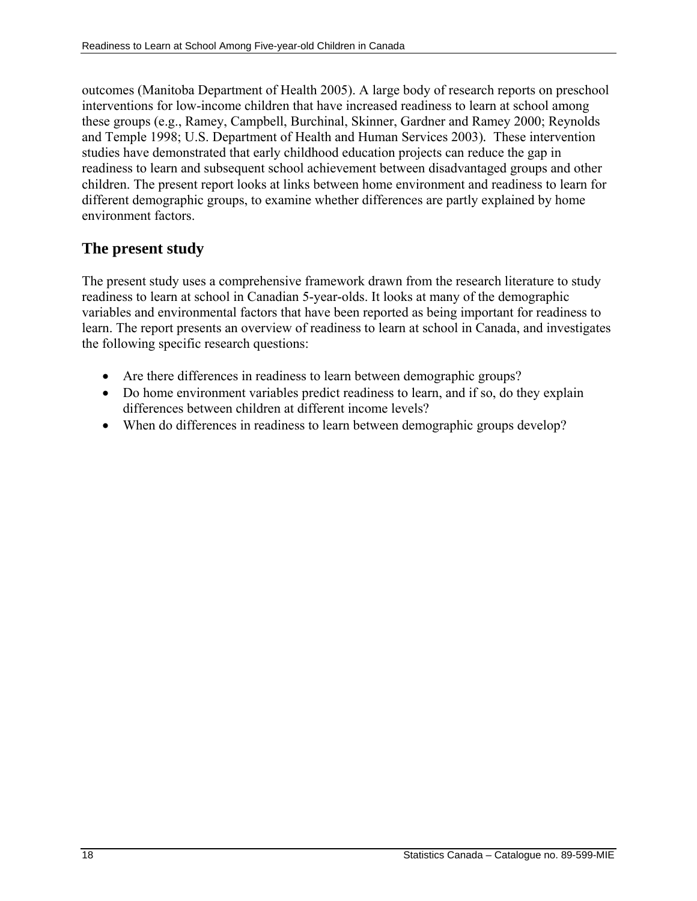outcomes (Manitoba Department of Health 2005). A large body of research reports on preschool interventions for low-income children that have increased readiness to learn at school among these groups (e.g., Ramey, Campbell, Burchinal, Skinner, Gardner and Ramey 2000; Reynolds and Temple 1998; U.S. Department of Health and Human Services 2003). These intervention studies have demonstrated that early childhood education projects can reduce the gap in readiness to learn and subsequent school achievement between disadvantaged groups and other children. The present report looks at links between home environment and readiness to learn for different demographic groups, to examine whether differences are partly explained by home environment factors.

## The present study

The present study uses a comprehensive framework drawn from the research literature to study readiness to learn at school in Canadian 5-year-olds. It looks at many of the demographic variables and environmental factors that have been reported as being important for readiness to learn. The report presents an overview of readiness to learn at school in Canada, and investigates the following specific research questions:

- Are there differences in readiness to learn between demographic groups?
- Do home environment variables predict readiness to learn, and if so, do they explain differences between children at different income levels?
- When do differences in readiness to learn between demographic groups develop?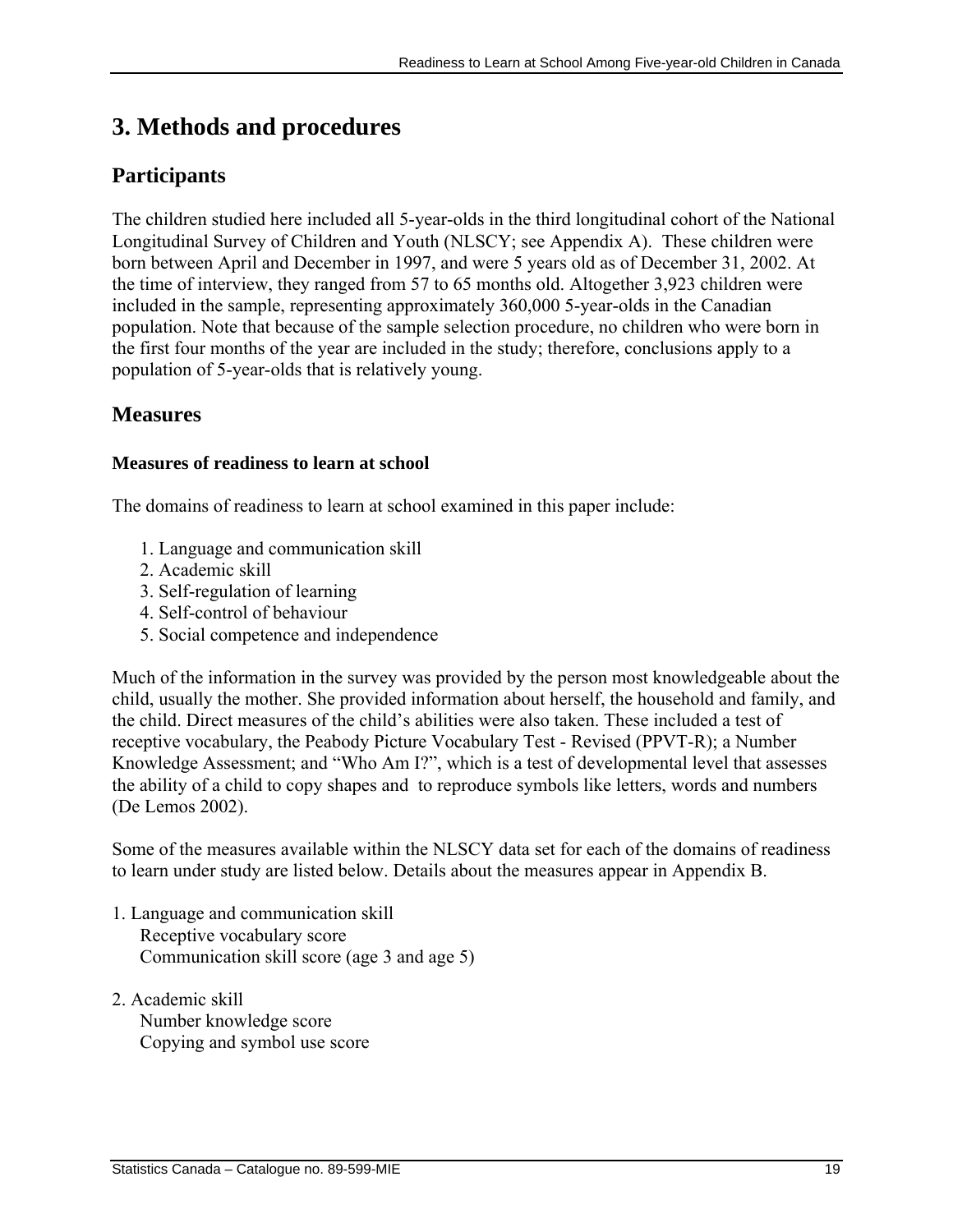# 3. Methods and procedures

## Participants

The children studied here included all 5-year-olds in the third longitudinal cohort of the National Longitudinal Survey of Children and Youth (NLSCY; see Appendix A). These children were born between April and December in 1997, and were 5 years old as of December 31, 2002. At the time of interview, they ranged from 57 to 65 months old. Altogether 3,923 children were included in the sample, representing approximately 360,000 5-year-olds in the Canadian population. Note that because of the sample selection procedure, no children who were born in the first four months of the year are included in the study; therefore, conclusions apply to a population of 5-year-olds that is relatively young.

## Measures

### Measures of readiness to learn at school

The domains of readiness to learn at school examined in this paper include:

1. Language and communication skill
2. Academic skill
3. Self-regulation of learning
4. Self-control of behaviour
5. Social competence and independence

Much of the information in the survey was provided by the person most knowledgeable about the child, usually the mother. She provided information about herself, the household and family, and the child. Direct measures of the child's abilities were also taken. These included a test of receptive vocabulary, the Peabody Picture Vocabulary Test - Revised (PPVT-R); a Number Knowledge Assessment; and "Who Am I?", which is a test of developmental level that assesses the ability of a child to copy shapes and to reproduce symbols like letters, words and numbers (De Lemos 2002).

Some of the measures available within the NLSCY data set for each of the domains of readiness to learn under study are listed below. Details about the measures appear in Appendix B.

1. Language and communication skill
   - Receptive vocabulary score
   - Communication skill score (age 3 and age 5)

2. Academic skill
   - Number knowledge score
   - Copying and symbol use score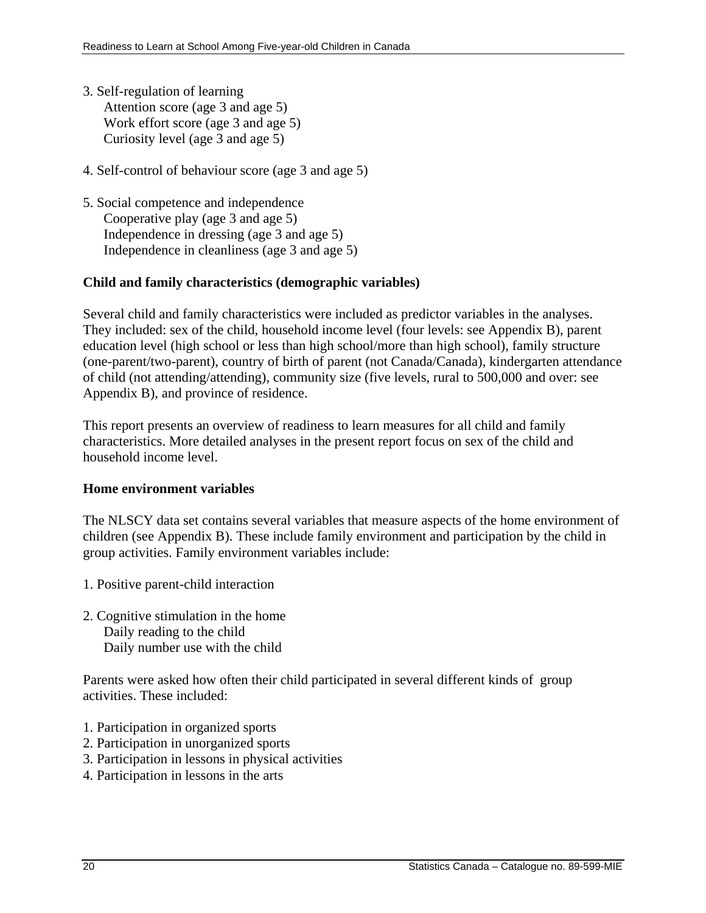3. Self-regulation of learning
   - Attention score (age 3 and age 5)
   - Work effort score (age 3 and age 5)
   - Curiosity level (age 3 and age 5)

4. Self-control of behaviour score (age 3 and age 5)

5. Social competence and independence
   - Cooperative play (age 3 and age 5)
   - Independence in dressing (age 3 and age 5)
   - Independence in cleanliness (age 3 and age 5)

**Child and family characteristics (demographic variables)**

Several child and family characteristics were included as predictor variables in the analyses. They included: sex of the child, household income level (four levels: see Appendix B), parent education level (high school or less than high school/more than high school), family structure (one-parent/two-parent), country of birth of parent (not Canada/Canada), kindergarten attendance of child (not attending/attending), community size (five levels, rural to 500,000 and over: see Appendix B), and province of residence.

This report presents an overview of readiness to learn measures for all child and family characteristics. More detailed analyses in the present report focus on sex of the child and household income level.

**Home environment variables**

The NLSCY data set contains several variables that measure aspects of the home environment of children (see Appendix B). These include family environment and participation by the child in group activities. Family environment variables include:

1. Positive parent-child interaction

2. Cognitive stimulation in the home
   - Daily reading to the child
   - Daily number use with the child

Parents were asked how often their child participated in several different kinds of group activities. These included:

1. Participation in organized sports
2. Participation in unorganized sports
3. Participation in lessons in physical activities
4. Participation in lessons in the arts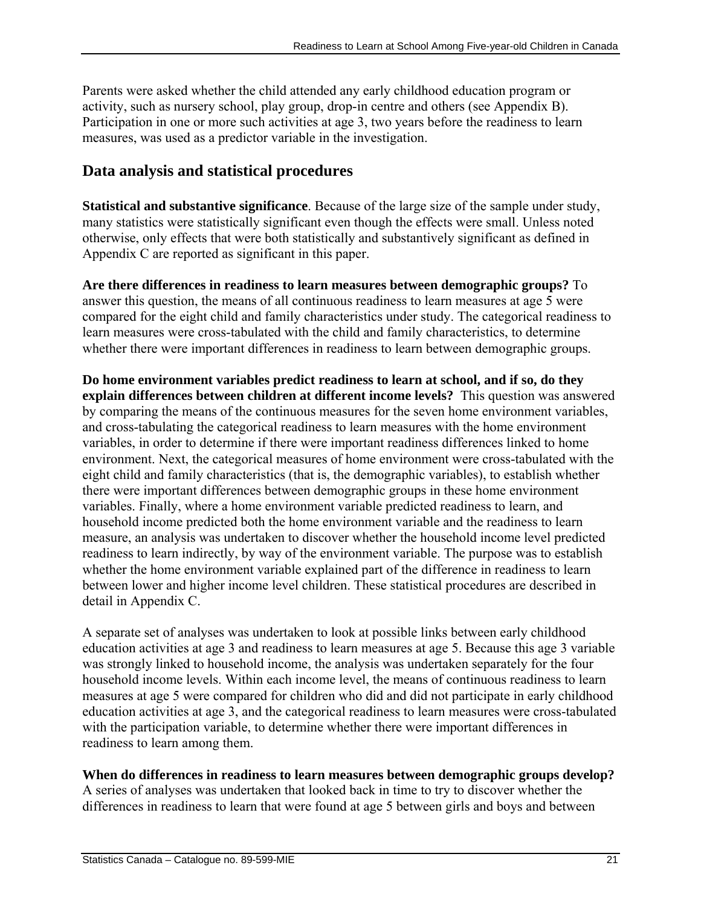Parents were asked whether the child attended any early childhood education program or activity, such as nursery school, play group, drop-in centre and others (see Appendix B). Participation in one or more such activities at age 3, two years before the readiness to learn measures, was used as a predictor variable in the investigation.

## Data analysis and statistical procedures

**Statistical and substantive significance**. Because of the large size of the sample under study, many statistics were statistically significant even though the effects were small. Unless noted otherwise, only effects that were both statistically and substantively significant as defined in Appendix C are reported as significant in this paper.

**Are there differences in readiness to learn measures between demographic groups?** To answer this question, the means of all continuous readiness to learn measures at age 5 were compared for the eight child and family characteristics under study. The categorical readiness to learn measures were cross-tabulated with the child and family characteristics, to determine whether there were important differences in readiness to learn between demographic groups.

**Do home environment variables predict readiness to learn at school, and if so, do they explain differences between children at different income levels?** This question was answered by comparing the means of the continuous measures for the seven home environment variables, and cross-tabulating the categorical readiness to learn measures with the home environment variables, in order to determine if there were important readiness differences linked to home environment. Next, the categorical measures of home environment were cross-tabulated with the eight child and family characteristics (that is, the demographic variables), to establish whether there were important differences between demographic groups in these home environment variables. Finally, where a home environment variable predicted readiness to learn, and household income predicted both the home environment variable and the readiness to learn measure, an analysis was undertaken to discover whether the household income level predicted readiness to learn indirectly, by way of the environment variable. The purpose was to establish whether the home environment variable explained part of the difference in readiness to learn between lower and higher income level children. These statistical procedures are described in detail in Appendix C.

A separate set of analyses was undertaken to look at possible links between early childhood education activities at age 3 and readiness to learn measures at age 5. Because this age 3 variable was strongly linked to household income, the analysis was undertaken separately for the four household income levels. Within each income level, the means of continuous readiness to learn measures at age 5 were compared for children who did and did not participate in early childhood education activities at age 3, and the categorical readiness to learn measures were cross-tabulated with the participation variable, to determine whether there were important differences in readiness to learn among them.

**When do differences in readiness to learn measures between demographic groups develop?** A series of analyses was undertaken that looked back in time to try to discover whether the differences in readiness to learn that were found at age 5 between girls and boys and between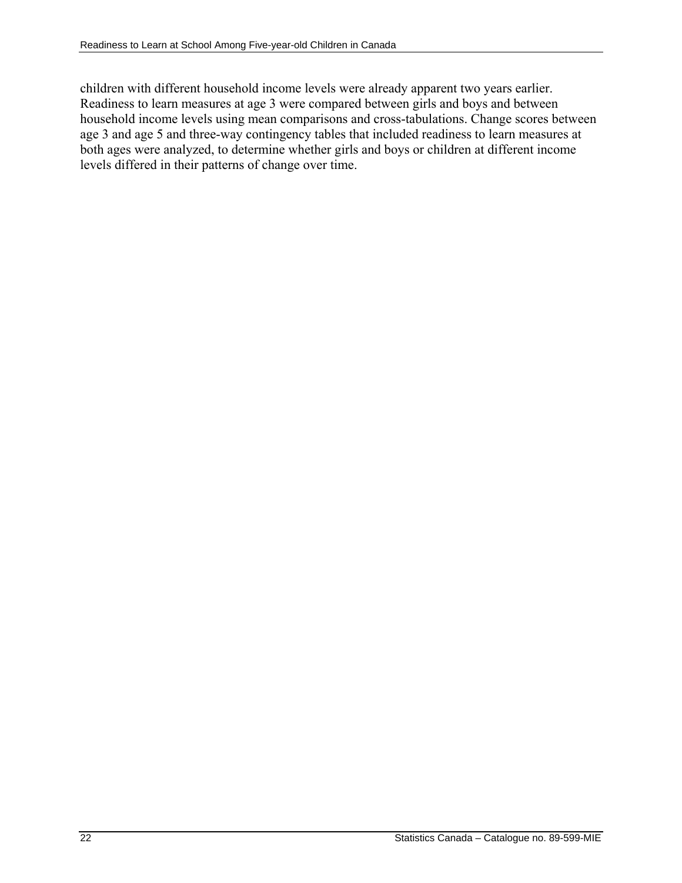children with different household income levels were already apparent two years earlier. Readiness to learn measures at age 3 were compared between girls and boys and between household income levels using mean comparisons and cross-tabulations. Change scores between age 3 and age 5 and three-way contingency tables that included readiness to learn measures at both ages were analyzed, to determine whether girls and boys or children at different income levels differed in their patterns of change over time.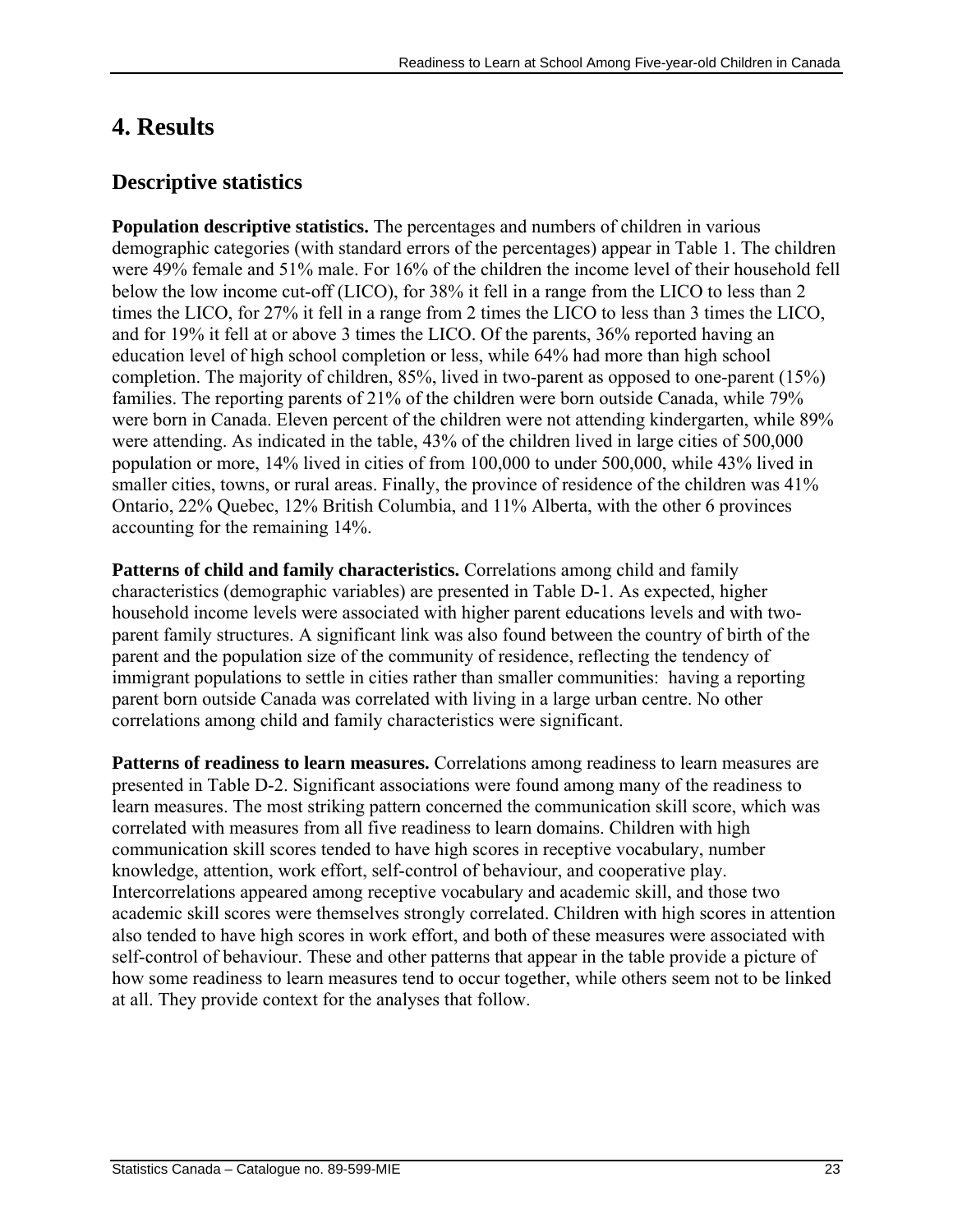# 4. Results

## Descriptive statistics

**Population descriptive statistics.** The percentages and numbers of children in various demographic categories (with standard errors of the percentages) appear in Table 1. The children were 49% female and 51% male. For 16% of the children the income level of their household fell below the low income cut-off (LICO), for 38% it fell in a range from the LICO to less than 2 times the LICO, for 27% it fell in a range from 2 times the LICO to less than 3 times the LICO, and for 19% it fell at or above 3 times the LICO. Of the parents, 36% reported having an education level of high school completion or less, while 64% had more than high school completion. The majority of children, 85%, lived in two-parent as opposed to one-parent (15%) families. The reporting parents of 21% of the children were born outside Canada, while 79% were born in Canada. Eleven percent of the children were not attending kindergarten, while 89% were attending. As indicated in the table, 43% of the children lived in large cities of 500,000 population or more, 14% lived in cities of from 100,000 to under 500,000, while 43% lived in smaller cities, towns, or rural areas. Finally, the province of residence of the children was 41% Ontario, 22% Quebec, 12% British Columbia, and 11% Alberta, with the other 6 provinces accounting for the remaining 14%.

**Patterns of child and family characteristics.** Correlations among child and family characteristics (demographic variables) are presented in Table D-1. As expected, higher household income levels were associated with higher parent educations levels and with two-parent family structures. A significant link was also found between the country of birth of the parent and the population size of the community of residence, reflecting the tendency of immigrant populations to settle in cities rather than smaller communities: having a reporting parent born outside Canada was correlated with living in a large urban centre. No other correlations among child and family characteristics were significant.

**Patterns of readiness to learn measures.** Correlations among readiness to learn measures are presented in Table D-2. Significant associations were found among many of the readiness to learn measures. The most striking pattern concerned the communication skill score, which was correlated with measures from all five readiness to learn domains. Children with high communication skill scores tended to have high scores in receptive vocabulary, number knowledge, attention, work effort, self-control of behaviour, and cooperative play. Intercorrelations appeared among receptive vocabulary and academic skill, and those two academic skill scores were themselves strongly correlated. Children with high scores in attention also tended to have high scores in work effort, and both of these measures were associated with self-control of behaviour. These and other patterns that appear in the table provide a picture of how some readiness to learn measures tend to occur together, while others seem not to be linked at all. They provide context for the analyses that follow.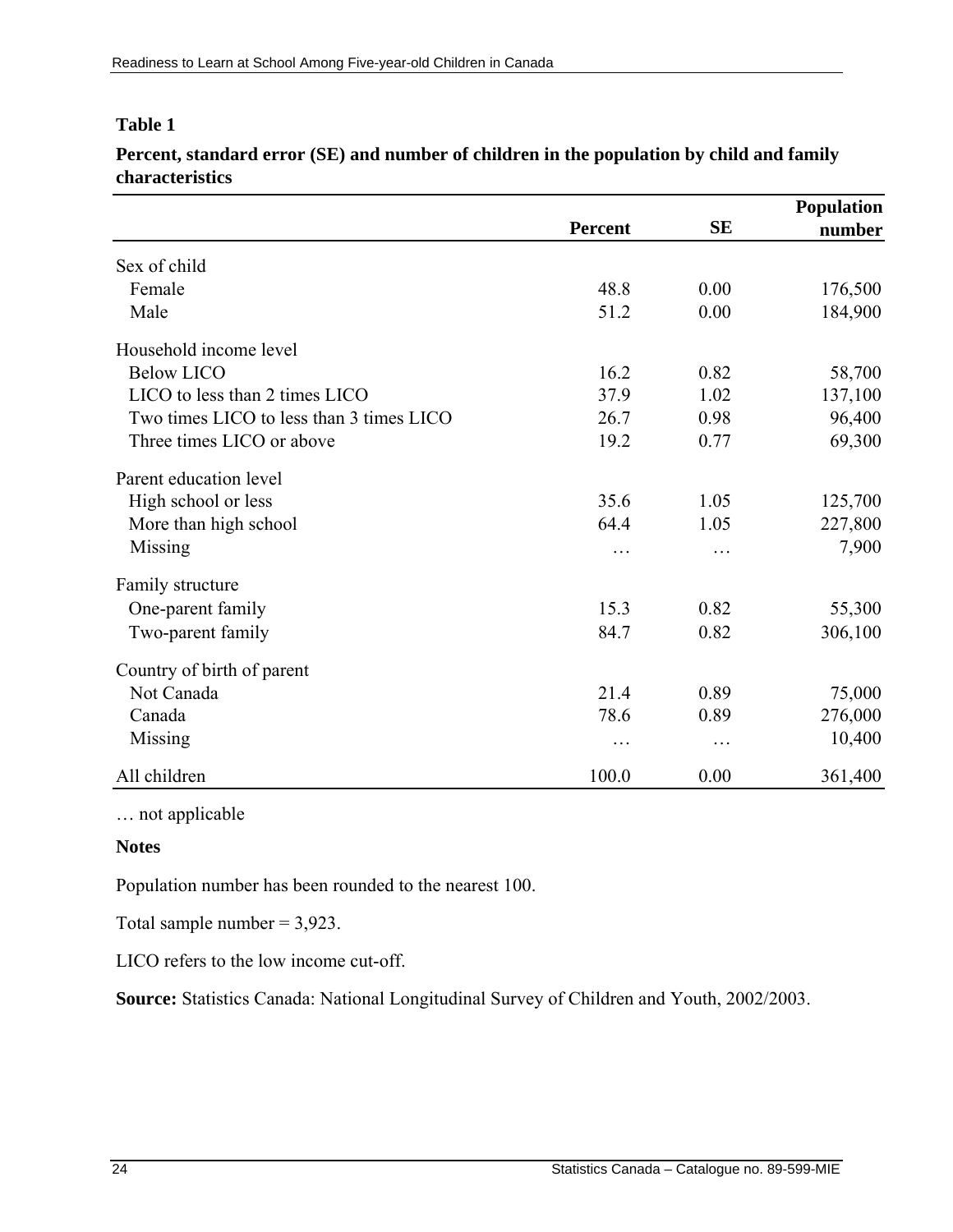## Table 1

**Percent, standard error (SE) and number of children in the population by child and family characteristics**

| | Percent | SE | Population number |
|---|---|---|---|
| Sex of child | | | |
| Female | 48.8 | 0.00 | 176,500 |
| Male | 51.2 | 0.00 | 184,900 |
| Household income level | | | |
| Below LICO | 16.2 | 0.82 | 58,700 |
| LICO to less than 2 times LICO | 37.9 | 1.02 | 137,100 |
| Two times LICO to less than 3 times LICO | 26.7 | 0.98 | 96,400 |
| Three times LICO or above | 19.2 | 0.77 | 69,300 |
| Parent education level | | | |
| High school or less | 35.6 | 1.05 | 125,700 |
| More than high school | 64.4 | 1.05 | 227,800 |
| Missing | … | … | 7,900 |
| Family structure | | | |
| One-parent family | 15.3 | 0.82 | 55,300 |
| Two-parent family | 84.7 | 0.82 | 306,100 |
| Country of birth of parent | | | |
| Not Canada | 21.4 | 0.89 | 75,000 |
| Canada | 78.6 | 0.89 | 276,000 |
| Missing | … | … | 10,400 |
| All children | 100.0 | 0.00 | 361,400 |

… not applicable

**Notes**

Population number has been rounded to the nearest 100.

Total sample number = 3,923.

LICO refers to the low income cut-off.

**Source:** Statistics Canada: National Longitudinal Survey of Children and Youth, 2002/2003.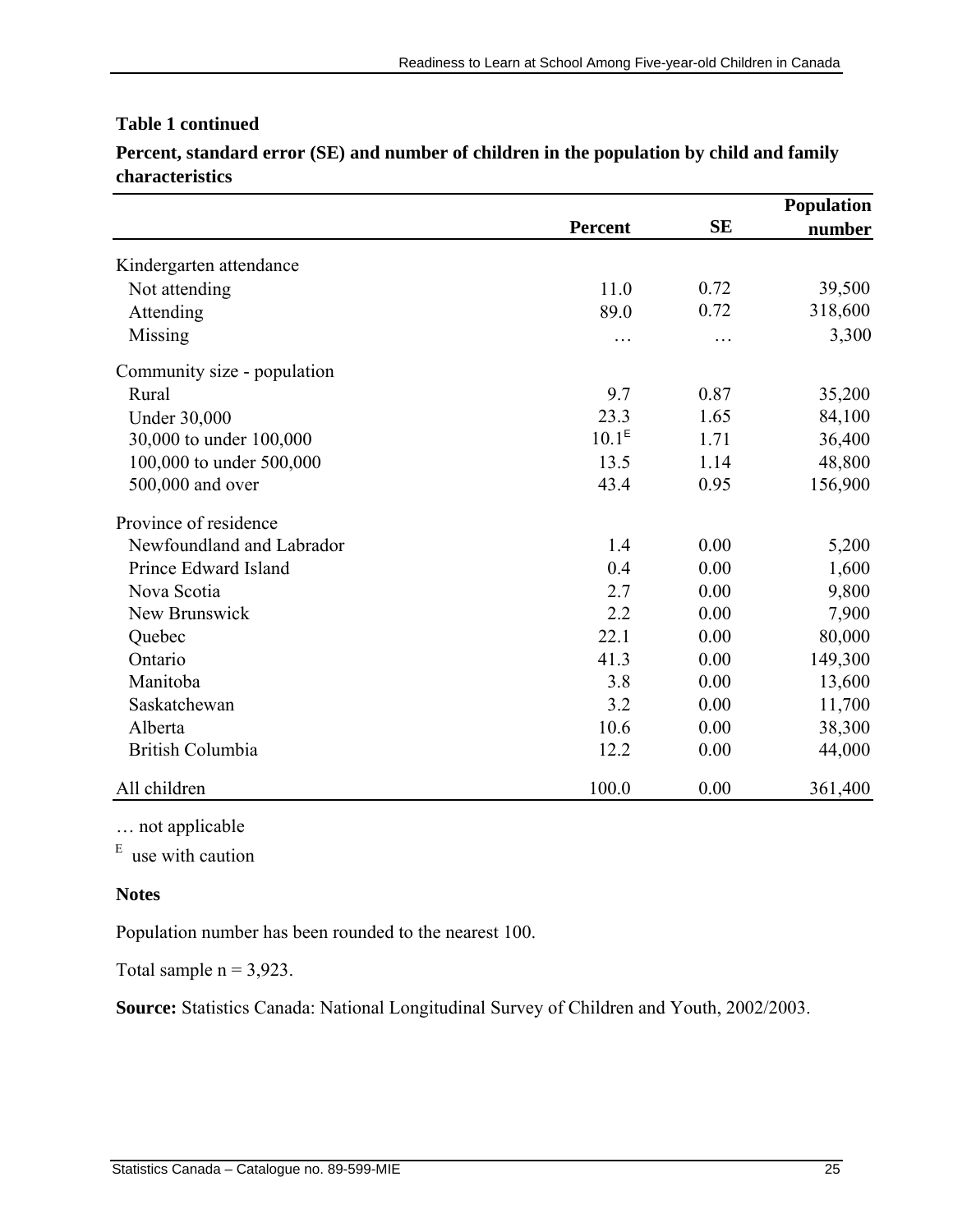**Table 1 continued**

**Percent, standard error (SE) and number of children in the population by child and family characteristics**

| | Percent | SE | Population number |
|---|---|---|---|
| Kindergarten attendance | | | |
| Not attending | 11.0 | 0.72 | 39,500 |
| Attending | 89.0 | 0.72 | 318,600 |
| Missing | … | … | 3,300 |
| Community size - population | | | |
| Rural | 9.7 | 0.87 | 35,200 |
| Under 30,000 | 23.3 | 1.65 | 84,100 |
| 30,000 to under 100,000 | 10.1[E] | 1.71 | 36,400 |
| 100,000 to under 500,000 | 13.5 | 1.14 | 48,800 |
| 500,000 and over | 43.4 | 0.95 | 156,900 |
| Province of residence | | | |
| Newfoundland and Labrador | 1.4 | 0.00 | 5,200 |
| Prince Edward Island | 0.4 | 0.00 | 1,600 |
| Nova Scotia | 2.7 | 0.00 | 9,800 |
| New Brunswick | 2.2 | 0.00 | 7,900 |
| Quebec | 22.1 | 0.00 | 80,000 |
| Ontario | 41.3 | 0.00 | 149,300 |
| Manitoba | 3.8 | 0.00 | 13,600 |
| Saskatchewan | 3.2 | 0.00 | 11,700 |
| Alberta | 10.6 | 0.00 | 38,300 |
| British Columbia | 12.2 | 0.00 | 44,000 |
| All children | 100.0 | 0.00 | 361,400 |

… not applicable

[E] use with caution

**Notes**

Population number has been rounded to the nearest 100.

Total sample n = 3,923.

**Source:** Statistics Canada: National Longitudinal Survey of Children and Youth, 2002/2003.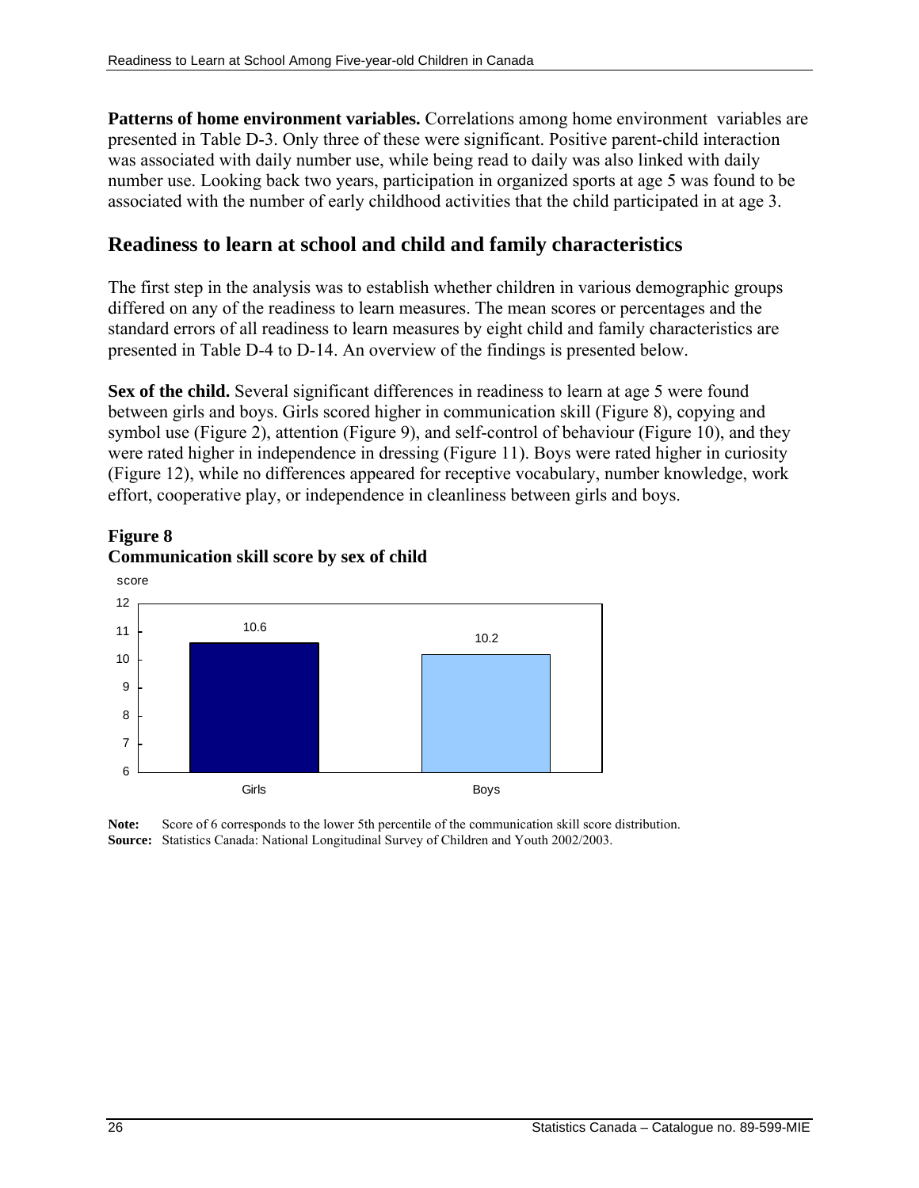**Patterns of home environment variables.** Correlations among home environment variables are presented in Table D-3. Only three of these were significant. Positive parent-child interaction was associated with daily number use, while being read to daily was also linked with daily number use. Looking back two years, participation in organized sports at age 5 was found to be associated with the number of early childhood activities that the child participated in at age 3.

## Readiness to learn at school and child and family characteristics

The first step in the analysis was to establish whether children in various demographic groups differed on any of the readiness to learn measures. The mean scores or percentages and the standard errors of all readiness to learn measures by eight child and family characteristics are presented in Table D-4 to D-14. An overview of the findings is presented below.

**Sex of the child.** Several significant differences in readiness to learn at age 5 were found between girls and boys. Girls scored higher in communication skill (Figure 8), copying and symbol use (Figure 2), attention (Figure 9), and self-control of behaviour (Figure 10), and they were rated higher in independence in dressing (Figure 11). Boys were rated higher in curiosity (Figure 12), while no differences appeared for receptive vocabulary, number knowledge, work effort, cooperative play, or independence in cleanliness between girls and boys.

**Figure 8**
**Communication skill score by sex of child**

| | score |
|---|---|
| Girls | 10.6 |
| Boys | 10.2 |

**Note:** Score of 6 corresponds to the lower 5th percentile of the communication skill score distribution.
**Source:** Statistics Canada: National Longitudinal Survey of Children and Youth 2002/2003.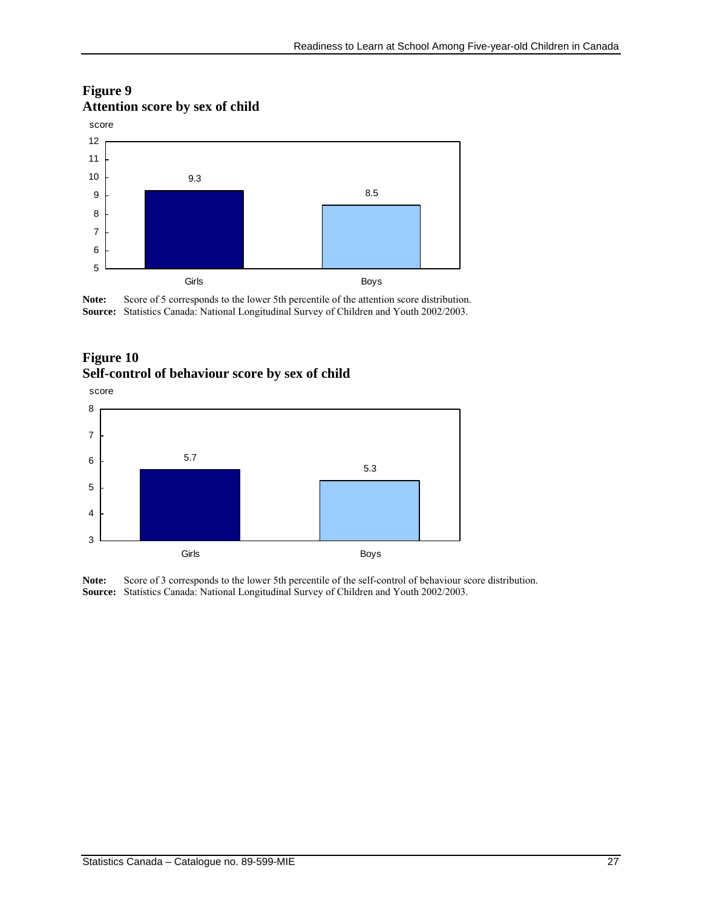**Figure 9**
**Attention score by sex of child**

| | score |
|---|---|
| Girls | 9.3 |
| Boys | 8.5 |

**Note:** Score of 5 corresponds to the lower 5th percentile of the attention score distribution.
**Source:** Statistics Canada: National Longitudinal Survey of Children and Youth 2002/2003.

**Figure 10**
**Self-control of behaviour score by sex of child**

| | score |
|---|---|
| Girls | 5.7 |
| Boys | 5.3 |

**Note:** Score of 3 corresponds to the lower 5th percentile of the self-control of behaviour score distribution.
**Source:** Statistics Canada: National Longitudinal Survey of Children and Youth 2002/2003.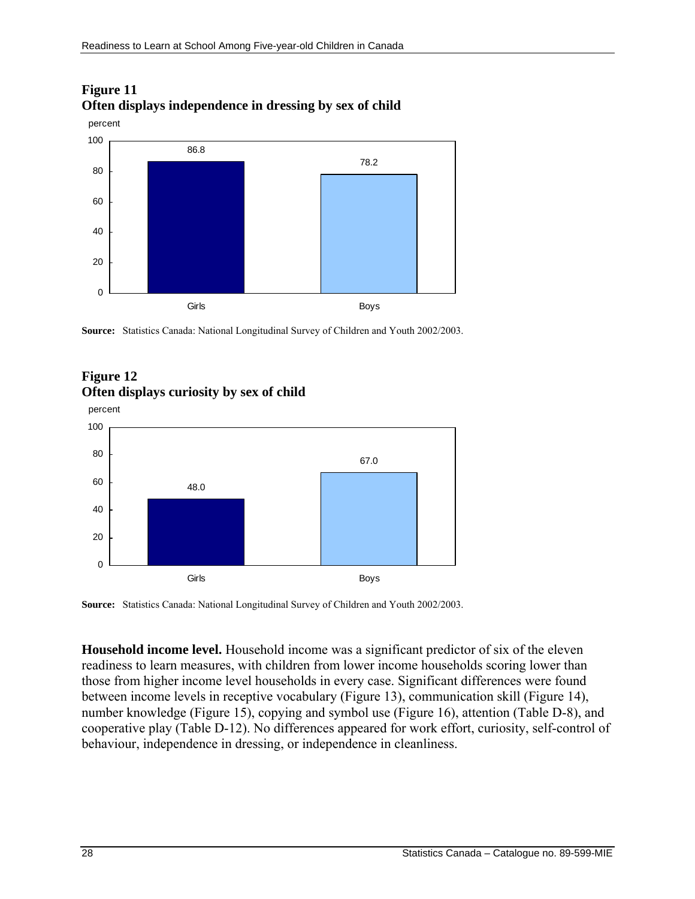**Figure 11**
**Often displays independence in dressing by sex of child**

| | percent |
|---|---|
| Girls | 86.8 |
| Boys | 78.2 |

**Source:** Statistics Canada: National Longitudinal Survey of Children and Youth 2002/2003.

**Figure 12**
**Often displays curiosity by sex of child**

| | percent |
|---|---|
| Girls | 48.0 |
| Boys | 67.0 |

**Source:** Statistics Canada: National Longitudinal Survey of Children and Youth 2002/2003.

**Household income level.** Household income was a significant predictor of six of the eleven readiness to learn measures, with children from lower income households scoring lower than those from higher income level households in every case. Significant differences were found between income levels in receptive vocabulary (Figure 13), communication skill (Figure 14), number knowledge (Figure 15), copying and symbol use (Figure 16), attention (Table D-8), and cooperative play (Table D-12). No differences appeared for work effort, curiosity, self-control of behaviour, independence in dressing, or independence in cleanliness.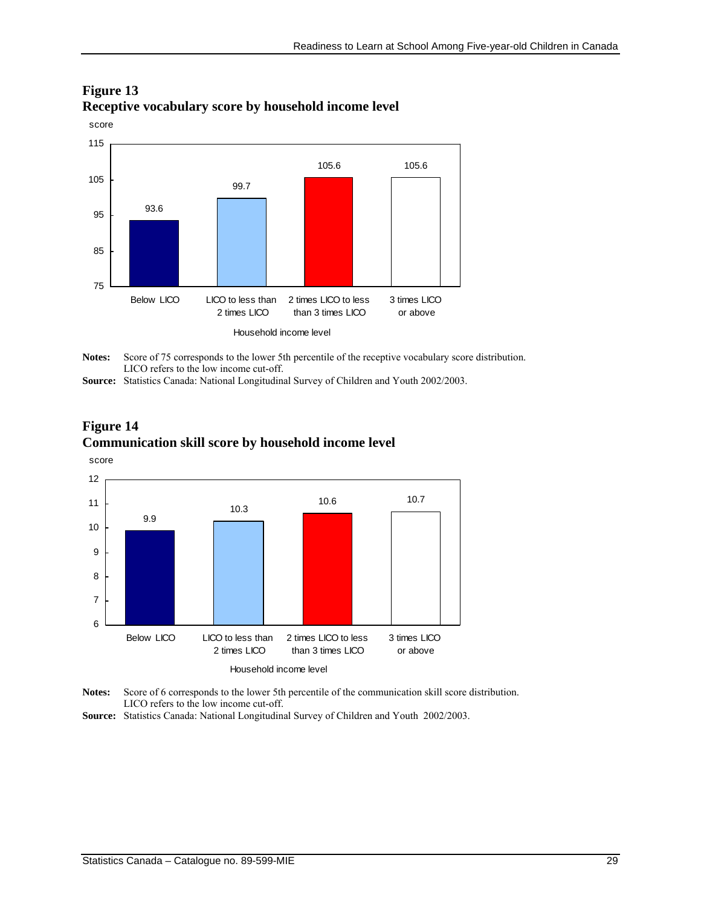## Figure 13
## Receptive vocabulary score by household income level

score

| Household income level | Score |
|---|---|
| Below LICO | 93.6 |
| LICO to less than 2 times LICO | 99.7 |
| 2 times LICO to less than 3 times LICO | 105.6 |
| 3 times LICO or above | 105.6 |

**Notes:** Score of 75 corresponds to the lower 5th percentile of the receptive vocabulary score distribution. LICO refers to the low income cut-off.

**Source:** Statistics Canada: National Longitudinal Survey of Children and Youth 2002/2003.

## Figure 14
## Communication skill score by household income level

score

| Household income level | Score |
|---|---|
| Below LICO | 9.9 |
| LICO to less than 2 times LICO | 10.3 |
| 2 times LICO to less than 3 times LICO | 10.6 |
| 3 times LICO or above | 10.7 |

**Notes:** Score of 6 corresponds to the lower 5th percentile of the communication skill score distribution. LICO refers to the low income cut-off.

**Source:** Statistics Canada: National Longitudinal Survey of Children and Youth 2002/2003.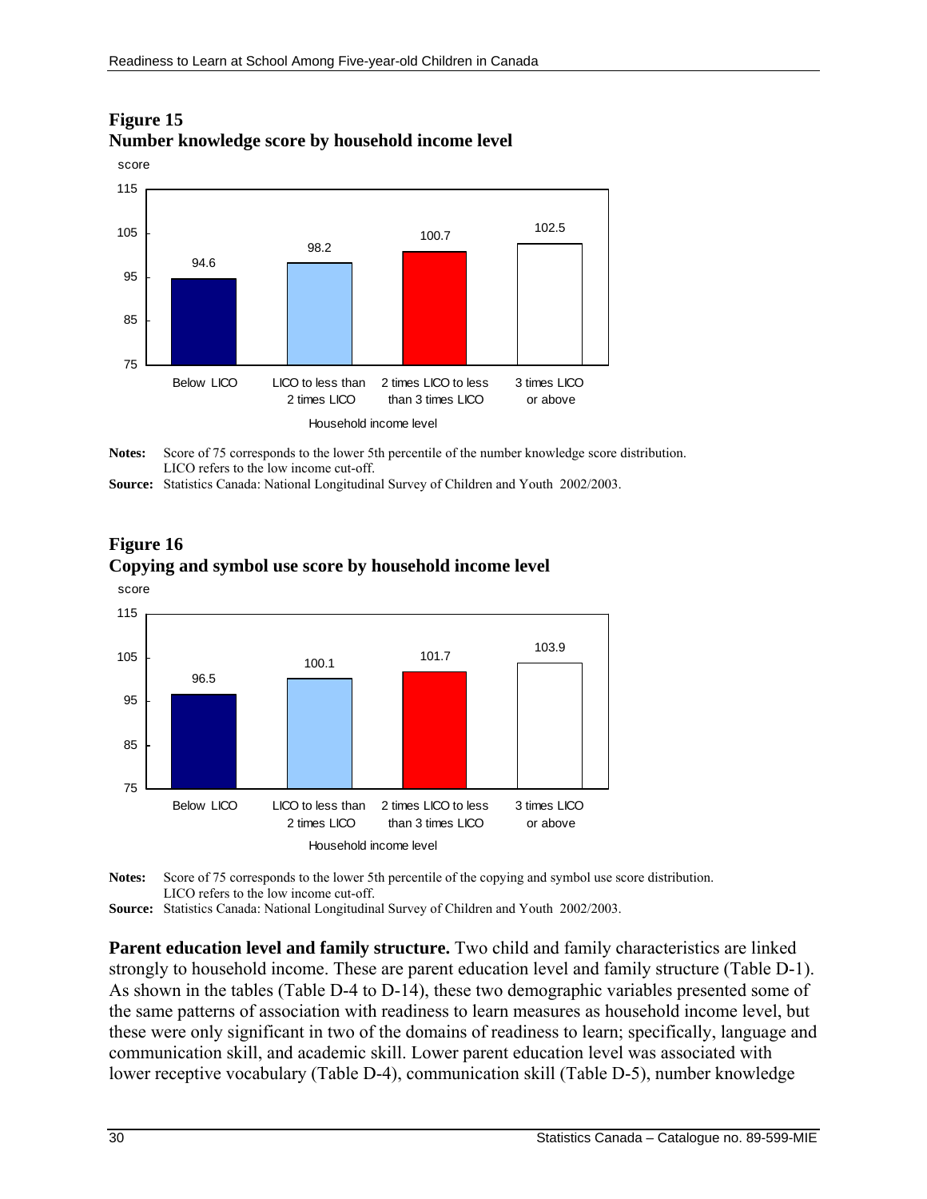**Figure 15**
**Number knowledge score by household income level**

| Household income level | score |
|---|---|
| Below LICO | 94.6 |
| LICO to less than 2 times LICO | 98.2 |
| 2 times LICO to less than 3 times LICO | 100.7 |
| 3 times LICO or above | 102.5 |

**Notes:** Score of 75 corresponds to the lower 5th percentile of the number knowledge score distribution. LICO refers to the low income cut-off.

**Source:** Statistics Canada: National Longitudinal Survey of Children and Youth 2002/2003.

**Figure 16**
**Copying and symbol use score by household income level**

| Household income level | score |
|---|---|
| Below LICO | 96.5 |
| LICO to less than 2 times LICO | 100.1 |
| 2 times LICO to less than 3 times LICO | 101.7 |
| 3 times LICO or above | 103.9 |

**Notes:** Score of 75 corresponds to the lower 5th percentile of the copying and symbol use score distribution. LICO refers to the low income cut-off.

**Source:** Statistics Canada: National Longitudinal Survey of Children and Youth 2002/2003.

**Parent education level and family structure.** Two child and family characteristics are linked strongly to household income. These are parent education level and family structure (Table D-1). As shown in the tables (Table D-4 to D-14), these two demographic variables presented some of the same patterns of association with readiness to learn measures as household income level, but these were only significant in two of the domains of readiness to learn; specifically, language and communication skill, and academic skill. Lower parent education level was associated with lower receptive vocabulary (Table D-4), communication skill (Table D-5), number knowledge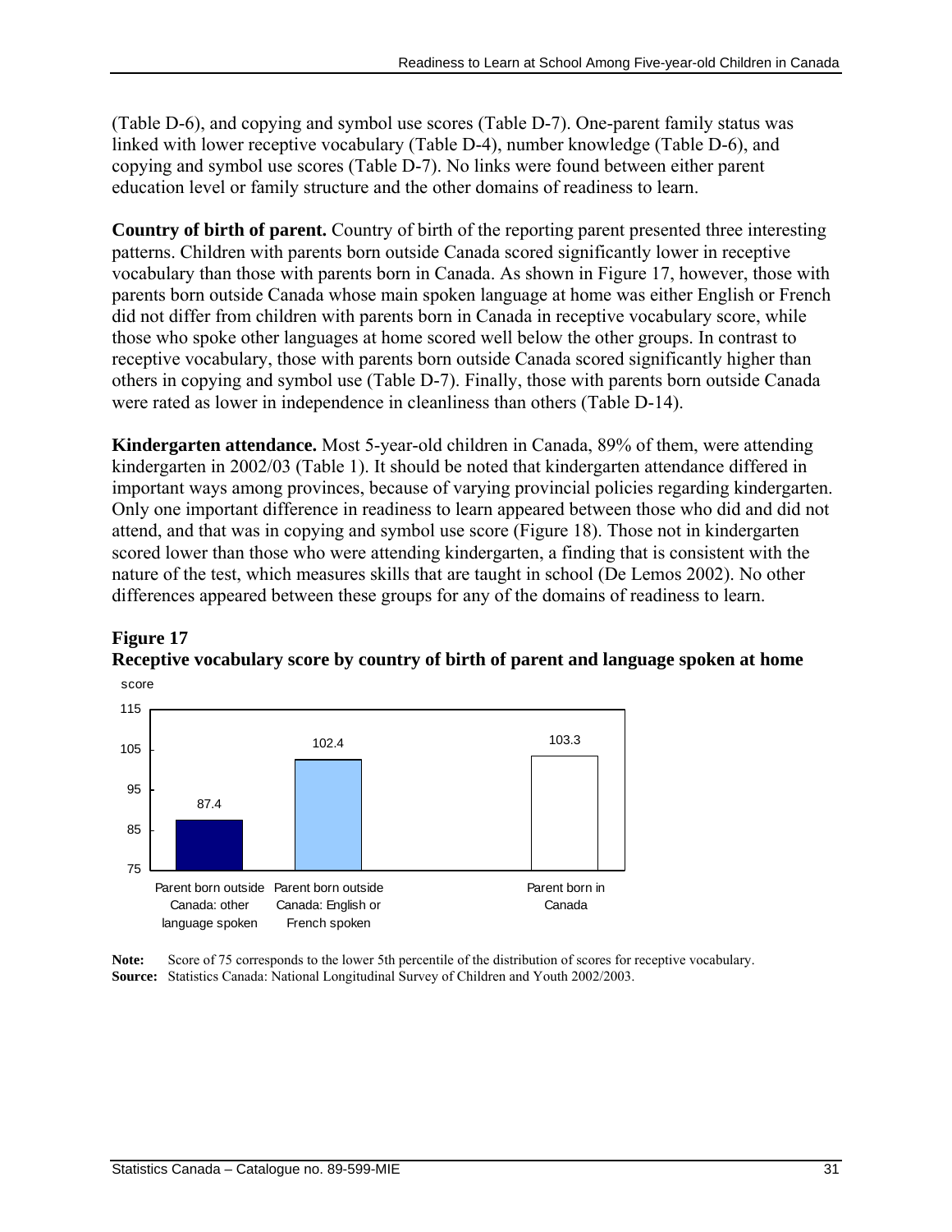(Table D-6), and copying and symbol use scores (Table D-7). One-parent family status was linked with lower receptive vocabulary (Table D-4), number knowledge (Table D-6), and copying and symbol use scores (Table D-7). No links were found between either parent education level or family structure and the other domains of readiness to learn.

**Country of birth of parent.** Country of birth of the reporting parent presented three interesting patterns. Children with parents born outside Canada scored significantly lower in receptive vocabulary than those with parents born in Canada. As shown in Figure 17, however, those with parents born outside Canada whose main spoken language at home was either English or French did not differ from children with parents born in Canada in receptive vocabulary score, while those who spoke other languages at home scored well below the other groups. In contrast to receptive vocabulary, those with parents born outside Canada scored significantly higher than others in copying and symbol use (Table D-7). Finally, those with parents born outside Canada were rated as lower in independence in cleanliness than others (Table D-14).

**Kindergarten attendance.** Most 5-year-old children in Canada, 89% of them, were attending kindergarten in 2002/03 (Table 1). It should be noted that kindergarten attendance differed in important ways among provinces, because of varying provincial policies regarding kindergarten. Only one important difference in readiness to learn appeared between those who did and did not attend, and that was in copying and symbol use score (Figure 18). Those not in kindergarten scored lower than those who were attending kindergarten, a finding that is consistent with the nature of the test, which measures skills that are taught in school (De Lemos 2002). No other differences appeared between these groups for any of the domains of readiness to learn.

**Figure 17**
**Receptive vocabulary score by country of birth of parent and language spoken at home**

| | score |
|---|---|
| Parent born outside Canada: other language spoken | 87.4 |
| Parent born outside Canada: English or French spoken | 102.4 |
| Parent born in Canada | 103.3 |

**Note:** Score of 75 corresponds to the lower 5th percentile of the distribution of scores for receptive vocabulary.
**Source:** Statistics Canada: National Longitudinal Survey of Children and Youth 2002/2003.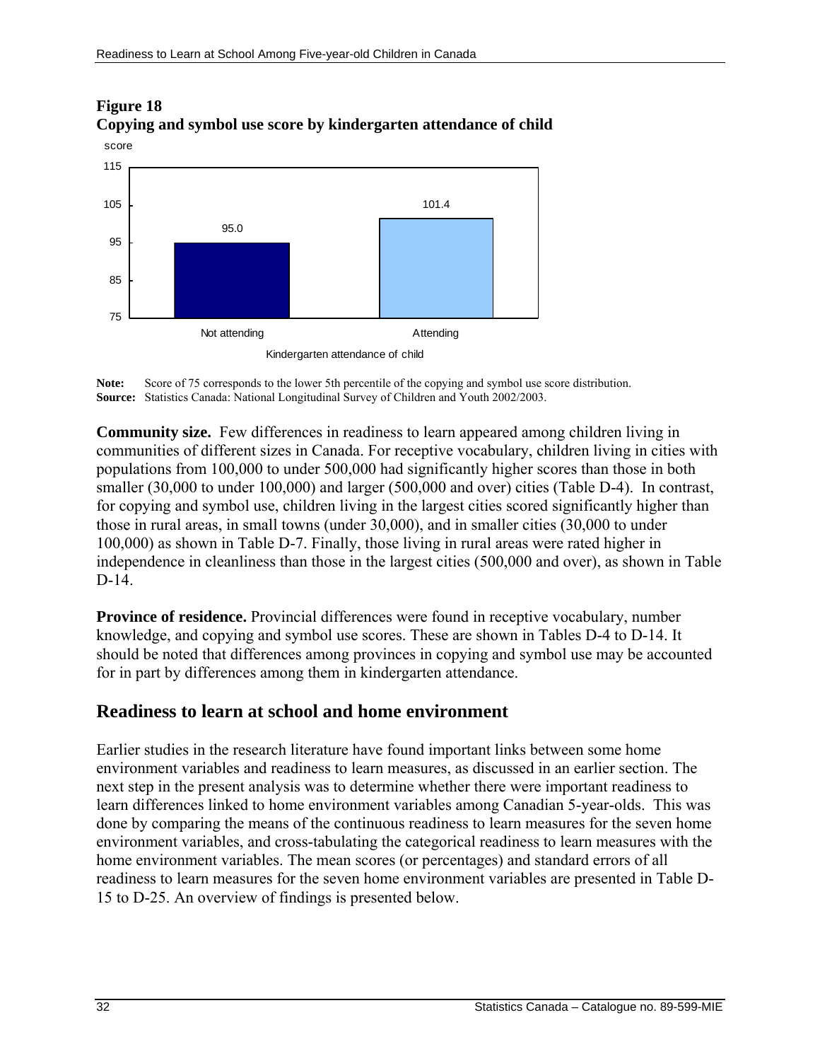**Figure 18**
**Copying and symbol use score by kindergarten attendance of child**

| Kindergarten attendance of child | score |
|---|---|
| Not attending | 95.0 |
| Attending | 101.4 |

**Note:** Score of 75 corresponds to the lower 5th percentile of the copying and symbol use score distribution.
**Source:** Statistics Canada: National Longitudinal Survey of Children and Youth 2002/2003.

**Community size.** Few differences in readiness to learn appeared among children living in communities of different sizes in Canada. For receptive vocabulary, children living in cities with populations from 100,000 to under 500,000 had significantly higher scores than those in both smaller (30,000 to under 100,000) and larger (500,000 and over) cities (Table D-4). In contrast, for copying and symbol use, children living in the largest cities scored significantly higher than those in rural areas, in small towns (under 30,000), and in smaller cities (30,000 to under 100,000) as shown in Table D-7. Finally, those living in rural areas were rated higher in independence in cleanliness than those in the largest cities (500,000 and over), as shown in Table D-14.

**Province of residence.** Provincial differences were found in receptive vocabulary, number knowledge, and copying and symbol use scores. These are shown in Tables D-4 to D-14. It should be noted that differences among provinces in copying and symbol use may be accounted for in part by differences among them in kindergarten attendance.

## Readiness to learn at school and home environment

Earlier studies in the research literature have found important links between some home environment variables and readiness to learn measures, as discussed in an earlier section. The next step in the present analysis was to determine whether there were important readiness to learn differences linked to home environment variables among Canadian 5-year-olds. This was done by comparing the means of the continuous readiness to learn measures for the seven home environment variables, and cross-tabulating the categorical readiness to learn measures with the home environment variables. The mean scores (or percentages) and standard errors of all readiness to learn measures for the seven home environment variables are presented in Table D-15 to D-25. An overview of findings is presented below.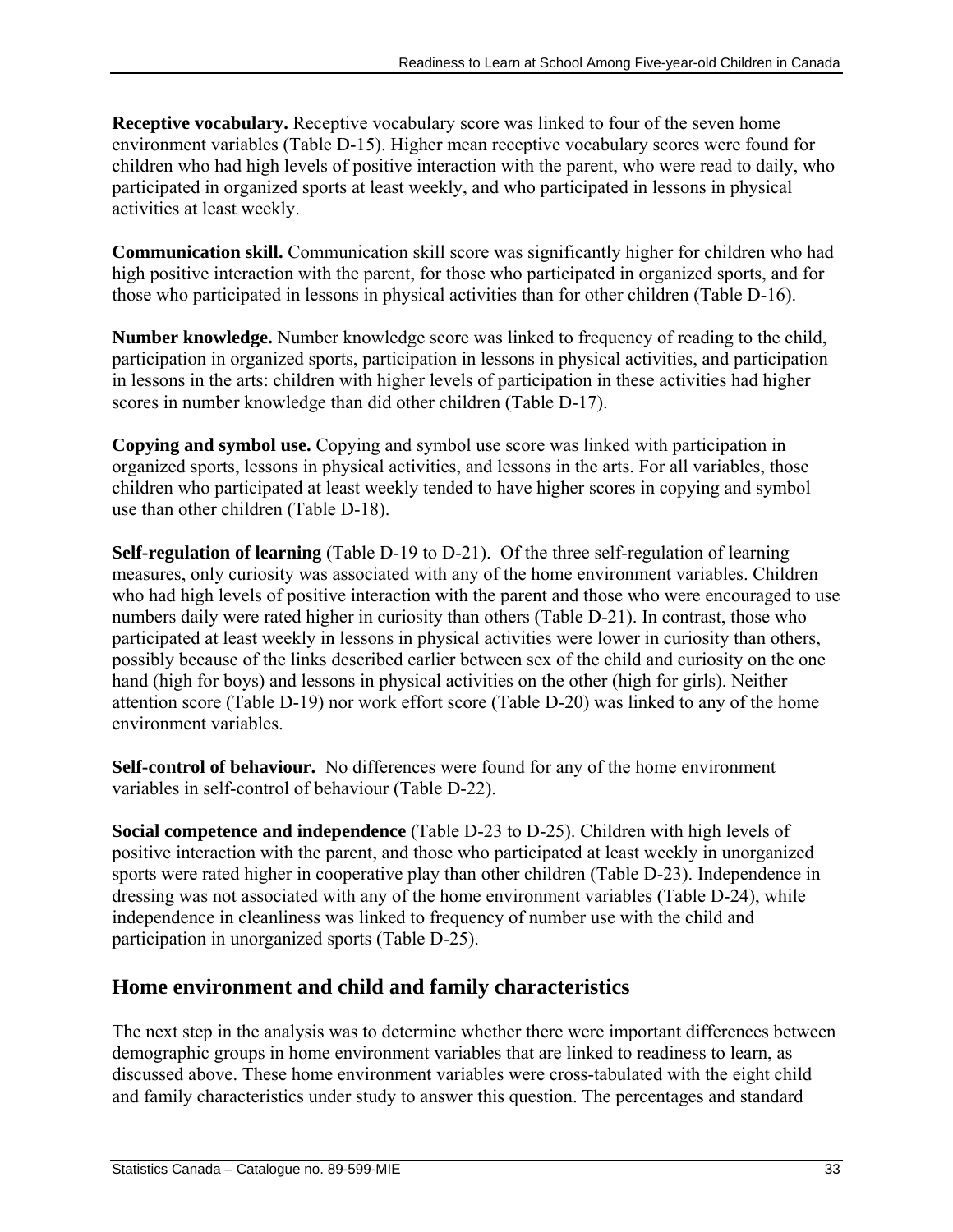**Receptive vocabulary.** Receptive vocabulary score was linked to four of the seven home environment variables (Table D-15). Higher mean receptive vocabulary scores were found for children who had high levels of positive interaction with the parent, who were read to daily, who participated in organized sports at least weekly, and who participated in lessons in physical activities at least weekly.

**Communication skill.** Communication skill score was significantly higher for children who had high positive interaction with the parent, for those who participated in organized sports, and for those who participated in lessons in physical activities than for other children (Table D-16).

**Number knowledge.** Number knowledge score was linked to frequency of reading to the child, participation in organized sports, participation in lessons in physical activities, and participation in lessons in the arts: children with higher levels of participation in these activities had higher scores in number knowledge than did other children (Table D-17).

**Copying and symbol use.** Copying and symbol use score was linked with participation in organized sports, lessons in physical activities, and lessons in the arts. For all variables, those children who participated at least weekly tended to have higher scores in copying and symbol use than other children (Table D-18).

**Self-regulation of learning** (Table D-19 to D-21). Of the three self-regulation of learning measures, only curiosity was associated with any of the home environment variables. Children who had high levels of positive interaction with the parent and those who were encouraged to use numbers daily were rated higher in curiosity than others (Table D-21). In contrast, those who participated at least weekly in lessons in physical activities were lower in curiosity than others, possibly because of the links described earlier between sex of the child and curiosity on the one hand (high for boys) and lessons in physical activities on the other (high for girls). Neither attention score (Table D-19) nor work effort score (Table D-20) was linked to any of the home environment variables.

**Self-control of behaviour.** No differences were found for any of the home environment variables in self-control of behaviour (Table D-22).

**Social competence and independence** (Table D-23 to D-25). Children with high levels of positive interaction with the parent, and those who participated at least weekly in unorganized sports were rated higher in cooperative play than other children (Table D-23). Independence in dressing was not associated with any of the home environment variables (Table D-24), while independence in cleanliness was linked to frequency of number use with the child and participation in unorganized sports (Table D-25).

## Home environment and child and family characteristics

The next step in the analysis was to determine whether there were important differences between demographic groups in home environment variables that are linked to readiness to learn, as discussed above. These home environment variables were cross-tabulated with the eight child and family characteristics under study to answer this question. The percentages and standard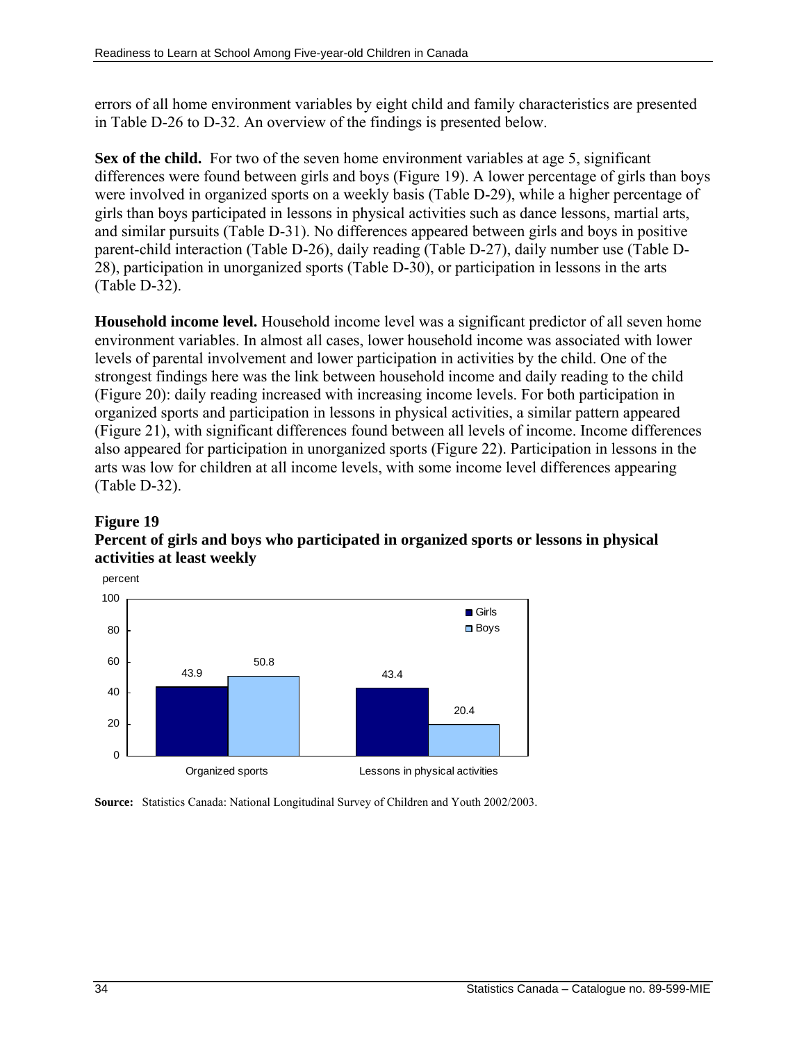errors of all home environment variables by eight child and family characteristics are presented in Table D-26 to D-32. An overview of the findings is presented below.

**Sex of the child.** For two of the seven home environment variables at age 5, significant differences were found between girls and boys (Figure 19). A lower percentage of girls than boys were involved in organized sports on a weekly basis (Table D-29), while a higher percentage of girls than boys participated in lessons in physical activities such as dance lessons, martial arts, and similar pursuits (Table D-31). No differences appeared between girls and boys in positive parent-child interaction (Table D-26), daily reading (Table D-27), daily number use (Table D-28), participation in unorganized sports (Table D-30), or participation in lessons in the arts (Table D-32).

**Household income level.** Household income level was a significant predictor of all seven home environment variables. In almost all cases, lower household income was associated with lower levels of parental involvement and lower participation in activities by the child. One of the strongest findings here was the link between household income and daily reading to the child (Figure 20): daily reading increased with increasing income levels. For both participation in organized sports and participation in lessons in physical activities, a similar pattern appeared (Figure 21), with significant differences found between all levels of income. Income differences also appeared for participation in unorganized sports (Figure 22). Participation in lessons in the arts was low for children at all income levels, with some income level differences appearing (Table D-32).

**Figure 19**
**Percent of girls and boys who participated in organized sports or lessons in physical activities at least weekly**

| percent | Girls | Boys |
|---|---|---|
| Organized sports | 43.9 | 50.8 |
| Lessons in physical activities | 43.4 | 20.4 |

**Source:** Statistics Canada: National Longitudinal Survey of Children and Youth 2002/2003.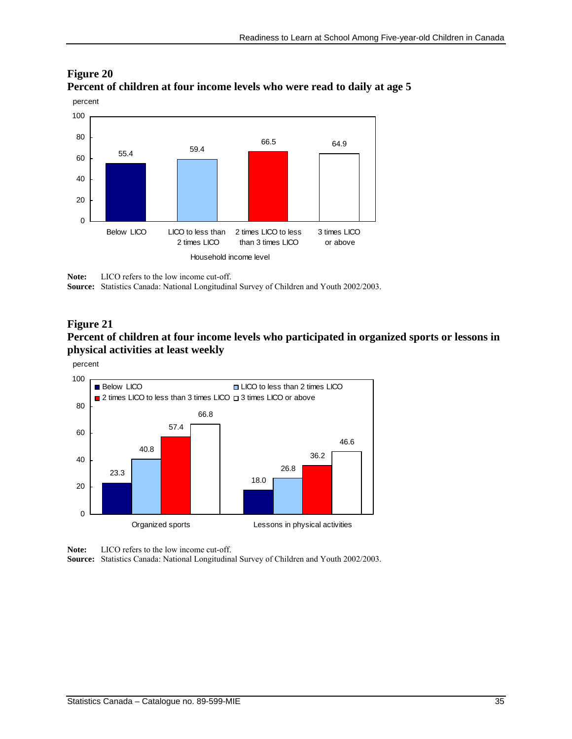**Figure 20**
**Percent of children at four income levels who were read to daily at age 5**

| Household income level | percent |
|---|---|
| Below LICO | 55.4 |
| LICO to less than 2 times LICO | 59.4 |
| 2 times LICO to less than 3 times LICO | 66.5 |
| 3 times LICO or above | 64.9 |

**Note:** LICO refers to the low income cut-off.
**Source:** Statistics Canada: National Longitudinal Survey of Children and Youth 2002/2003.

**Figure 21**
**Percent of children at four income levels who participated in organized sports or lessons in physical activities at least weekly**

| percent | Below LICO | LICO to less than 2 times LICO | 2 times LICO to less than 3 times LICO | 3 times LICO or above |
|---|---|---|---|---|
| Organized sports | 23.3 | 40.8 | 57.4 | 66.8 |
| Lessons in physical activities | 18.0 | 26.8 | 36.2 | 46.6 |

**Note:** LICO refers to the low income cut-off.
**Source:** Statistics Canada: National Longitudinal Survey of Children and Youth 2002/2003.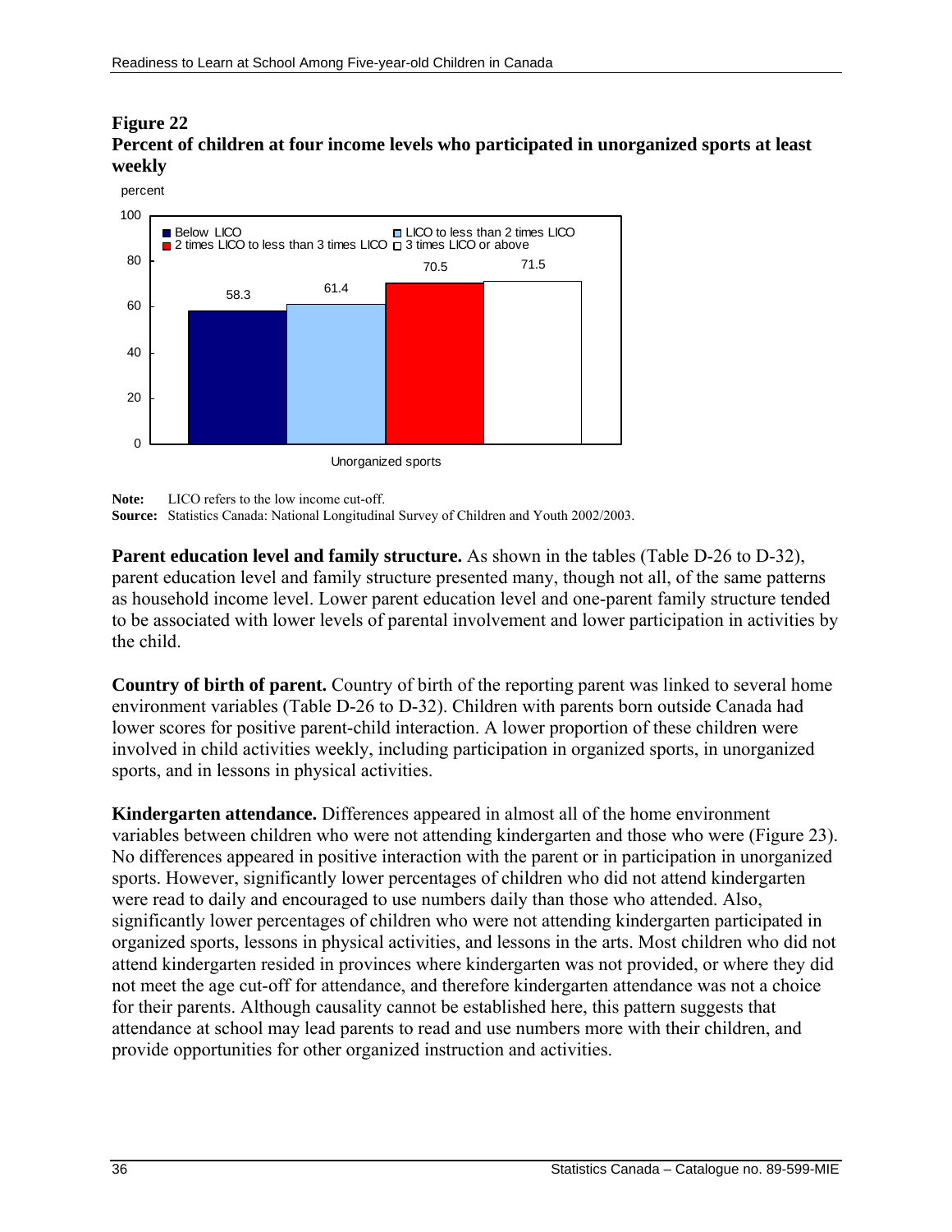**Figure 22**
**Percent of children at four income levels who participated in unorganized sports at least weekly**

| | Below LICO | LICO to less than 2 times LICO | 2 times LICO to less than 3 times LICO | 3 times LICO or above |
|---|---|---|---|---|
| Unorganized sports (percent) | 58.3 | 61.4 | 70.5 | 71.5 |

**Note:** LICO refers to the low income cut-off.
**Source:** Statistics Canada: National Longitudinal Survey of Children and Youth 2002/2003.

**Parent education level and family structure.** As shown in the tables (Table D-26 to D-32), parent education level and family structure presented many, though not all, of the same patterns as household income level. Lower parent education level and one-parent family structure tended to be associated with lower levels of parental involvement and lower participation in activities by the child.

**Country of birth of parent.** Country of birth of the reporting parent was linked to several home environment variables (Table D-26 to D-32). Children with parents born outside Canada had lower scores for positive parent-child interaction. A lower proportion of these children were involved in child activities weekly, including participation in organized sports, in unorganized sports, and in lessons in physical activities.

**Kindergarten attendance.** Differences appeared in almost all of the home environment variables between children who were not attending kindergarten and those who were (Figure 23). No differences appeared in positive interaction with the parent or in participation in unorganized sports. However, significantly lower percentages of children who did not attend kindergarten were read to daily and encouraged to use numbers daily than those who attended. Also, significantly lower percentages of children who were not attending kindergarten participated in organized sports, lessons in physical activities, and lessons in the arts. Most children who did not attend kindergarten resided in provinces where kindergarten was not provided, or where they did not meet the age cut-off for attendance, and therefore kindergarten attendance was not a choice for their parents. Although causality cannot be established here, this pattern suggests that attendance at school may lead parents to read and use numbers more with their children, and provide opportunities for other organized instruction and activities.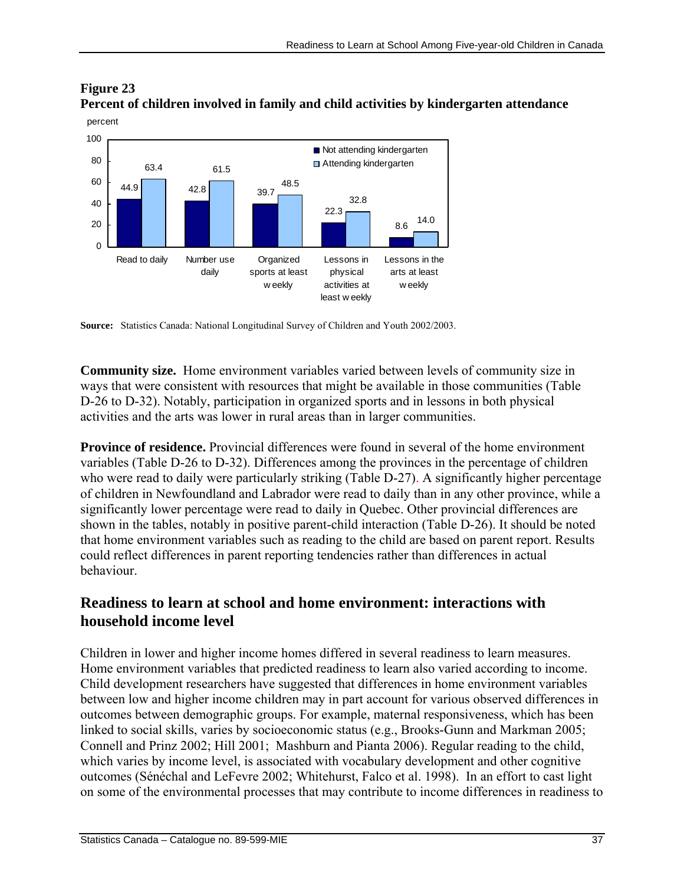**Figure 23**
**Percent of children involved in family and child activities by kindergarten attendance**

| | Not attending kindergarten | Attending kindergarten |
|---|---|---|
| Read to daily | 44.9 | 63.4 |
| Number use daily | 42.8 | 61.5 |
| Organized sports at least weekly | 39.7 | 48.5 |
| Lessons in physical activities at least weekly | 22.3 | 32.8 |
| Lessons in the arts at least weekly | 8.6 | 14.0 |

**Source:** Statistics Canada: National Longitudinal Survey of Children and Youth 2002/2003.

**Community size.** Home environment variables varied between levels of community size in ways that were consistent with resources that might be available in those communities (Table D-26 to D-32). Notably, participation in organized sports and in lessons in both physical activities and the arts was lower in rural areas than in larger communities.

**Province of residence.** Provincial differences were found in several of the home environment variables (Table D-26 to D-32). Differences among the provinces in the percentage of children who were read to daily were particularly striking (Table D-27). A significantly higher percentage of children in Newfoundland and Labrador were read to daily than in any other province, while a significantly lower percentage were read to daily in Quebec. Other provincial differences are shown in the tables, notably in positive parent-child interaction (Table D-26). It should be noted that home environment variables such as reading to the child are based on parent report. Results could reflect differences in parent reporting tendencies rather than differences in actual behaviour.

## Readiness to learn at school and home environment: interactions with household income level

Children in lower and higher income homes differed in several readiness to learn measures. Home environment variables that predicted readiness to learn also varied according to income. Child development researchers have suggested that differences in home environment variables between low and higher income children may in part account for various observed differences in outcomes between demographic groups. For example, maternal responsiveness, which has been linked to social skills, varies by socioeconomic status (e.g., Brooks-Gunn and Markman 2005; Connell and Prinz 2002; Hill 2001; Mashburn and Pianta 2006). Regular reading to the child, which varies by income level, is associated with vocabulary development and other cognitive outcomes (Sénéchal and LeFevre 2002; Whitehurst, Falco et al. 1998). In an effort to cast light on some of the environmental processes that may contribute to income differences in readiness to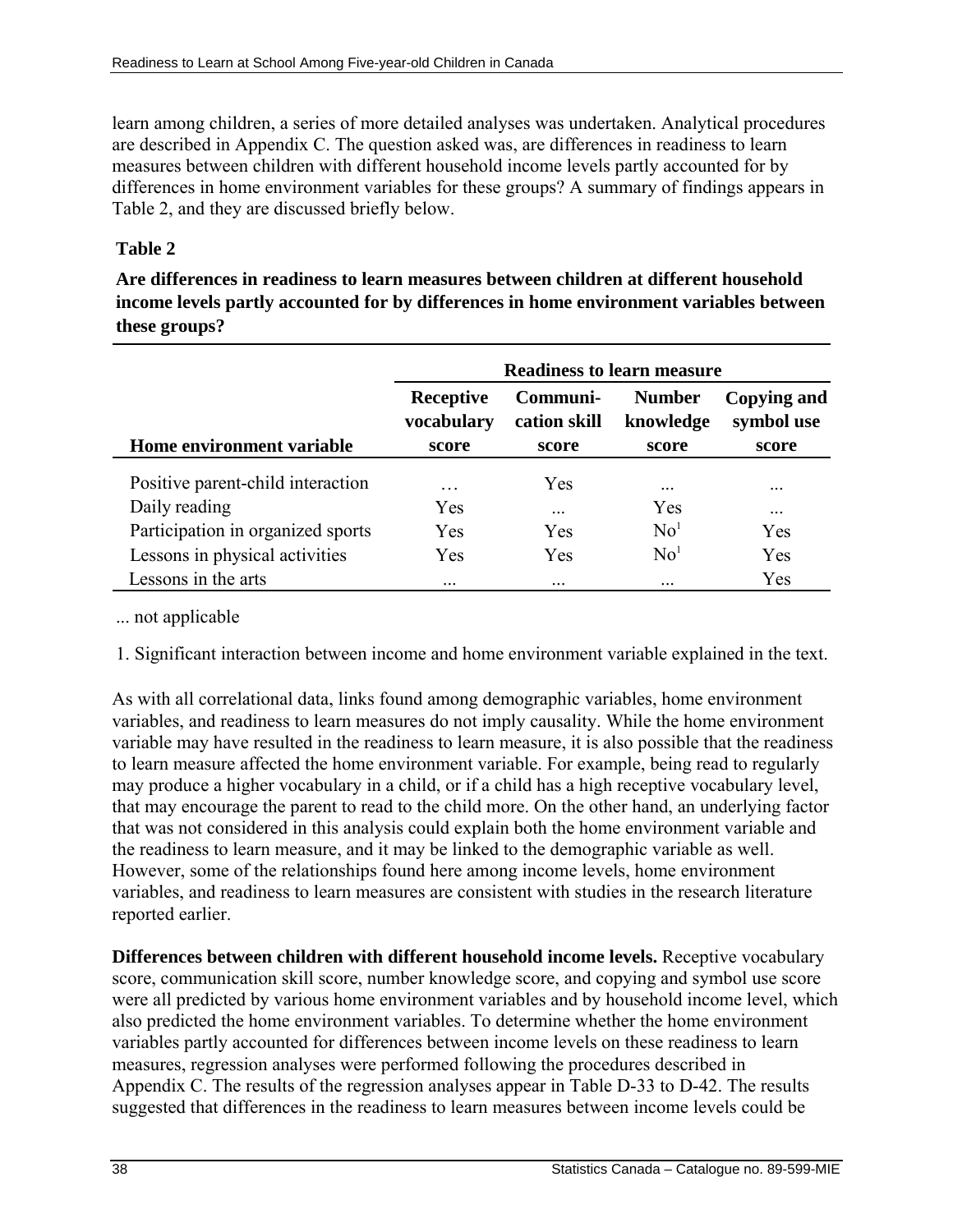learn among children, a series of more detailed analyses was undertaken. Analytical procedures are described in Appendix C. The question asked was, are differences in readiness to learn measures between children with different household income levels partly accounted for by differences in home environment variables for these groups? A summary of findings appears in Table 2, and they are discussed briefly below.

**Table 2**

**Are differences in readiness to learn measures between children at different household income levels partly accounted for by differences in home environment variables between these groups?**

| | Readiness to learn measure | | | |
|---|---|---|---|---|
| Home environment variable | Receptive vocabulary score | Communi-cation skill score | Number knowledge score | Copying and symbol use score |
| Positive parent-child interaction | ... | Yes | ... | ... |
| Daily reading | Yes | ... | Yes | ... |
| Participation in organized sports | Yes | Yes | No[1] | Yes |
| Lessons in physical activities | Yes | Yes | No[1] | Yes |
| Lessons in the arts | ... | ... | ... | Yes |

... not applicable

1. Significant interaction between income and home environment variable explained in the text.

As with all correlational data, links found among demographic variables, home environment variables, and readiness to learn measures do not imply causality. While the home environment variable may have resulted in the readiness to learn measure, it is also possible that the readiness to learn measure affected the home environment variable. For example, being read to regularly may produce a higher vocabulary in a child, or if a child has a high receptive vocabulary level, that may encourage the parent to read to the child more. On the other hand, an underlying factor that was not considered in this analysis could explain both the home environment variable and the readiness to learn measure, and it may be linked to the demographic variable as well. However, some of the relationships found here among income levels, home environment variables, and readiness to learn measures are consistent with studies in the research literature reported earlier.

**Differences between children with different household income levels.** Receptive vocabulary score, communication skill score, number knowledge score, and copying and symbol use score were all predicted by various home environment variables and by household income level, which also predicted the home environment variables. To determine whether the home environment variables partly accounted for differences between income levels on these readiness to learn measures, regression analyses were performed following the procedures described in Appendix C. The results of the regression analyses appear in Table D-33 to D-42. The results suggested that differences in the readiness to learn measures between income levels could be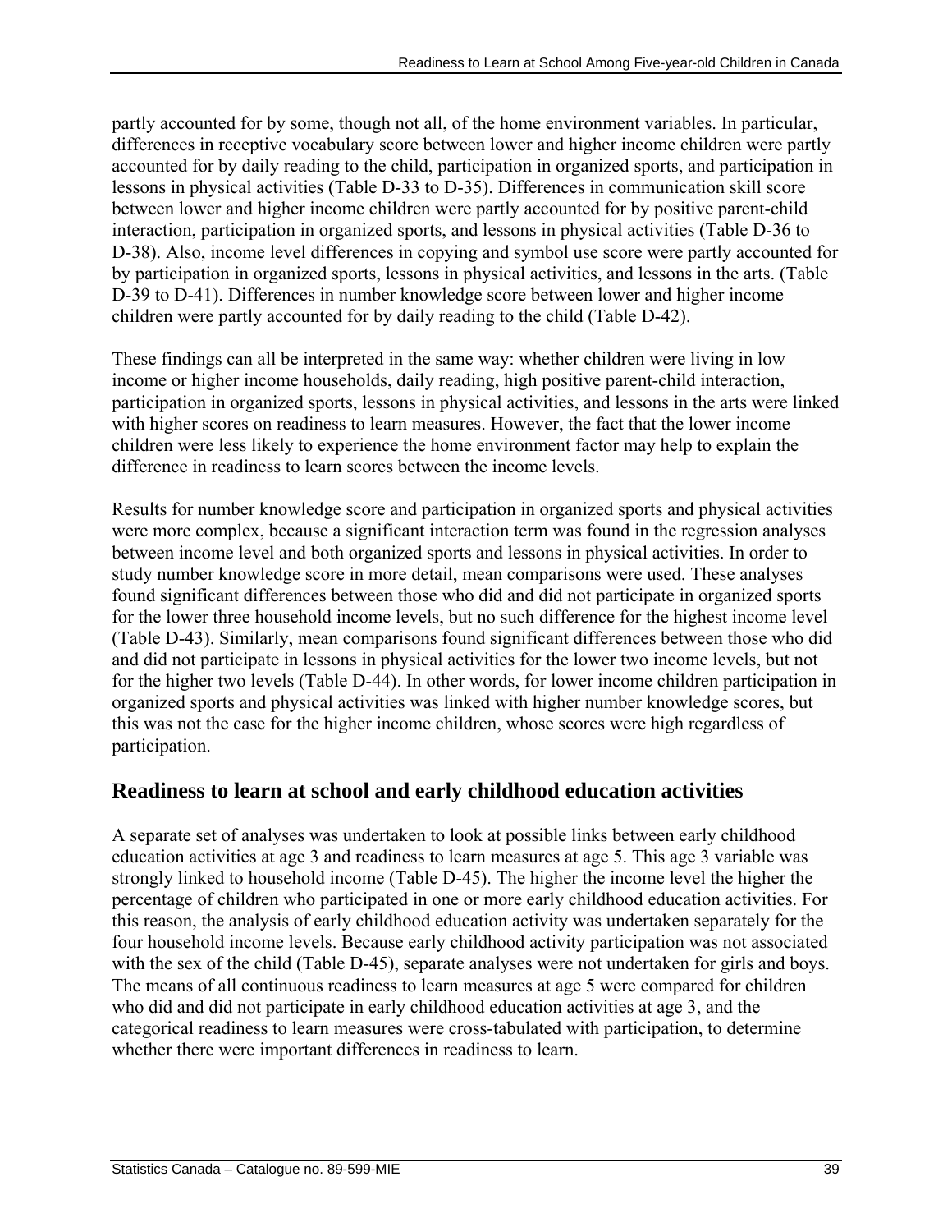partly accounted for by some, though not all, of the home environment variables. In particular, differences in receptive vocabulary score between lower and higher income children were partly accounted for by daily reading to the child, participation in organized sports, and participation in lessons in physical activities (Table D-33 to D-35). Differences in communication skill score between lower and higher income children were partly accounted for by positive parent-child interaction, participation in organized sports, and lessons in physical activities (Table D-36 to D-38). Also, income level differences in copying and symbol use score were partly accounted for by participation in organized sports, lessons in physical activities, and lessons in the arts. (Table D-39 to D-41). Differences in number knowledge score between lower and higher income children were partly accounted for by daily reading to the child (Table D-42).

These findings can all be interpreted in the same way: whether children were living in low income or higher income households, daily reading, high positive parent-child interaction, participation in organized sports, lessons in physical activities, and lessons in the arts were linked with higher scores on readiness to learn measures. However, the fact that the lower income children were less likely to experience the home environment factor may help to explain the difference in readiness to learn scores between the income levels.

Results for number knowledge score and participation in organized sports and physical activities were more complex, because a significant interaction term was found in the regression analyses between income level and both organized sports and lessons in physical activities. In order to study number knowledge score in more detail, mean comparisons were used. These analyses found significant differences between those who did and did not participate in organized sports for the lower three household income levels, but no such difference for the highest income level (Table D-43). Similarly, mean comparisons found significant differences between those who did and did not participate in lessons in physical activities for the lower two income levels, but not for the higher two levels (Table D-44). In other words, for lower income children participation in organized sports and physical activities was linked with higher number knowledge scores, but this was not the case for the higher income children, whose scores were high regardless of participation.

## Readiness to learn at school and early childhood education activities

A separate set of analyses was undertaken to look at possible links between early childhood education activities at age 3 and readiness to learn measures at age 5. This age 3 variable was strongly linked to household income (Table D-45). The higher the income level the higher the percentage of children who participated in one or more early childhood education activities. For this reason, the analysis of early childhood education activity was undertaken separately for the four household income levels. Because early childhood activity participation was not associated with the sex of the child (Table D-45), separate analyses were not undertaken for girls and boys. The means of all continuous readiness to learn measures at age 5 were compared for children who did and did not participate in early childhood education activities at age 3, and the categorical readiness to learn measures were cross-tabulated with participation, to determine whether there were important differences in readiness to learn.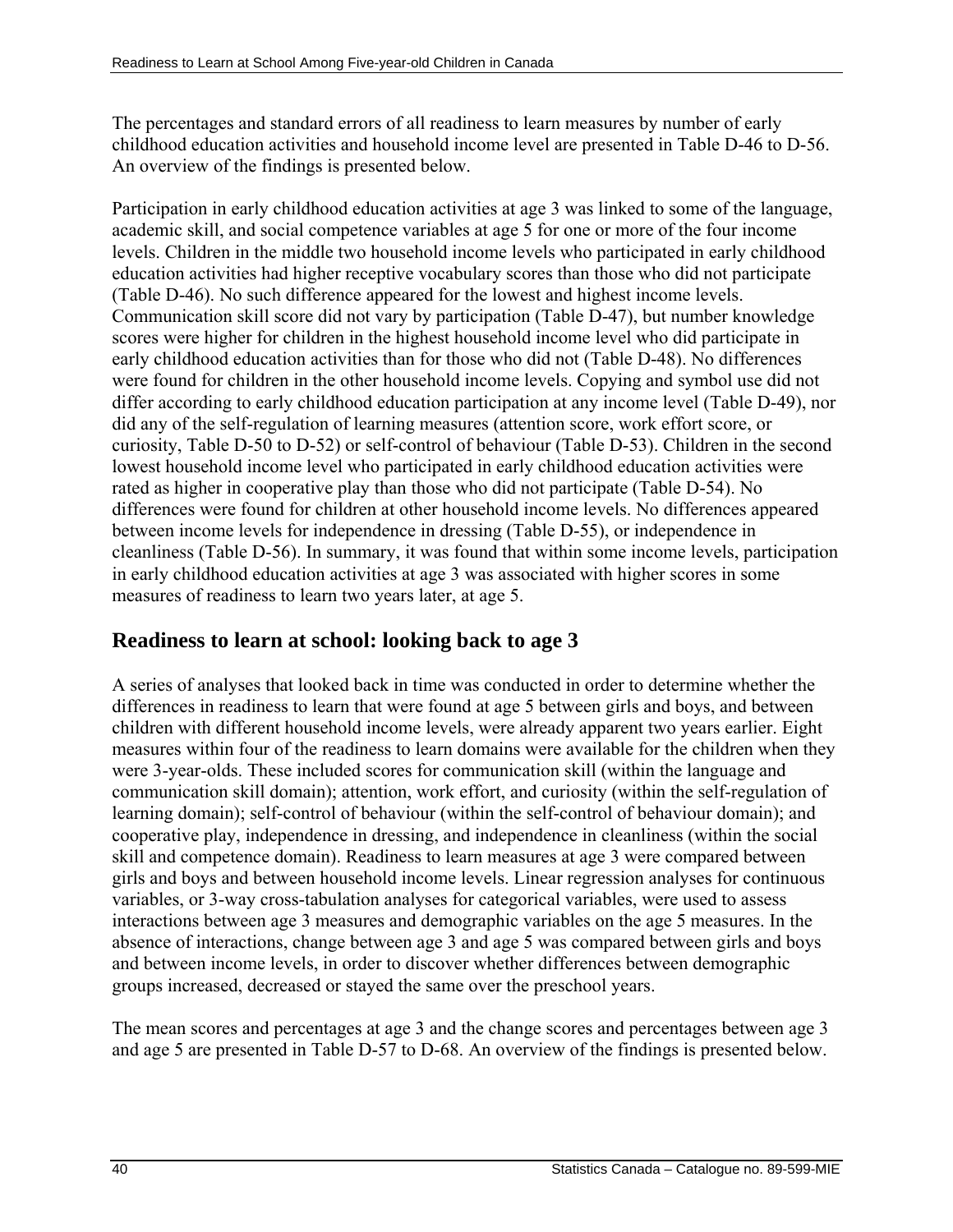The percentages and standard errors of all readiness to learn measures by number of early childhood education activities and household income level are presented in Table D-46 to D-56. An overview of the findings is presented below.

Participation in early childhood education activities at age 3 was linked to some of the language, academic skill, and social competence variables at age 5 for one or more of the four income levels. Children in the middle two household income levels who participated in early childhood education activities had higher receptive vocabulary scores than those who did not participate (Table D-46). No such difference appeared for the lowest and highest income levels. Communication skill score did not vary by participation (Table D-47), but number knowledge scores were higher for children in the highest household income level who did participate in early childhood education activities than for those who did not (Table D-48). No differences were found for children in the other household income levels. Copying and symbol use did not differ according to early childhood education participation at any income level (Table D-49), nor did any of the self-regulation of learning measures (attention score, work effort score, or curiosity, Table D-50 to D-52) or self-control of behaviour (Table D-53). Children in the second lowest household income level who participated in early childhood education activities were rated as higher in cooperative play than those who did not participate (Table D-54). No differences were found for children at other household income levels. No differences appeared between income levels for independence in dressing (Table D-55), or independence in cleanliness (Table D-56). In summary, it was found that within some income levels, participation in early childhood education activities at age 3 was associated with higher scores in some measures of readiness to learn two years later, at age 5.

## Readiness to learn at school: looking back to age 3

A series of analyses that looked back in time was conducted in order to determine whether the differences in readiness to learn that were found at age 5 between girls and boys, and between children with different household income levels, were already apparent two years earlier. Eight measures within four of the readiness to learn domains were available for the children when they were 3-year-olds. These included scores for communication skill (within the language and communication skill domain); attention, work effort, and curiosity (within the self-regulation of learning domain); self-control of behaviour (within the self-control of behaviour domain); and cooperative play, independence in dressing, and independence in cleanliness (within the social skill and competence domain). Readiness to learn measures at age 3 were compared between girls and boys and between household income levels. Linear regression analyses for continuous variables, or 3-way cross-tabulation analyses for categorical variables, were used to assess interactions between age 3 measures and demographic variables on the age 5 measures. In the absence of interactions, change between age 3 and age 5 was compared between girls and boys and between income levels, in order to discover whether differences between demographic groups increased, decreased or stayed the same over the preschool years.

The mean scores and percentages at age 3 and the change scores and percentages between age 3 and age 5 are presented in Table D-57 to D-68. An overview of the findings is presented below.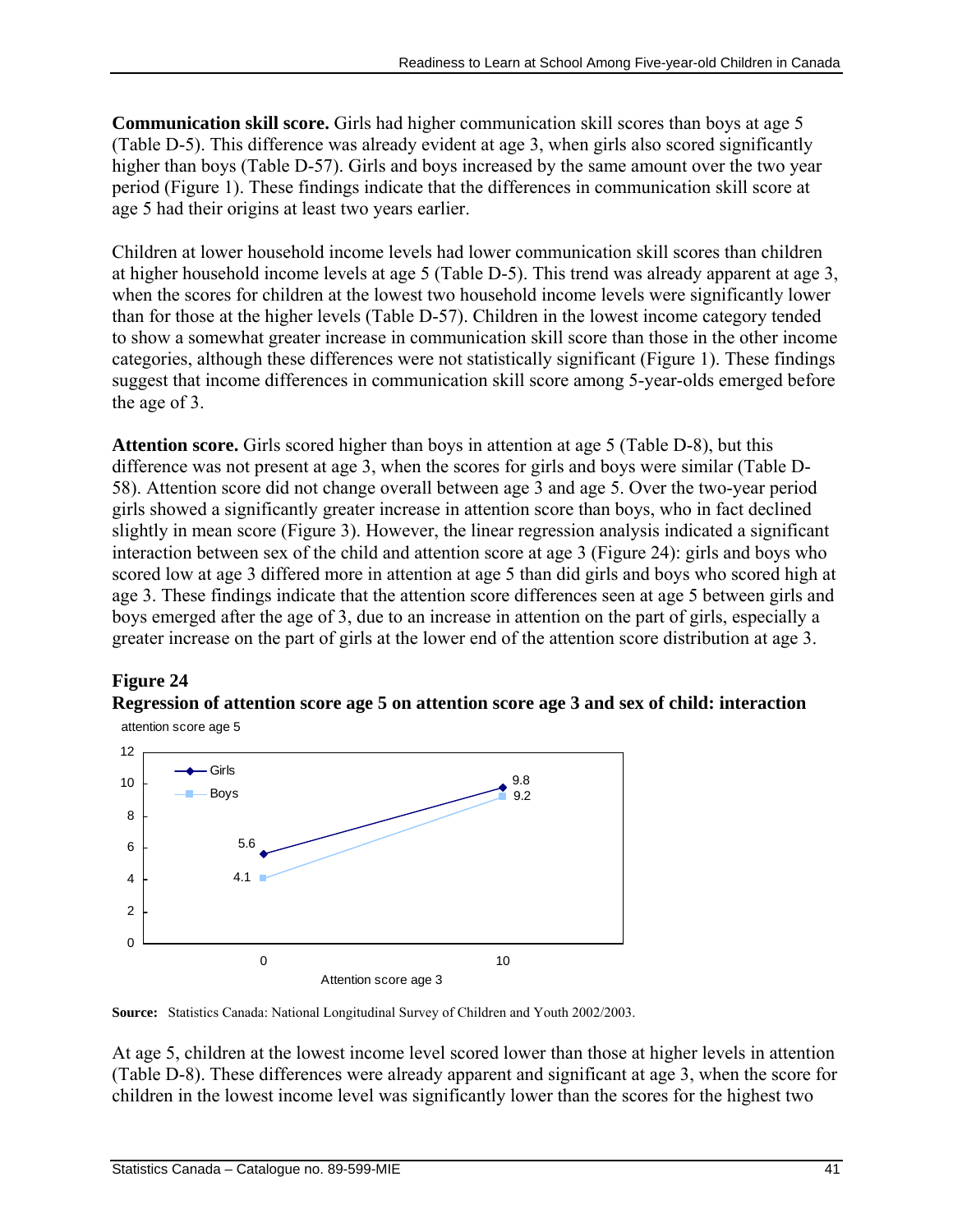**Communication skill score.** Girls had higher communication skill scores than boys at age 5 (Table D-5). This difference was already evident at age 3, when girls also scored significantly higher than boys (Table D-57). Girls and boys increased by the same amount over the two year period (Figure 1). These findings indicate that the differences in communication skill score at age 5 had their origins at least two years earlier.

Children at lower household income levels had lower communication skill scores than children at higher household income levels at age 5 (Table D-5). This trend was already apparent at age 3, when the scores for children at the lowest two household income levels were significantly lower than for those at the higher levels (Table D-57). Children in the lowest income category tended to show a somewhat greater increase in communication skill score than those in the other income categories, although these differences were not statistically significant (Figure 1). These findings suggest that income differences in communication skill score among 5-year-olds emerged before the age of 3.

**Attention score.** Girls scored higher than boys in attention at age 5 (Table D-8), but this difference was not present at age 3, when the scores for girls and boys were similar (Table D-58). Attention score did not change overall between age 3 and age 5. Over the two-year period girls showed a significantly greater increase in attention score than boys, who in fact declined slightly in mean score (Figure 3). However, the linear regression analysis indicated a significant interaction between sex of the child and attention score at age 3 (Figure 24): girls and boys who scored low at age 3 differed more in attention at age 5 than did girls and boys who scored high at age 3. These findings indicate that the attention score differences seen at age 5 between girls and boys emerged after the age of 3, due to an increase in attention on the part of girls, especially a greater increase on the part of girls at the lower end of the attention score distribution at age 3.

**Figure 24**
**Regression of attention score age 5 on attention score age 3 and sex of child: interaction**

| Attention score age 3 | Girls (attention score age 5) | Boys (attention score age 5) |
|---|---|---|
| 0 | 5.6 | 4.1 |
| 10 | 9.8 | 9.2 |

**Source:** Statistics Canada: National Longitudinal Survey of Children and Youth 2002/2003.

At age 5, children at the lowest income level scored lower than those at higher levels in attention (Table D-8). These differences were already apparent and significant at age 3, when the score for children in the lowest income level was significantly lower than the scores for the highest two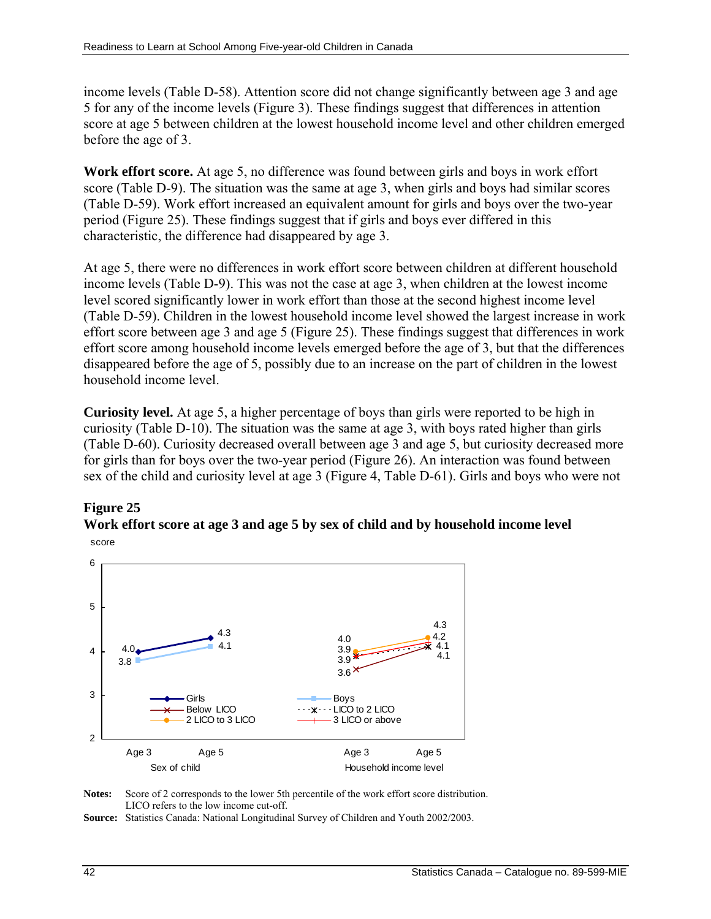income levels (Table D-58). Attention score did not change significantly between age 3 and age 5 for any of the income levels (Figure 3). These findings suggest that differences in attention score at age 5 between children at the lowest household income level and other children emerged before the age of 3.

**Work effort score.** At age 5, no difference was found between girls and boys in work effort score (Table D-9). The situation was the same at age 3, when girls and boys had similar scores (Table D-59). Work effort increased an equivalent amount for girls and boys over the two-year period (Figure 25). These findings suggest that if girls and boys ever differed in this characteristic, the difference had disappeared by age 3.

At age 5, there were no differences in work effort score between children at different household income levels (Table D-9). This was not the case at age 3, when children at the lowest income level scored significantly lower in work effort than those at the second highest income level (Table D-59). Children in the lowest household income level showed the largest increase in work effort score between age 3 and age 5 (Figure 25). These findings suggest that differences in work effort score among household income levels emerged before the age of 3, but that the differences disappeared before the age of 5, possibly due to an increase on the part of children in the lowest household income level.

**Curiosity level.** At age 5, a higher percentage of boys than girls were reported to be high in curiosity (Table D-10). The situation was the same at age 3, with boys rated higher than girls (Table D-60). Curiosity decreased overall between age 3 and age 5, but curiosity decreased more for girls than for boys over the two-year period (Figure 26). An interaction was found between sex of the child and curiosity level at age 3 (Figure 4, Table D-61). Girls and boys who were not

**Figure 25**
**Work effort score at age 3 and age 5 by sex of child and by household income level**

| | Age 3 | Age 5 |
|---|---|---|
| **Sex of child** | | |
| Girls | 4.0 | 4.3 |
| Boys | 3.8 | 4.1 |
| **Household income level** | | |
| Below LICO | 3.6 | 4.1 |
| LICO to 2 LICO | 3.9 | 4.1 |
| 2 LICO to 3 LICO | 4.0 | 4.3 |
| 3 LICO or above | 3.9 | 4.2 |

**Notes:** Score of 2 corresponds to the lower 5th percentile of the work effort score distribution. LICO refers to the low income cut-off.

**Source:** Statistics Canada: National Longitudinal Survey of Children and Youth 2002/2003.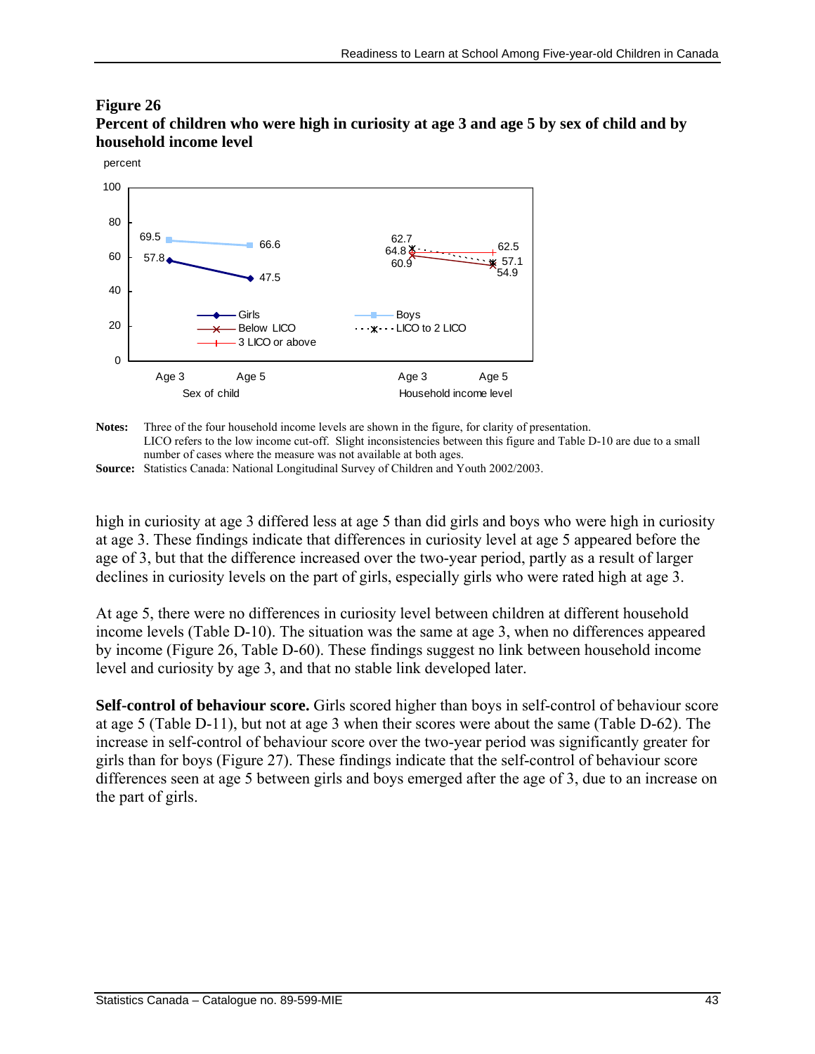**Figure 26**
**Percent of children who were high in curiosity at age 3 and age 5 by sex of child and by household income level**

**Notes:** Three of the four household income levels are shown in the figure, for clarity of presentation. LICO refers to the low income cut-off. Slight inconsistencies between this figure and Table D-10 are due to a small number of cases where the measure was not available at both ages.

**Source:** Statistics Canada: National Longitudinal Survey of Children and Youth 2002/2003.

high in curiosity at age 3 differed less at age 5 than did girls and boys who were high in curiosity at age 3. These findings indicate that differences in curiosity level at age 5 appeared before the age of 3, but that the difference increased over the two-year period, partly as a result of larger declines in curiosity levels on the part of girls, especially girls who were rated high at age 3.

At age 5, there were no differences in curiosity level between children at different household income levels (Table D-10). The situation was the same at age 3, when no differences appeared by income (Figure 26, Table D-60). These findings suggest no link between household income level and curiosity by age 3, and that no stable link developed later.

**Self-control of behaviour score.** Girls scored higher than boys in self-control of behaviour score at age 5 (Table D-11), but not at age 3 when their scores were about the same (Table D-62). The increase in self-control of behaviour score over the two-year period was significantly greater for girls than for boys (Figure 27). These findings indicate that the self-control of behaviour score differences seen at age 5 between girls and boys emerged after the age of 3, due to an increase on the part of girls.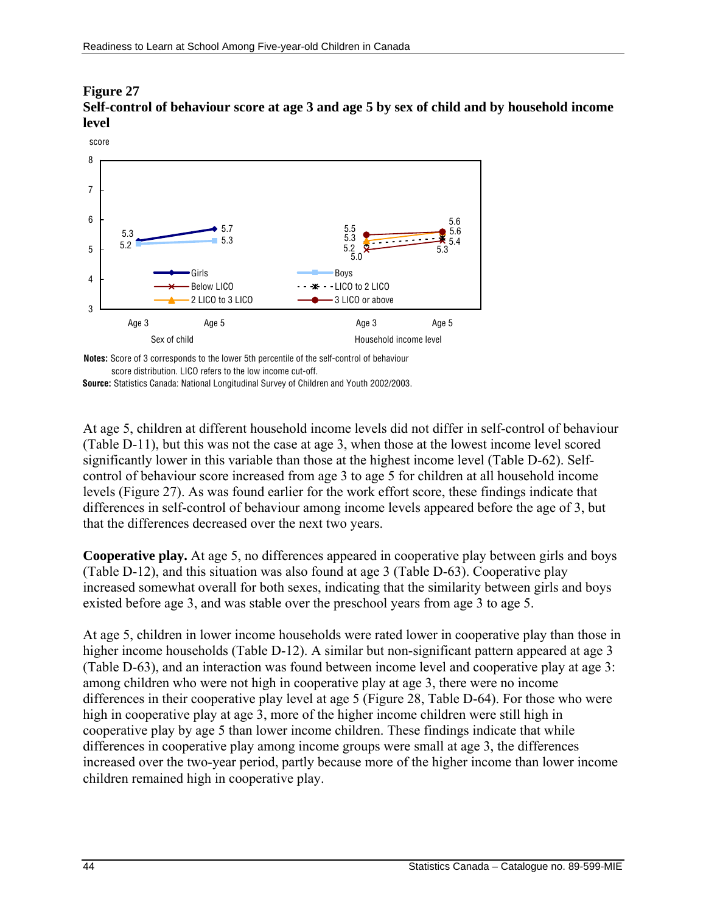**Figure 27**
**Self-control of behaviour score at age 3 and age 5 by sex of child and by household income level**

**Notes:** Score of 3 corresponds to the lower 5th percentile of the self-control of behaviour score distribution. LICO refers to the low income cut-off.
**Source:** Statistics Canada: National Longitudinal Survey of Children and Youth 2002/2003.

At age 5, children at different household income levels did not differ in self-control of behaviour (Table D-11), but this was not the case at age 3, when those at the lowest income level scored significantly lower in this variable than those at the highest income level (Table D-62). Self-control of behaviour score increased from age 3 to age 5 for children at all household income levels (Figure 27). As was found earlier for the work effort score, these findings indicate that differences in self-control of behaviour among income levels appeared before the age of 3, but that the differences decreased over the next two years.

**Cooperative play.** At age 5, no differences appeared in cooperative play between girls and boys (Table D-12), and this situation was also found at age 3 (Table D-63). Cooperative play increased somewhat overall for both sexes, indicating that the similarity between girls and boys existed before age 3, and was stable over the preschool years from age 3 to age 5.

At age 5, children in lower income households were rated lower in cooperative play than those in higher income households (Table D-12). A similar but non-significant pattern appeared at age 3 (Table D-63), and an interaction was found between income level and cooperative play at age 3: among children who were not high in cooperative play at age 3, there were no income differences in their cooperative play level at age 5 (Figure 28, Table D-64). For those who were high in cooperative play at age 3, more of the higher income children were still high in cooperative play by age 5 than lower income children. These findings indicate that while differences in cooperative play among income groups were small at age 3, the differences increased over the two-year period, partly because more of the higher income than lower income children remained high in cooperative play.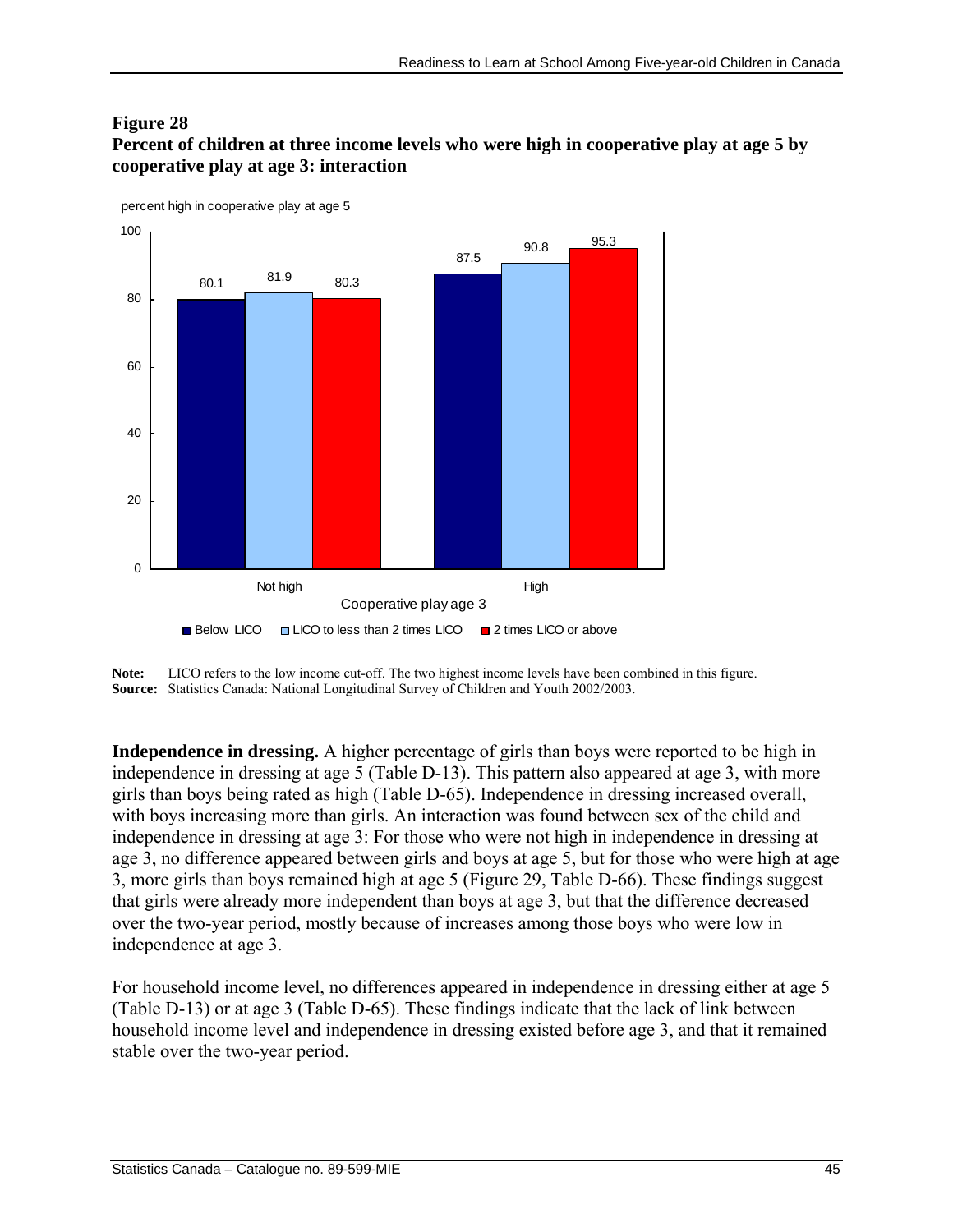**Figure 28**
**Percent of children at three income levels who were high in cooperative play at age 5 by cooperative play at age 3: interaction**

percent high in cooperative play at age 5

| Cooperative play age 3 | Below LICO | LICO to less than 2 times LICO | 2 times LICO or above |
|---|---|---|---|
| Not high | 80.1 | 81.9 | 80.3 |
| High | 87.5 | 90.8 | 95.3 |

**Note:** LICO refers to the low income cut-off. The two highest income levels have been combined in this figure.
**Source:** Statistics Canada: National Longitudinal Survey of Children and Youth 2002/2003.

**Independence in dressing.** A higher percentage of girls than boys were reported to be high in independence in dressing at age 5 (Table D-13). This pattern also appeared at age 3, with more girls than boys being rated as high (Table D-65). Independence in dressing increased overall, with boys increasing more than girls. An interaction was found between sex of the child and independence in dressing at age 3: For those who were not high in independence in dressing at age 3, no difference appeared between girls and boys at age 5, but for those who were high at age 3, more girls than boys remained high at age 5 (Figure 29, Table D-66). These findings suggest that girls were already more independent than boys at age 3, but that the difference decreased over the two-year period, mostly because of increases among those boys who were low in independence at age 3.

For household income level, no differences appeared in independence in dressing either at age 5 (Table D-13) or at age 3 (Table D-65). These findings indicate that the lack of link between household income level and independence in dressing existed before age 3, and that it remained stable over the two-year period.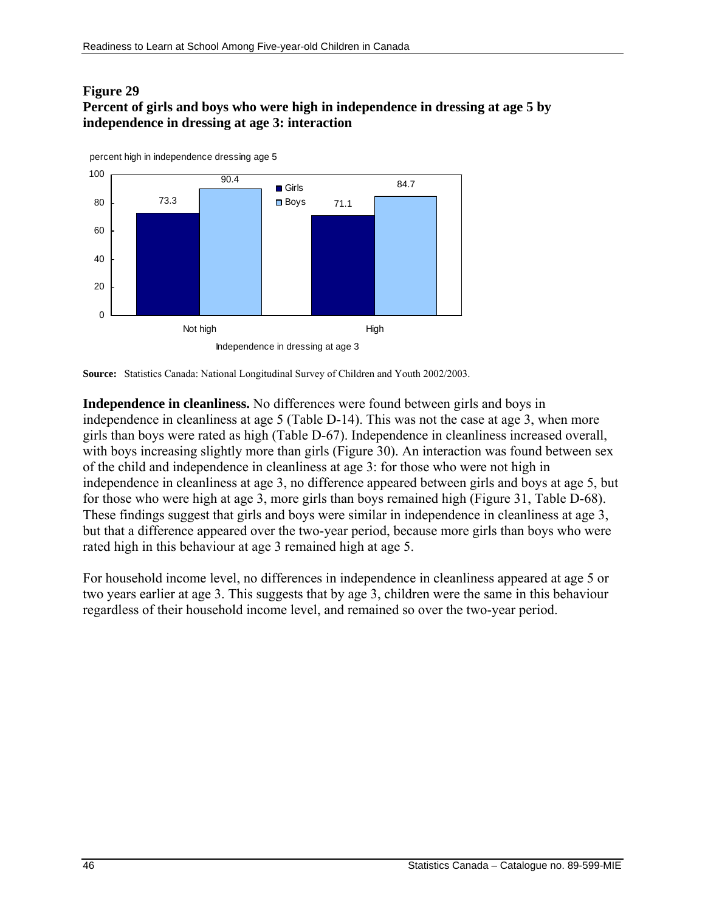**Figure 29**
**Percent of girls and boys who were high in independence in dressing at age 5 by independence in dressing at age 3: interaction**

| Independence in dressing at age 3 | Girls | Boys |
| --- | --- | --- |
| Not high | 73.3 | 90.4 |
| High | 71.1 | 84.7 |

**Source:** Statistics Canada: National Longitudinal Survey of Children and Youth 2002/2003.

**Independence in cleanliness.** No differences were found between girls and boys in independence in cleanliness at age 5 (Table D-14). This was not the case at age 3, when more girls than boys were rated as high (Table D-67). Independence in cleanliness increased overall, with boys increasing slightly more than girls (Figure 30). An interaction was found between sex of the child and independence in cleanliness at age 3: for those who were not high in independence in cleanliness at age 3, no difference appeared between girls and boys at age 5, but for those who were high at age 3, more girls than boys remained high (Figure 31, Table D-68). These findings suggest that girls and boys were similar in independence in cleanliness at age 3, but that a difference appeared over the two-year period, because more girls than boys who were rated high in this behaviour at age 3 remained high at age 5.

For household income level, no differences in independence in cleanliness appeared at age 5 or two years earlier at age 3. This suggests that by age 3, children were the same in this behaviour regardless of their household income level, and remained so over the two-year period.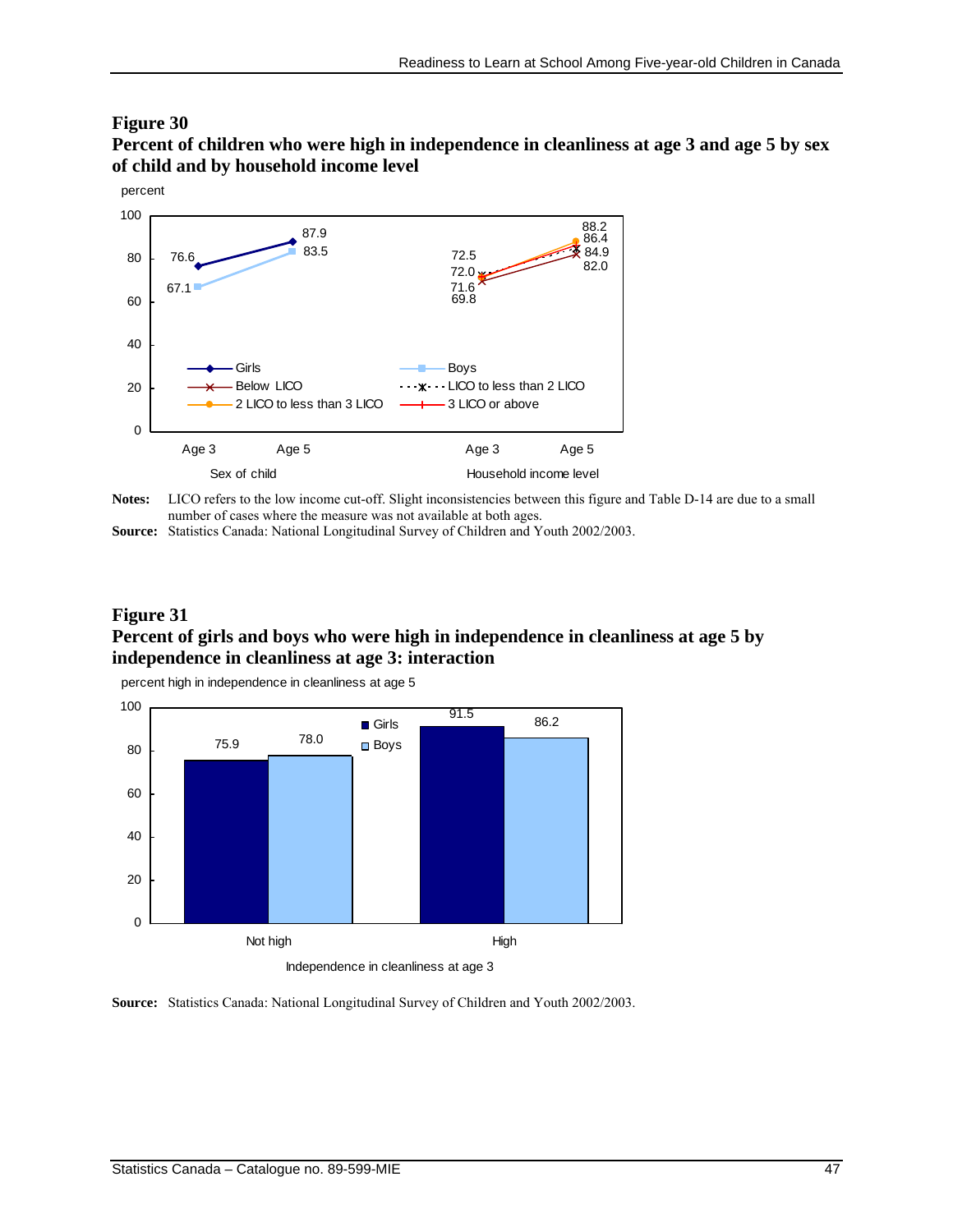## Figure 30

**Percent of children who were high in independence in cleanliness at age 3 and age 5 by sex of child and by household income level**

| | Age 3 | Age 5 |
|---|---|---|
| **Sex of child** | | |
| Girls | 76.6 | 87.9 |
| Boys | 67.1 | 83.5 |
| **Household income level** | | |
| Below LICO | 69.8 | 82.0 |
| LICO to less than 2 LICO | 72.5 | 84.9 |
| 2 LICO to less than 3 LICO | 71.6 | 88.2 |
| 3 LICO or above | 72.0 | 86.4 |

**Notes:** LICO refers to the low income cut-off. Slight inconsistencies between this figure and Table D-14 are due to a small number of cases where the measure was not available at both ages.

**Source:** Statistics Canada: National Longitudinal Survey of Children and Youth 2002/2003.

## Figure 31

**Percent of girls and boys who were high in independence in cleanliness at age 5 by independence in cleanliness at age 3: interaction**

percent high in independence in cleanliness at age 5

| Independence in cleanliness at age 3 | Girls | Boys |
|---|---|---|
| Not high | 75.9 | 78.0 |
| High | 91.5 | 86.2 |

**Source:** Statistics Canada: National Longitudinal Survey of Children and Youth 2002/2003.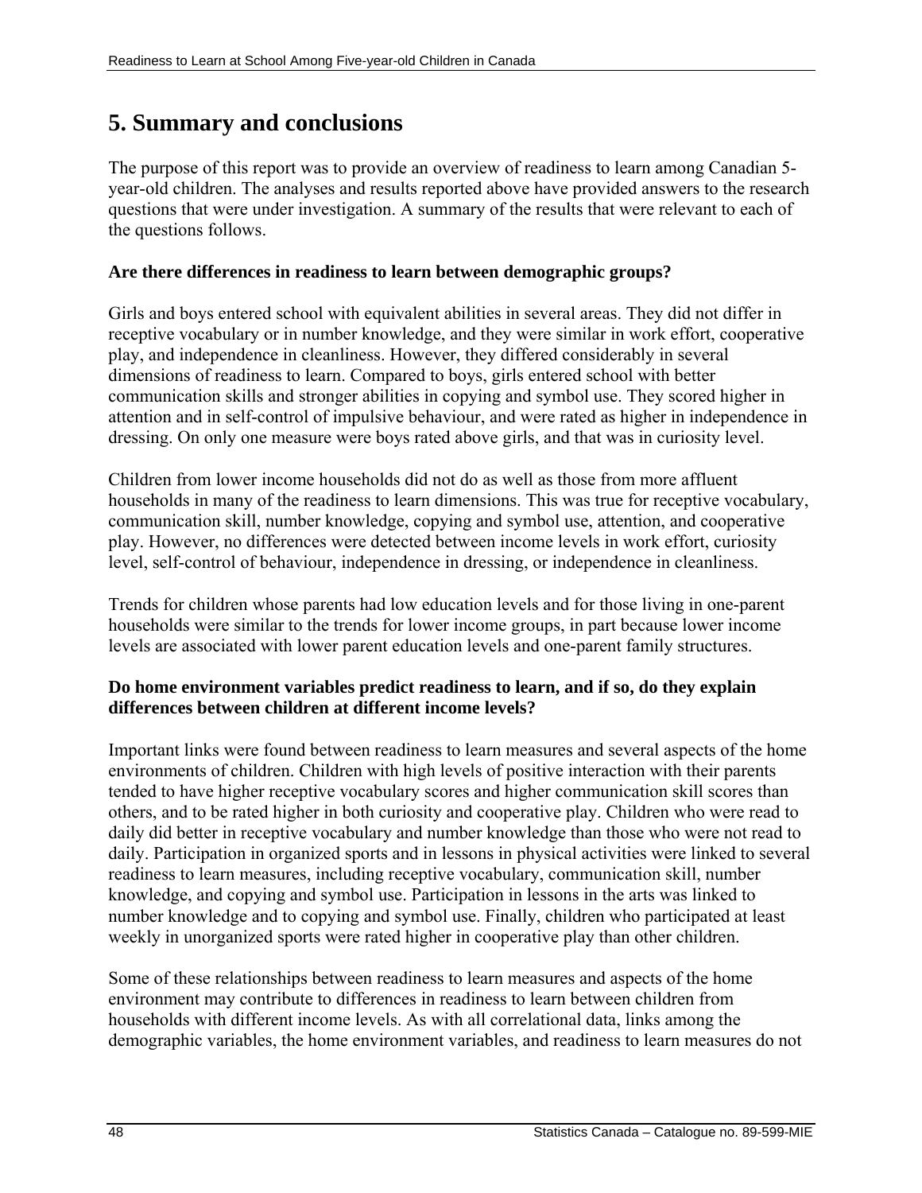# 5. Summary and conclusions

The purpose of this report was to provide an overview of readiness to learn among Canadian 5-year-old children. The analyses and results reported above have provided answers to the research questions that were under investigation. A summary of the results that were relevant to each of the questions follows.

**Are there differences in readiness to learn between demographic groups?**

Girls and boys entered school with equivalent abilities in several areas. They did not differ in receptive vocabulary or in number knowledge, and they were similar in work effort, cooperative play, and independence in cleanliness. However, they differed considerably in several dimensions of readiness to learn. Compared to boys, girls entered school with better communication skills and stronger abilities in copying and symbol use. They scored higher in attention and in self-control of impulsive behaviour, and were rated as higher in independence in dressing. On only one measure were boys rated above girls, and that was in curiosity level.

Children from lower income households did not do as well as those from more affluent households in many of the readiness to learn dimensions. This was true for receptive vocabulary, communication skill, number knowledge, copying and symbol use, attention, and cooperative play. However, no differences were detected between income levels in work effort, curiosity level, self-control of behaviour, independence in dressing, or independence in cleanliness.

Trends for children whose parents had low education levels and for those living in one-parent households were similar to the trends for lower income groups, in part because lower income levels are associated with lower parent education levels and one-parent family structures.

**Do home environment variables predict readiness to learn, and if so, do they explain differences between children at different income levels?**

Important links were found between readiness to learn measures and several aspects of the home environments of children. Children with high levels of positive interaction with their parents tended to have higher receptive vocabulary scores and higher communication skill scores than others, and to be rated higher in both curiosity and cooperative play. Children who were read to daily did better in receptive vocabulary and number knowledge than those who were not read to daily. Participation in organized sports and in lessons in physical activities were linked to several readiness to learn measures, including receptive vocabulary, communication skill, number knowledge, and copying and symbol use. Participation in lessons in the arts was linked to number knowledge and to copying and symbol use. Finally, children who participated at least weekly in unorganized sports were rated higher in cooperative play than other children.

Some of these relationships between readiness to learn measures and aspects of the home environment may contribute to differences in readiness to learn between children from households with different income levels. As with all correlational data, links among the demographic variables, the home environment variables, and readiness to learn measures do not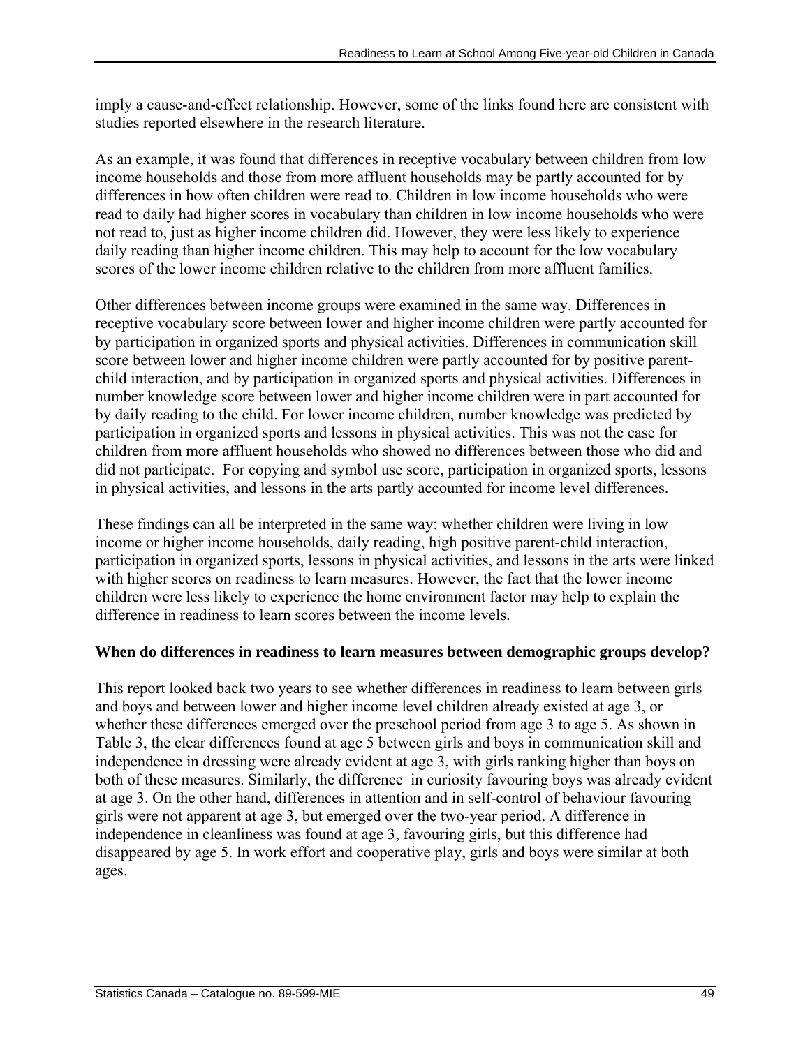imply a cause-and-effect relationship. However, some of the links found here are consistent with studies reported elsewhere in the research literature.

As an example, it was found that differences in receptive vocabulary between children from low income households and those from more affluent households may be partly accounted for by differences in how often children were read to. Children in low income households who were read to daily had higher scores in vocabulary than children in low income households who were not read to, just as higher income children did. However, they were less likely to experience daily reading than higher income children. This may help to account for the low vocabulary scores of the lower income children relative to the children from more affluent families.

Other differences between income groups were examined in the same way. Differences in receptive vocabulary score between lower and higher income children were partly accounted for by participation in organized sports and physical activities. Differences in communication skill score between lower and higher income children were partly accounted for by positive parent-child interaction, and by participation in organized sports and physical activities. Differences in number knowledge score between lower and higher income children were in part accounted for by daily reading to the child. For lower income children, number knowledge was predicted by participation in organized sports and lessons in physical activities. This was not the case for children from more affluent households who showed no differences between those who did and did not participate. For copying and symbol use score, participation in organized sports, lessons in physical activities, and lessons in the arts partly accounted for income level differences.

These findings can all be interpreted in the same way: whether children were living in low income or higher income households, daily reading, high positive parent-child interaction, participation in organized sports, lessons in physical activities, and lessons in the arts were linked with higher scores on readiness to learn measures. However, the fact that the lower income children were less likely to experience the home environment factor may help to explain the difference in readiness to learn scores between the income levels.

**When do differences in readiness to learn measures between demographic groups develop?**

This report looked back two years to see whether differences in readiness to learn between girls and boys and between lower and higher income level children already existed at age 3, or whether these differences emerged over the preschool period from age 3 to age 5. As shown in Table 3, the clear differences found at age 5 between girls and boys in communication skill and independence in dressing were already evident at age 3, with girls ranking higher than boys on both of these measures. Similarly, the difference in curiosity favouring boys was already evident at age 3. On the other hand, differences in attention and in self-control of behaviour favouring girls were not apparent at age 3, but emerged over the two-year period. A difference in independence in cleanliness was found at age 3, favouring girls, but this difference had disappeared by age 5. In work effort and cooperative play, girls and boys were similar at both ages.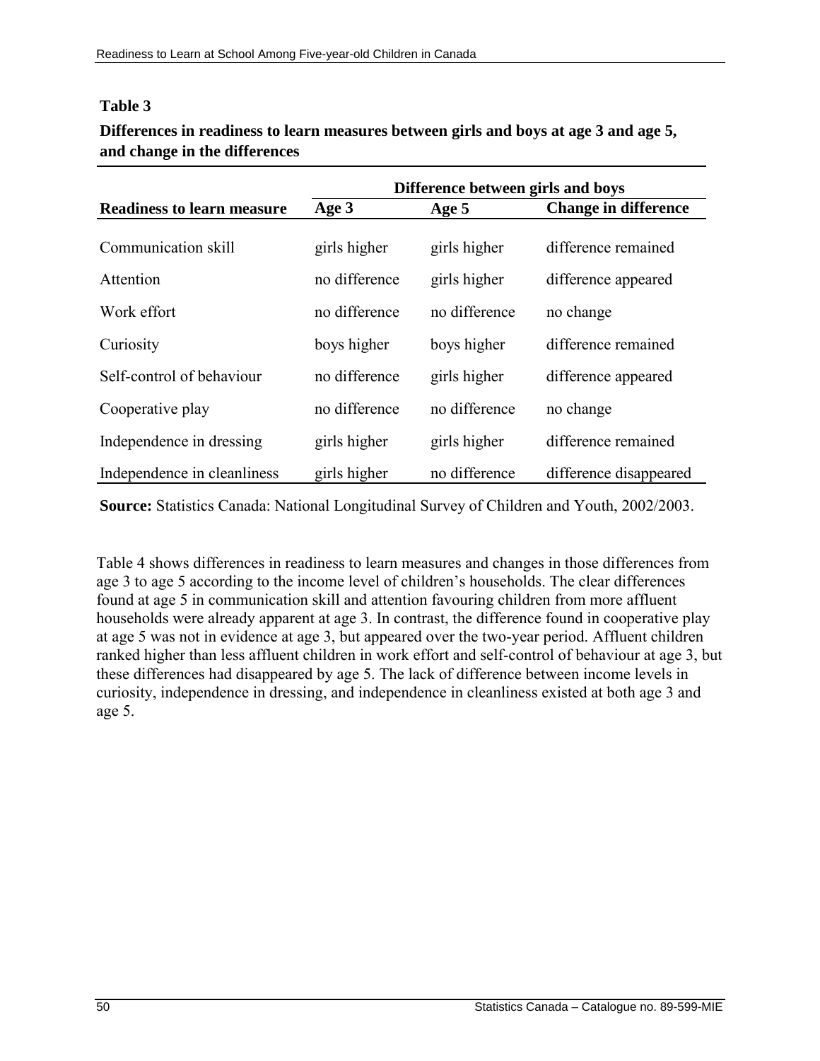**Table 3**

**Differences in readiness to learn measures between girls and boys at age 3 and age 5, and change in the differences**

| | Difference between girls and boys | | |
|---|---|---|---|
| **Readiness to learn measure** | **Age 3** | **Age 5** | **Change in difference** |
| Communication skill | girls higher | girls higher | difference remained |
| Attention | no difference | girls higher | difference appeared |
| Work effort | no difference | no difference | no change |
| Curiosity | boys higher | boys higher | difference remained |
| Self-control of behaviour | no difference | girls higher | difference appeared |
| Cooperative play | no difference | no difference | no change |
| Independence in dressing | girls higher | girls higher | difference remained |
| Independence in cleanliness | girls higher | no difference | difference disappeared |

**Source:** Statistics Canada: National Longitudinal Survey of Children and Youth, 2002/2003.

Table 4 shows differences in readiness to learn measures and changes in those differences from age 3 to age 5 according to the income level of children's households. The clear differences found at age 5 in communication skill and attention favouring children from more affluent households were already apparent at age 3. In contrast, the difference found in cooperative play at age 5 was not in evidence at age 3, but appeared over the two-year period. Affluent children ranked higher than less affluent children in work effort and self-control of behaviour at age 3, but these differences had disappeared by age 5. The lack of difference between income levels in curiosity, independence in dressing, and independence in cleanliness existed at both age 3 and age 5.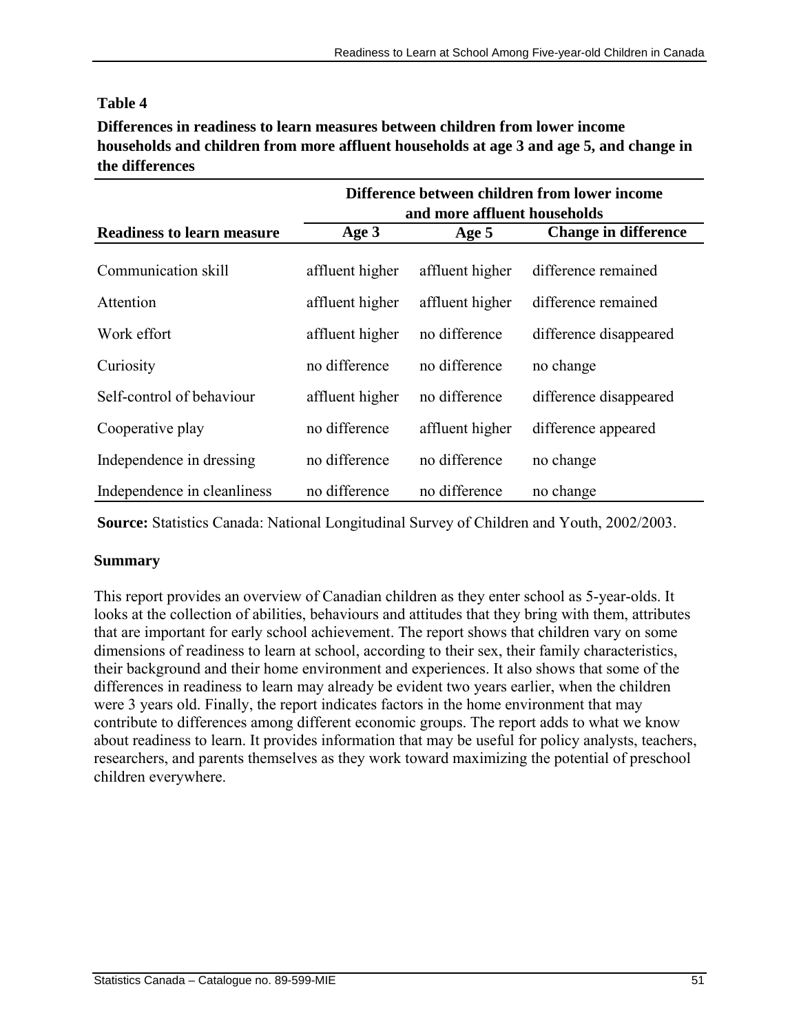**Table 4**

**Differences in readiness to learn measures between children from lower income households and children from more affluent households at age 3 and age 5, and change in the differences**

| | Difference between children from lower income and more affluent households | | |
|---|---|---|---|
| **Readiness to learn measure** | **Age 3** | **Age 5** | **Change in difference** |
| Communication skill | affluent higher | affluent higher | difference remained |
| Attention | affluent higher | affluent higher | difference remained |
| Work effort | affluent higher | no difference | difference disappeared |
| Curiosity | no difference | no difference | no change |
| Self-control of behaviour | affluent higher | no difference | difference disappeared |
| Cooperative play | no difference | affluent higher | difference appeared |
| Independence in dressing | no difference | no difference | no change |
| Independence in cleanliness | no difference | no difference | no change |

**Source:** Statistics Canada: National Longitudinal Survey of Children and Youth, 2002/2003.

### Summary

This report provides an overview of Canadian children as they enter school as 5-year-olds. It looks at the collection of abilities, behaviours and attitudes that they bring with them, attributes that are important for early school achievement. The report shows that children vary on some dimensions of readiness to learn at school, according to their sex, their family characteristics, their background and their home environment and experiences. It also shows that some of the differences in readiness to learn may already be evident two years earlier, when the children were 3 years old. Finally, the report indicates factors in the home environment that may contribute to differences among different economic groups. The report adds to what we know about readiness to learn. It provides information that may be useful for policy analysts, teachers, researchers, and parents themselves as they work toward maximizing the potential of preschool children everywhere.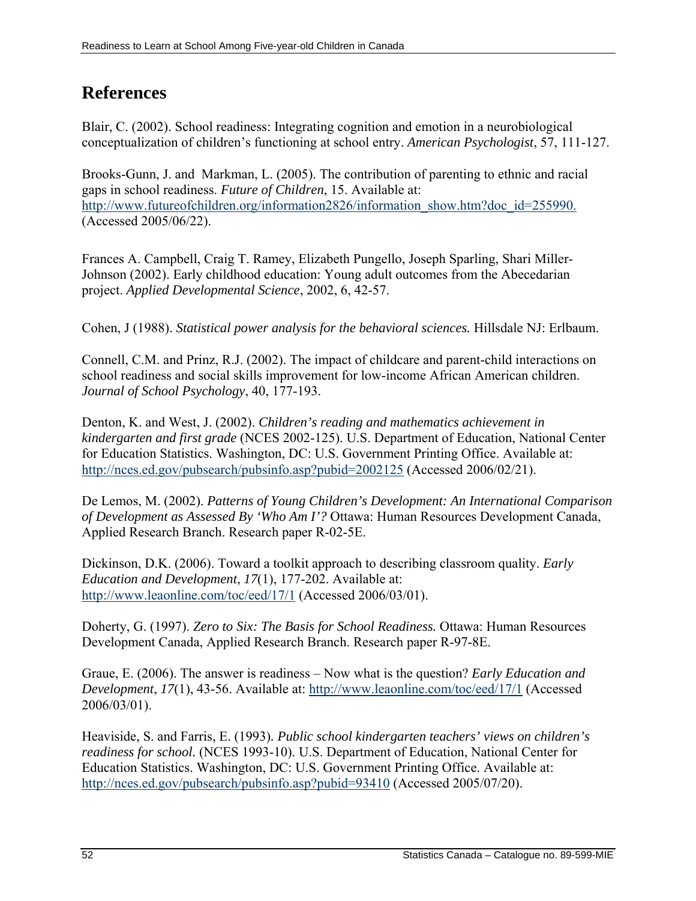# References

Blair, C. (2002). School readiness: Integrating cognition and emotion in a neurobiological conceptualization of children's functioning at school entry. *American Psychologist*, 57, 111-127.

Brooks-Gunn, J. and Markman, L. (2005). The contribution of parenting to ethnic and racial gaps in school readiness. *Future of Children*, 15. Available at: http://www.futureofchildren.org/information2826/information_show.htm?doc_id=255990. (Accessed 2005/06/22).

Frances A. Campbell, Craig T. Ramey, Elizabeth Pungello, Joseph Sparling, Shari Miller-Johnson (2002). Early childhood education: Young adult outcomes from the Abecedarian project. *Applied Developmental Science*, 2002, 6, 42-57.

Cohen, J (1988). *Statistical power analysis for the behavioral sciences.* Hillsdale NJ: Erlbaum.

Connell, C.M. and Prinz, R.J. (2002). The impact of childcare and parent-child interactions on school readiness and social skills improvement for low-income African American children. *Journal of School Psychology*, 40, 177-193.

Denton, K. and West, J. (2002). *Children's reading and mathematics achievement in kindergarten and first grade* (NCES 2002-125). U.S. Department of Education, National Center for Education Statistics. Washington, DC: U.S. Government Printing Office. Available at: http://nces.ed.gov/pubsearch/pubsinfo.asp?pubid=2002125 (Accessed 2006/02/21).

De Lemos, M. (2002). *Patterns of Young Children's Development: An International Comparison of Development as Assessed By 'Who Am I'?* Ottawa: Human Resources Development Canada, Applied Research Branch. Research paper R-02-5E.

Dickinson, D.K. (2006). Toward a toolkit approach to describing classroom quality. *Early Education and Development*, *17*(1), 177-202. Available at: http://www.leaonline.com/toc/eed/17/1 (Accessed 2006/03/01).

Doherty, G. (1997). *Zero to Six: The Basis for School Readiness.* Ottawa: Human Resources Development Canada, Applied Research Branch. Research paper R-97-8E.

Graue, E. (2006). The answer is readiness – Now what is the question? *Early Education and Development*, *17*(1), 43-56. Available at: http://www.leaonline.com/toc/eed/17/1 (Accessed 2006/03/01).

Heaviside, S. and Farris, E. (1993). *Public school kindergarten teachers' views on children's readiness for school.* (NCES 1993-10). U.S. Department of Education, National Center for Education Statistics. Washington, DC: U.S. Government Printing Office. Available at: http://nces.ed.gov/pubsearch/pubsinfo.asp?pubid=93410 (Accessed 2005/07/20).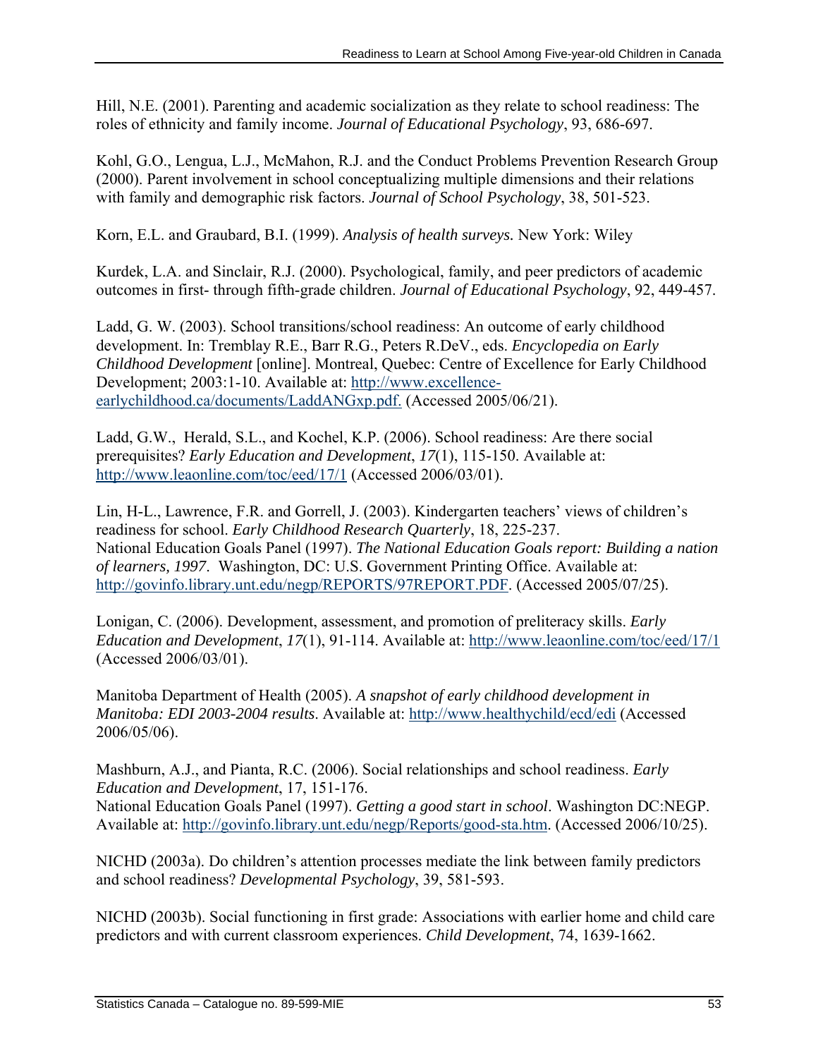Hill, N.E. (2001). Parenting and academic socialization as they relate to school readiness: The roles of ethnicity and family income. *Journal of Educational Psychology*, 93, 686-697.

Kohl, G.O., Lengua, L.J., McMahon, R.J. and the Conduct Problems Prevention Research Group (2000). Parent involvement in school conceptualizing multiple dimensions and their relations with family and demographic risk factors. *Journal of School Psychology*, 38, 501-523.

Korn, E.L. and Graubard, B.I. (1999). *Analysis of health surveys.* New York: Wiley

Kurdek, L.A. and Sinclair, R.J. (2000). Psychological, family, and peer predictors of academic outcomes in first- through fifth-grade children. *Journal of Educational Psychology*, 92, 449-457.

Ladd, G. W. (2003). School transitions/school readiness: An outcome of early childhood development. In: Tremblay R.E., Barr R.G., Peters R.DeV., eds. *Encyclopedia on Early Childhood Development* [online]. Montreal, Quebec: Centre of Excellence for Early Childhood Development; 2003:1-10. Available at: http://www.excellence-earlychildhood.ca/documents/LaddANGxp.pdf. (Accessed 2005/06/21).

Ladd, G.W., Herald, S.L., and Kochel, K.P. (2006). School readiness: Are there social prerequisites? *Early Education and Development*, *17*(1), 115-150. Available at: http://www.leaonline.com/toc/eed/17/1 (Accessed 2006/03/01).

Lin, H-L., Lawrence, F.R. and Gorrell, J. (2003). Kindergarten teachers' views of children's readiness for school. *Early Childhood Research Quarterly*, 18, 225-237.
National Education Goals Panel (1997). *The National Education Goals report: Building a nation of learners, 1997*. Washington, DC: U.S. Government Printing Office. Available at: http://govinfo.library.unt.edu/negp/REPORTS/97REPORT.PDF. (Accessed 2005/07/25).

Lonigan, C. (2006). Development, assessment, and promotion of preliteracy skills. *Early Education and Development*, *17*(1), 91-114. Available at: http://www.leaonline.com/toc/eed/17/1 (Accessed 2006/03/01).

Manitoba Department of Health (2005). *A snapshot of early childhood development in Manitoba: EDI 2003-2004 results*. Available at: http://www.healthychild/ecd/edi (Accessed 2006/05/06).

Mashburn, A.J., and Pianta, R.C. (2006). Social relationships and school readiness. *Early Education and Development*, 17, 151-176.
National Education Goals Panel (1997). *Getting a good start in school*. Washington DC:NEGP. Available at: http://govinfo.library.unt.edu/negp/Reports/good-sta.htm. (Accessed 2006/10/25).

NICHD (2003a). Do children's attention processes mediate the link between family predictors and school readiness? *Developmental Psychology*, 39, 581-593.

NICHD (2003b). Social functioning in first grade: Associations with earlier home and child care predictors and with current classroom experiences. *Child Development*, 74, 1639-1662.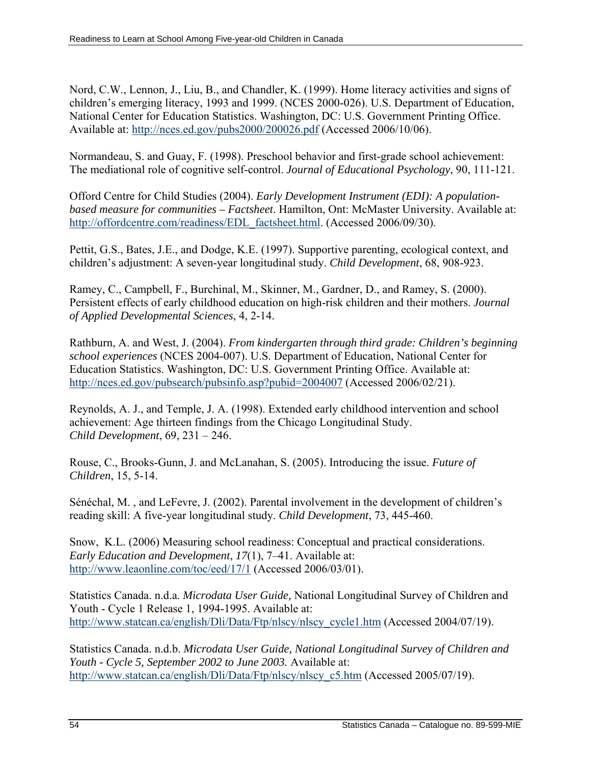Nord, C.W., Lennon, J., Liu, B., and Chandler, K. (1999). Home literacy activities and signs of children's emerging literacy, 1993 and 1999. (NCES 2000-026). U.S. Department of Education, National Center for Education Statistics. Washington, DC: U.S. Government Printing Office. Available at: http://nces.ed.gov/pubs2000/200026.pdf (Accessed 2006/10/06).

Normandeau, S. and Guay, F. (1998). Preschool behavior and first-grade school achievement: The mediational role of cognitive self-control. *Journal of Educational Psychology*, 90, 111-121.

Offord Centre for Child Studies (2004). *Early Development Instrument (EDI): A population-based measure for communities – Factsheet*. Hamilton, Ont: McMaster University. Available at: http://offordcentre.com/readiness/EDL_factsheet.html. (Accessed 2006/09/30).

Pettit, G.S., Bates, J.E., and Dodge, K.E. (1997). Supportive parenting, ecological context, and children's adjustment: A seven-year longitudinal study. *Child Development*, 68, 908-923.

Ramey, C., Campbell, F., Burchinal, M., Skinner, M., Gardner, D., and Ramey, S. (2000). Persistent effects of early childhood education on high-risk children and their mothers. *Journal of Applied Developmental Sciences*, 4, 2-14.

Rathburn, A. and West, J. (2004). *From kindergarten through third grade: Children's beginning school experiences* (NCES 2004-007). U.S. Department of Education, National Center for Education Statistics. Washington, DC: U.S. Government Printing Office. Available at: http://nces.ed.gov/pubsearch/pubsinfo.asp?pubid=2004007 (Accessed 2006/02/21).

Reynolds, A. J., and Temple, J. A. (1998). Extended early childhood intervention and school achievement: Age thirteen findings from the Chicago Longitudinal Study. *Child Development*, 69, 231 – 246.

Rouse, C., Brooks-Gunn, J. and McLanahan, S. (2005). Introducing the issue. *Future of Children*, 15, 5-14.

Sénéchal, M. , and LeFevre, J. (2002). Parental involvement in the development of children's reading skill: A five-year longitudinal study. *Child Development*, 73, 445-460.

Snow, K.L. (2006) Measuring school readiness: Conceptual and practical considerations. *Early Education and Development*, *17*(1), 7–41. Available at: http://www.leaonline.com/toc/eed/17/1 (Accessed 2006/03/01).

Statistics Canada. n.d.a. *Microdata User Guide,* National Longitudinal Survey of Children and Youth - Cycle 1 Release 1, 1994-1995. Available at: http://www.statcan.ca/english/Dli/Data/Ftp/nlscy/nlscy_cycle1.htm (Accessed 2004/07/19).

Statistics Canada. n.d.b. *Microdata User Guide, National Longitudinal Survey of Children and Youth - Cycle 5, September 2002 to June 2003.* Available at: http://www.statcan.ca/english/Dli/Data/Ftp/nlscy/nlscy_c5.htm (Accessed 2005/07/19).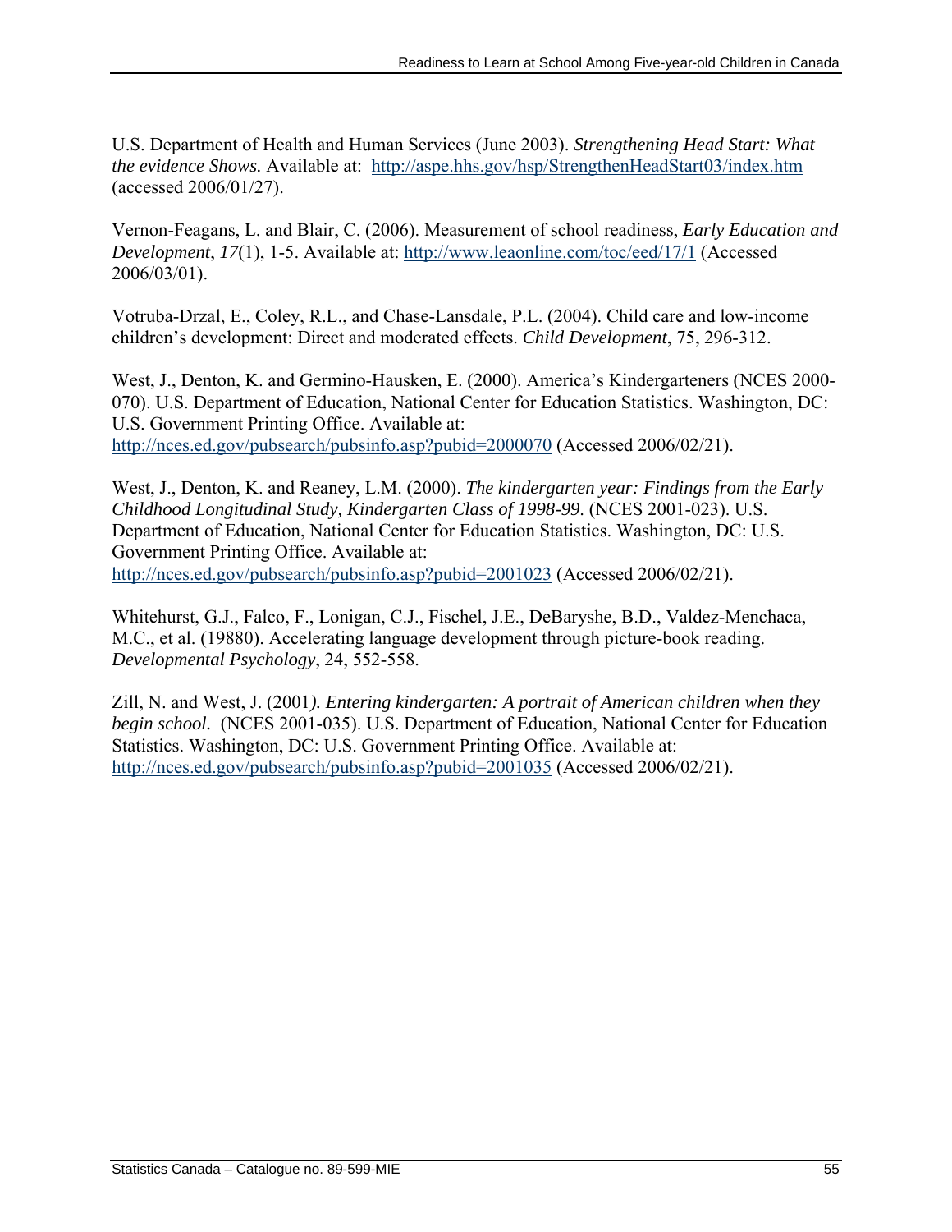U.S. Department of Health and Human Services (June 2003). *Strengthening Head Start: What the evidence Shows.* Available at: http://aspe.hhs.gov/hsp/StrengthenHeadStart03/index.htm (accessed 2006/01/27).

Vernon-Feagans, L. and Blair, C. (2006). Measurement of school readiness, *Early Education and Development*, *17*(1), 1-5. Available at: http://www.leaonline.com/toc/eed/17/1 (Accessed 2006/03/01).

Votruba-Drzal, E., Coley, R.L., and Chase-Lansdale, P.L. (2004). Child care and low-income children's development: Direct and moderated effects. *Child Development*, 75, 296-312.

West, J., Denton, K. and Germino-Hausken, E. (2000). America's Kindergarteners (NCES 2000-070). U.S. Department of Education, National Center for Education Statistics. Washington, DC: U.S. Government Printing Office. Available at: http://nces.ed.gov/pubsearch/pubsinfo.asp?pubid=2000070 (Accessed 2006/02/21).

West, J., Denton, K. and Reaney, L.M. (2000). *The kindergarten year: Findings from the Early Childhood Longitudinal Study, Kindergarten Class of 1998-99*. (NCES 2001-023). U.S. Department of Education, National Center for Education Statistics. Washington, DC: U.S. Government Printing Office. Available at: http://nces.ed.gov/pubsearch/pubsinfo.asp?pubid=2001023 (Accessed 2006/02/21).

Whitehurst, G.J., Falco, F., Lonigan, C.J., Fischel, J.E., DeBaryshe, B.D., Valdez-Menchaca, M.C., et al. (19880). Accelerating language development through picture-book reading. *Developmental Psychology*, 24, 552-558.

Zill, N. and West, J. (2001*). Entering kindergarten: A portrait of American children when they begin school.* (NCES 2001-035). U.S. Department of Education, National Center for Education Statistics. Washington, DC: U.S. Government Printing Office. Available at: http://nces.ed.gov/pubsearch/pubsinfo.asp?pubid=2001035 (Accessed 2006/02/21).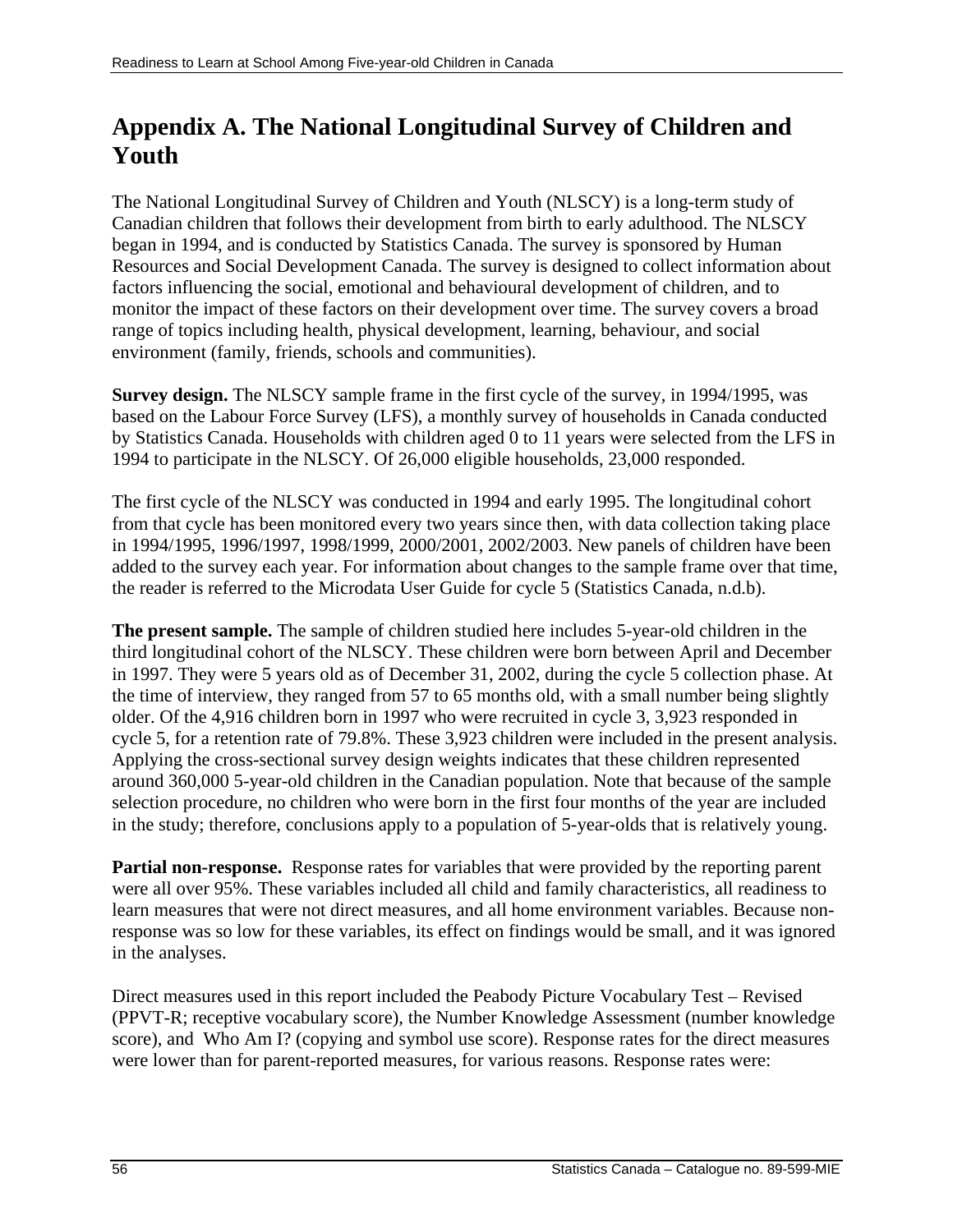# Appendix A. The National Longitudinal Survey of Children and Youth

The National Longitudinal Survey of Children and Youth (NLSCY) is a long-term study of Canadian children that follows their development from birth to early adulthood. The NLSCY began in 1994, and is conducted by Statistics Canada. The survey is sponsored by Human Resources and Social Development Canada. The survey is designed to collect information about factors influencing the social, emotional and behavioural development of children, and to monitor the impact of these factors on their development over time. The survey covers a broad range of topics including health, physical development, learning, behaviour, and social environment (family, friends, schools and communities).

**Survey design.** The NLSCY sample frame in the first cycle of the survey, in 1994/1995, was based on the Labour Force Survey (LFS), a monthly survey of households in Canada conducted by Statistics Canada. Households with children aged 0 to 11 years were selected from the LFS in 1994 to participate in the NLSCY. Of 26,000 eligible households, 23,000 responded.

The first cycle of the NLSCY was conducted in 1994 and early 1995. The longitudinal cohort from that cycle has been monitored every two years since then, with data collection taking place in 1994/1995, 1996/1997, 1998/1999, 2000/2001, 2002/2003. New panels of children have been added to the survey each year. For information about changes to the sample frame over that time, the reader is referred to the Microdata User Guide for cycle 5 (Statistics Canada, n.d.b).

**The present sample.** The sample of children studied here includes 5-year-old children in the third longitudinal cohort of the NLSCY. These children were born between April and December in 1997. They were 5 years old as of December 31, 2002, during the cycle 5 collection phase. At the time of interview, they ranged from 57 to 65 months old, with a small number being slightly older. Of the 4,916 children born in 1997 who were recruited in cycle 3, 3,923 responded in cycle 5, for a retention rate of 79.8%. These 3,923 children were included in the present analysis. Applying the cross-sectional survey design weights indicates that these children represented around 360,000 5-year-old children in the Canadian population. Note that because of the sample selection procedure, no children who were born in the first four months of the year are included in the study; therefore, conclusions apply to a population of 5-year-olds that is relatively young.

**Partial non-response.** Response rates for variables that were provided by the reporting parent were all over 95%. These variables included all child and family characteristics, all readiness to learn measures that were not direct measures, and all home environment variables. Because non-response was so low for these variables, its effect on findings would be small, and it was ignored in the analyses.

Direct measures used in this report included the Peabody Picture Vocabulary Test – Revised (PPVT-R; receptive vocabulary score), the Number Knowledge Assessment (number knowledge score), and Who Am I? (copying and symbol use score). Response rates for the direct measures were lower than for parent-reported measures, for various reasons. Response rates were: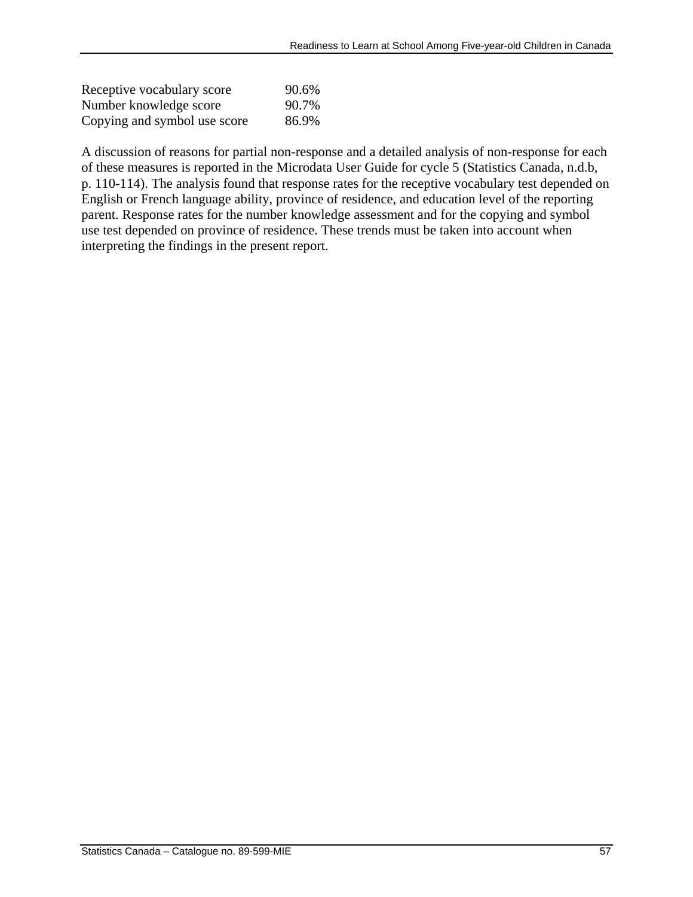| | |
|---|---|
| Receptive vocabulary score | 90.6% |
| Number knowledge score | 90.7% |
| Copying and symbol use score | 86.9% |

A discussion of reasons for partial non-response and a detailed analysis of non-response for each of these measures is reported in the Microdata User Guide for cycle 5 (Statistics Canada, n.d.b, p. 110-114). The analysis found that response rates for the receptive vocabulary test depended on English or French language ability, province of residence, and education level of the reporting parent. Response rates for the number knowledge assessment and for the copying and symbol use test depended on province of residence. These trends must be taken into account when interpreting the findings in the present report.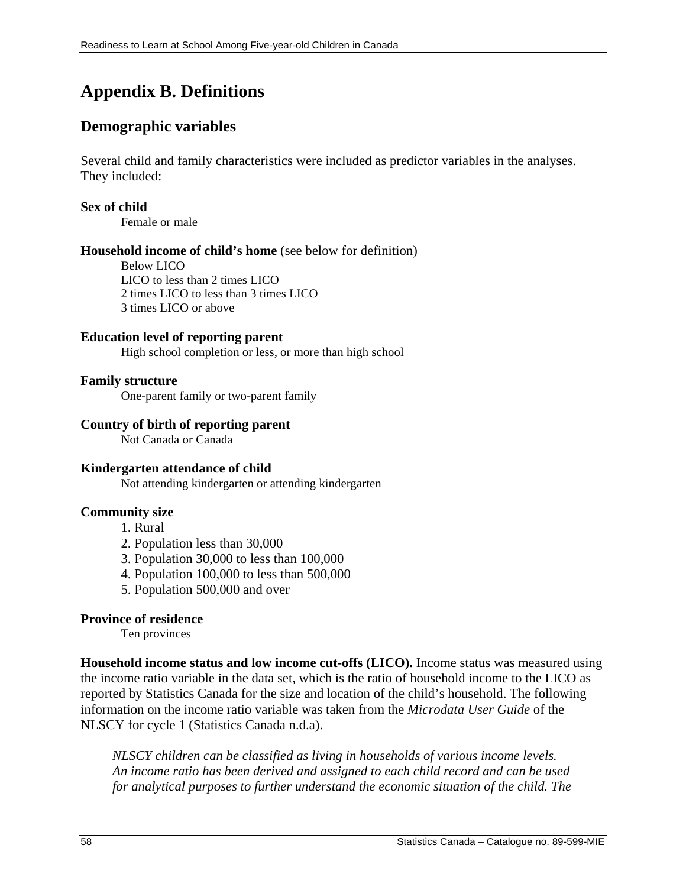# Appendix B. Definitions

## Demographic variables

Several child and family characteristics were included as predictor variables in the analyses. They included:

**Sex of child**

Female or male

**Household income of child's home** (see below for definition)

Below LICO
LICO to less than 2 times LICO
2 times LICO to less than 3 times LICO
3 times LICO or above

**Education level of reporting parent**

High school completion or less, or more than high school

**Family structure**

One-parent family or two-parent family

**Country of birth of reporting parent**

Not Canada or Canada

**Kindergarten attendance of child**

Not attending kindergarten or attending kindergarten

**Community size**

1. Rural
2. Population less than 30,000
3. Population 30,000 to less than 100,000
4. Population 100,000 to less than 500,000
5. Population 500,000 and over

**Province of residence**

Ten provinces

**Household income status and low income cut-offs (LICO).** Income status was measured using the income ratio variable in the data set, which is the ratio of household income to the LICO as reported by Statistics Canada for the size and location of the child's household. The following information on the income ratio variable was taken from the *Microdata User Guide* of the NLSCY for cycle 1 (Statistics Canada n.d.a).

> *NLSCY children can be classified as living in households of various income levels. An income ratio has been derived and assigned to each child record and can be used for analytical purposes to further understand the economic situation of the child. The*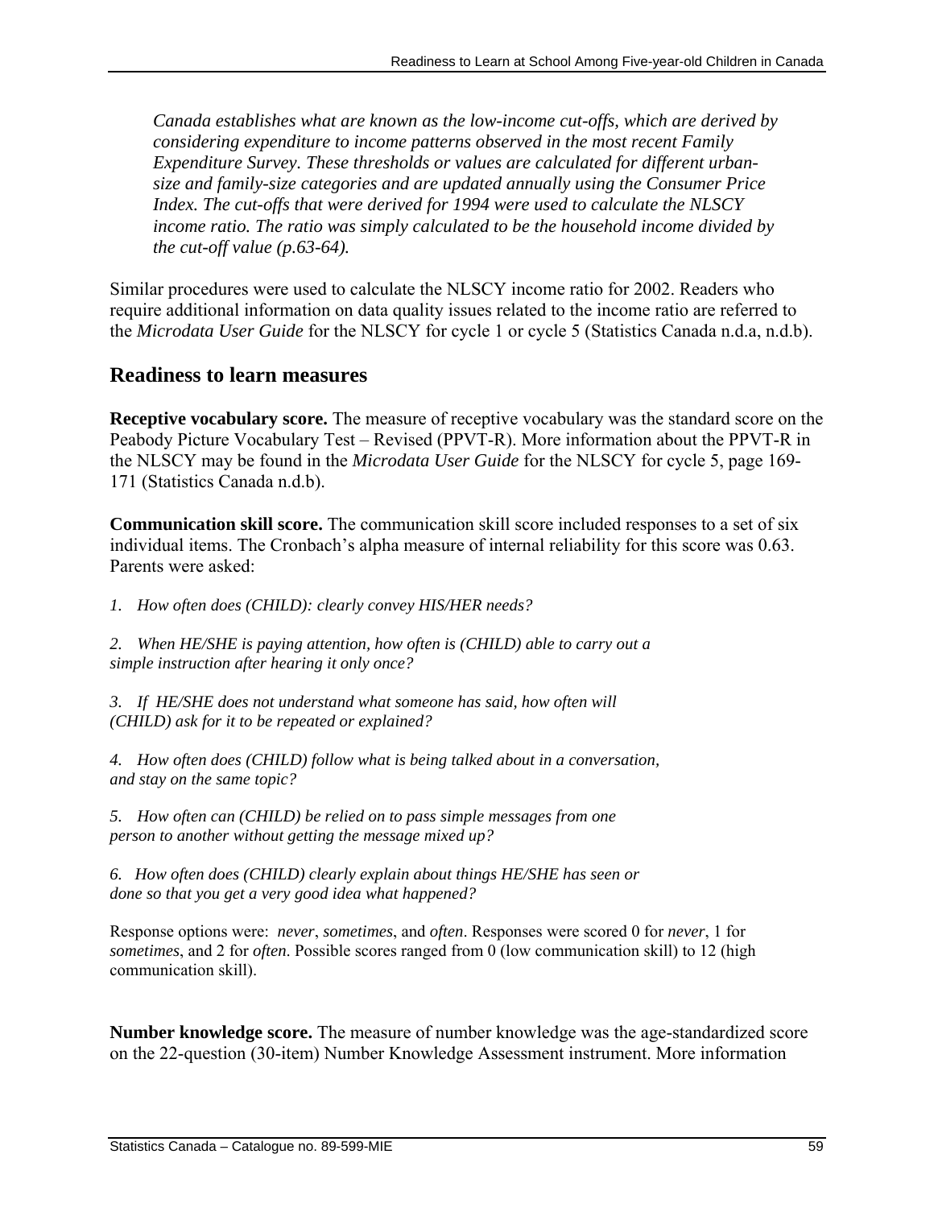*Canada establishes what are known as the low-income cut-offs, which are derived by considering expenditure to income patterns observed in the most recent Family Expenditure Survey. These thresholds or values are calculated for different urban-size and family-size categories and are updated annually using the Consumer Price Index. The cut-offs that were derived for 1994 were used to calculate the NLSCY income ratio. The ratio was simply calculated to be the household income divided by the cut-off value (p.63-64).*

Similar procedures were used to calculate the NLSCY income ratio for 2002. Readers who require additional information on data quality issues related to the income ratio are referred to the *Microdata User Guide* for the NLSCY for cycle 1 or cycle 5 (Statistics Canada n.d.a, n.d.b).

## Readiness to learn measures

**Receptive vocabulary score.** The measure of receptive vocabulary was the standard score on the Peabody Picture Vocabulary Test – Revised (PPVT-R). More information about the PPVT-R in the NLSCY may be found in the *Microdata User Guide* for the NLSCY for cycle 5, page 169-171 (Statistics Canada n.d.b).

**Communication skill score.** The communication skill score included responses to a set of six individual items. The Cronbach's alpha measure of internal reliability for this score was 0.63. Parents were asked:

1. *How often does (CHILD): clearly convey HIS/HER needs?*

2. *When HE/SHE is paying attention, how often is (CHILD) able to carry out a simple instruction after hearing it only once?*

3. *If HE/SHE does not understand what someone has said, how often will (CHILD) ask for it to be repeated or explained?*

4. *How often does (CHILD) follow what is being talked about in a conversation, and stay on the same topic?*

5. *How often can (CHILD) be relied on to pass simple messages from one person to another without getting the message mixed up?*

6. *How often does (CHILD) clearly explain about things HE/SHE has seen or done so that you get a very good idea what happened?*

Response options were: *never*, *sometimes*, and *often*. Responses were scored 0 for *never*, 1 for *sometimes*, and 2 for *often*. Possible scores ranged from 0 (low communication skill) to 12 (high communication skill).

**Number knowledge score.** The measure of number knowledge was the age-standardized score on the 22-question (30-item) Number Knowledge Assessment instrument. More information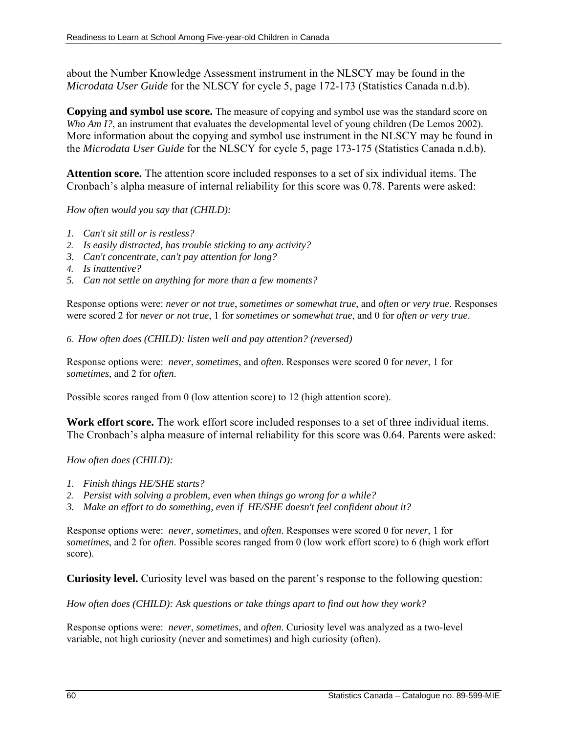about the Number Knowledge Assessment instrument in the NLSCY may be found in the *Microdata User Guide* for the NLSCY for cycle 5, page 172-173 (Statistics Canada n.d.b).

**Copying and symbol use score.** The measure of copying and symbol use was the standard score on *Who Am I?*, an instrument that evaluates the developmental level of young children (De Lemos 2002). More information about the copying and symbol use instrument in the NLSCY may be found in the *Microdata User Guide* for the NLSCY for cycle 5, page 173-175 (Statistics Canada n.d.b).

**Attention score.** The attention score included responses to a set of six individual items. The Cronbach's alpha measure of internal reliability for this score was 0.78. Parents were asked:

*How often would you say that (CHILD):*

1. *Can't sit still or is restless?*
2. *Is easily distracted, has trouble sticking to any activity?*
3. *Can't concentrate, can't pay attention for long?*
4. *Is inattentive?*
5. *Can not settle on anything for more than a few moments?*

Response options were: *never or not true*, *sometimes or somewhat true*, and *often or very true*. Responses were scored 2 for *never or not true*, 1 for *sometimes or somewhat true*, and 0 for *often or very true*.

6. *How often does (CHILD): listen well and pay attention? (reversed)*

Response options were: *never*, *sometimes*, and *often*. Responses were scored 0 for *never*, 1 for *sometimes*, and 2 for *often*.

Possible scores ranged from 0 (low attention score) to 12 (high attention score).

**Work effort score.** The work effort score included responses to a set of three individual items. The Cronbach's alpha measure of internal reliability for this score was 0.64. Parents were asked:

*How often does (CHILD):*

1. *Finish things HE/SHE starts?*
2. *Persist with solving a problem, even when things go wrong for a while?*
3. *Make an effort to do something, even if HE/SHE doesn't feel confident about it?*

Response options were: *never*, *sometimes*, and *often*. Responses were scored 0 for *never*, 1 for *sometimes*, and 2 for *often*. Possible scores ranged from 0 (low work effort score) to 6 (high work effort score).

**Curiosity level.** Curiosity level was based on the parent's response to the following question:

*How often does (CHILD): Ask questions or take things apart to find out how they work?*

Response options were: *never*, *sometimes*, and *often*. Curiosity level was analyzed as a two-level variable, not high curiosity (never and sometimes) and high curiosity (often).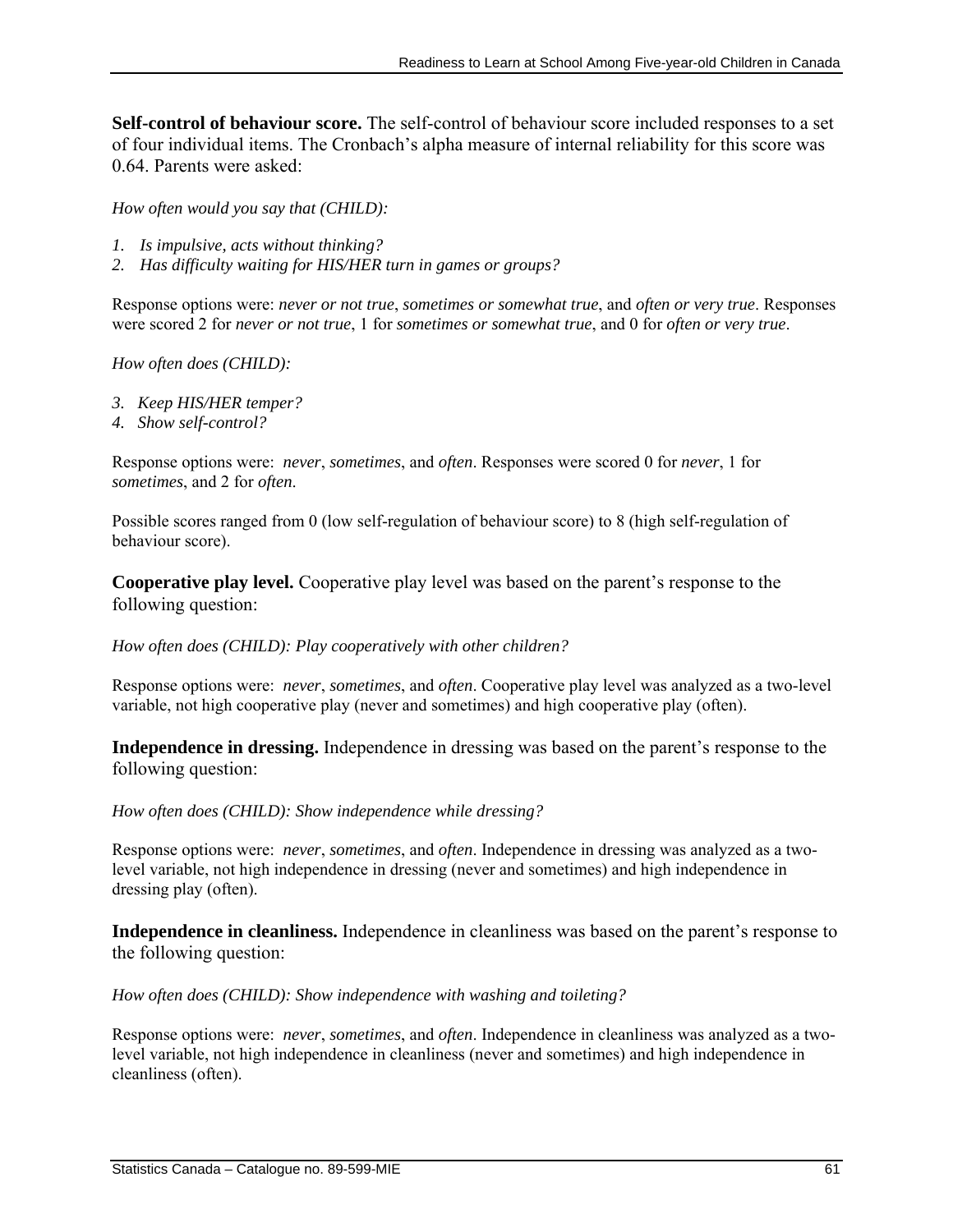**Self-control of behaviour score.** The self-control of behaviour score included responses to a set of four individual items. The Cronbach's alpha measure of internal reliability for this score was 0.64. Parents were asked:

*How often would you say that (CHILD):*

1. *Is impulsive, acts without thinking?*
2. *Has difficulty waiting for HIS/HER turn in games or groups?*

Response options were: *never or not true*, *sometimes or somewhat true*, and *often or very true*. Responses were scored 2 for *never or not true*, 1 for *sometimes or somewhat true*, and 0 for *often or very true*.

*How often does (CHILD):*

3. *Keep HIS/HER temper?*
4. *Show self-control?*

Response options were: *never*, *sometimes*, and *often*. Responses were scored 0 for *never*, 1 for *sometimes*, and 2 for *often*.

Possible scores ranged from 0 (low self-regulation of behaviour score) to 8 (high self-regulation of behaviour score).

**Cooperative play level.** Cooperative play level was based on the parent's response to the following question:

*How often does (CHILD): Play cooperatively with other children?*

Response options were: *never*, *sometimes*, and *often*. Cooperative play level was analyzed as a two-level variable, not high cooperative play (never and sometimes) and high cooperative play (often).

**Independence in dressing.** Independence in dressing was based on the parent's response to the following question:

*How often does (CHILD): Show independence while dressing?*

Response options were: *never*, *sometimes*, and *often*. Independence in dressing was analyzed as a two-level variable, not high independence in dressing (never and sometimes) and high independence in dressing play (often).

**Independence in cleanliness.** Independence in cleanliness was based on the parent's response to the following question:

*How often does (CHILD): Show independence with washing and toileting?*

Response options were: *never*, *sometimes*, and *often*. Independence in cleanliness was analyzed as a two-level variable, not high independence in cleanliness (never and sometimes) and high independence in cleanliness (often).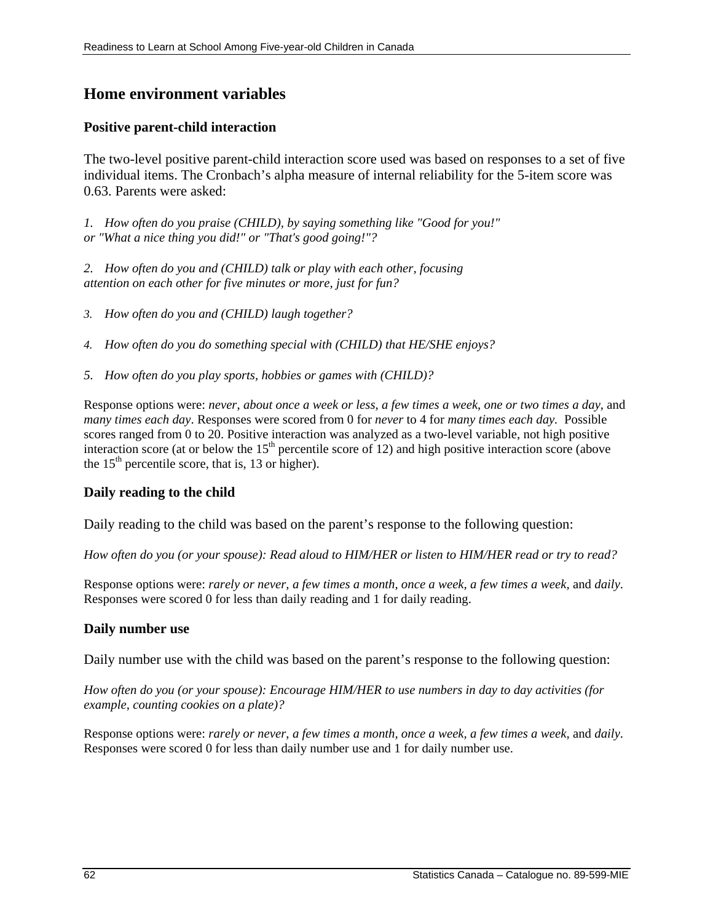## Home environment variables

### Positive parent-child interaction

The two-level positive parent-child interaction score used was based on responses to a set of five individual items. The Cronbach's alpha measure of internal reliability for the 5-item score was 0.63. Parents were asked:

1. *How often do you praise (CHILD), by saying something like "Good for you!" or "What a nice thing you did!" or "That's good going!"?*

2. *How often do you and (CHILD) talk or play with each other, focusing attention on each other for five minutes or more, just for fun?*

3. *How often do you and (CHILD) laugh together?*

4. *How often do you do something special with (CHILD) that HE/SHE enjoys?*

5. *How often do you play sports, hobbies or games with (CHILD)?*

Response options were: *never*, *about once a week or less*, *a few times a week*, *one or two times a day*, and *many times each day*. Responses were scored from 0 for *never* to 4 for *many times each day*. Possible scores ranged from 0 to 20. Positive interaction was analyzed as a two-level variable, not high positive interaction score (at or below the 15th percentile score of 12) and high positive interaction score (above the 15th percentile score, that is, 13 or higher).

### Daily reading to the child

Daily reading to the child was based on the parent's response to the following question:

*How often do you (or your spouse): Read aloud to HIM/HER or listen to HIM/HER read or try to read?*

Response options were: *rarely or never*, *a few times a month*, *once a week*, *a few times a week*, and *daily*. Responses were scored 0 for less than daily reading and 1 for daily reading.

### Daily number use

Daily number use with the child was based on the parent's response to the following question:

*How often do you (or your spouse): Encourage HIM/HER to use numbers in day to day activities (for example, counting cookies on a plate)?*

Response options were: *rarely or never*, *a few times a month*, *once a week*, *a few times a week*, and *daily*. Responses were scored 0 for less than daily number use and 1 for daily number use.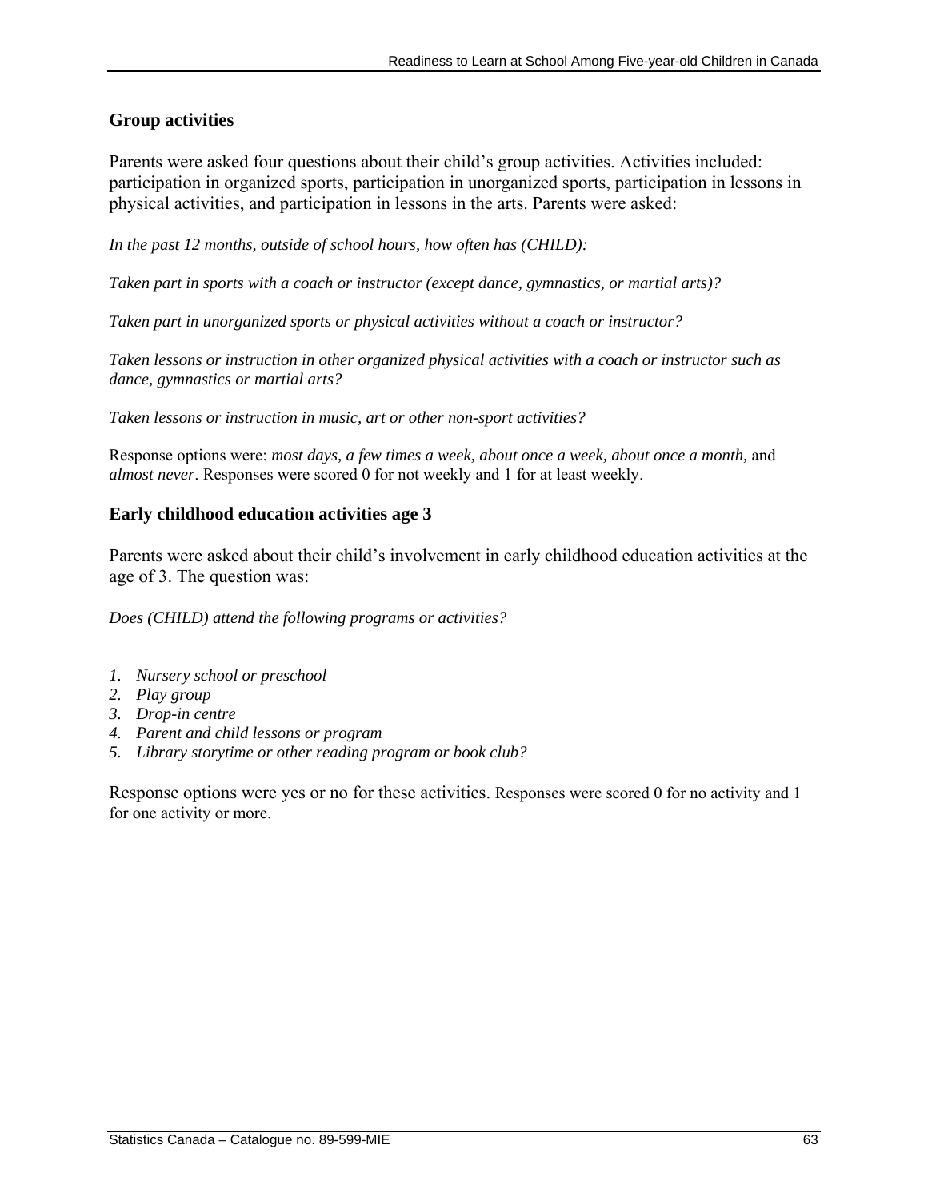### Group activities

Parents were asked four questions about their child's group activities. Activities included: participation in organized sports, participation in unorganized sports, participation in lessons in physical activities, and participation in lessons in the arts. Parents were asked:

*In the past 12 months, outside of school hours, how often has (CHILD):*

*Taken part in sports with a coach or instructor (except dance, gymnastics, or martial arts)?*

*Taken part in unorganized sports or physical activities without a coach or instructor?*

*Taken lessons or instruction in other organized physical activities with a coach or instructor such as dance, gymnastics or martial arts?*

*Taken lessons or instruction in music, art or other non-sport activities?*

Response options were: *most days, a few times a week, about once a week, about once a month,* and *almost never*. Responses were scored 0 for not weekly and 1 for at least weekly.

### Early childhood education activities age 3

Parents were asked about their child's involvement in early childhood education activities at the age of 3. The question was:

*Does (CHILD) attend the following programs or activities?*

1. *Nursery school or preschool*
2. *Play group*
3. *Drop-in centre*
4. *Parent and child lessons or program*
5. *Library storytime or other reading program or book club?*

Response options were yes or no for these activities. Responses were scored 0 for no activity and 1 for one activity or more.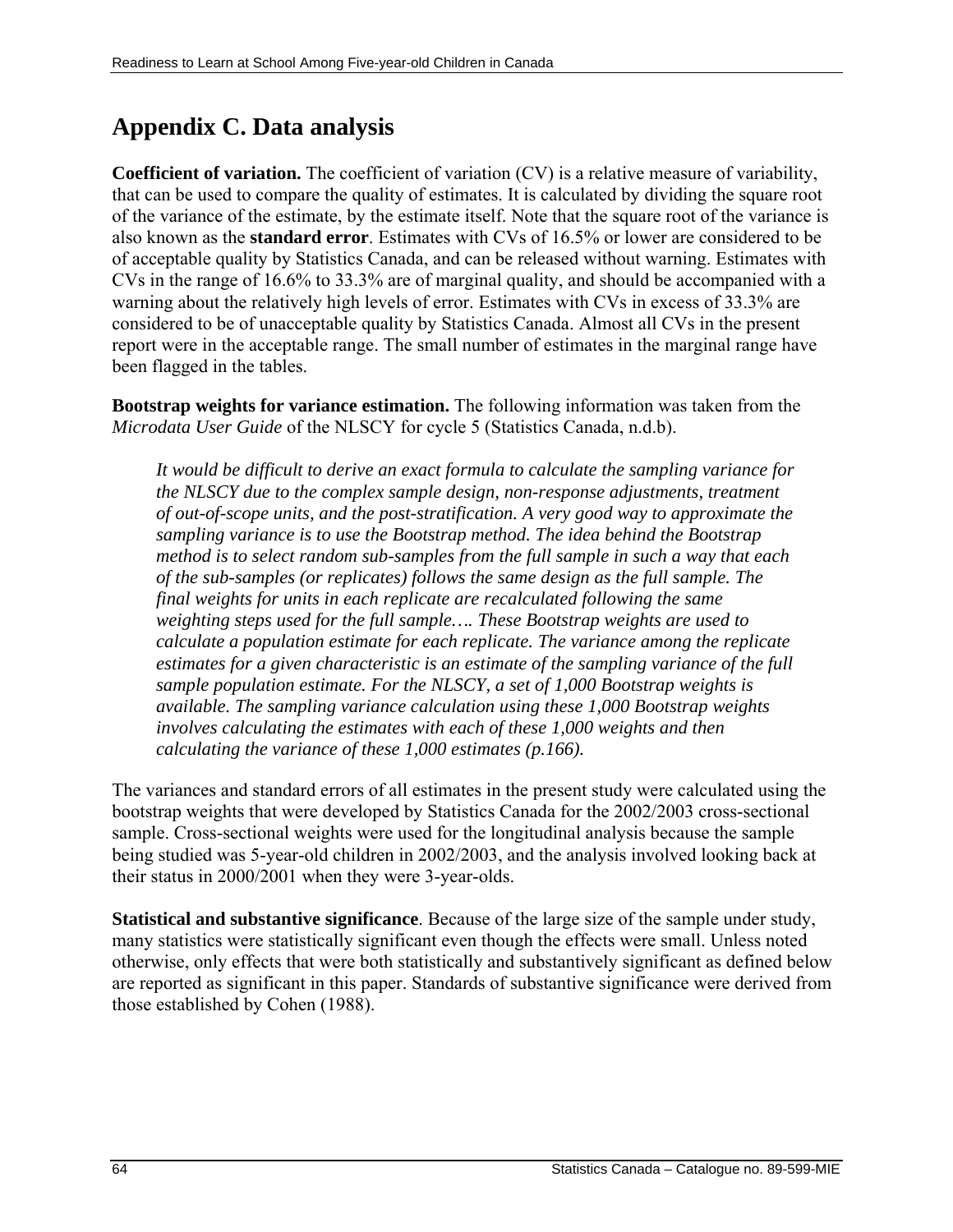## Appendix C. Data analysis

**Coefficient of variation.** The coefficient of variation (CV) is a relative measure of variability, that can be used to compare the quality of estimates. It is calculated by dividing the square root of the variance of the estimate, by the estimate itself. Note that the square root of the variance is also known as the **standard error**. Estimates with CVs of 16.5% or lower are considered to be of acceptable quality by Statistics Canada, and can be released without warning. Estimates with CVs in the range of 16.6% to 33.3% are of marginal quality, and should be accompanied with a warning about the relatively high levels of error. Estimates with CVs in excess of 33.3% are considered to be of unacceptable quality by Statistics Canada. Almost all CVs in the present report were in the acceptable range. The small number of estimates in the marginal range have been flagged in the tables.

**Bootstrap weights for variance estimation.** The following information was taken from the *Microdata User Guide* of the NLSCY for cycle 5 (Statistics Canada, n.d.b).

> *It would be difficult to derive an exact formula to calculate the sampling variance for the NLSCY due to the complex sample design, non-response adjustments, treatment of out-of-scope units, and the post-stratification. A very good way to approximate the sampling variance is to use the Bootstrap method. The idea behind the Bootstrap method is to select random sub-samples from the full sample in such a way that each of the sub-samples (or replicates) follows the same design as the full sample. The final weights for units in each replicate are recalculated following the same weighting steps used for the full sample…. These Bootstrap weights are used to calculate a population estimate for each replicate. The variance among the replicate estimates for a given characteristic is an estimate of the sampling variance of the full sample population estimate. For the NLSCY, a set of 1,000 Bootstrap weights is available. The sampling variance calculation using these 1,000 Bootstrap weights involves calculating the estimates with each of these 1,000 weights and then calculating the variance of these 1,000 estimates (p.166).*

The variances and standard errors of all estimates in the present study were calculated using the bootstrap weights that were developed by Statistics Canada for the 2002/2003 cross-sectional sample. Cross-sectional weights were used for the longitudinal analysis because the sample being studied was 5-year-old children in 2002/2003, and the analysis involved looking back at their status in 2000/2001 when they were 3-year-olds.

**Statistical and substantive significance**. Because of the large size of the sample under study, many statistics were statistically significant even though the effects were small. Unless noted otherwise, only effects that were both statistically and substantively significant as defined below are reported as significant in this paper. Standards of substantive significance were derived from those established by Cohen (1988).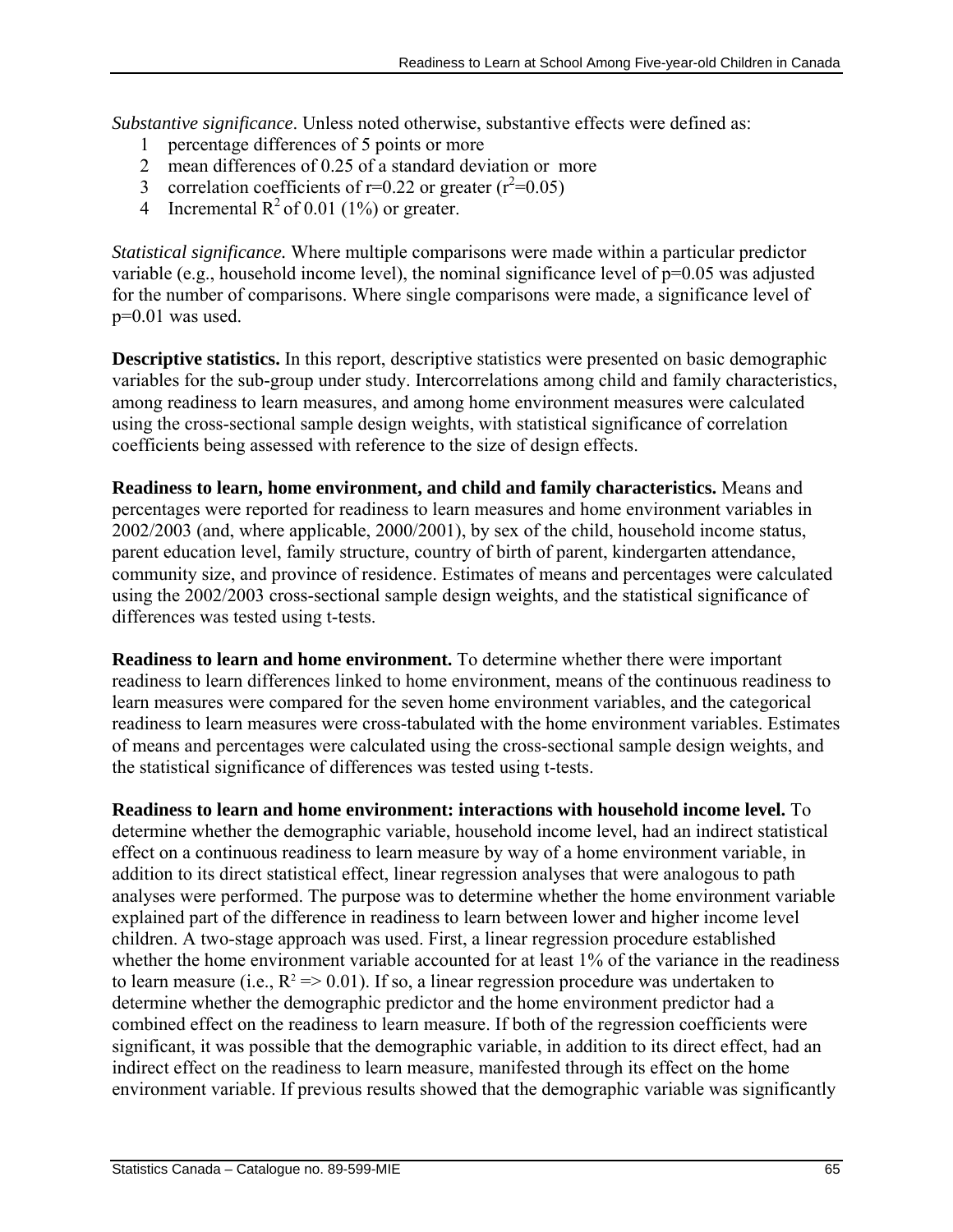*Substantive significance*. Unless noted otherwise, substantive effects were defined as:

1. percentage differences of 5 points or more
2. mean differences of 0.25 of a standard deviation or more
3. correlation coefficients of r=0.22 or greater ($r^2$=0.05)
4. Incremental $R^2$ of 0.01 (1%) or greater.

*Statistical significance.* Where multiple comparisons were made within a particular predictor variable (e.g., household income level), the nominal significance level of p=0.05 was adjusted for the number of comparisons. Where single comparisons were made, a significance level of p=0.01 was used.

**Descriptive statistics.** In this report, descriptive statistics were presented on basic demographic variables for the sub-group under study. Intercorrelations among child and family characteristics, among readiness to learn measures, and among home environment measures were calculated using the cross-sectional sample design weights, with statistical significance of correlation coefficients being assessed with reference to the size of design effects.

**Readiness to learn, home environment, and child and family characteristics.** Means and percentages were reported for readiness to learn measures and home environment variables in 2002/2003 (and, where applicable, 2000/2001), by sex of the child, household income status, parent education level, family structure, country of birth of parent, kindergarten attendance, community size, and province of residence. Estimates of means and percentages were calculated using the 2002/2003 cross-sectional sample design weights, and the statistical significance of differences was tested using t-tests.

**Readiness to learn and home environment.** To determine whether there were important readiness to learn differences linked to home environment, means of the continuous readiness to learn measures were compared for the seven home environment variables, and the categorical readiness to learn measures were cross-tabulated with the home environment variables. Estimates of means and percentages were calculated using the cross-sectional sample design weights, and the statistical significance of differences was tested using t-tests.

**Readiness to learn and home environment: interactions with household income level.** To determine whether the demographic variable, household income level, had an indirect statistical effect on a continuous readiness to learn measure by way of a home environment variable, in addition to its direct statistical effect, linear regression analyses that were analogous to path analyses were performed. The purpose was to determine whether the home environment variable explained part of the difference in readiness to learn between lower and higher income level children. A two-stage approach was used. First, a linear regression procedure established whether the home environment variable accounted for at least 1% of the variance in the readiness to learn measure (i.e., $R^2$ => 0.01). If so, a linear regression procedure was undertaken to determine whether the demographic predictor and the home environment predictor had a combined effect on the readiness to learn measure. If both of the regression coefficients were significant, it was possible that the demographic variable, in addition to its direct effect, had an indirect effect on the readiness to learn measure, manifested through its effect on the home environment variable. If previous results showed that the demographic variable was significantly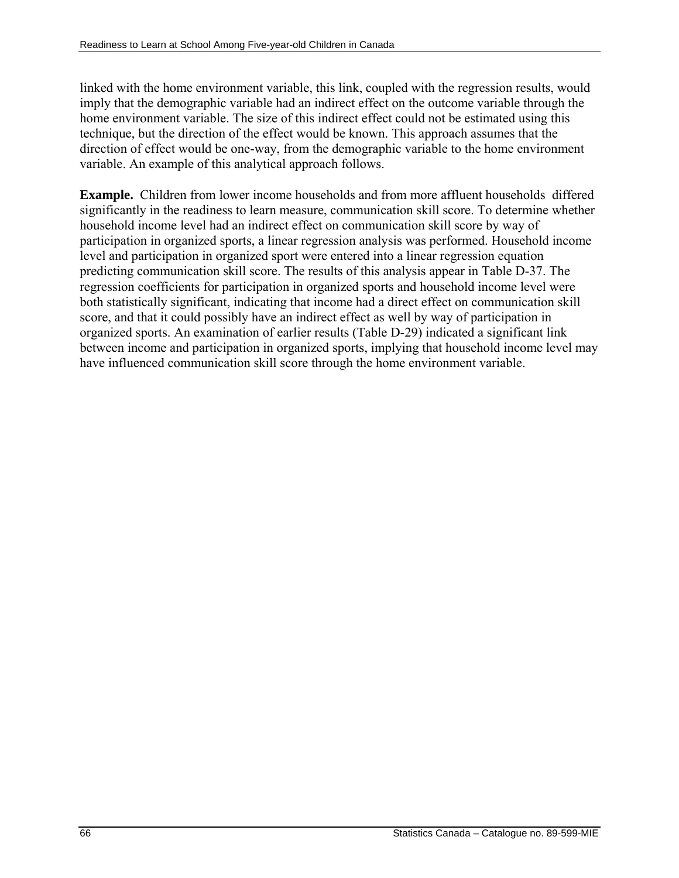linked with the home environment variable, this link, coupled with the regression results, would imply that the demographic variable had an indirect effect on the outcome variable through the home environment variable. The size of this indirect effect could not be estimated using this technique, but the direction of the effect would be known. This approach assumes that the direction of effect would be one-way, from the demographic variable to the home environment variable. An example of this analytical approach follows.

**Example.** Children from lower income households and from more affluent households differed significantly in the readiness to learn measure, communication skill score. To determine whether household income level had an indirect effect on communication skill score by way of participation in organized sports, a linear regression analysis was performed. Household income level and participation in organized sport were entered into a linear regression equation predicting communication skill score. The results of this analysis appear in Table D-37. The regression coefficients for participation in organized sports and household income level were both statistically significant, indicating that income had a direct effect on communication skill score, and that it could possibly have an indirect effect as well by way of participation in organized sports. An examination of earlier results (Table D-29) indicated a significant link between income and participation in organized sports, implying that household income level may have influenced communication skill score through the home environment variable.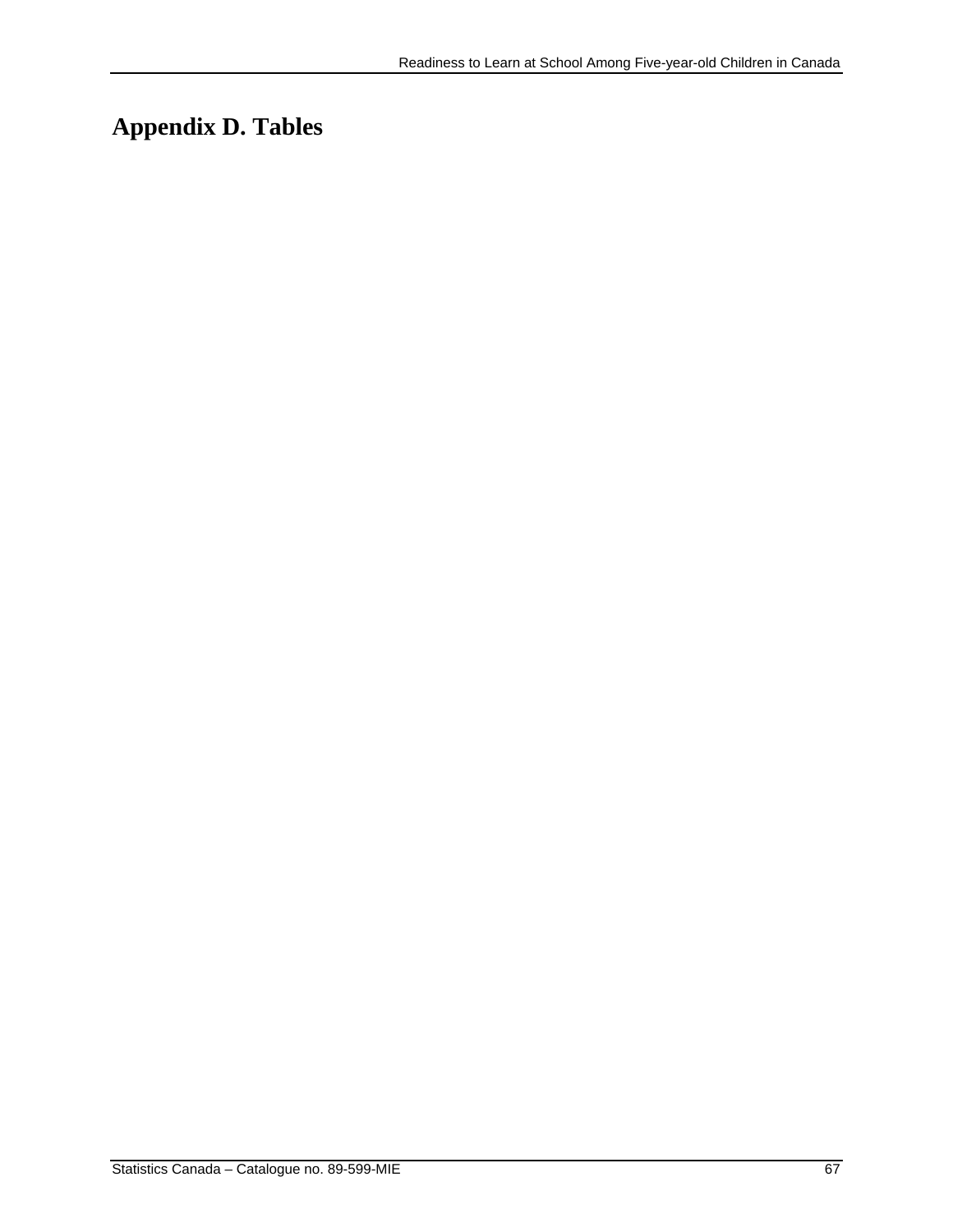# Appendix D. Tables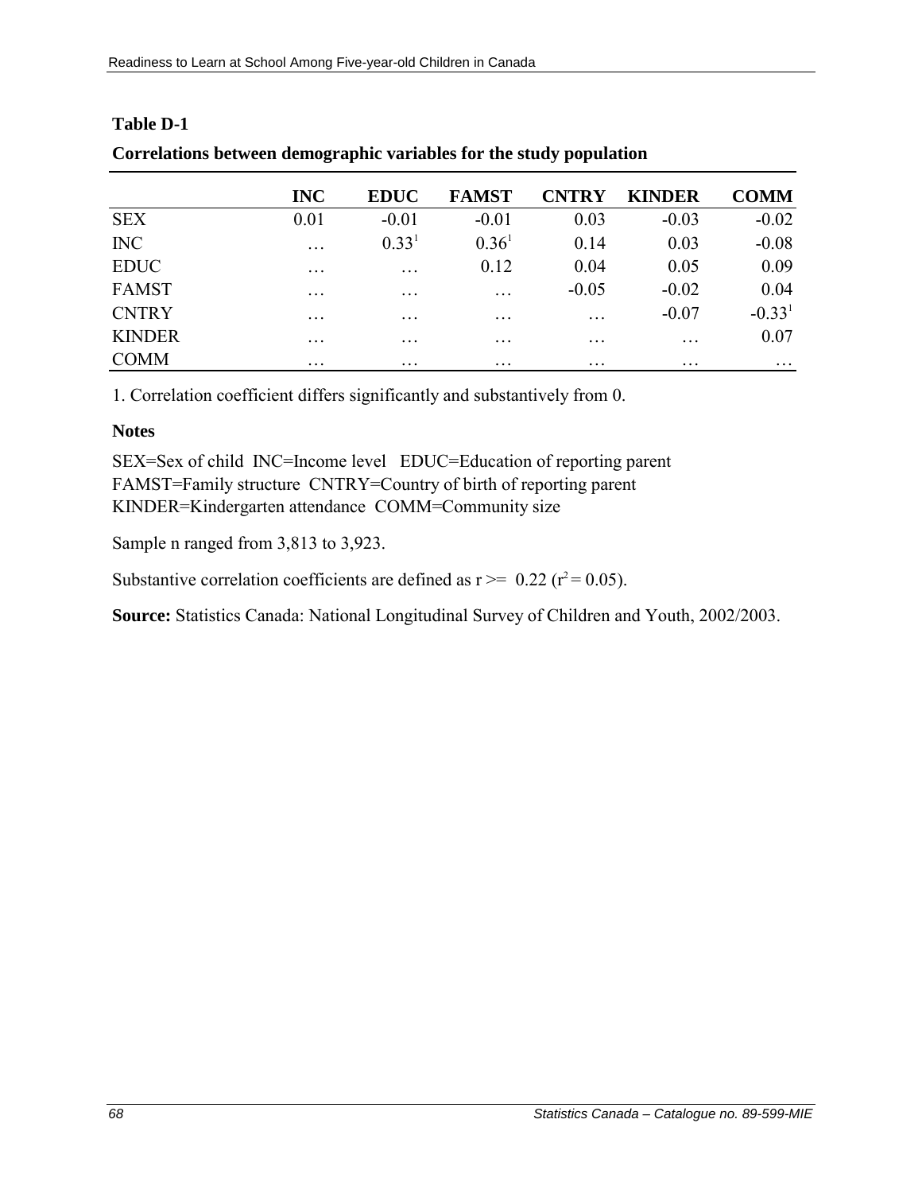**Table D-1**

**Correlations between demographic variables for the study population**

| | INC | EDUC | FAMST | CNTRY | KINDER | COMM |
|---|---|---|---|---|---|---|
| SEX | 0.01 | -0.01 | -0.01 | 0.03 | -0.03 | -0.02 |
| INC | … | 0.33[1] | 0.36[1] | 0.14 | 0.03 | -0.08 |
| EDUC | … | … | 0.12 | 0.04 | 0.05 | 0.09 |
| FAMST | … | … | … | -0.05 | -0.02 | 0.04 |
| CNTRY | … | … | … | … | -0.07 | -0.33[1] |
| KINDER | … | … | … | … | … | 0.07 |
| COMM | … | … | … | … | … | … |

1. Correlation coefficient differs significantly and substantively from 0.

**Notes**

SEX=Sex of child INC=Income level EDUC=Education of reporting parent
FAMST=Family structure CNTRY=Country of birth of reporting parent
KINDER=Kindergarten attendance COMM=Community size

Sample n ranged from 3,813 to 3,923.

Substantive correlation coefficients are defined as $r >= 0.22$ ($r^2 = 0.05$).

**Source:** Statistics Canada: National Longitudinal Survey of Children and Youth, 2002/2003.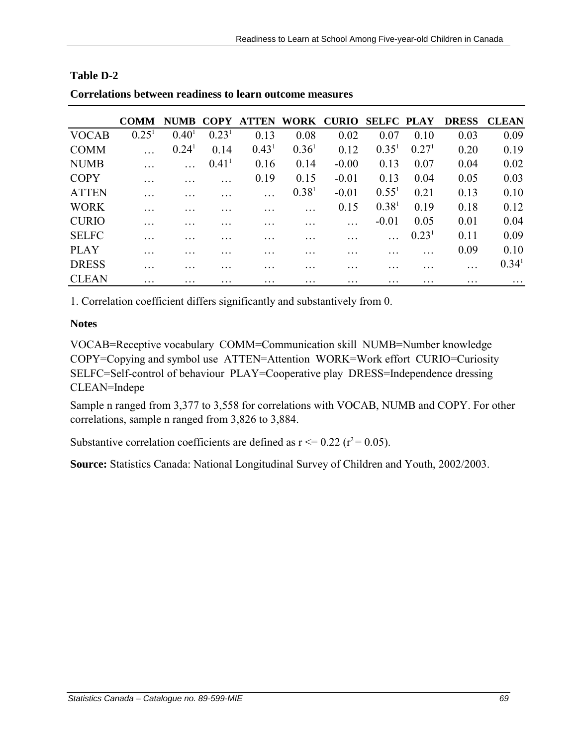**Table D-2**

**Correlations between readiness to learn outcome measures**

| | COMM | NUMB | COPY | ATTEN | WORK | CURIO | SELFC | PLAY | DRESS | CLEAN |
|---|---|---|---|---|---|---|---|---|---|---|
| VOCAB | 0.25[1] | 0.40[1] | 0.23[1] | 0.13 | 0.08 | 0.02 | 0.07 | 0.10 | 0.03 | 0.09 |
| COMM | … | 0.24[1] | 0.14 | 0.43[1] | 0.36[1] | 0.12 | 0.35[1] | 0.27[1] | 0.20 | 0.19 |
| NUMB | … | … | 0.41[1] | 0.16 | 0.14 | -0.00 | 0.13 | 0.07 | 0.04 | 0.02 |
| COPY | … | … | … | 0.19 | 0.15 | -0.01 | 0.13 | 0.04 | 0.05 | 0.03 |
| ATTEN | … | … | … | … | 0.38[1] | -0.01 | 0.55[1] | 0.21 | 0.13 | 0.10 |
| WORK | … | … | … | … | … | 0.15 | 0.38[1] | 0.19 | 0.18 | 0.12 |
| CURIO | … | … | … | … | … | … | -0.01 | 0.05 | 0.01 | 0.04 |
| SELFC | … | … | … | … | … | … | … | 0.23[1] | 0.11 | 0.09 |
| PLAY | … | … | … | … | … | … | … | … | 0.09 | 0.10 |
| DRESS | … | … | … | … | … | … | … | … | … | 0.34[1] |
| CLEAN | … | … | … | … | … | … | … | … | … | … |

1. Correlation coefficient differs significantly and substantively from 0.

**Notes**

VOCAB=Receptive vocabulary COMM=Communication skill NUMB=Number knowledge COPY=Copying and symbol use ATTEN=Attention WORK=Work effort CURIO=Curiosity SELFC=Self-control of behaviour PLAY=Cooperative play DRESS=Independence dressing CLEAN=Indepe

Sample n ranged from 3,377 to 3,558 for correlations with VOCAB, NUMB and COPY. For other correlations, sample n ranged from 3,826 to 3,884.

Substantive correlation coefficients are defined as $r <= 0.22$ ($r^2 = 0.05$).

**Source:** Statistics Canada: National Longitudinal Survey of Children and Youth, 2002/2003.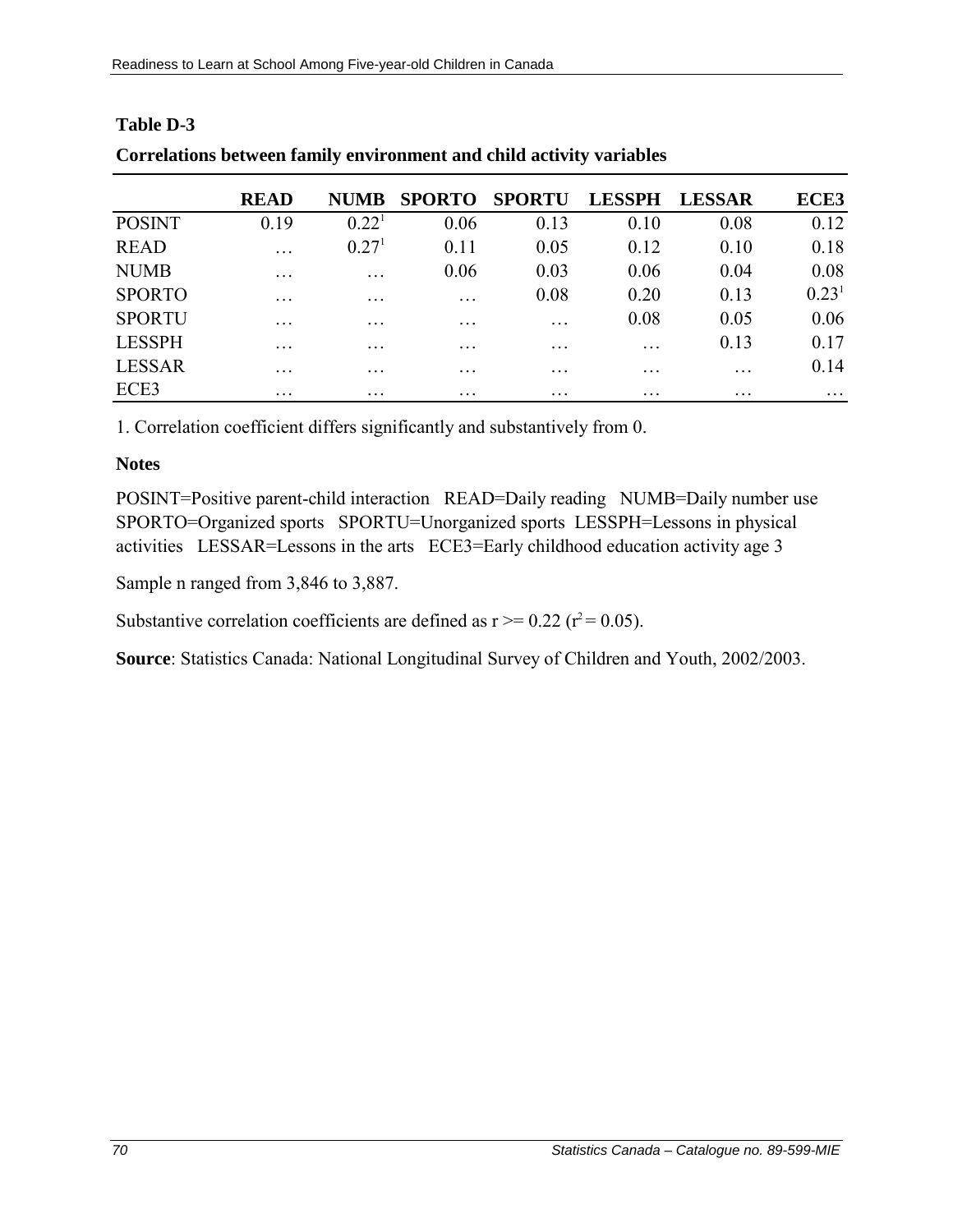**Table D-3**

**Correlations between family environment and child activity variables**

| | READ | NUMB | SPORTO | SPORTU | LESSPH | LESSAR | ECE3 |
|---|---|---|---|---|---|---|---|
| POSINT | 0.19 | 0.22[1] | 0.06 | 0.13 | 0.10 | 0.08 | 0.12 |
| READ | … | 0.27[1] | 0.11 | 0.05 | 0.12 | 0.10 | 0.18 |
| NUMB | … | … | 0.06 | 0.03 | 0.06 | 0.04 | 0.08 |
| SPORTO | … | … | … | 0.08 | 0.20 | 0.13 | 0.23[1] |
| SPORTU | … | … | … | … | 0.08 | 0.05 | 0.06 |
| LESSPH | … | … | … | … | … | 0.13 | 0.17 |
| LESSAR | … | … | … | … | … | … | 0.14 |
| ECE3 | … | … | … | … | … | … | … |

1. Correlation coefficient differs significantly and substantively from 0.

**Notes**

POSINT=Positive parent-child interaction READ=Daily reading NUMB=Daily number use SPORTO=Organized sports SPORTU=Unorganized sports LESSPH=Lessons in physical activities LESSAR=Lessons in the arts ECE3=Early childhood education activity age 3

Sample n ranged from 3,846 to 3,887.

Substantive correlation coefficients are defined as $r >= 0.22$ ($r^2 = 0.05$).

**Source**: Statistics Canada: National Longitudinal Survey of Children and Youth, 2002/2003.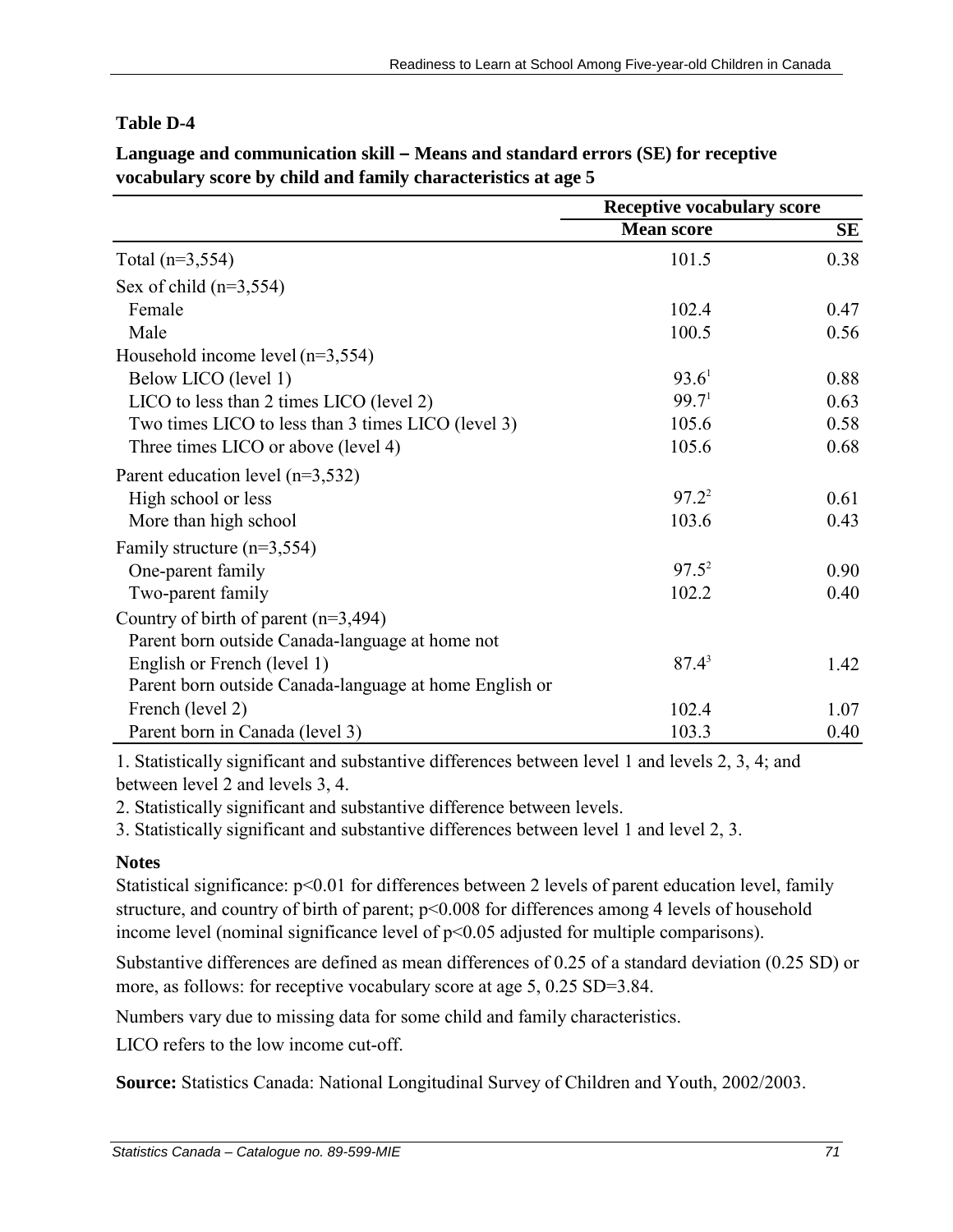**Table D-4**

**Language and communication skill – Means and standard errors (SE) for receptive vocabulary score by child and family characteristics at age 5**

| | Receptive vocabulary score | |
|---|---|---|
| | **Mean score** | **SE** |
| Total (n=3,554) | 101.5 | 0.38 |
| Sex of child (n=3,554) | | |
| Female | 102.4 | 0.47 |
| Male | 100.5 | 0.56 |
| Household income level (n=3,554) | | |
| Below LICO (level 1) | 93.6[1] | 0.88 |
| LICO to less than 2 times LICO (level 2) | 99.7[1] | 0.63 |
| Two times LICO to less than 3 times LICO (level 3) | 105.6 | 0.58 |
| Three times LICO or above (level 4) | 105.6 | 0.68 |
| Parent education level (n=3,532) | | |
| High school or less | 97.2[2] | 0.61 |
| More than high school | 103.6 | 0.43 |
| Family structure (n=3,554) | | |
| One-parent family | 97.5[2] | 0.90 |
| Two-parent family | 102.2 | 0.40 |
| Country of birth of parent (n=3,494) | | |
| Parent born outside Canada-language at home not English or French (level 1) | 87.4[3] | 1.42 |
| Parent born outside Canada-language at home English or French (level 2) | 102.4 | 1.07 |
| Parent born in Canada (level 3) | 103.3 | 0.40 |

1. Statistically significant and substantive differences between level 1 and levels 2, 3, 4; and between level 2 and levels 3, 4.
2. Statistically significant and substantive difference between levels.
3. Statistically significant and substantive differences between level 1 and level 2, 3.

**Notes**

Statistical significance: $p<0.01$ for differences between 2 levels of parent education level, family structure, and country of birth of parent; $p<0.008$ for differences among 4 levels of household income level (nominal significance level of $p<0.05$ adjusted for multiple comparisons).

Substantive differences are defined as mean differences of 0.25 of a standard deviation (0.25 SD) or more, as follows: for receptive vocabulary score at age 5, 0.25 SD=3.84.

Numbers vary due to missing data for some child and family characteristics.

LICO refers to the low income cut-off.

**Source:** Statistics Canada: National Longitudinal Survey of Children and Youth, 2002/2003.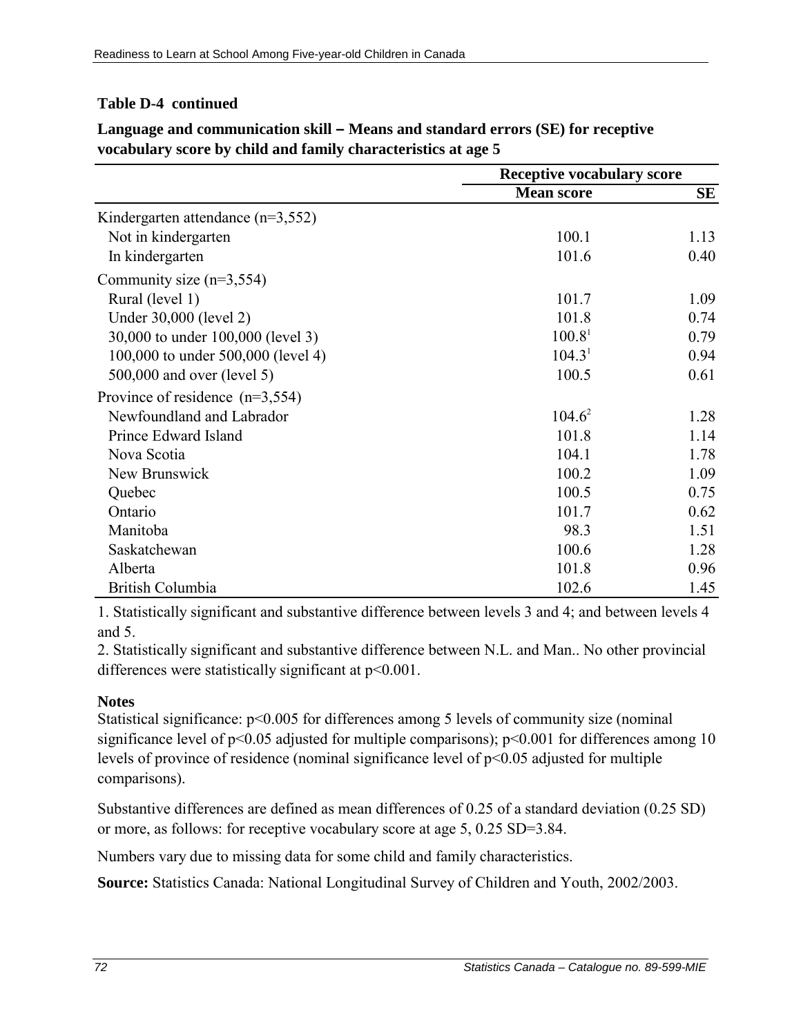**Table D-4 continued**

**Language and communication skill – Means and standard errors (SE) for receptive vocabulary score by child and family characteristics at age 5**

| | Receptive vocabulary score | |
|---|---|---|
| | **Mean score** | **SE** |
| Kindergarten attendance (n=3,552) | | |
| Not in kindergarten | 100.1 | 1.13 |
| In kindergarten | 101.6 | 0.40 |
| Community size (n=3,554) | | |
| Rural (level 1) | 101.7 | 1.09 |
| Under 30,000 (level 2) | 101.8 | 0.74 |
| 30,000 to under 100,000 (level 3) | 100.8[1] | 0.79 |
| 100,000 to under 500,000 (level 4) | 104.3[1] | 0.94 |
| 500,000 and over (level 5) | 100.5 | 0.61 |
| Province of residence (n=3,554) | | |
| Newfoundland and Labrador | 104.6[2] | 1.28 |
| Prince Edward Island | 101.8 | 1.14 |
| Nova Scotia | 104.1 | 1.78 |
| New Brunswick | 100.2 | 1.09 |
| Quebec | 100.5 | 0.75 |
| Ontario | 101.7 | 0.62 |
| Manitoba | 98.3 | 1.51 |
| Saskatchewan | 100.6 | 1.28 |
| Alberta | 101.8 | 0.96 |
| British Columbia | 102.6 | 1.45 |

1. Statistically significant and substantive difference between levels 3 and 4; and between levels 4 and 5.

2. Statistically significant and substantive difference between N.L. and Man.. No other provincial differences were statistically significant at $p<0.001$.

**Notes**

Statistical significance: $p<0.005$ for differences among 5 levels of community size (nominal significance level of $p<0.05$ adjusted for multiple comparisons); $p<0.001$ for differences among 10 levels of province of residence (nominal significance level of $p<0.05$ adjusted for multiple comparisons).

Substantive differences are defined as mean differences of 0.25 of a standard deviation (0.25 SD) or more, as follows: for receptive vocabulary score at age 5, 0.25 SD=3.84.

Numbers vary due to missing data for some child and family characteristics.

**Source:** Statistics Canada: National Longitudinal Survey of Children and Youth, 2002/2003.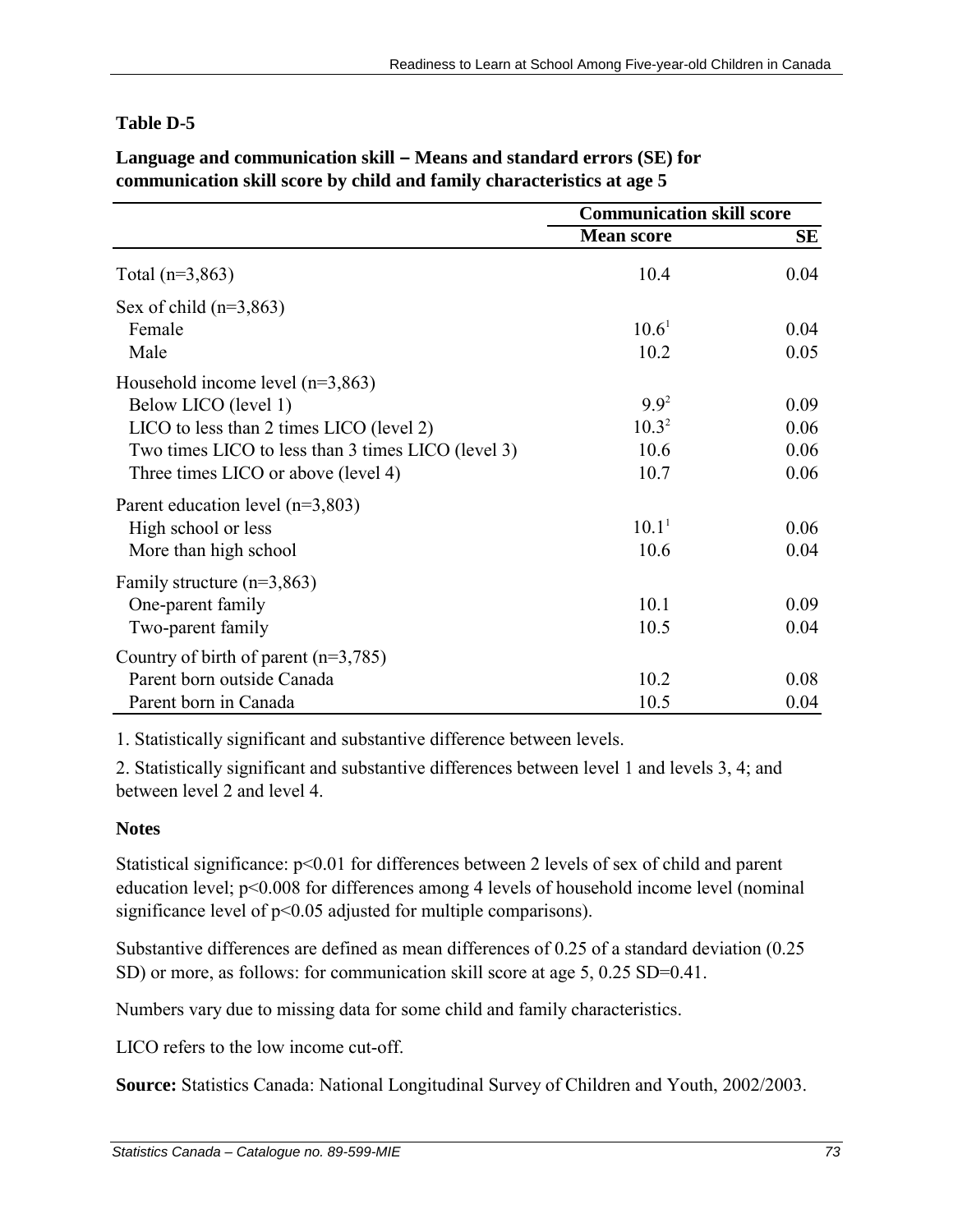**Table D-5**

**Language and communication skill – Means and standard errors (SE) for communication skill score by child and family characteristics at age 5**

| | Communication skill score | |
|---|---|---|
| | **Mean score** | **SE** |
| Total (n=3,863) | 10.4 | 0.04 |
| Sex of child (n=3,863) | | |
| Female | 10.6[1] | 0.04 |
| Male | 10.2 | 0.05 |
| Household income level (n=3,863) | | |
| Below LICO (level 1) | 9.9[2] | 0.09 |
| LICO to less than 2 times LICO (level 2) | 10.3[2] | 0.06 |
| Two times LICO to less than 3 times LICO (level 3) | 10.6 | 0.06 |
| Three times LICO or above (level 4) | 10.7 | 0.06 |
| Parent education level (n=3,803) | | |
| High school or less | 10.1[1] | 0.06 |
| More than high school | 10.6 | 0.04 |
| Family structure (n=3,863) | | |
| One-parent family | 10.1 | 0.09 |
| Two-parent family | 10.5 | 0.04 |
| Country of birth of parent (n=3,785) | | |
| Parent born outside Canada | 10.2 | 0.08 |
| Parent born in Canada | 10.5 | 0.04 |

1. Statistically significant and substantive difference between levels.

2. Statistically significant and substantive differences between level 1 and levels 3, 4; and between level 2 and level 4.

**Notes**

Statistical significance: $p<0.01$ for differences between 2 levels of sex of child and parent education level; $p<0.008$ for differences among 4 levels of household income level (nominal significance level of $p<0.05$ adjusted for multiple comparisons).

Substantive differences are defined as mean differences of 0.25 of a standard deviation (0.25 SD) or more, as follows: for communication skill score at age 5, 0.25 SD=0.41.

Numbers vary due to missing data for some child and family characteristics.

LICO refers to the low income cut-off.

**Source:** Statistics Canada: National Longitudinal Survey of Children and Youth, 2002/2003.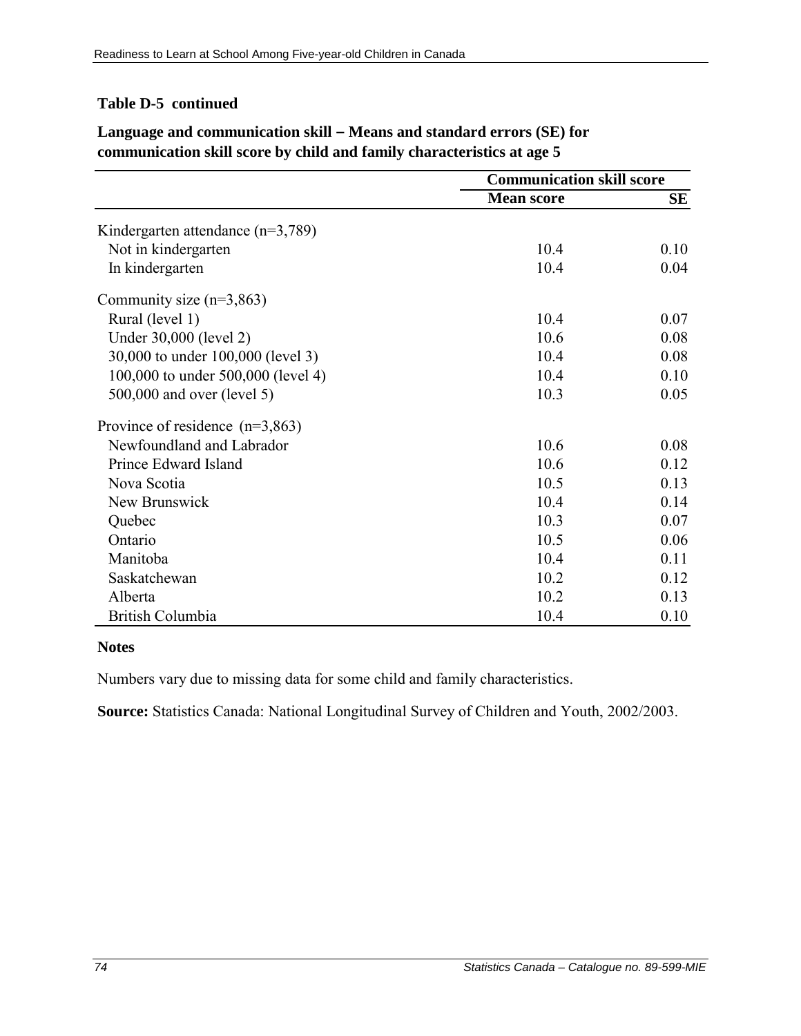**Table D-5 continued**

**Language and communication skill – Means and standard errors (SE) for communication skill score by child and family characteristics at age 5**

| | Communication skill score | |
|---|---|---|
| | **Mean score** | **SE** |
| Kindergarten attendance (n=3,789) | | |
| Not in kindergarten | 10.4 | 0.10 |
| In kindergarten | 10.4 | 0.04 |
| Community size (n=3,863) | | |
| Rural (level 1) | 10.4 | 0.07 |
| Under 30,000 (level 2) | 10.6 | 0.08 |
| 30,000 to under 100,000 (level 3) | 10.4 | 0.08 |
| 100,000 to under 500,000 (level 4) | 10.4 | 0.10 |
| 500,000 and over (level 5) | 10.3 | 0.05 |
| Province of residence (n=3,863) | | |
| Newfoundland and Labrador | 10.6 | 0.08 |
| Prince Edward Island | 10.6 | 0.12 |
| Nova Scotia | 10.5 | 0.13 |
| New Brunswick | 10.4 | 0.14 |
| Quebec | 10.3 | 0.07 |
| Ontario | 10.5 | 0.06 |
| Manitoba | 10.4 | 0.11 |
| Saskatchewan | 10.2 | 0.12 |
| Alberta | 10.2 | 0.13 |
| British Columbia | 10.4 | 0.10 |

**Notes**

Numbers vary due to missing data for some child and family characteristics.

**Source:** Statistics Canada: National Longitudinal Survey of Children and Youth, 2002/2003.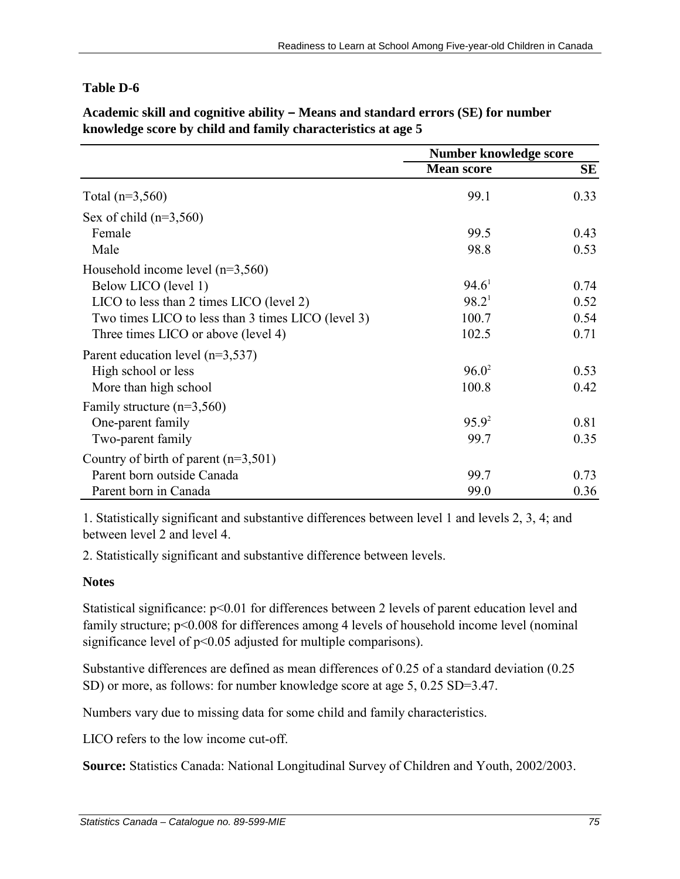**Table D-6**

**Academic skill and cognitive ability – Means and standard errors (SE) for number knowledge score by child and family characteristics at age 5**

| | Number knowledge score | |
|---|---|---|
| | **Mean score** | **SE** |
| Total (n=3,560) | 99.1 | 0.33 |
| Sex of child (n=3,560) | | |
| Female | 99.5 | 0.43 |
| Male | 98.8 | 0.53 |
| Household income level (n=3,560) | | |
| Below LICO (level 1) | 94.6[1] | 0.74 |
| LICO to less than 2 times LICO (level 2) | 98.2[1] | 0.52 |
| Two times LICO to less than 3 times LICO (level 3) | 100.7 | 0.54 |
| Three times LICO or above (level 4) | 102.5 | 0.71 |
| Parent education level (n=3,537) | | |
| High school or less | 96.0[2] | 0.53 |
| More than high school | 100.8 | 0.42 |
| Family structure (n=3,560) | | |
| One-parent family | 95.9[2] | 0.81 |
| Two-parent family | 99.7 | 0.35 |
| Country of birth of parent (n=3,501) | | |
| Parent born outside Canada | 99.7 | 0.73 |
| Parent born in Canada | 99.0 | 0.36 |

1. Statistically significant and substantive differences between level 1 and levels 2, 3, 4; and between level 2 and level 4.

2. Statistically significant and substantive difference between levels.

**Notes**

Statistical significance: $p<0.01$ for differences between 2 levels of parent education level and family structure; $p<0.008$ for differences among 4 levels of household income level (nominal significance level of $p<0.05$ adjusted for multiple comparisons).

Substantive differences are defined as mean differences of 0.25 of a standard deviation (0.25 SD) or more, as follows: for number knowledge score at age 5, 0.25 SD=3.47.

Numbers vary due to missing data for some child and family characteristics.

LICO refers to the low income cut-off.

**Source:** Statistics Canada: National Longitudinal Survey of Children and Youth, 2002/2003.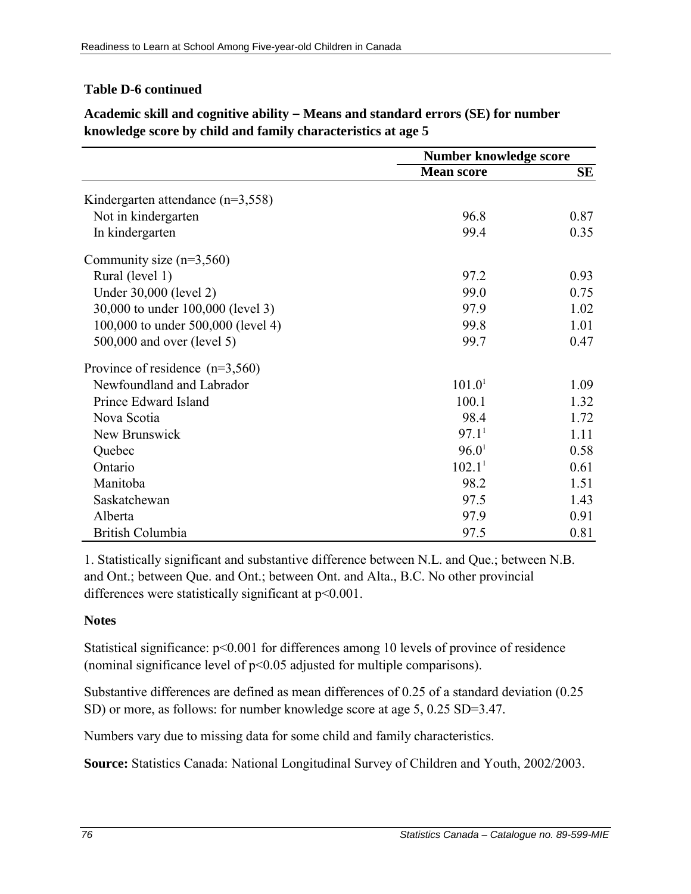**Table D-6 continued**

**Academic skill and cognitive ability – Means and standard errors (SE) for number knowledge score by child and family characteristics at age 5**

| | Number knowledge score | |
|---|---|---|
| | **Mean score** | **SE** |
| Kindergarten attendance (n=3,558) | | |
| Not in kindergarten | 96.8 | 0.87 |
| In kindergarten | 99.4 | 0.35 |
| Community size (n=3,560) | | |
| Rural (level 1) | 97.2 | 0.93 |
| Under 30,000 (level 2) | 99.0 | 0.75 |
| 30,000 to under 100,000 (level 3) | 97.9 | 1.02 |
| 100,000 to under 500,000 (level 4) | 99.8 | 1.01 |
| 500,000 and over (level 5) | 99.7 | 0.47 |
| Province of residence (n=3,560) | | |
| Newfoundland and Labrador | 101.0[1] | 1.09 |
| Prince Edward Island | 100.1 | 1.32 |
| Nova Scotia | 98.4 | 1.72 |
| New Brunswick | 97.1[1] | 1.11 |
| Quebec | 96.0[1] | 0.58 |
| Ontario | 102.1[1] | 0.61 |
| Manitoba | 98.2 | 1.51 |
| Saskatchewan | 97.5 | 1.43 |
| Alberta | 97.9 | 0.91 |
| British Columbia | 97.5 | 0.81 |

1. Statistically significant and substantive difference between N.L. and Que.; between N.B. and Ont.; between Que. and Ont.; between Ont. and Alta., B.C. No other provincial differences were statistically significant at $p<0.001$.

**Notes**

Statistical significance: $p<0.001$ for differences among 10 levels of province of residence (nominal significance level of $p<0.05$ adjusted for multiple comparisons).

Substantive differences are defined as mean differences of 0.25 of a standard deviation (0.25 SD) or more, as follows: for number knowledge score at age 5, 0.25 SD=3.47.

Numbers vary due to missing data for some child and family characteristics.

**Source:** Statistics Canada: National Longitudinal Survey of Children and Youth, 2002/2003.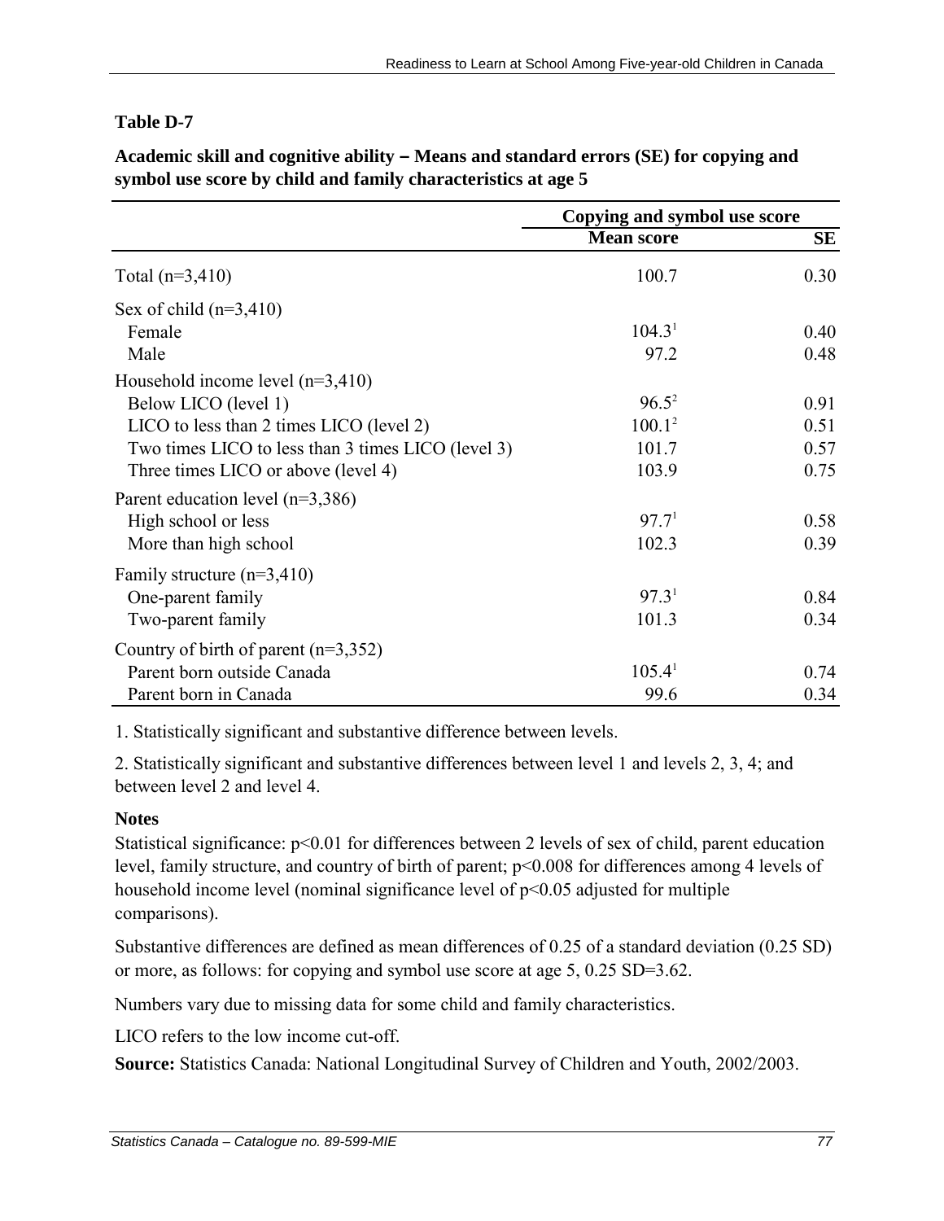**Table D-7**

**Academic skill and cognitive ability – Means and standard errors (SE) for copying and symbol use score by child and family characteristics at age 5**

| | Copying and symbol use score | |
|---|---|---|
| | **Mean score** | **SE** |
| Total (n=3,410) | 100.7 | 0.30 |
| Sex of child (n=3,410) | | |
| Female | 104.3[1] | 0.40 |
| Male | 97.2 | 0.48 |
| Household income level (n=3,410) | | |
| Below LICO (level 1) | 96.5[2] | 0.91 |
| LICO to less than 2 times LICO (level 2) | 100.1[2] | 0.51 |
| Two times LICO to less than 3 times LICO (level 3) | 101.7 | 0.57 |
| Three times LICO or above (level 4) | 103.9 | 0.75 |
| Parent education level (n=3,386) | | |
| High school or less | 97.7[1] | 0.58 |
| More than high school | 102.3 | 0.39 |
| Family structure (n=3,410) | | |
| One-parent family | 97.3[1] | 0.84 |
| Two-parent family | 101.3 | 0.34 |
| Country of birth of parent (n=3,352) | | |
| Parent born outside Canada | 105.4[1] | 0.74 |
| Parent born in Canada | 99.6 | 0.34 |

1. Statistically significant and substantive difference between levels.

2. Statistically significant and substantive differences between level 1 and levels 2, 3, 4; and between level 2 and level 4.

**Notes**

Statistical significance: $p<0.01$ for differences between 2 levels of sex of child, parent education level, family structure, and country of birth of parent; $p<0.008$ for differences among 4 levels of household income level (nominal significance level of $p<0.05$ adjusted for multiple comparisons).

Substantive differences are defined as mean differences of 0.25 of a standard deviation (0.25 SD) or more, as follows: for copying and symbol use score at age 5, 0.25 SD=3.62.

Numbers vary due to missing data for some child and family characteristics.

LICO refers to the low income cut-off.

**Source:** Statistics Canada: National Longitudinal Survey of Children and Youth, 2002/2003.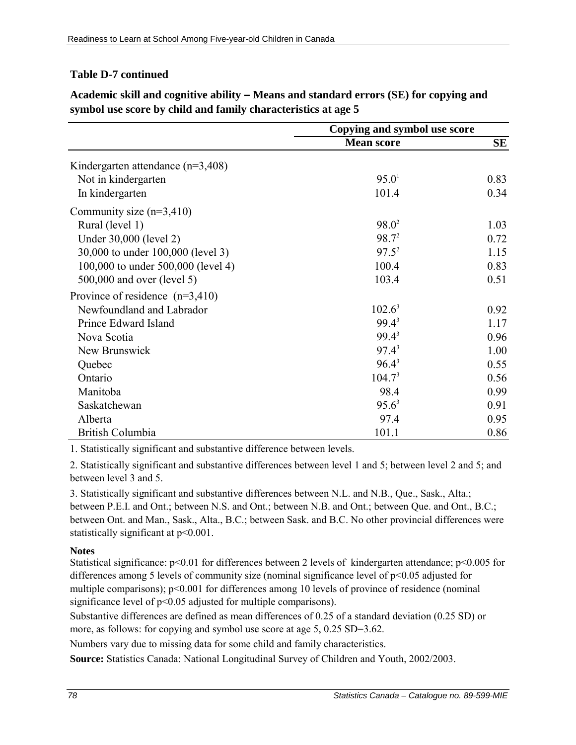**Table D-7 continued**

**Academic skill and cognitive ability – Means and standard errors (SE) for copying and symbol use score by child and family characteristics at age 5**

| | Copying and symbol use score | |
|---|---|---|
| | **Mean score** | **SE** |
| Kindergarten attendance (n=3,408) | | |
| Not in kindergarten | 95.0[1] | 0.83 |
| In kindergarten | 101.4 | 0.34 |
| Community size (n=3,410) | | |
| Rural (level 1) | 98.0[2] | 1.03 |
| Under 30,000 (level 2) | 98.7[2] | 0.72 |
| 30,000 to under 100,000 (level 3) | 97.5[2] | 1.15 |
| 100,000 to under 500,000 (level 4) | 100.4 | 0.83 |
| 500,000 and over (level 5) | 103.4 | 0.51 |
| Province of residence (n=3,410) | | |
| Newfoundland and Labrador | 102.6[3] | 0.92 |
| Prince Edward Island | 99.4[3] | 1.17 |
| Nova Scotia | 99.4[3] | 0.96 |
| New Brunswick | 97.4[3] | 1.00 |
| Quebec | 96.4[3] | 0.55 |
| Ontario | 104.7[3] | 0.56 |
| Manitoba | 98.4 | 0.99 |
| Saskatchewan | 95.6[3] | 0.91 |
| Alberta | 97.4 | 0.95 |
| British Columbia | 101.1 | 0.86 |

1. Statistically significant and substantive difference between levels.

2. Statistically significant and substantive differences between level 1 and 5; between level 2 and 5; and between level 3 and 5.

3. Statistically significant and substantive differences between N.L. and N.B., Que., Sask., Alta.; between P.E.I. and Ont.; between N.S. and Ont.; between N.B. and Ont.; between Que. and Ont., B.C.; between Ont. and Man., Sask., Alta., B.C.; between Sask. and B.C. No other provincial differences were statistically significant at $p<0.001$.

**Notes**

Statistical significance: $p<0.01$ for differences between 2 levels of kindergarten attendance; $p<0.005$ for differences among 5 levels of community size (nominal significance level of $p<0.05$ adjusted for multiple comparisons); $p<0.001$ for differences among 10 levels of province of residence (nominal significance level of $p<0.05$ adjusted for multiple comparisons).

Substantive differences are defined as mean differences of 0.25 of a standard deviation (0.25 SD) or more, as follows: for copying and symbol use score at age 5, 0.25 SD=3.62.

Numbers vary due to missing data for some child and family characteristics.

**Source:** Statistics Canada: National Longitudinal Survey of Children and Youth, 2002/2003.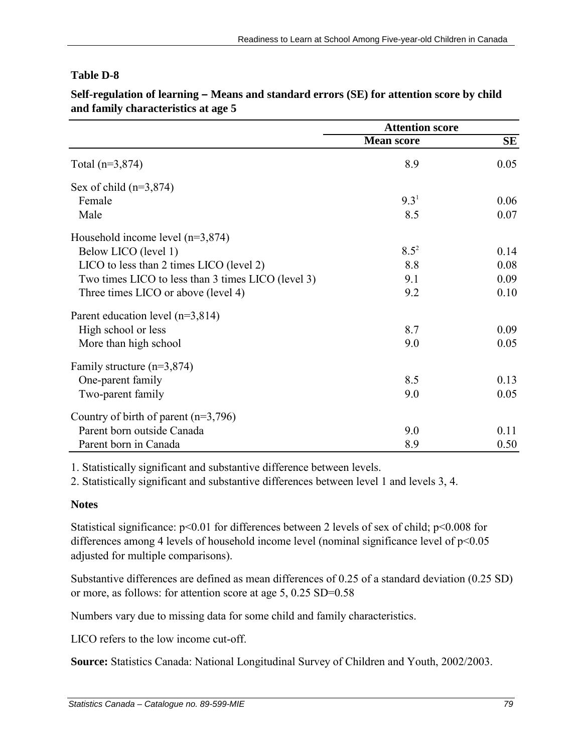**Table D-8**

**Self-regulation of learning – Means and standard errors (SE) for attention score by child and family characteristics at age 5**

| | Attention score | |
|---|---|---|
| | **Mean score** | **SE** |
| Total (n=3,874) | 8.9 | 0.05 |
| Sex of child (n=3,874) | | |
| Female | 9.3[1] | 0.06 |
| Male | 8.5 | 0.07 |
| Household income level (n=3,874) | | |
| Below LICO (level 1) | 8.5[2] | 0.14 |
| LICO to less than 2 times LICO (level 2) | 8.8 | 0.08 |
| Two times LICO to less than 3 times LICO (level 3) | 9.1 | 0.09 |
| Three times LICO or above (level 4) | 9.2 | 0.10 |
| Parent education level (n=3,814) | | |
| High school or less | 8.7 | 0.09 |
| More than high school | 9.0 | 0.05 |
| Family structure (n=3,874) | | |
| One-parent family | 8.5 | 0.13 |
| Two-parent family | 9.0 | 0.05 |
| Country of birth of parent (n=3,796) | | |
| Parent born outside Canada | 9.0 | 0.11 |
| Parent born in Canada | 8.9 | 0.50 |

1. Statistically significant and substantive difference between levels.

2. Statistically significant and substantive differences between level 1 and levels 3, 4.

**Notes**

Statistical significance: $p<0.01$ for differences between 2 levels of sex of child; $p<0.008$ for differences among 4 levels of household income level (nominal significance level of $p<0.05$ adjusted for multiple comparisons).

Substantive differences are defined as mean differences of 0.25 of a standard deviation (0.25 SD) or more, as follows: for attention score at age 5, 0.25 SD=0.58

Numbers vary due to missing data for some child and family characteristics.

LICO refers to the low income cut-off.

**Source:** Statistics Canada: National Longitudinal Survey of Children and Youth, 2002/2003.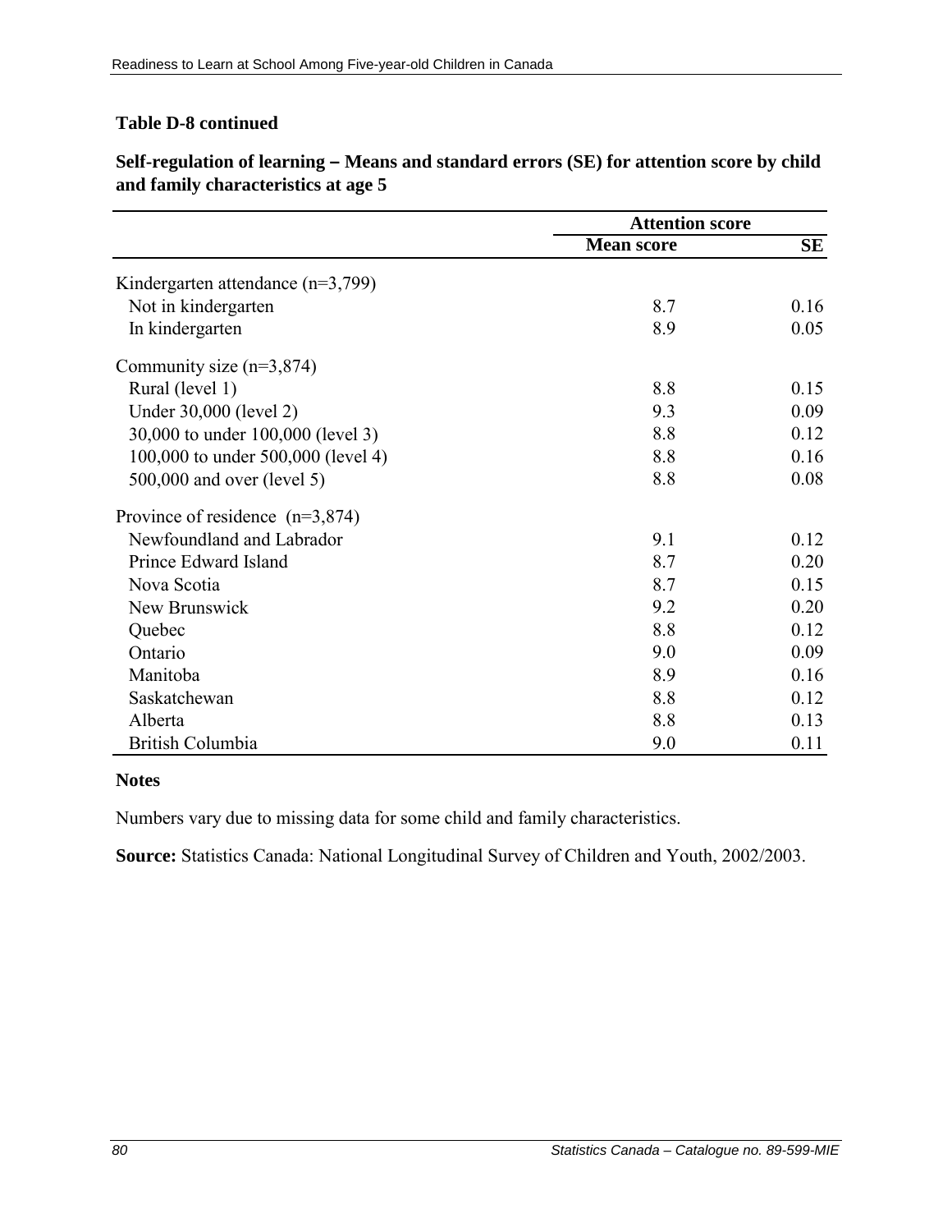**Table D-8 continued**

**Self-regulation of learning – Means and standard errors (SE) for attention score by child and family characteristics at age 5**

| | Attention score | |
|---|---|---|
| | **Mean score** | **SE** |
| Kindergarten attendance (n=3,799) | | |
| Not in kindergarten | 8.7 | 0.16 |
| In kindergarten | 8.9 | 0.05 |
| Community size (n=3,874) | | |
| Rural (level 1) | 8.8 | 0.15 |
| Under 30,000 (level 2) | 9.3 | 0.09 |
| 30,000 to under 100,000 (level 3) | 8.8 | 0.12 |
| 100,000 to under 500,000 (level 4) | 8.8 | 0.16 |
| 500,000 and over (level 5) | 8.8 | 0.08 |
| Province of residence (n=3,874) | | |
| Newfoundland and Labrador | 9.1 | 0.12 |
| Prince Edward Island | 8.7 | 0.20 |
| Nova Scotia | 8.7 | 0.15 |
| New Brunswick | 9.2 | 0.20 |
| Quebec | 8.8 | 0.12 |
| Ontario | 9.0 | 0.09 |
| Manitoba | 8.9 | 0.16 |
| Saskatchewan | 8.8 | 0.12 |
| Alberta | 8.8 | 0.13 |
| British Columbia | 9.0 | 0.11 |

**Notes**

Numbers vary due to missing data for some child and family characteristics.

**Source:** Statistics Canada: National Longitudinal Survey of Children and Youth, 2002/2003.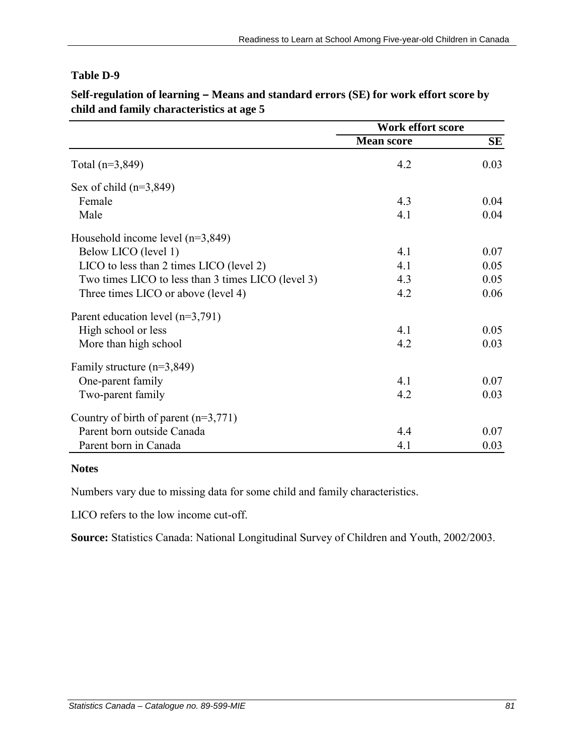**Table D-9**

**Self-regulation of learning – Means and standard errors (SE) for work effort score by child and family characteristics at age 5**

| | Work effort score | |
|---|---|---|
| | **Mean score** | **SE** |
| Total (n=3,849) | 4.2 | 0.03 |
| Sex of child (n=3,849) | | |
| Female | 4.3 | 0.04 |
| Male | 4.1 | 0.04 |
| Household income level (n=3,849) | | |
| Below LICO (level 1) | 4.1 | 0.07 |
| LICO to less than 2 times LICO (level 2) | 4.1 | 0.05 |
| Two times LICO to less than 3 times LICO (level 3) | 4.3 | 0.05 |
| Three times LICO or above (level 4) | 4.2 | 0.06 |
| Parent education level (n=3,791) | | |
| High school or less | 4.1 | 0.05 |
| More than high school | 4.2 | 0.03 |
| Family structure (n=3,849) | | |
| One-parent family | 4.1 | 0.07 |
| Two-parent family | 4.2 | 0.03 |
| Country of birth of parent (n=3,771) | | |
| Parent born outside Canada | 4.4 | 0.07 |
| Parent born in Canada | 4.1 | 0.03 |

**Notes**

Numbers vary due to missing data for some child and family characteristics.

LICO refers to the low income cut-off.

**Source:** Statistics Canada: National Longitudinal Survey of Children and Youth, 2002/2003.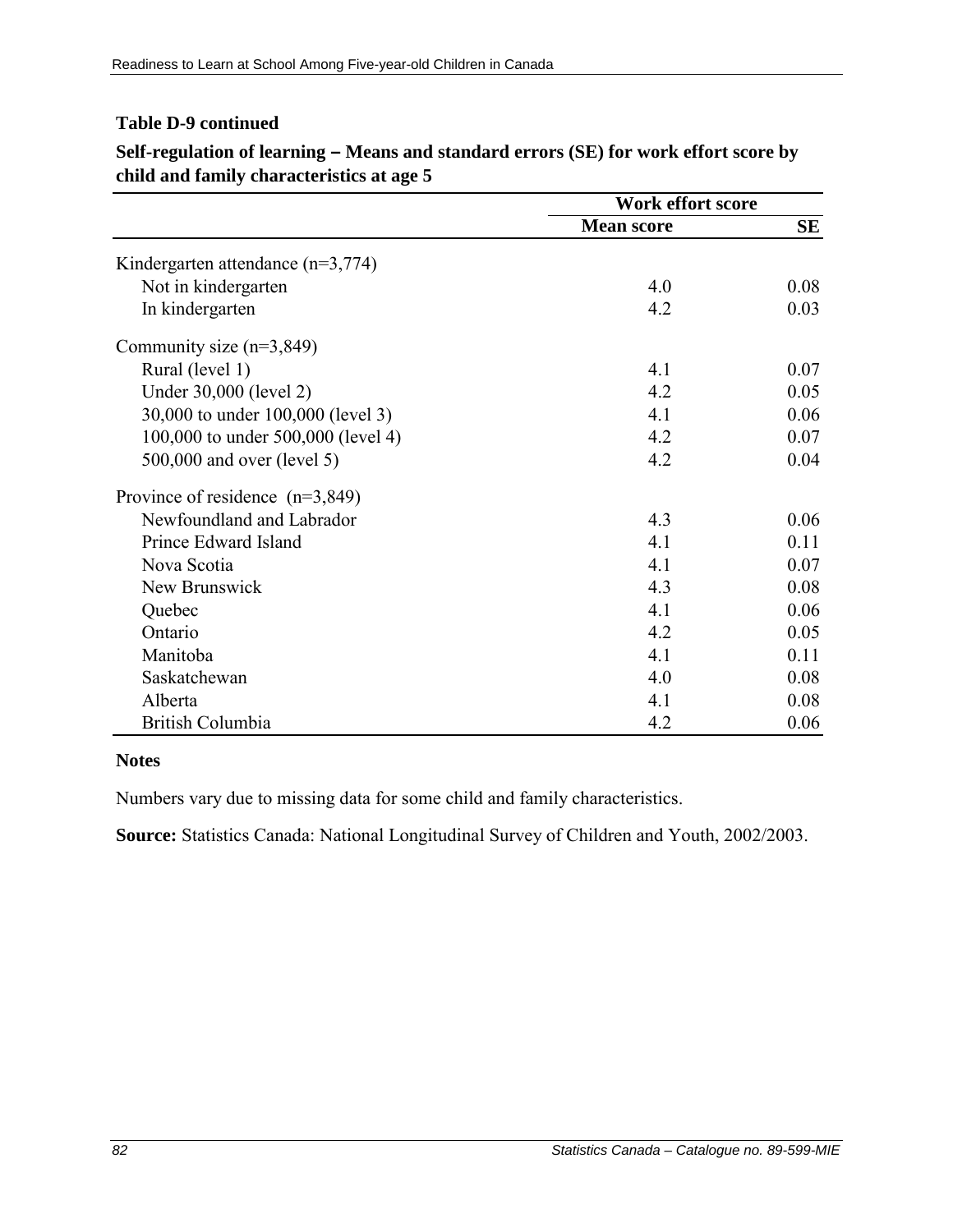**Table D-9 continued**

**Self-regulation of learning – Means and standard errors (SE) for work effort score by child and family characteristics at age 5**

| | Work effort score | |
|---|---|---|
| | **Mean score** | **SE** |
| Kindergarten attendance (n=3,774) | | |
| Not in kindergarten | 4.0 | 0.08 |
| In kindergarten | 4.2 | 0.03 |
| Community size (n=3,849) | | |
| Rural (level 1) | 4.1 | 0.07 |
| Under 30,000 (level 2) | 4.2 | 0.05 |
| 30,000 to under 100,000 (level 3) | 4.1 | 0.06 |
| 100,000 to under 500,000 (level 4) | 4.2 | 0.07 |
| 500,000 and over (level 5) | 4.2 | 0.04 |
| Province of residence (n=3,849) | | |
| Newfoundland and Labrador | 4.3 | 0.06 |
| Prince Edward Island | 4.1 | 0.11 |
| Nova Scotia | 4.1 | 0.07 |
| New Brunswick | 4.3 | 0.08 |
| Quebec | 4.1 | 0.06 |
| Ontario | 4.2 | 0.05 |
| Manitoba | 4.1 | 0.11 |
| Saskatchewan | 4.0 | 0.08 |
| Alberta | 4.1 | 0.08 |
| British Columbia | 4.2 | 0.06 |

**Notes**

Numbers vary due to missing data for some child and family characteristics.

**Source:** Statistics Canada: National Longitudinal Survey of Children and Youth, 2002/2003.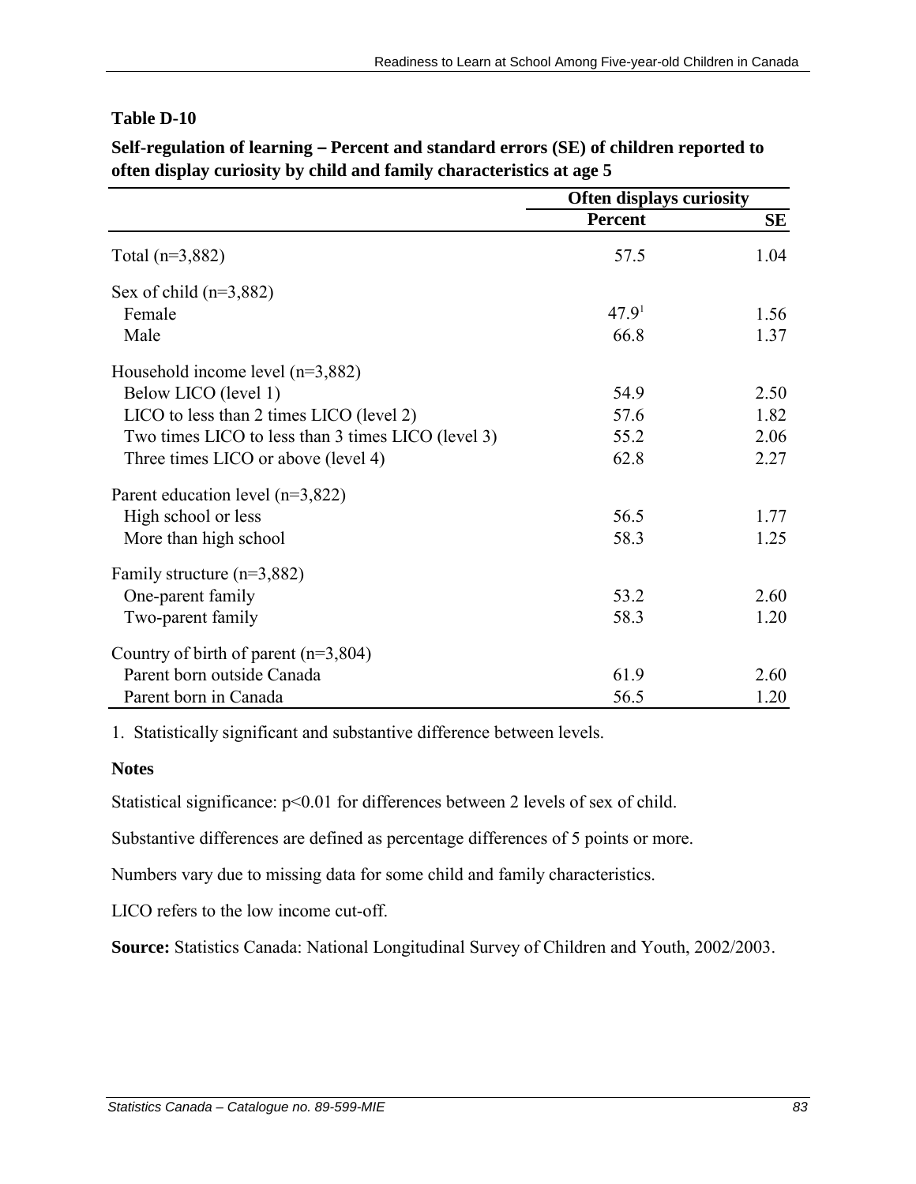**Table D-10**

**Self-regulation of learning – Percent and standard errors (SE) of children reported to often display curiosity by child and family characteristics at age 5**

| | Often displays curiosity | |
|---|---|---|
| | **Percent** | **SE** |
| Total (n=3,882) | 57.5 | 1.04 |
| Sex of child (n=3,882) | | |
| Female | 47.9[1] | 1.56 |
| Male | 66.8 | 1.37 |
| Household income level (n=3,882) | | |
| Below LICO (level 1) | 54.9 | 2.50 |
| LICO to less than 2 times LICO (level 2) | 57.6 | 1.82 |
| Two times LICO to less than 3 times LICO (level 3) | 55.2 | 2.06 |
| Three times LICO or above (level 4) | 62.8 | 2.27 |
| Parent education level (n=3,822) | | |
| High school or less | 56.5 | 1.77 |
| More than high school | 58.3 | 1.25 |
| Family structure (n=3,882) | | |
| One-parent family | 53.2 | 2.60 |
| Two-parent family | 58.3 | 1.20 |
| Country of birth of parent (n=3,804) | | |
| Parent born outside Canada | 61.9 | 2.60 |
| Parent born in Canada | 56.5 | 1.20 |

1. Statistically significant and substantive difference between levels.

**Notes**

Statistical significance: $p<0.01$ for differences between 2 levels of sex of child.

Substantive differences are defined as percentage differences of 5 points or more.

Numbers vary due to missing data for some child and family characteristics.

LICO refers to the low income cut-off.

**Source:** Statistics Canada: National Longitudinal Survey of Children and Youth, 2002/2003.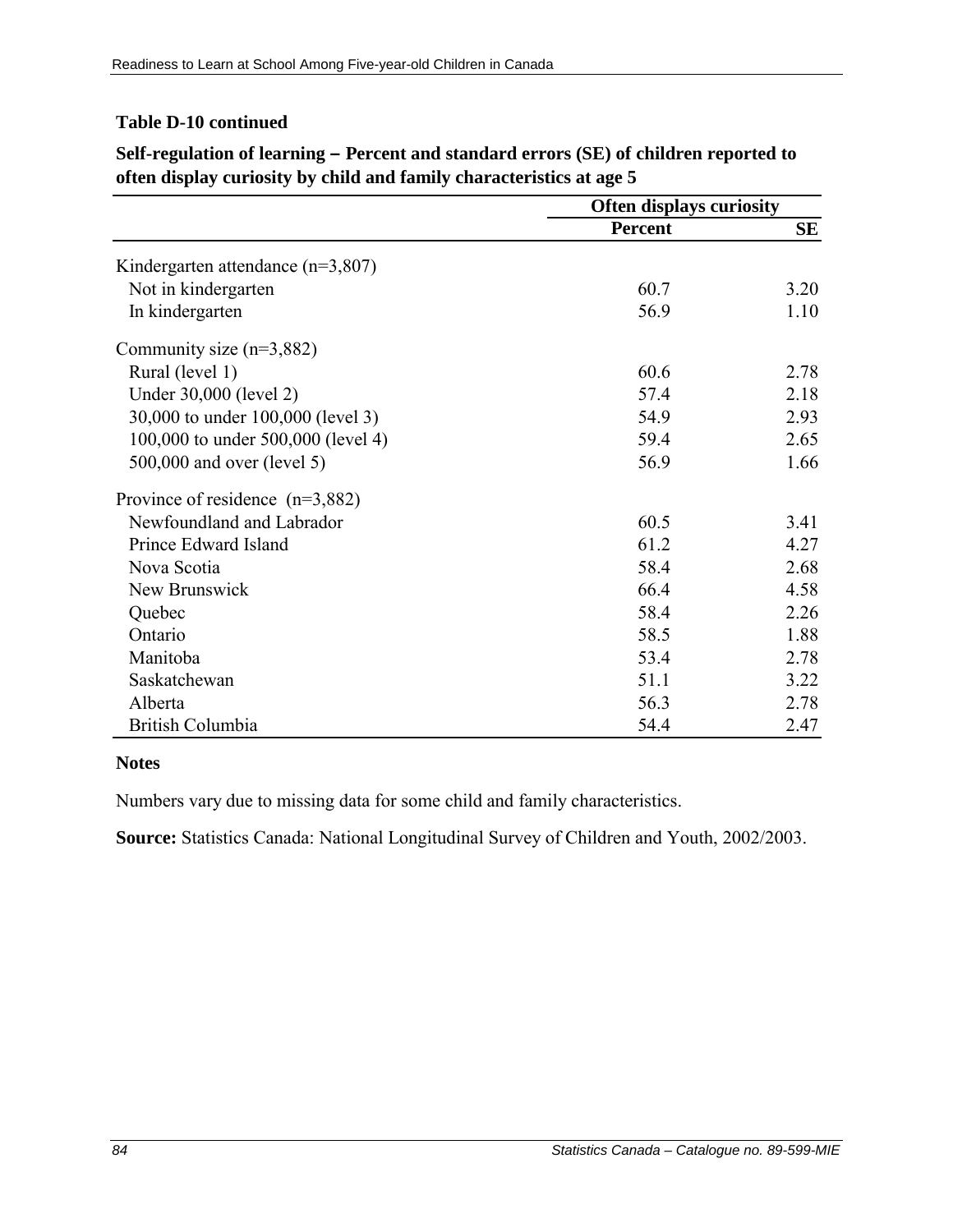**Table D-10 continued**

**Self-regulation of learning – Percent and standard errors (SE) of children reported to often display curiosity by child and family characteristics at age 5**

| | Often displays curiosity | |
|---|---|---|
| | **Percent** | **SE** |
| Kindergarten attendance (n=3,807) | | |
| Not in kindergarten | 60.7 | 3.20 |
| In kindergarten | 56.9 | 1.10 |
| Community size (n=3,882) | | |
| Rural (level 1) | 60.6 | 2.78 |
| Under 30,000 (level 2) | 57.4 | 2.18 |
| 30,000 to under 100,000 (level 3) | 54.9 | 2.93 |
| 100,000 to under 500,000 (level 4) | 59.4 | 2.65 |
| 500,000 and over (level 5) | 56.9 | 1.66 |
| Province of residence (n=3,882) | | |
| Newfoundland and Labrador | 60.5 | 3.41 |
| Prince Edward Island | 61.2 | 4.27 |
| Nova Scotia | 58.4 | 2.68 |
| New Brunswick | 66.4 | 4.58 |
| Quebec | 58.4 | 2.26 |
| Ontario | 58.5 | 1.88 |
| Manitoba | 53.4 | 2.78 |
| Saskatchewan | 51.1 | 3.22 |
| Alberta | 56.3 | 2.78 |
| British Columbia | 54.4 | 2.47 |

**Notes**

Numbers vary due to missing data for some child and family characteristics.

**Source:** Statistics Canada: National Longitudinal Survey of Children and Youth, 2002/2003.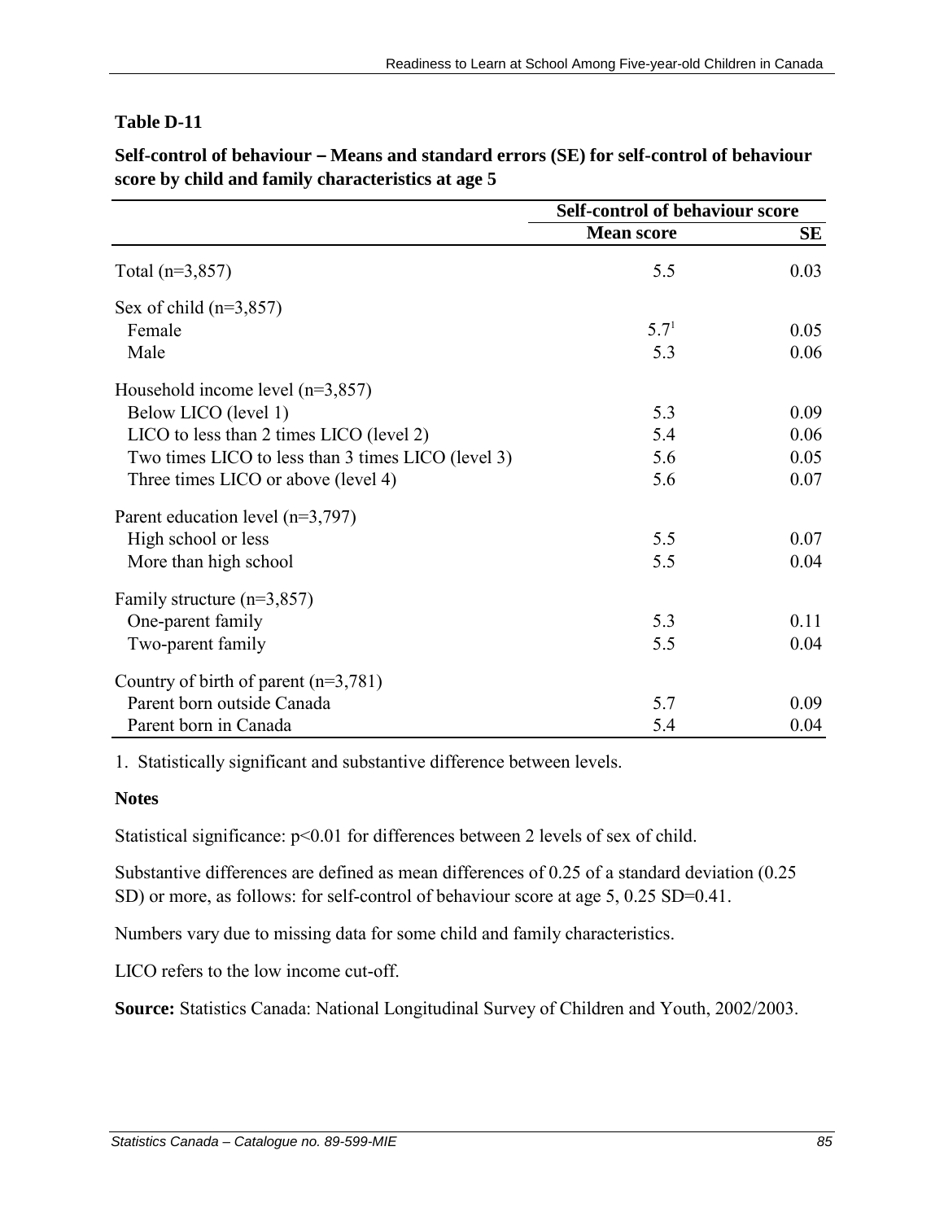**Table D-11**

**Self-control of behaviour – Means and standard errors (SE) for self-control of behaviour score by child and family characteristics at age 5**

| | Self-control of behaviour score | |
|---|---|---|
| | **Mean score** | **SE** |
| Total (n=3,857) | 5.5 | 0.03 |
| Sex of child (n=3,857) | | |
| Female | 5.7[1] | 0.05 |
| Male | 5.3 | 0.06 |
| Household income level (n=3,857) | | |
| Below LICO (level 1) | 5.3 | 0.09 |
| LICO to less than 2 times LICO (level 2) | 5.4 | 0.06 |
| Two times LICO to less than 3 times LICO (level 3) | 5.6 | 0.05 |
| Three times LICO or above (level 4) | 5.6 | 0.07 |
| Parent education level (n=3,797) | | |
| High school or less | 5.5 | 0.07 |
| More than high school | 5.5 | 0.04 |
| Family structure (n=3,857) | | |
| One-parent family | 5.3 | 0.11 |
| Two-parent family | 5.5 | 0.04 |
| Country of birth of parent (n=3,781) | | |
| Parent born outside Canada | 5.7 | 0.09 |
| Parent born in Canada | 5.4 | 0.04 |

1. Statistically significant and substantive difference between levels.

**Notes**

Statistical significance: $p<0.01$ for differences between 2 levels of sex of child.

Substantive differences are defined as mean differences of 0.25 of a standard deviation (0.25 SD) or more, as follows: for self-control of behaviour score at age 5, 0.25 SD=0.41.

Numbers vary due to missing data for some child and family characteristics.

LICO refers to the low income cut-off.

**Source:** Statistics Canada: National Longitudinal Survey of Children and Youth, 2002/2003.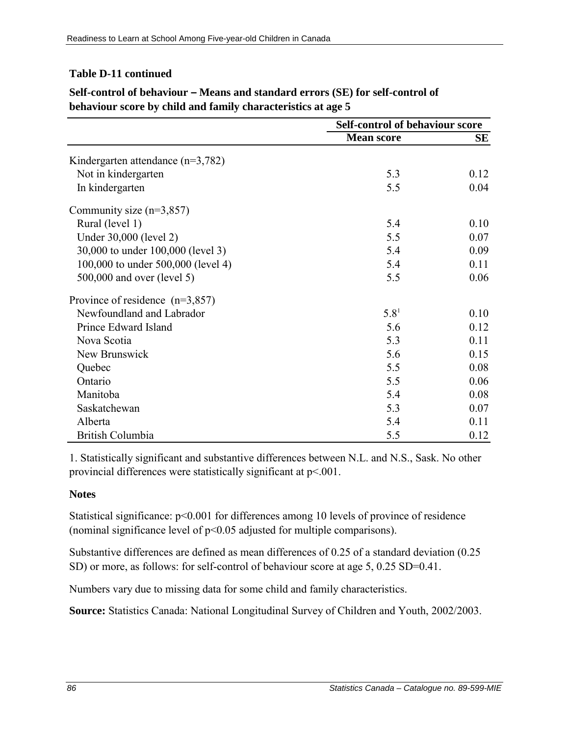**Table D-11 continued**

**Self-control of behaviour – Means and standard errors (SE) for self-control of behaviour score by child and family characteristics at age 5**

| | Self-control of behaviour score | |
|---|---|---|
| | **Mean score** | **SE** |
| Kindergarten attendance (n=3,782) | | |
| Not in kindergarten | 5.3 | 0.12 |
| In kindergarten | 5.5 | 0.04 |
| Community size (n=3,857) | | |
| Rural (level 1) | 5.4 | 0.10 |
| Under 30,000 (level 2) | 5.5 | 0.07 |
| 30,000 to under 100,000 (level 3) | 5.4 | 0.09 |
| 100,000 to under 500,000 (level 4) | 5.4 | 0.11 |
| 500,000 and over (level 5) | 5.5 | 0.06 |
| Province of residence (n=3,857) | | |
| Newfoundland and Labrador | 5.8[1] | 0.10 |
| Prince Edward Island | 5.6 | 0.12 |
| Nova Scotia | 5.3 | 0.11 |
| New Brunswick | 5.6 | 0.15 |
| Quebec | 5.5 | 0.08 |
| Ontario | 5.5 | 0.06 |
| Manitoba | 5.4 | 0.08 |
| Saskatchewan | 5.3 | 0.07 |
| Alberta | 5.4 | 0.11 |
| British Columbia | 5.5 | 0.12 |

1. Statistically significant and substantive differences between N.L. and N.S., Sask. No other provincial differences were statistically significant at p<.001.

**Notes**

Statistical significance: p<0.001 for differences among 10 levels of province of residence (nominal significance level of p<0.05 adjusted for multiple comparisons).

Substantive differences are defined as mean differences of 0.25 of a standard deviation (0.25 SD) or more, as follows: for self-control of behaviour score at age 5, 0.25 SD=0.41.

Numbers vary due to missing data for some child and family characteristics.

**Source:** Statistics Canada: National Longitudinal Survey of Children and Youth, 2002/2003.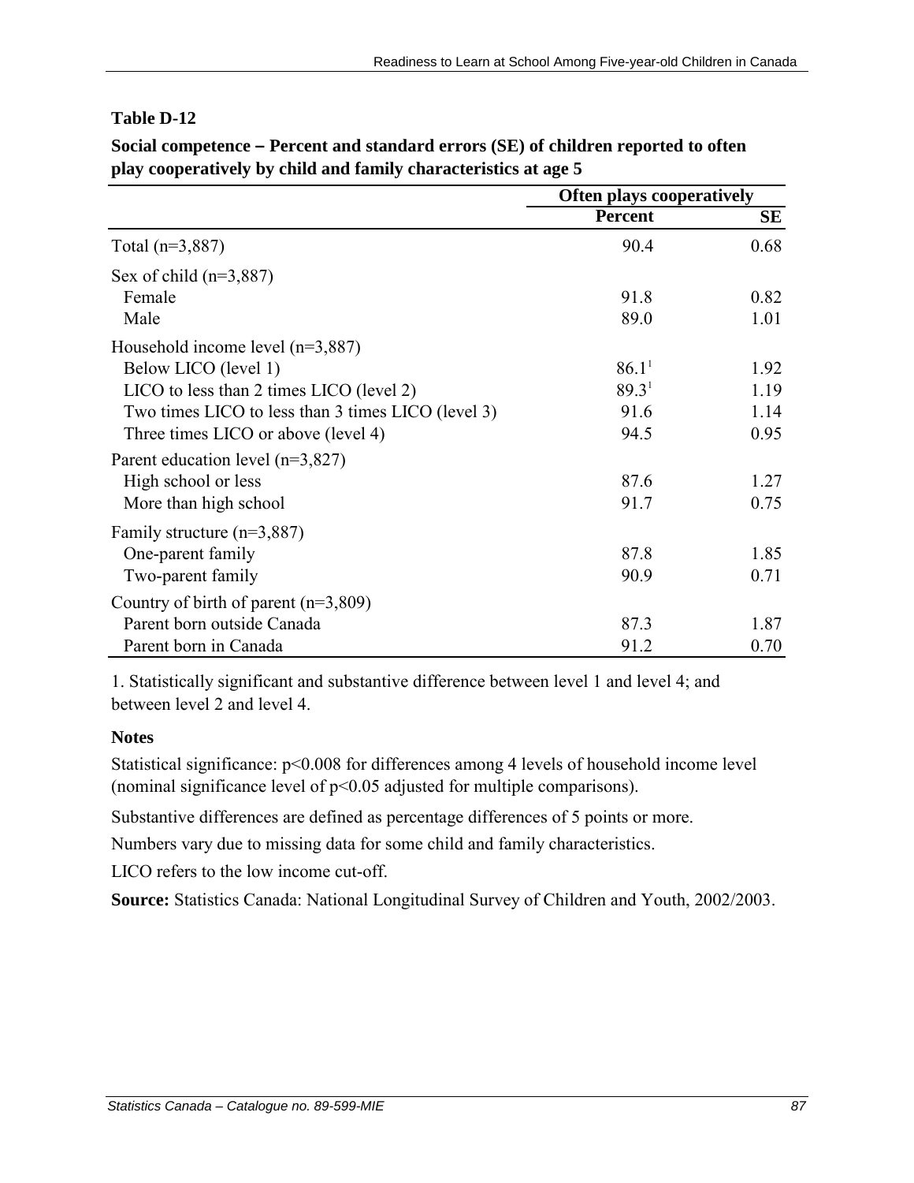**Table D-12**

**Social competence – Percent and standard errors (SE) of children reported to often play cooperatively by child and family characteristics at age 5**

| | Often plays cooperatively | |
|---|---|---|
| | **Percent** | **SE** |
| Total (n=3,887) | 90.4 | 0.68 |
| Sex of child (n=3,887) | | |
| Female | 91.8 | 0.82 |
| Male | 89.0 | 1.01 |
| Household income level (n=3,887) | | |
| Below LICO (level 1) | 86.1[1] | 1.92 |
| LICO to less than 2 times LICO (level 2) | 89.3[1] | 1.19 |
| Two times LICO to less than 3 times LICO (level 3) | 91.6 | 1.14 |
| Three times LICO or above (level 4) | 94.5 | 0.95 |
| Parent education level (n=3,827) | | |
| High school or less | 87.6 | 1.27 |
| More than high school | 91.7 | 0.75 |
| Family structure (n=3,887) | | |
| One-parent family | 87.8 | 1.85 |
| Two-parent family | 90.9 | 0.71 |
| Country of birth of parent (n=3,809) | | |
| Parent born outside Canada | 87.3 | 1.87 |
| Parent born in Canada | 91.2 | 0.70 |

1. Statistically significant and substantive difference between level 1 and level 4; and between level 2 and level 4.

**Notes**

Statistical significance: $p<0.008$ for differences among 4 levels of household income level (nominal significance level of $p<0.05$ adjusted for multiple comparisons).

Substantive differences are defined as percentage differences of 5 points or more.

Numbers vary due to missing data for some child and family characteristics.

LICO refers to the low income cut-off.

**Source:** Statistics Canada: National Longitudinal Survey of Children and Youth, 2002/2003.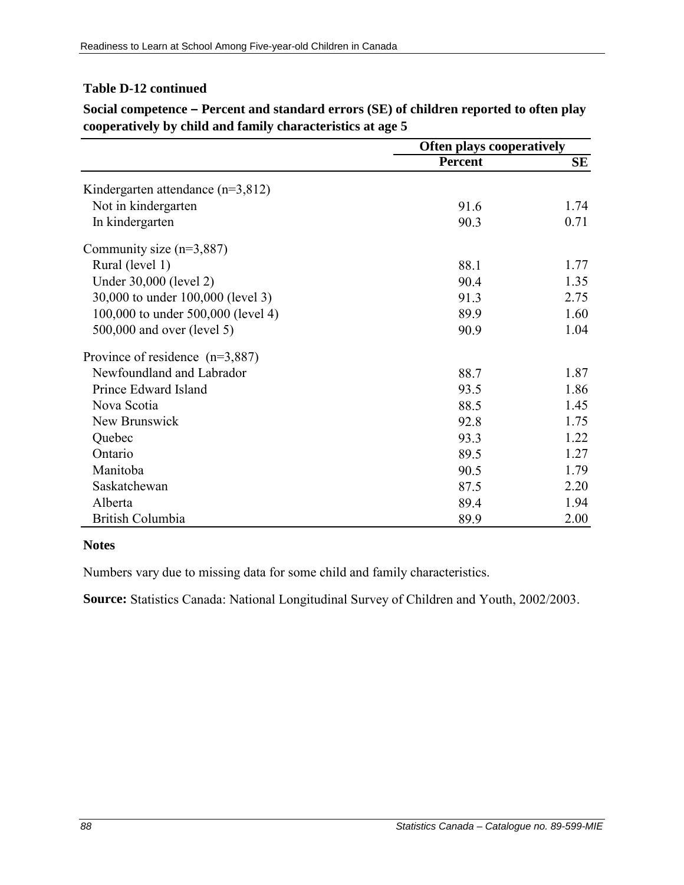**Table D-12 continued**

**Social competence – Percent and standard errors (SE) of children reported to often play cooperatively by child and family characteristics at age 5**

| | Often plays cooperatively | |
|---|---|---|
| | **Percent** | **SE** |
| Kindergarten attendance (n=3,812) | | |
| Not in kindergarten | 91.6 | 1.74 |
| In kindergarten | 90.3 | 0.71 |
| Community size (n=3,887) | | |
| Rural (level 1) | 88.1 | 1.77 |
| Under 30,000 (level 2) | 90.4 | 1.35 |
| 30,000 to under 100,000 (level 3) | 91.3 | 2.75 |
| 100,000 to under 500,000 (level 4) | 89.9 | 1.60 |
| 500,000 and over (level 5) | 90.9 | 1.04 |
| Province of residence (n=3,887) | | |
| Newfoundland and Labrador | 88.7 | 1.87 |
| Prince Edward Island | 93.5 | 1.86 |
| Nova Scotia | 88.5 | 1.45 |
| New Brunswick | 92.8 | 1.75 |
| Quebec | 93.3 | 1.22 |
| Ontario | 89.5 | 1.27 |
| Manitoba | 90.5 | 1.79 |
| Saskatchewan | 87.5 | 2.20 |
| Alberta | 89.4 | 1.94 |
| British Columbia | 89.9 | 2.00 |

**Notes**

Numbers vary due to missing data for some child and family characteristics.

**Source:** Statistics Canada: National Longitudinal Survey of Children and Youth, 2002/2003.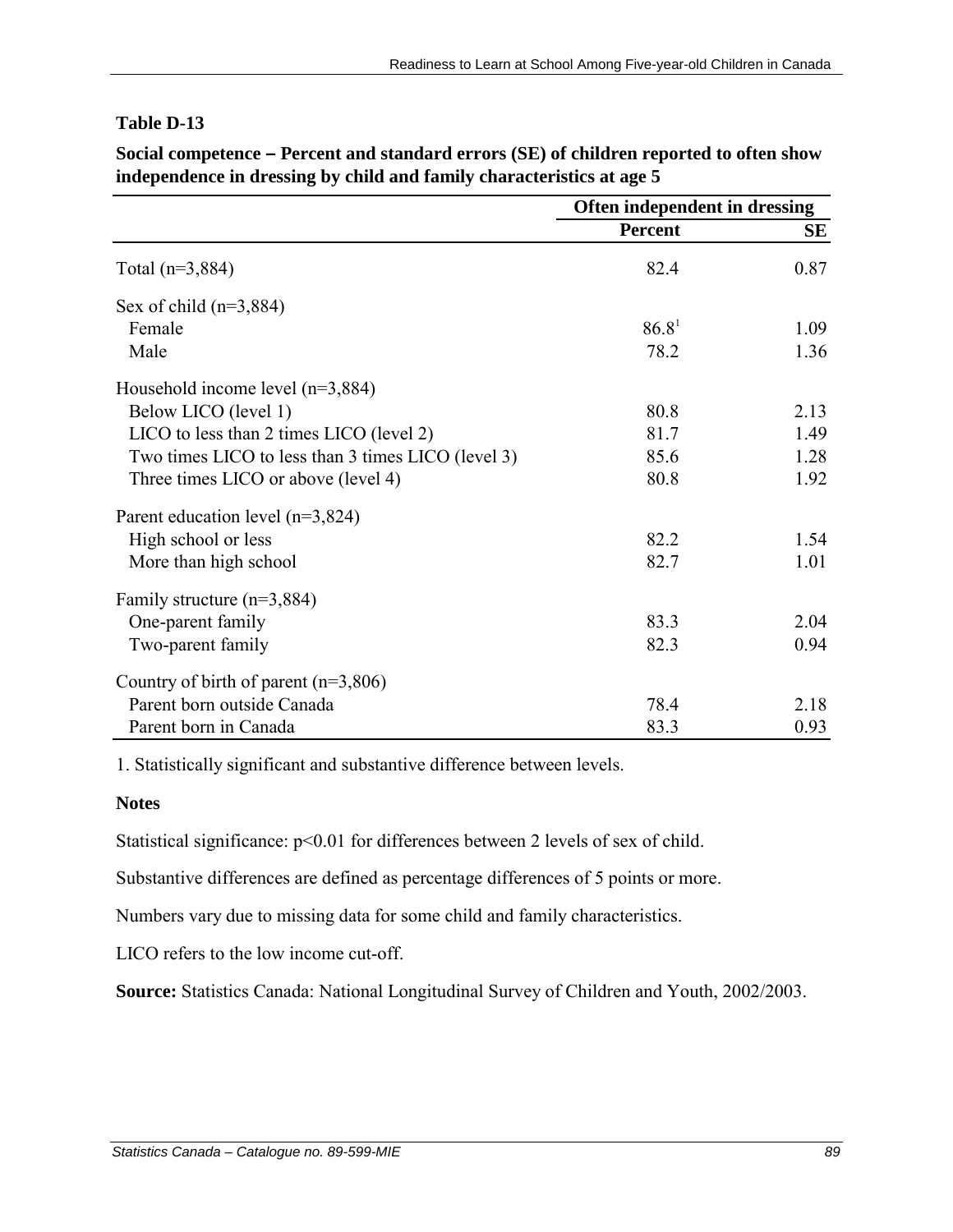**Table D-13**

**Social competence – Percent and standard errors (SE) of children reported to often show independence in dressing by child and family characteristics at age 5**

| | Often independent in dressing | |
|---|---|---|
| | **Percent** | **SE** |
| Total (n=3,884) | 82.4 | 0.87 |
| Sex of child (n=3,884) | | |
| Female | 86.8[1] | 1.09 |
| Male | 78.2 | 1.36 |
| Household income level (n=3,884) | | |
| Below LICO (level 1) | 80.8 | 2.13 |
| LICO to less than 2 times LICO (level 2) | 81.7 | 1.49 |
| Two times LICO to less than 3 times LICO (level 3) | 85.6 | 1.28 |
| Three times LICO or above (level 4) | 80.8 | 1.92 |
| Parent education level (n=3,824) | | |
| High school or less | 82.2 | 1.54 |
| More than high school | 82.7 | 1.01 |
| Family structure (n=3,884) | | |
| One-parent family | 83.3 | 2.04 |
| Two-parent family | 82.3 | 0.94 |
| Country of birth of parent (n=3,806) | | |
| Parent born outside Canada | 78.4 | 2.18 |
| Parent born in Canada | 83.3 | 0.93 |

1. Statistically significant and substantive difference between levels.

**Notes**

Statistical significance: $p<0.01$ for differences between 2 levels of sex of child.

Substantive differences are defined as percentage differences of 5 points or more.

Numbers vary due to missing data for some child and family characteristics.

LICO refers to the low income cut-off.

**Source:** Statistics Canada: National Longitudinal Survey of Children and Youth, 2002/2003.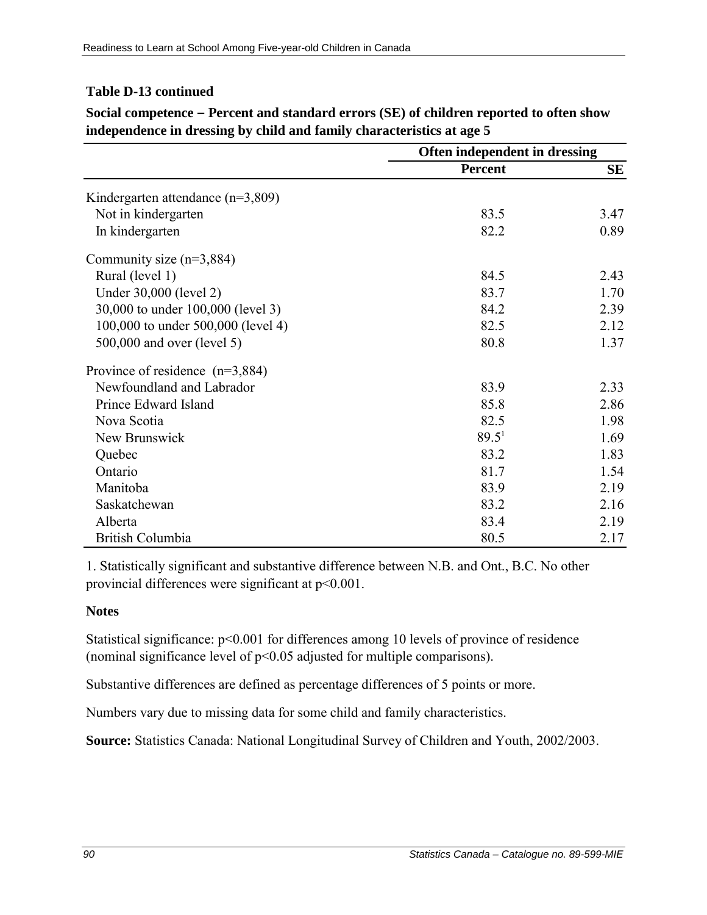**Table D-13 continued**

**Social competence – Percent and standard errors (SE) of children reported to often show independence in dressing by child and family characteristics at age 5**

| | Often independent in dressing | |
|---|---|---|
| | **Percent** | **SE** |
| Kindergarten attendance (n=3,809) | | |
| Not in kindergarten | 83.5 | 3.47 |
| In kindergarten | 82.2 | 0.89 |
| Community size (n=3,884) | | |
| Rural (level 1) | 84.5 | 2.43 |
| Under 30,000 (level 2) | 83.7 | 1.70 |
| 30,000 to under 100,000 (level 3) | 84.2 | 2.39 |
| 100,000 to under 500,000 (level 4) | 82.5 | 2.12 |
| 500,000 and over (level 5) | 80.8 | 1.37 |
| Province of residence (n=3,884) | | |
| Newfoundland and Labrador | 83.9 | 2.33 |
| Prince Edward Island | 85.8 | 2.86 |
| Nova Scotia | 82.5 | 1.98 |
| New Brunswick | 89.5[1] | 1.69 |
| Quebec | 83.2 | 1.83 |
| Ontario | 81.7 | 1.54 |
| Manitoba | 83.9 | 2.19 |
| Saskatchewan | 83.2 | 2.16 |
| Alberta | 83.4 | 2.19 |
| British Columbia | 80.5 | 2.17 |

1. Statistically significant and substantive difference between N.B. and Ont., B.C. No other provincial differences were significant at $p<0.001$.

**Notes**

Statistical significance: $p<0.001$ for differences among 10 levels of province of residence (nominal significance level of $p<0.05$ adjusted for multiple comparisons).

Substantive differences are defined as percentage differences of 5 points or more.

Numbers vary due to missing data for some child and family characteristics.

**Source:** Statistics Canada: National Longitudinal Survey of Children and Youth, 2002/2003.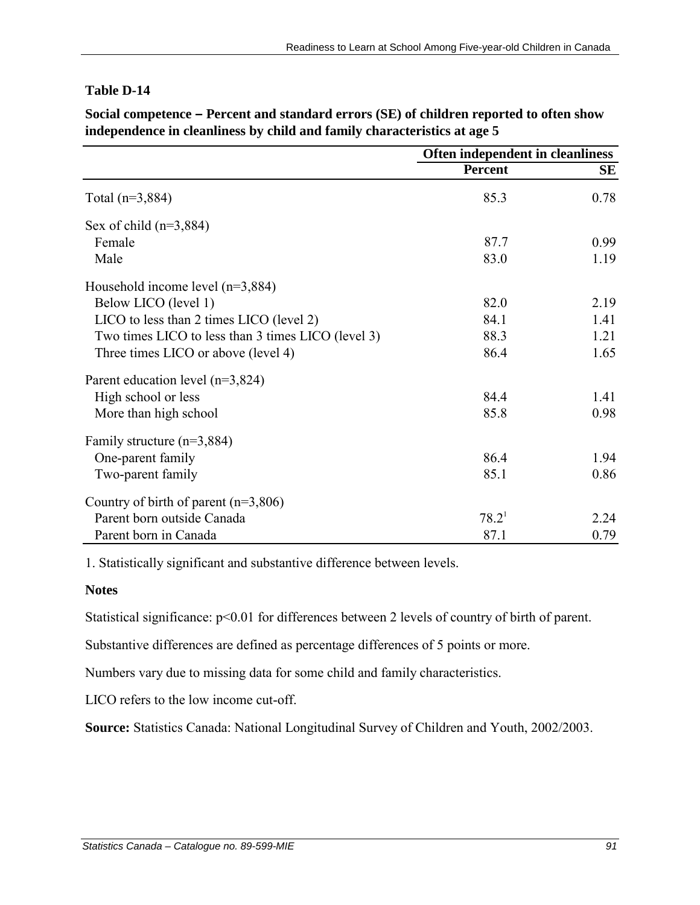**Table D-14**

**Social competence – Percent and standard errors (SE) of children reported to often show independence in cleanliness by child and family characteristics at age 5**

| | Often independent in cleanliness | |
|---|---|---|
| | **Percent** | **SE** |
| Total (n=3,884) | 85.3 | 0.78 |
| Sex of child (n=3,884) | | |
| Female | 87.7 | 0.99 |
| Male | 83.0 | 1.19 |
| Household income level (n=3,884) | | |
| Below LICO (level 1) | 82.0 | 2.19 |
| LICO to less than 2 times LICO (level 2) | 84.1 | 1.41 |
| Two times LICO to less than 3 times LICO (level 3) | 88.3 | 1.21 |
| Three times LICO or above (level 4) | 86.4 | 1.65 |
| Parent education level (n=3,824) | | |
| High school or less | 84.4 | 1.41 |
| More than high school | 85.8 | 0.98 |
| Family structure (n=3,884) | | |
| One-parent family | 86.4 | 1.94 |
| Two-parent family | 85.1 | 0.86 |
| Country of birth of parent (n=3,806) | | |
| Parent born outside Canada | 78.2[1] | 2.24 |
| Parent born in Canada | 87.1 | 0.79 |

1. Statistically significant and substantive difference between levels.

**Notes**

Statistical significance: $p<0.01$ for differences between 2 levels of country of birth of parent.

Substantive differences are defined as percentage differences of 5 points or more.

Numbers vary due to missing data for some child and family characteristics.

LICO refers to the low income cut-off.

**Source:** Statistics Canada: National Longitudinal Survey of Children and Youth, 2002/2003.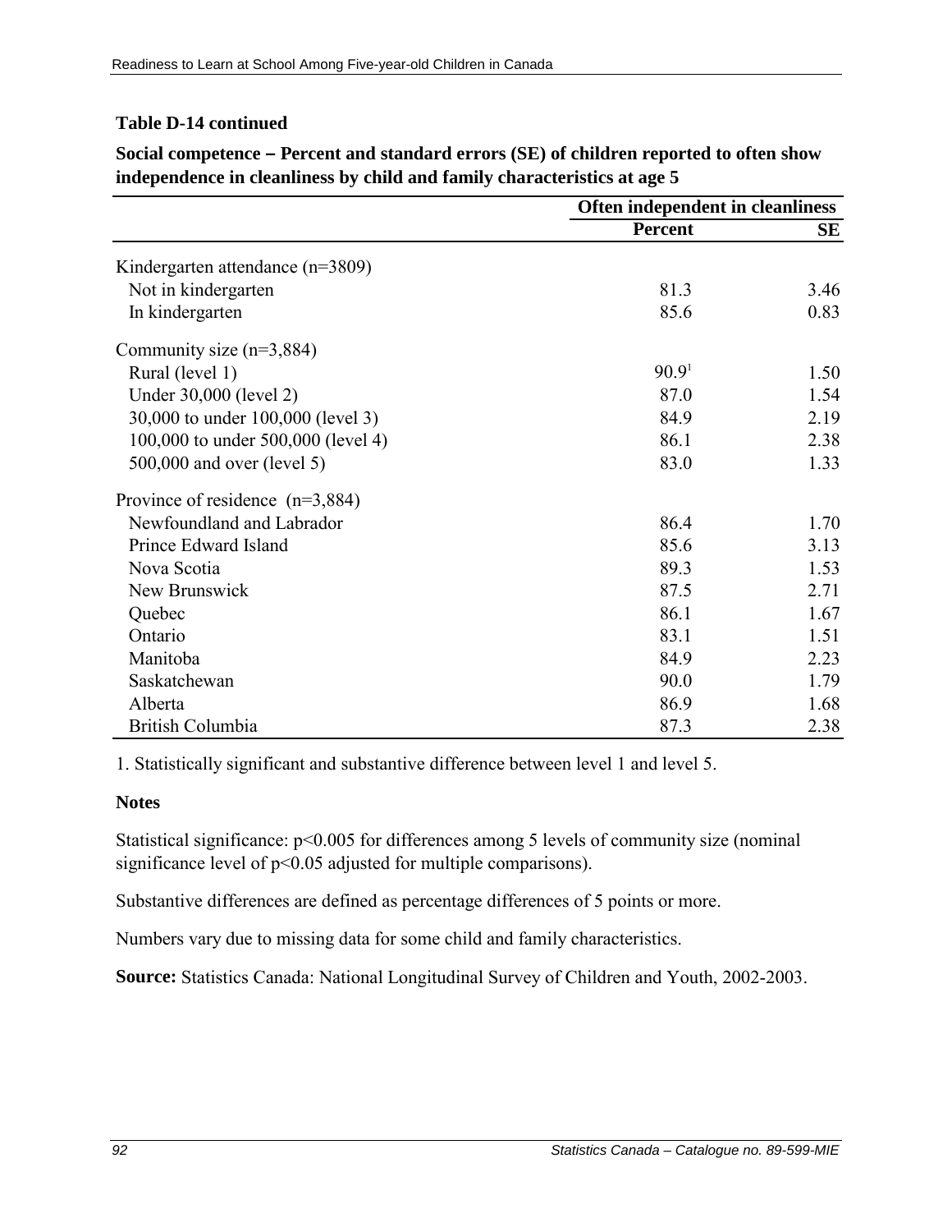**Table D-14 continued**

**Social competence – Percent and standard errors (SE) of children reported to often show independence in cleanliness by child and family characteristics at age 5**

| | Often independent in cleanliness | |
|---|---|---|
| | **Percent** | **SE** |
| Kindergarten attendance (n=3809) | | |
| Not in kindergarten | 81.3 | 3.46 |
| In kindergarten | 85.6 | 0.83 |
| Community size (n=3,884) | | |
| Rural (level 1) | 90.9[1] | 1.50 |
| Under 30,000 (level 2) | 87.0 | 1.54 |
| 30,000 to under 100,000 (level 3) | 84.9 | 2.19 |
| 100,000 to under 500,000 (level 4) | 86.1 | 2.38 |
| 500,000 and over (level 5) | 83.0 | 1.33 |
| Province of residence (n=3,884) | | |
| Newfoundland and Labrador | 86.4 | 1.70 |
| Prince Edward Island | 85.6 | 3.13 |
| Nova Scotia | 89.3 | 1.53 |
| New Brunswick | 87.5 | 2.71 |
| Quebec | 86.1 | 1.67 |
| Ontario | 83.1 | 1.51 |
| Manitoba | 84.9 | 2.23 |
| Saskatchewan | 90.0 | 1.79 |
| Alberta | 86.9 | 1.68 |
| British Columbia | 87.3 | 2.38 |

1. Statistically significant and substantive difference between level 1 and level 5.

**Notes**

Statistical significance: $p<0.005$ for differences among 5 levels of community size (nominal significance level of $p<0.05$ adjusted for multiple comparisons).

Substantive differences are defined as percentage differences of 5 points or more.

Numbers vary due to missing data for some child and family characteristics.

**Source:** Statistics Canada: National Longitudinal Survey of Children and Youth, 2002-2003.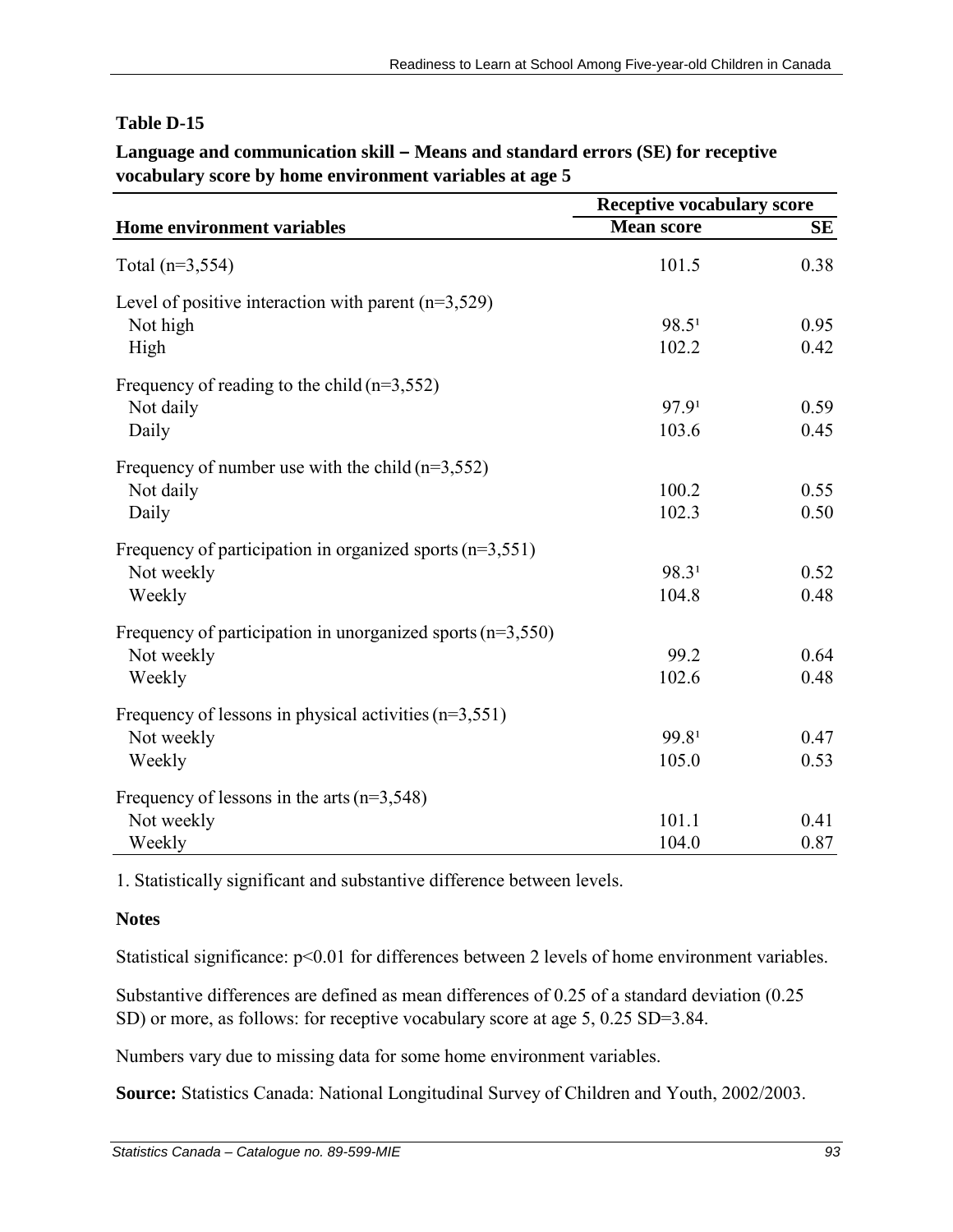**Table D-15**

**Language and communication skill – Means and standard errors (SE) for receptive vocabulary score by home environment variables at age 5**

| Home environment variables | Receptive vocabulary score | |
|---|---|---|
| | **Mean score** | **SE** |
| Total (n=3,554) | 101.5 | 0.38 |
| Level of positive interaction with parent (n=3,529) | | |
| Not high | 98.5[1] | 0.95 |
| High | 102.2 | 0.42 |
| Frequency of reading to the child (n=3,552) | | |
| Not daily | 97.9[1] | 0.59 |
| Daily | 103.6 | 0.45 |
| Frequency of number use with the child (n=3,552) | | |
| Not daily | 100.2 | 0.55 |
| Daily | 102.3 | 0.50 |
| Frequency of participation in organized sports (n=3,551) | | |
| Not weekly | 98.3[1] | 0.52 |
| Weekly | 104.8 | 0.48 |
| Frequency of participation in unorganized sports (n=3,550) | | |
| Not weekly | 99.2 | 0.64 |
| Weekly | 102.6 | 0.48 |
| Frequency of lessons in physical activities (n=3,551) | | |
| Not weekly | 99.8[1] | 0.47 |
| Weekly | 105.0 | 0.53 |
| Frequency of lessons in the arts (n=3,548) | | |
| Not weekly | 101.1 | 0.41 |
| Weekly | 104.0 | 0.87 |

1. Statistically significant and substantive difference between levels.

**Notes**

Statistical significance: $p<0.01$ for differences between 2 levels of home environment variables.

Substantive differences are defined as mean differences of 0.25 of a standard deviation (0.25 SD) or more, as follows: for receptive vocabulary score at age 5, 0.25 SD=3.84.

Numbers vary due to missing data for some home environment variables.

**Source:** Statistics Canada: National Longitudinal Survey of Children and Youth, 2002/2003.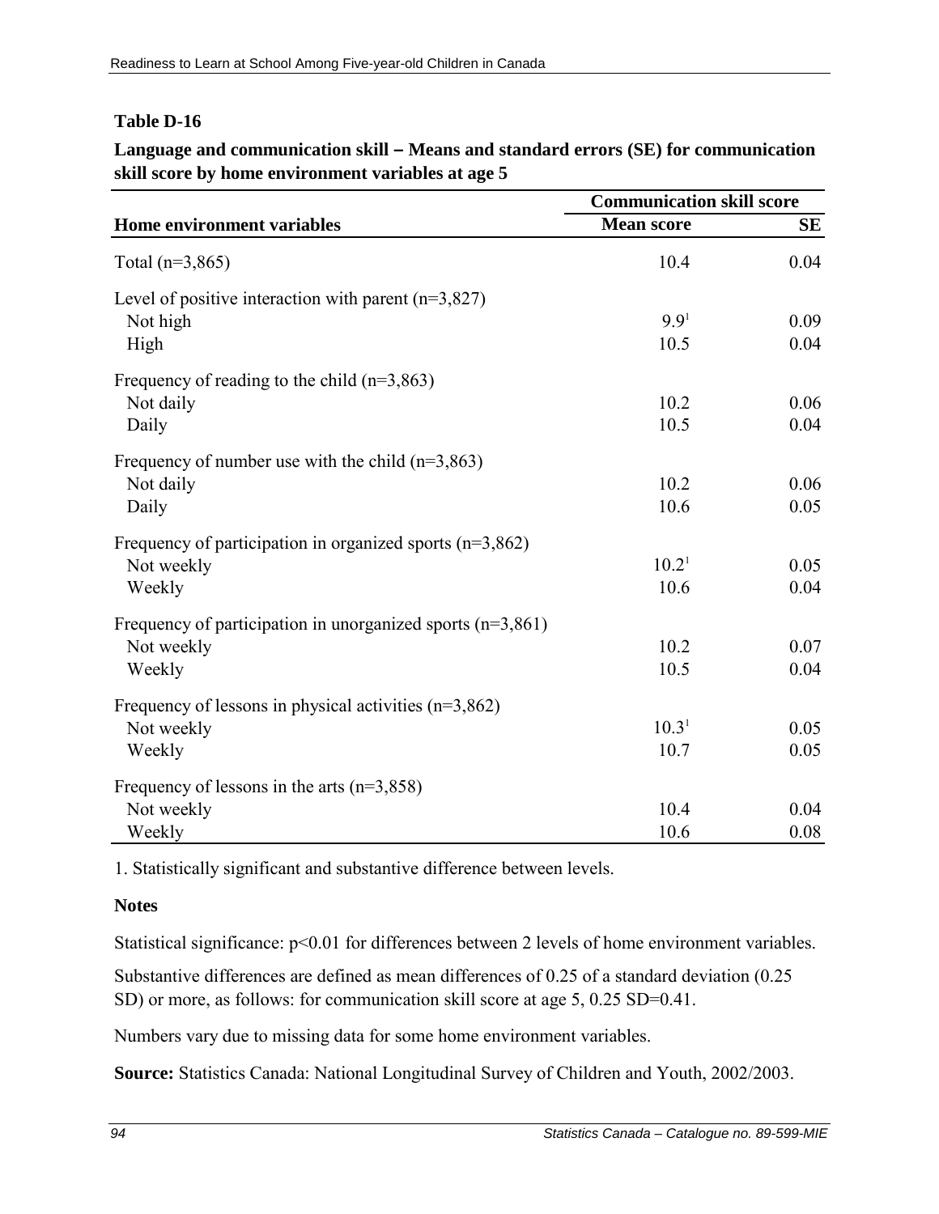**Table D-16**

**Language and communication skill – Means and standard errors (SE) for communication skill score by home environment variables at age 5**

| Home environment variables | Communication skill score | |
|---|---|---|
| | **Mean score** | **SE** |
| Total (n=3,865) | 10.4 | 0.04 |
| Level of positive interaction with parent (n=3,827) | | |
| Not high | 9.9[1] | 0.09 |
| High | 10.5 | 0.04 |
| Frequency of reading to the child (n=3,863) | | |
| Not daily | 10.2 | 0.06 |
| Daily | 10.5 | 0.04 |
| Frequency of number use with the child (n=3,863) | | |
| Not daily | 10.2 | 0.06 |
| Daily | 10.6 | 0.05 |
| Frequency of participation in organized sports (n=3,862) | | |
| Not weekly | 10.2[1] | 0.05 |
| Weekly | 10.6 | 0.04 |
| Frequency of participation in unorganized sports (n=3,861) | | |
| Not weekly | 10.2 | 0.07 |
| Weekly | 10.5 | 0.04 |
| Frequency of lessons in physical activities (n=3,862) | | |
| Not weekly | 10.3[1] | 0.05 |
| Weekly | 10.7 | 0.05 |
| Frequency of lessons in the arts (n=3,858) | | |
| Not weekly | 10.4 | 0.04 |
| Weekly | 10.6 | 0.08 |

1. Statistically significant and substantive difference between levels.

**Notes**

Statistical significance: $p<0.01$ for differences between 2 levels of home environment variables.

Substantive differences are defined as mean differences of 0.25 of a standard deviation (0.25 SD) or more, as follows: for communication skill score at age 5, 0.25 SD=0.41.

Numbers vary due to missing data for some home environment variables.

**Source:** Statistics Canada: National Longitudinal Survey of Children and Youth, 2002/2003.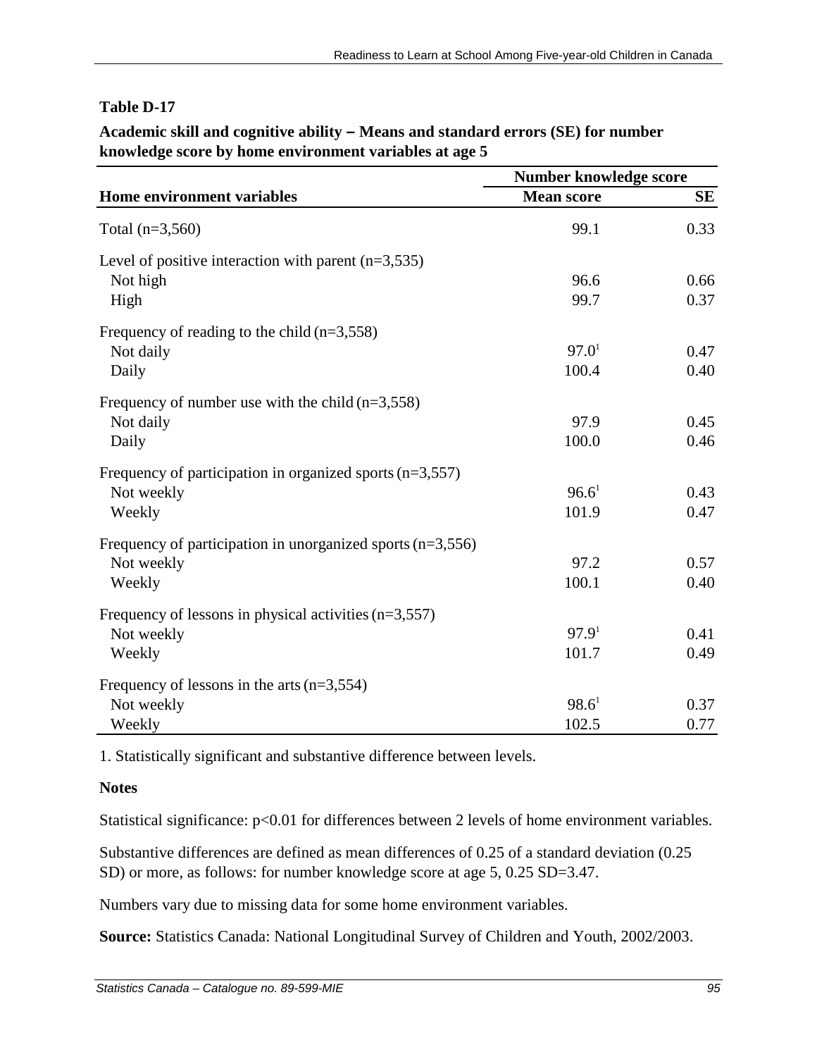**Table D-17**

**Academic skill and cognitive ability – Means and standard errors (SE) for number knowledge score by home environment variables at age 5**

| Home environment variables | Number knowledge score | |
|---|---|---|
| | **Mean score** | **SE** |
| Total (n=3,560) | 99.1 | 0.33 |
| Level of positive interaction with parent (n=3,535) | | |
| Not high | 96.6 | 0.66 |
| High | 99.7 | 0.37 |
| Frequency of reading to the child (n=3,558) | | |
| Not daily | 97.0[1] | 0.47 |
| Daily | 100.4 | 0.40 |
| Frequency of number use with the child (n=3,558) | | |
| Not daily | 97.9 | 0.45 |
| Daily | 100.0 | 0.46 |
| Frequency of participation in organized sports (n=3,557) | | |
| Not weekly | 96.6[1] | 0.43 |
| Weekly | 101.9 | 0.47 |
| Frequency of participation in unorganized sports (n=3,556) | | |
| Not weekly | 97.2 | 0.57 |
| Weekly | 100.1 | 0.40 |
| Frequency of lessons in physical activities (n=3,557) | | |
| Not weekly | 97.9[1] | 0.41 |
| Weekly | 101.7 | 0.49 |
| Frequency of lessons in the arts (n=3,554) | | |
| Not weekly | 98.6[1] | 0.37 |
| Weekly | 102.5 | 0.77 |

1. Statistically significant and substantive difference between levels.

**Notes**

Statistical significance: $p<0.01$ for differences between 2 levels of home environment variables.

Substantive differences are defined as mean differences of 0.25 of a standard deviation (0.25 SD) or more, as follows: for number knowledge score at age 5, 0.25 SD=3.47.

Numbers vary due to missing data for some home environment variables.

**Source:** Statistics Canada: National Longitudinal Survey of Children and Youth, 2002/2003.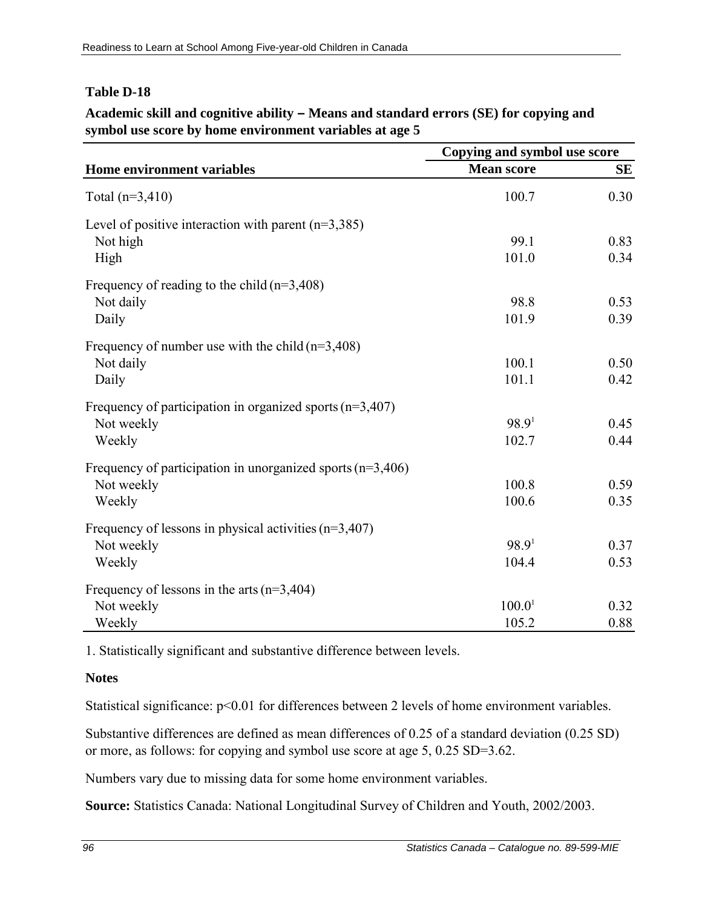**Table D-18**

**Academic skill and cognitive ability – Means and standard errors (SE) for copying and symbol use score by home environment variables at age 5**

| Home environment variables | Copying and symbol use score | |
|---|---|---|
| | **Mean score** | **SE** |
| Total (n=3,410) | 100.7 | 0.30 |
| Level of positive interaction with parent (n=3,385) | | |
| Not high | 99.1 | 0.83 |
| High | 101.0 | 0.34 |
| Frequency of reading to the child (n=3,408) | | |
| Not daily | 98.8 | 0.53 |
| Daily | 101.9 | 0.39 |
| Frequency of number use with the child (n=3,408) | | |
| Not daily | 100.1 | 0.50 |
| Daily | 101.1 | 0.42 |
| Frequency of participation in organized sports (n=3,407) | | |
| Not weekly | 98.9[1] | 0.45 |
| Weekly | 102.7 | 0.44 |
| Frequency of participation in unorganized sports (n=3,406) | | |
| Not weekly | 100.8 | 0.59 |
| Weekly | 100.6 | 0.35 |
| Frequency of lessons in physical activities (n=3,407) | | |
| Not weekly | 98.9[1] | 0.37 |
| Weekly | 104.4 | 0.53 |
| Frequency of lessons in the arts (n=3,404) | | |
| Not weekly | 100.0[1] | 0.32 |
| Weekly | 105.2 | 0.88 |

1. Statistically significant and substantive difference between levels.

**Notes**

Statistical significance: $p<0.01$ for differences between 2 levels of home environment variables.

Substantive differences are defined as mean differences of 0.25 of a standard deviation (0.25 SD) or more, as follows: for copying and symbol use score at age 5, 0.25 SD=3.62.

Numbers vary due to missing data for some home environment variables.

**Source:** Statistics Canada: National Longitudinal Survey of Children and Youth, 2002/2003.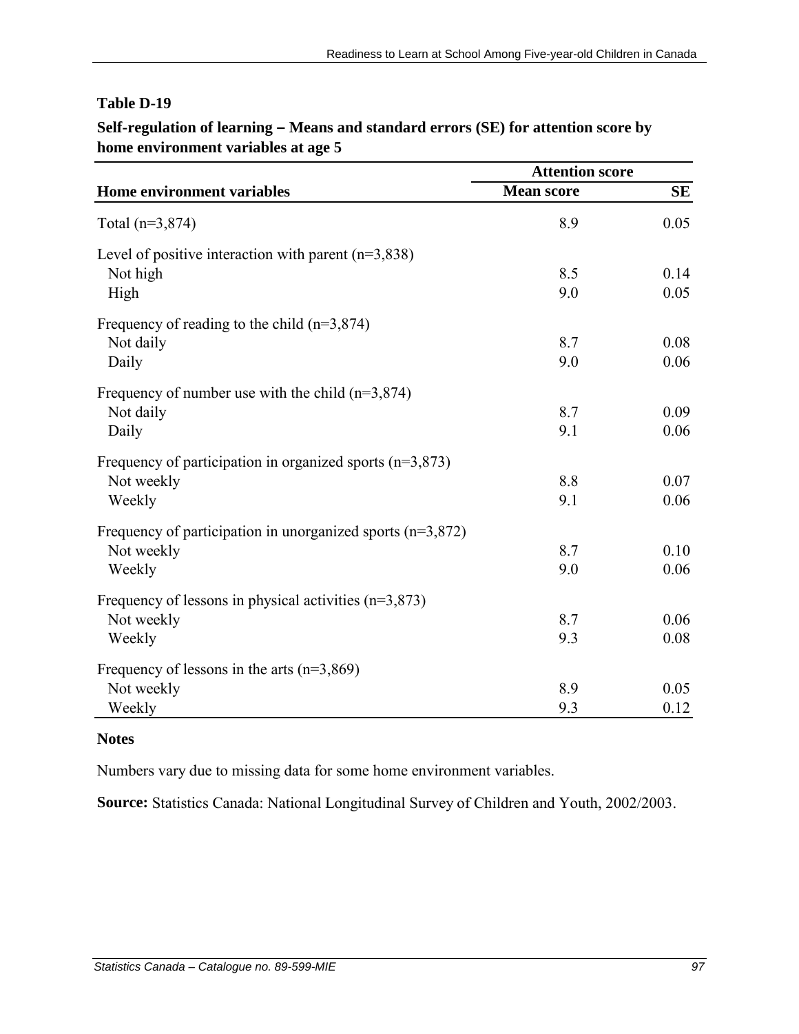**Table D-19**

**Self-regulation of learning – Means and standard errors (SE) for attention score by home environment variables at age 5**

| Home environment variables | Attention score | |
|---|---|---|
| | **Mean score** | **SE** |
| Total (n=3,874) | 8.9 | 0.05 |
| Level of positive interaction with parent (n=3,838) | | |
| Not high | 8.5 | 0.14 |
| High | 9.0 | 0.05 |
| Frequency of reading to the child (n=3,874) | | |
| Not daily | 8.7 | 0.08 |
| Daily | 9.0 | 0.06 |
| Frequency of number use with the child (n=3,874) | | |
| Not daily | 8.7 | 0.09 |
| Daily | 9.1 | 0.06 |
| Frequency of participation in organized sports (n=3,873) | | |
| Not weekly | 8.8 | 0.07 |
| Weekly | 9.1 | 0.06 |
| Frequency of participation in unorganized sports (n=3,872) | | |
| Not weekly | 8.7 | 0.10 |
| Weekly | 9.0 | 0.06 |
| Frequency of lessons in physical activities (n=3,873) | | |
| Not weekly | 8.7 | 0.06 |
| Weekly | 9.3 | 0.08 |
| Frequency of lessons in the arts (n=3,869) | | |
| Not weekly | 8.9 | 0.05 |
| Weekly | 9.3 | 0.12 |

**Notes**

Numbers vary due to missing data for some home environment variables.

**Source:** Statistics Canada: National Longitudinal Survey of Children and Youth, 2002/2003.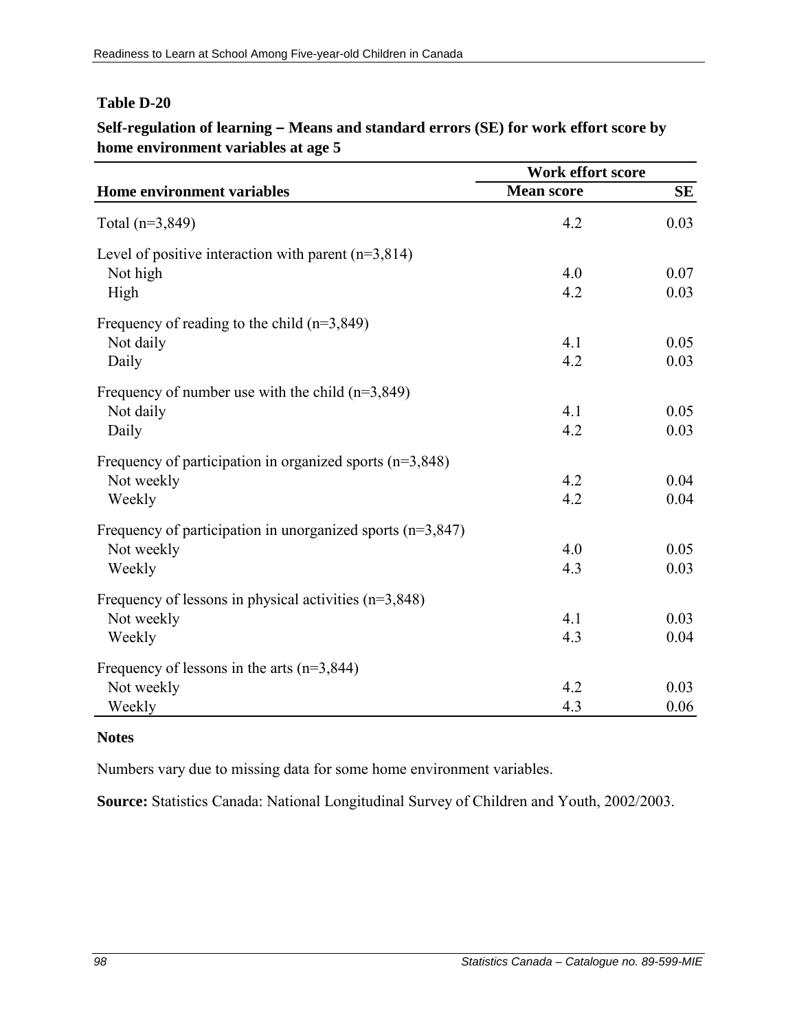**Table D-20**

**Self-regulation of learning – Means and standard errors (SE) for work effort score by home environment variables at age 5**

| Home environment variables | Work effort score | |
|---|---|---|
| | Mean score | SE |
| Total (n=3,849) | 4.2 | 0.03 |
| Level of positive interaction with parent (n=3,814) | | |
| Not high | 4.0 | 0.07 |
| High | 4.2 | 0.03 |
| Frequency of reading to the child (n=3,849) | | |
| Not daily | 4.1 | 0.05 |
| Daily | 4.2 | 0.03 |
| Frequency of number use with the child (n=3,849) | | |
| Not daily | 4.1 | 0.05 |
| Daily | 4.2 | 0.03 |
| Frequency of participation in organized sports (n=3,848) | | |
| Not weekly | 4.2 | 0.04 |
| Weekly | 4.2 | 0.04 |
| Frequency of participation in unorganized sports (n=3,847) | | |
| Not weekly | 4.0 | 0.05 |
| Weekly | 4.3 | 0.03 |
| Frequency of lessons in physical activities (n=3,848) | | |
| Not weekly | 4.1 | 0.03 |
| Weekly | 4.3 | 0.04 |
| Frequency of lessons in the arts (n=3,844) | | |
| Not weekly | 4.2 | 0.03 |
| Weekly | 4.3 | 0.06 |

**Notes**

Numbers vary due to missing data for some home environment variables.

**Source:** Statistics Canada: National Longitudinal Survey of Children and Youth, 2002/2003.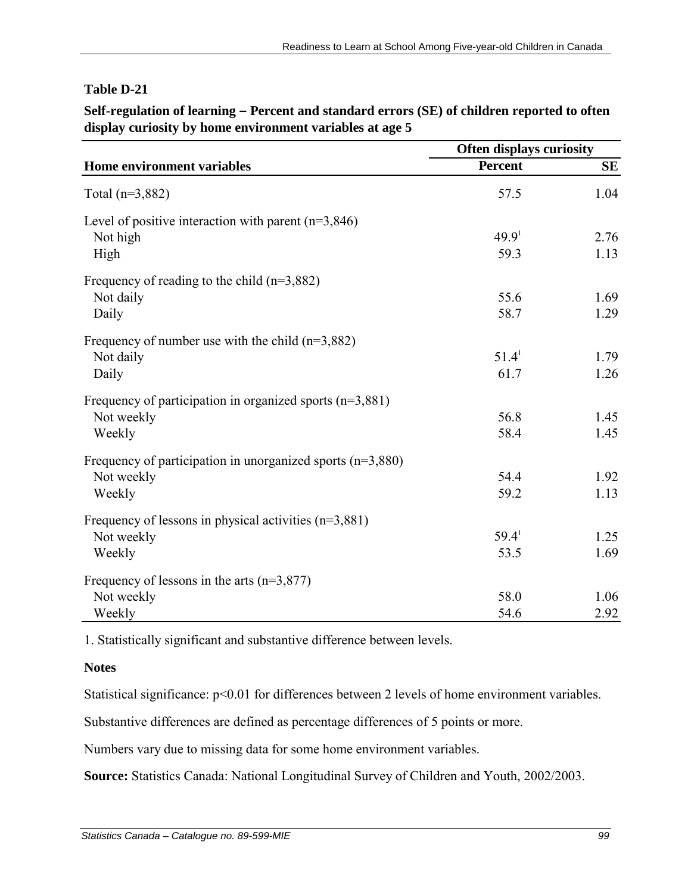**Table D-21**

**Self-regulation of learning – Percent and standard errors (SE) of children reported to often display curiosity by home environment variables at age 5**

| Home environment variables | Often displays curiosity | |
|---|---|---|
| | **Percent** | **SE** |
| Total (n=3,882) | 57.5 | 1.04 |
| Level of positive interaction with parent (n=3,846) | | |
| Not high | 49.9[1] | 2.76 |
| High | 59.3 | 1.13 |
| Frequency of reading to the child (n=3,882) | | |
| Not daily | 55.6 | 1.69 |
| Daily | 58.7 | 1.29 |
| Frequency of number use with the child (n=3,882) | | |
| Not daily | 51.4[1] | 1.79 |
| Daily | 61.7 | 1.26 |
| Frequency of participation in organized sports (n=3,881) | | |
| Not weekly | 56.8 | 1.45 |
| Weekly | 58.4 | 1.45 |
| Frequency of participation in unorganized sports (n=3,880) | | |
| Not weekly | 54.4 | 1.92 |
| Weekly | 59.2 | 1.13 |
| Frequency of lessons in physical activities (n=3,881) | | |
| Not weekly | 59.4[1] | 1.25 |
| Weekly | 53.5 | 1.69 |
| Frequency of lessons in the arts (n=3,877) | | |
| Not weekly | 58.0 | 1.06 |
| Weekly | 54.6 | 2.92 |

1. Statistically significant and substantive difference between levels.

**Notes**

Statistical significance: $p<0.01$ for differences between 2 levels of home environment variables.

Substantive differences are defined as percentage differences of 5 points or more.

Numbers vary due to missing data for some home environment variables.

**Source:** Statistics Canada: National Longitudinal Survey of Children and Youth, 2002/2003.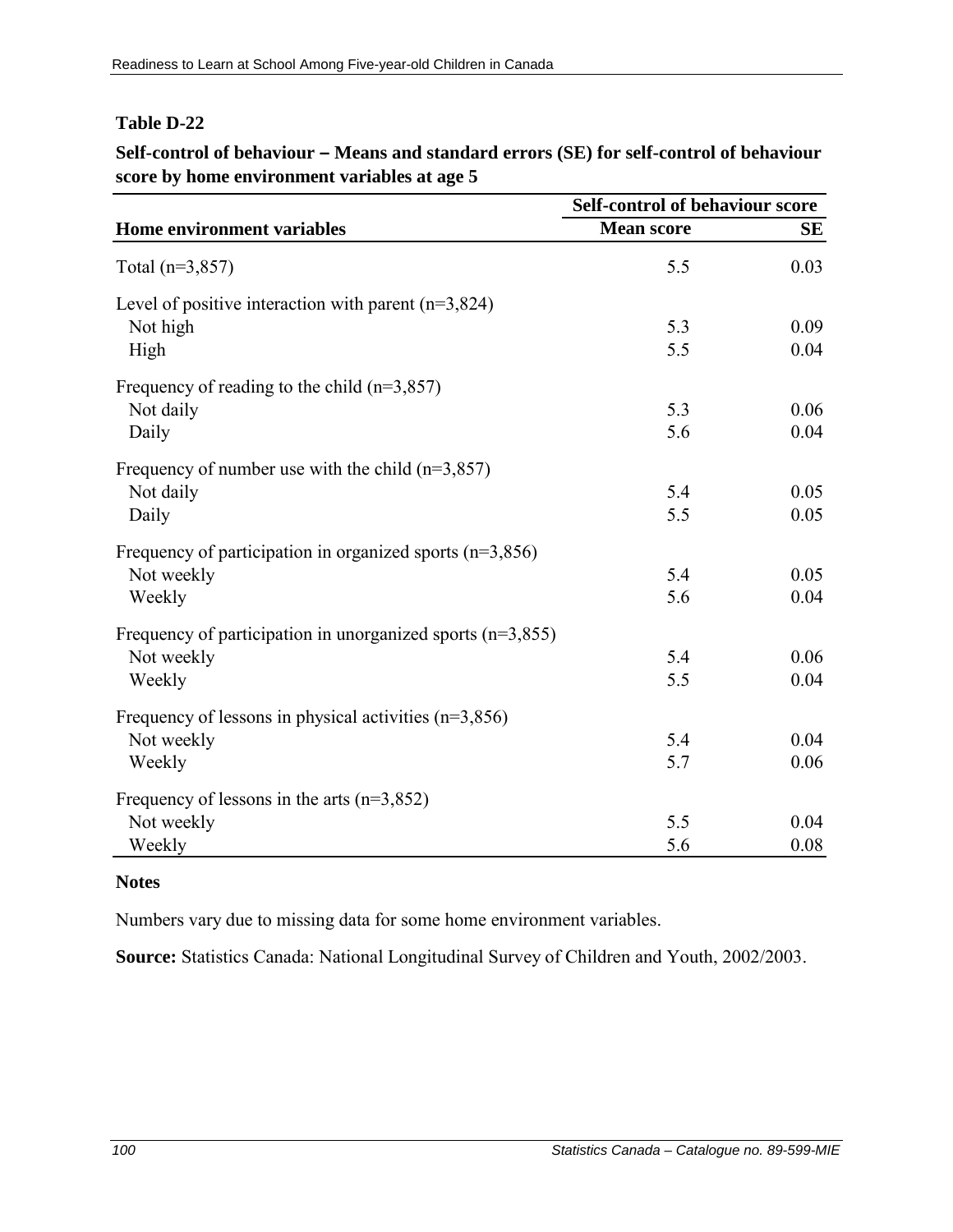**Table D-22**

**Self-control of behaviour – Means and standard errors (SE) for self-control of behaviour score by home environment variables at age 5**

| Home environment variables | Self-control of behaviour score | |
|---|---|---|
| | **Mean score** | **SE** |
| Total (n=3,857) | 5.5 | 0.03 |
| Level of positive interaction with parent (n=3,824) | | |
| Not high | 5.3 | 0.09 |
| High | 5.5 | 0.04 |
| Frequency of reading to the child (n=3,857) | | |
| Not daily | 5.3 | 0.06 |
| Daily | 5.6 | 0.04 |
| Frequency of number use with the child (n=3,857) | | |
| Not daily | 5.4 | 0.05 |
| Daily | 5.5 | 0.05 |
| Frequency of participation in organized sports (n=3,856) | | |
| Not weekly | 5.4 | 0.05 |
| Weekly | 5.6 | 0.04 |
| Frequency of participation in unorganized sports (n=3,855) | | |
| Not weekly | 5.4 | 0.06 |
| Weekly | 5.5 | 0.04 |
| Frequency of lessons in physical activities (n=3,856) | | |
| Not weekly | 5.4 | 0.04 |
| Weekly | 5.7 | 0.06 |
| Frequency of lessons in the arts (n=3,852) | | |
| Not weekly | 5.5 | 0.04 |
| Weekly | 5.6 | 0.08 |

**Notes**

Numbers vary due to missing data for some home environment variables.

**Source:** Statistics Canada: National Longitudinal Survey of Children and Youth, 2002/2003.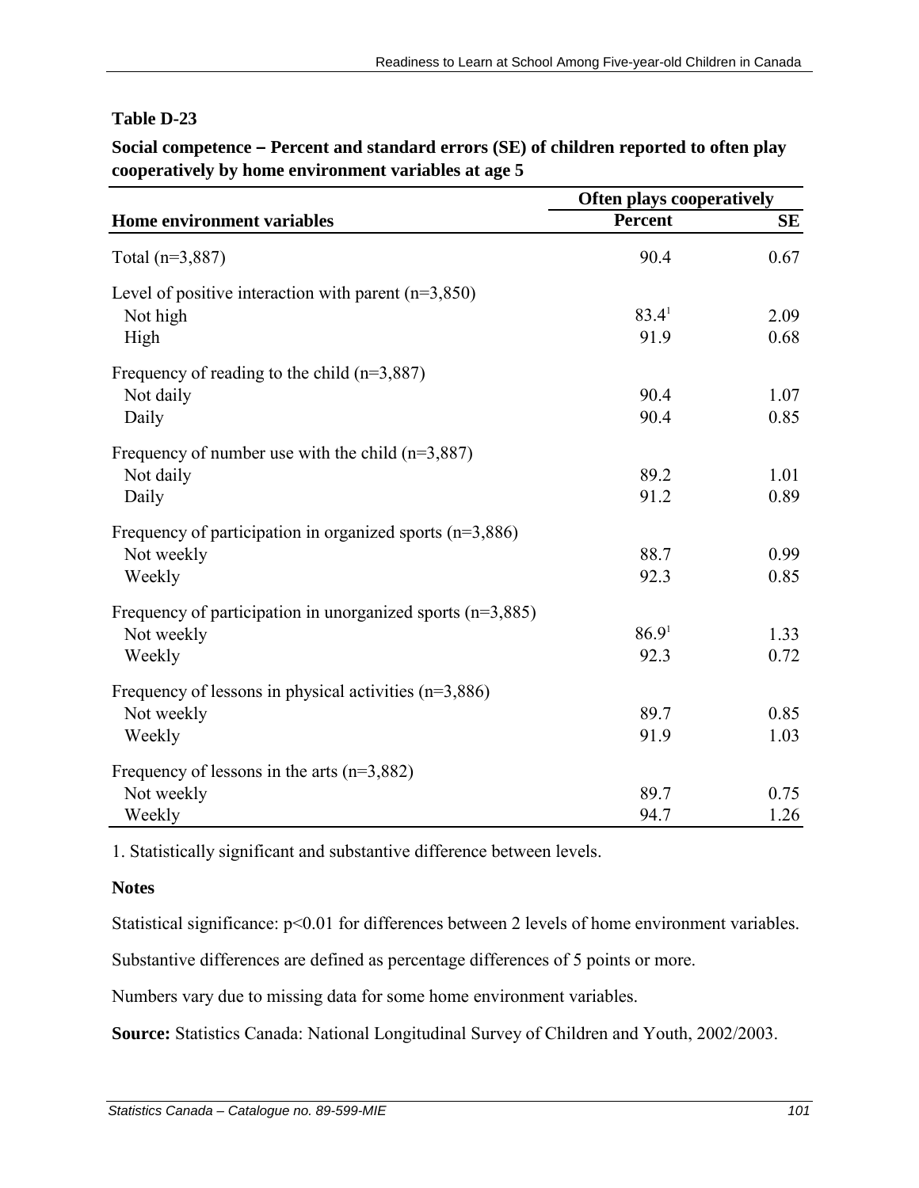**Table D-23**

**Social competence – Percent and standard errors (SE) of children reported to often play cooperatively by home environment variables at age 5**

| Home environment variables | Often plays cooperatively | |
|---|---|---|
| | Percent | SE |
| Total (n=3,887) | 90.4 | 0.67 |
| Level of positive interaction with parent (n=3,850) | | |
| Not high | 83.4[1] | 2.09 |
| High | 91.9 | 0.68 |
| Frequency of reading to the child (n=3,887) | | |
| Not daily | 90.4 | 1.07 |
| Daily | 90.4 | 0.85 |
| Frequency of number use with the child (n=3,887) | | |
| Not daily | 89.2 | 1.01 |
| Daily | 91.2 | 0.89 |
| Frequency of participation in organized sports (n=3,886) | | |
| Not weekly | 88.7 | 0.99 |
| Weekly | 92.3 | 0.85 |
| Frequency of participation in unorganized sports (n=3,885) | | |
| Not weekly | 86.9[1] | 1.33 |
| Weekly | 92.3 | 0.72 |
| Frequency of lessons in physical activities (n=3,886) | | |
| Not weekly | 89.7 | 0.85 |
| Weekly | 91.9 | 1.03 |
| Frequency of lessons in the arts (n=3,882) | | |
| Not weekly | 89.7 | 0.75 |
| Weekly | 94.7 | 1.26 |

1. Statistically significant and substantive difference between levels.

**Notes**

Statistical significance: $p<0.01$ for differences between 2 levels of home environment variables.

Substantive differences are defined as percentage differences of 5 points or more.

Numbers vary due to missing data for some home environment variables.

**Source:** Statistics Canada: National Longitudinal Survey of Children and Youth, 2002/2003.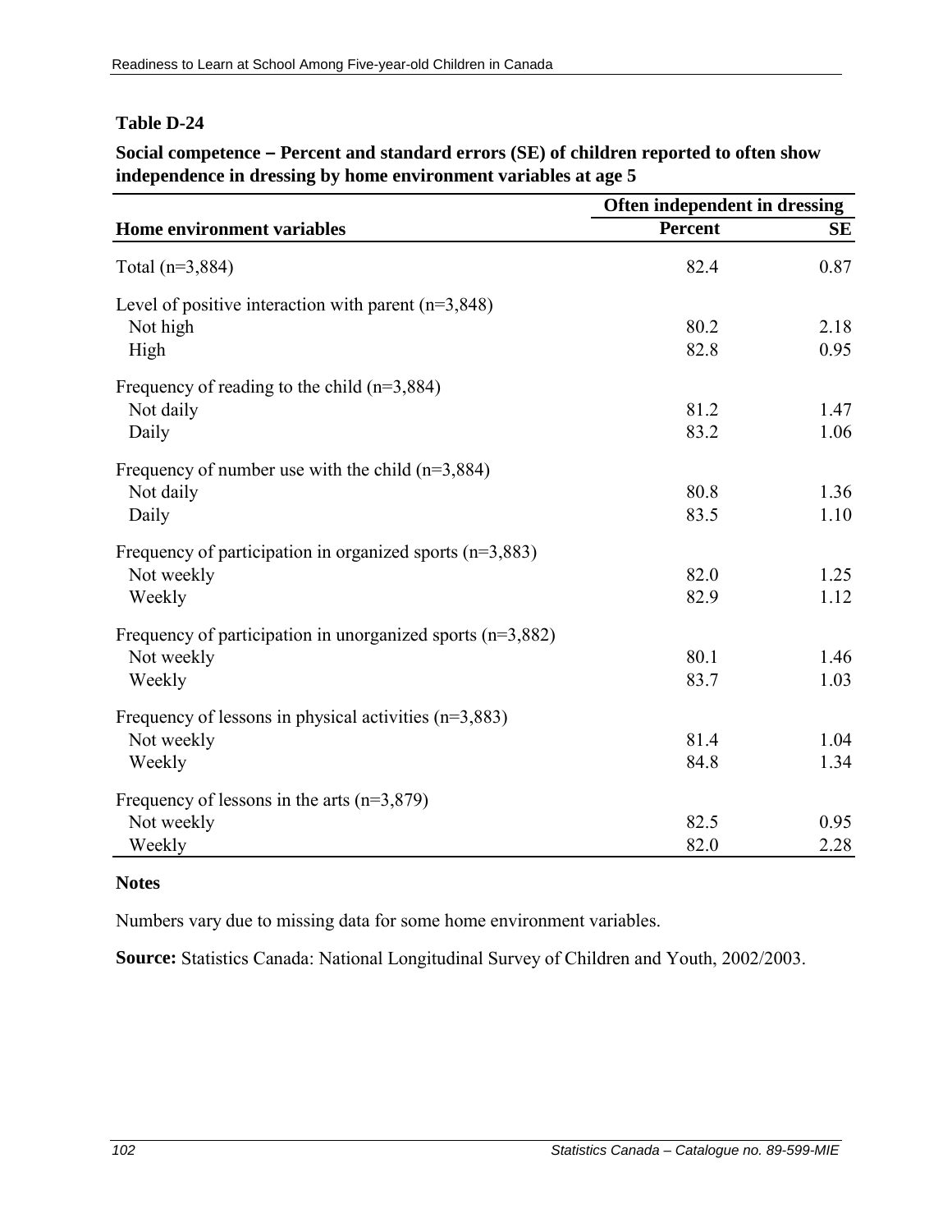**Table D-24**

**Social competence – Percent and standard errors (SE) of children reported to often show independence in dressing by home environment variables at age 5**

| | Often independent in dressing | |
|---|---|---|
| **Home environment variables** | **Percent** | **SE** |
| Total (n=3,884) | 82.4 | 0.87 |
| Level of positive interaction with parent (n=3,848) | | |
| Not high | 80.2 | 2.18 |
| High | 82.8 | 0.95 |
| Frequency of reading to the child (n=3,884) | | |
| Not daily | 81.2 | 1.47 |
| Daily | 83.2 | 1.06 |
| Frequency of number use with the child (n=3,884) | | |
| Not daily | 80.8 | 1.36 |
| Daily | 83.5 | 1.10 |
| Frequency of participation in organized sports (n=3,883) | | |
| Not weekly | 82.0 | 1.25 |
| Weekly | 82.9 | 1.12 |
| Frequency of participation in unorganized sports (n=3,882) | | |
| Not weekly | 80.1 | 1.46 |
| Weekly | 83.7 | 1.03 |
| Frequency of lessons in physical activities (n=3,883) | | |
| Not weekly | 81.4 | 1.04 |
| Weekly | 84.8 | 1.34 |
| Frequency of lessons in the arts (n=3,879) | | |
| Not weekly | 82.5 | 0.95 |
| Weekly | 82.0 | 2.28 |

**Notes**

Numbers vary due to missing data for some home environment variables.

**Source:** Statistics Canada: National Longitudinal Survey of Children and Youth, 2002/2003.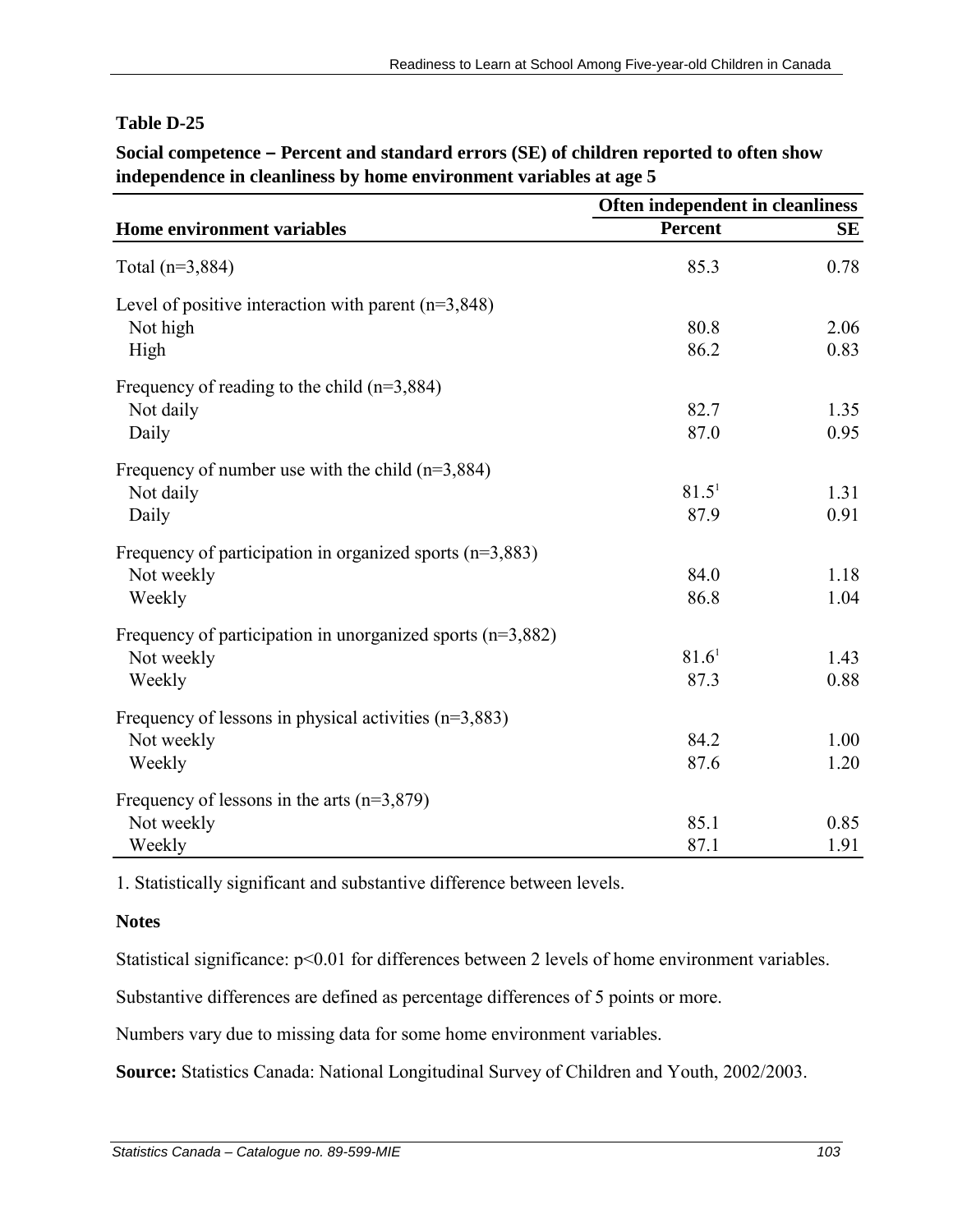**Table D-25**

**Social competence – Percent and standard errors (SE) of children reported to often show independence in cleanliness by home environment variables at age 5**

| Home environment variables | Often independent in cleanliness | |
|---|---|---|
| | **Percent** | **SE** |
| Total (n=3,884) | 85.3 | 0.78 |
| Level of positive interaction with parent (n=3,848) | | |
| Not high | 80.8 | 2.06 |
| High | 86.2 | 0.83 |
| Frequency of reading to the child (n=3,884) | | |
| Not daily | 82.7 | 1.35 |
| Daily | 87.0 | 0.95 |
| Frequency of number use with the child (n=3,884) | | |
| Not daily | 81.5[1] | 1.31 |
| Daily | 87.9 | 0.91 |
| Frequency of participation in organized sports (n=3,883) | | |
| Not weekly | 84.0 | 1.18 |
| Weekly | 86.8 | 1.04 |
| Frequency of participation in unorganized sports (n=3,882) | | |
| Not weekly | 81.6[1] | 1.43 |
| Weekly | 87.3 | 0.88 |
| Frequency of lessons in physical activities (n=3,883) | | |
| Not weekly | 84.2 | 1.00 |
| Weekly | 87.6 | 1.20 |
| Frequency of lessons in the arts (n=3,879) | | |
| Not weekly | 85.1 | 0.85 |
| Weekly | 87.1 | 1.91 |

1. Statistically significant and substantive difference between levels.

**Notes**

Statistical significance: $p<0.01$ for differences between 2 levels of home environment variables.

Substantive differences are defined as percentage differences of 5 points or more.

Numbers vary due to missing data for some home environment variables.

**Source:** Statistics Canada: National Longitudinal Survey of Children and Youth, 2002/2003.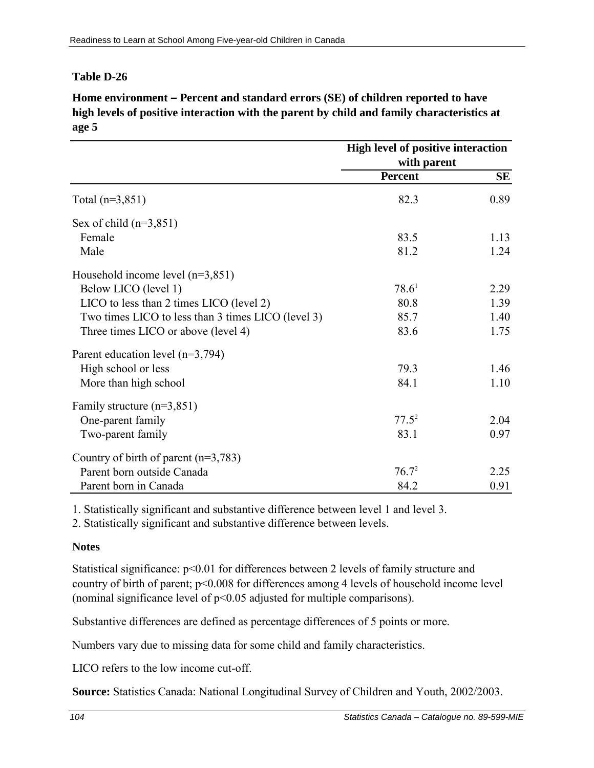**Table D-26**

**Home environment – Percent and standard errors (SE) of children reported to have high levels of positive interaction with the parent by child and family characteristics at age 5**

| | High level of positive interaction with parent | |
|---|---|---|
| | **Percent** | **SE** |
| Total (n=3,851) | 82.3 | 0.89 |
| Sex of child (n=3,851) | | |
| Female | 83.5 | 1.13 |
| Male | 81.2 | 1.24 |
| Household income level (n=3,851) | | |
| Below LICO (level 1) | 78.6[1] | 2.29 |
| LICO to less than 2 times LICO (level 2) | 80.8 | 1.39 |
| Two times LICO to less than 3 times LICO (level 3) | 85.7 | 1.40 |
| Three times LICO or above (level 4) | 83.6 | 1.75 |
| Parent education level (n=3,794) | | |
| High school or less | 79.3 | 1.46 |
| More than high school | 84.1 | 1.10 |
| Family structure (n=3,851) | | |
| One-parent family | 77.5[2] | 2.04 |
| Two-parent family | 83.1 | 0.97 |
| Country of birth of parent (n=3,783) | | |
| Parent born outside Canada | 76.7[2] | 2.25 |
| Parent born in Canada | 84.2 | 0.91 |

1. Statistically significant and substantive difference between level 1 and level 3.
2. Statistically significant and substantive difference between levels.

**Notes**

Statistical significance: $p<0.01$ for differences between 2 levels of family structure and country of birth of parent; $p<0.008$ for differences among 4 levels of household income level (nominal significance level of $p<0.05$ adjusted for multiple comparisons).

Substantive differences are defined as percentage differences of 5 points or more.

Numbers vary due to missing data for some child and family characteristics.

LICO refers to the low income cut-off.

**Source:** Statistics Canada: National Longitudinal Survey of Children and Youth, 2002/2003.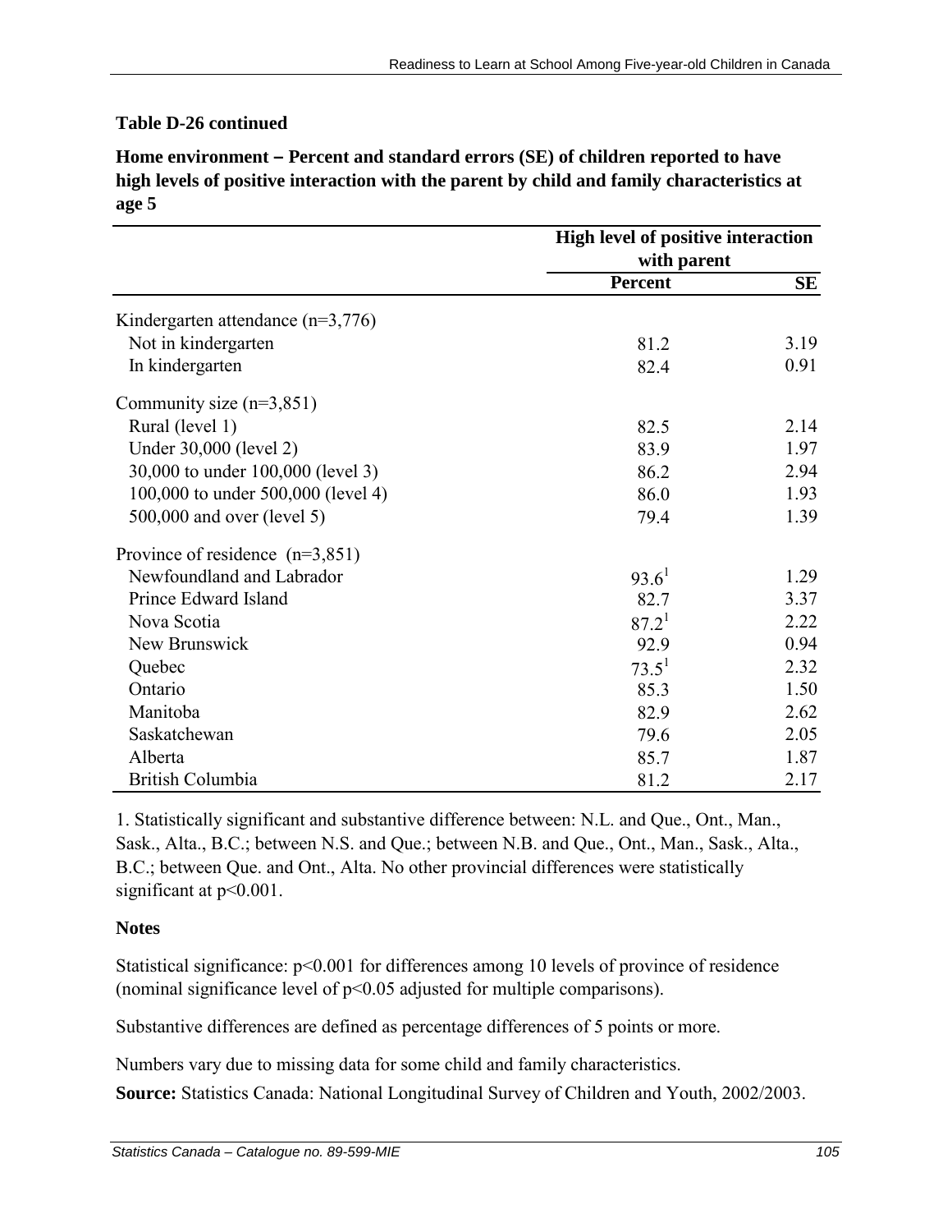**Table D-26 continued**

**Home environment – Percent and standard errors (SE) of children reported to have high levels of positive interaction with the parent by child and family characteristics at age 5**

| | High level of positive interaction with parent | |
|---|---|---|
| | **Percent** | **SE** |
| Kindergarten attendance (n=3,776) | | |
| Not in kindergarten | 81.2 | 3.19 |
| In kindergarten | 82.4 | 0.91 |
| Community size (n=3,851) | | |
| Rural (level 1) | 82.5 | 2.14 |
| Under 30,000 (level 2) | 83.9 | 1.97 |
| 30,000 to under 100,000 (level 3) | 86.2 | 2.94 |
| 100,000 to under 500,000 (level 4) | 86.0 | 1.93 |
| 500,000 and over (level 5) | 79.4 | 1.39 |
| Province of residence (n=3,851) | | |
| Newfoundland and Labrador | 93.6[1] | 1.29 |
| Prince Edward Island | 82.7 | 3.37 |
| Nova Scotia | 87.2[1] | 2.22 |
| New Brunswick | 92.9 | 0.94 |
| Quebec | 73.5[1] | 2.32 |
| Ontario | 85.3 | 1.50 |
| Manitoba | 82.9 | 2.62 |
| Saskatchewan | 79.6 | 2.05 |
| Alberta | 85.7 | 1.87 |
| British Columbia | 81.2 | 2.17 |

1. Statistically significant and substantive difference between: N.L. and Que., Ont., Man., Sask., Alta., B.C.; between N.S. and Que.; between N.B. and Que., Ont., Man., Sask., Alta., B.C.; between Que. and Ont., Alta. No other provincial differences were statistically significant at $p<0.001$.

**Notes**

Statistical significance: $p<0.001$ for differences among 10 levels of province of residence (nominal significance level of $p<0.05$ adjusted for multiple comparisons).

Substantive differences are defined as percentage differences of 5 points or more.

Numbers vary due to missing data for some child and family characteristics.

**Source:** Statistics Canada: National Longitudinal Survey of Children and Youth, 2002/2003.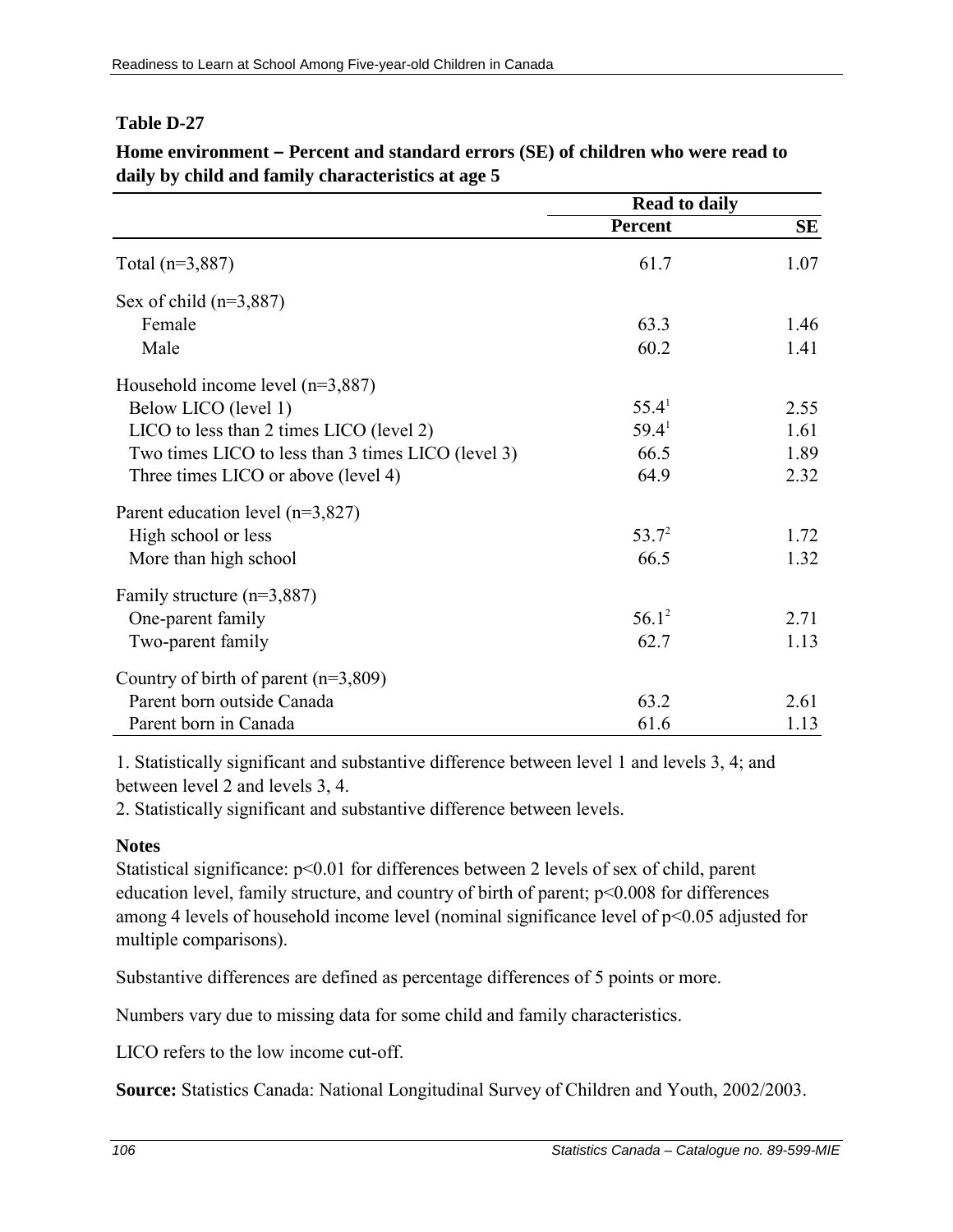**Table D-27**

**Home environment – Percent and standard errors (SE) of children who were read to daily by child and family characteristics at age 5**

| | Read to daily | |
|---|---|---|
| | **Percent** | **SE** |
| Total (n=3,887) | 61.7 | 1.07 |
| Sex of child (n=3,887) | | |
| Female | 63.3 | 1.46 |
| Male | 60.2 | 1.41 |
| Household income level (n=3,887) | | |
| Below LICO (level 1) | 55.4[1] | 2.55 |
| LICO to less than 2 times LICO (level 2) | 59.4[1] | 1.61 |
| Two times LICO to less than 3 times LICO (level 3) | 66.5 | 1.89 |
| Three times LICO or above (level 4) | 64.9 | 2.32 |
| Parent education level (n=3,827) | | |
| High school or less | 53.7[2] | 1.72 |
| More than high school | 66.5 | 1.32 |
| Family structure (n=3,887) | | |
| One-parent family | 56.1[2] | 2.71 |
| Two-parent family | 62.7 | 1.13 |
| Country of birth of parent (n=3,809) | | |
| Parent born outside Canada | 63.2 | 2.61 |
| Parent born in Canada | 61.6 | 1.13 |

1. Statistically significant and substantive difference between level 1 and levels 3, 4; and between level 2 and levels 3, 4.
2. Statistically significant and substantive difference between levels.

**Notes**

Statistical significance: $p<0.01$ for differences between 2 levels of sex of child, parent education level, family structure, and country of birth of parent; $p<0.008$ for differences among 4 levels of household income level (nominal significance level of $p<0.05$ adjusted for multiple comparisons).

Substantive differences are defined as percentage differences of 5 points or more.

Numbers vary due to missing data for some child and family characteristics.

LICO refers to the low income cut-off.

**Source:** Statistics Canada: National Longitudinal Survey of Children and Youth, 2002/2003.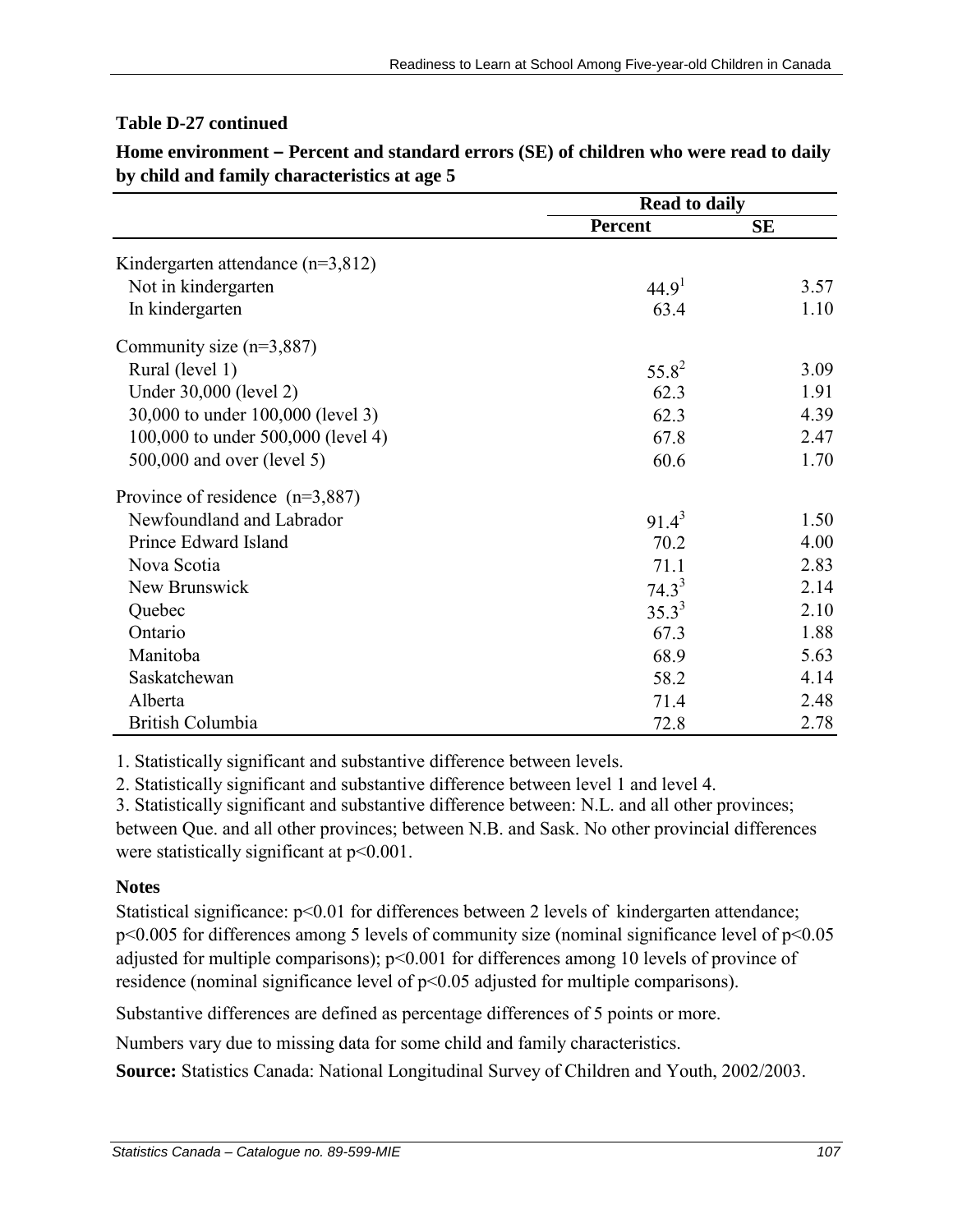**Table D-27 continued**

**Home environment – Percent and standard errors (SE) of children who were read to daily by child and family characteristics at age 5**

| | Read to daily | |
|---|---|---|
| | Percent | SE |
| Kindergarten attendance (n=3,812) | | |
| Not in kindergarten | 44.9[1] | 3.57 |
| In kindergarten | 63.4 | 1.10 |
| Community size (n=3,887) | | |
| Rural (level 1) | 55.8[2] | 3.09 |
| Under 30,000 (level 2) | 62.3 | 1.91 |
| 30,000 to under 100,000 (level 3) | 62.3 | 4.39 |
| 100,000 to under 500,000 (level 4) | 67.8 | 2.47 |
| 500,000 and over (level 5) | 60.6 | 1.70 |
| Province of residence (n=3,887) | | |
| Newfoundland and Labrador | 91.4[3] | 1.50 |
| Prince Edward Island | 70.2 | 4.00 |
| Nova Scotia | 71.1 | 2.83 |
| New Brunswick | 74.3[3] | 2.14 |
| Quebec | 35.3[3] | 2.10 |
| Ontario | 67.3 | 1.88 |
| Manitoba | 68.9 | 5.63 |
| Saskatchewan | 58.2 | 4.14 |
| Alberta | 71.4 | 2.48 |
| British Columbia | 72.8 | 2.78 |

1. Statistically significant and substantive difference between levels.

2. Statistically significant and substantive difference between level 1 and level 4.

3. Statistically significant and substantive difference between: N.L. and all other provinces; between Que. and all other provinces; between N.B. and Sask. No other provincial differences were statistically significant at $p<0.001$.

**Notes**

Statistical significance: $p<0.01$ for differences between 2 levels of kindergarten attendance; $p<0.005$ for differences among 5 levels of community size (nominal significance level of $p<0.05$ adjusted for multiple comparisons); $p<0.001$ for differences among 10 levels of province of residence (nominal significance level of $p<0.05$ adjusted for multiple comparisons).

Substantive differences are defined as percentage differences of 5 points or more.

Numbers vary due to missing data for some child and family characteristics.

**Source:** Statistics Canada: National Longitudinal Survey of Children and Youth, 2002/2003.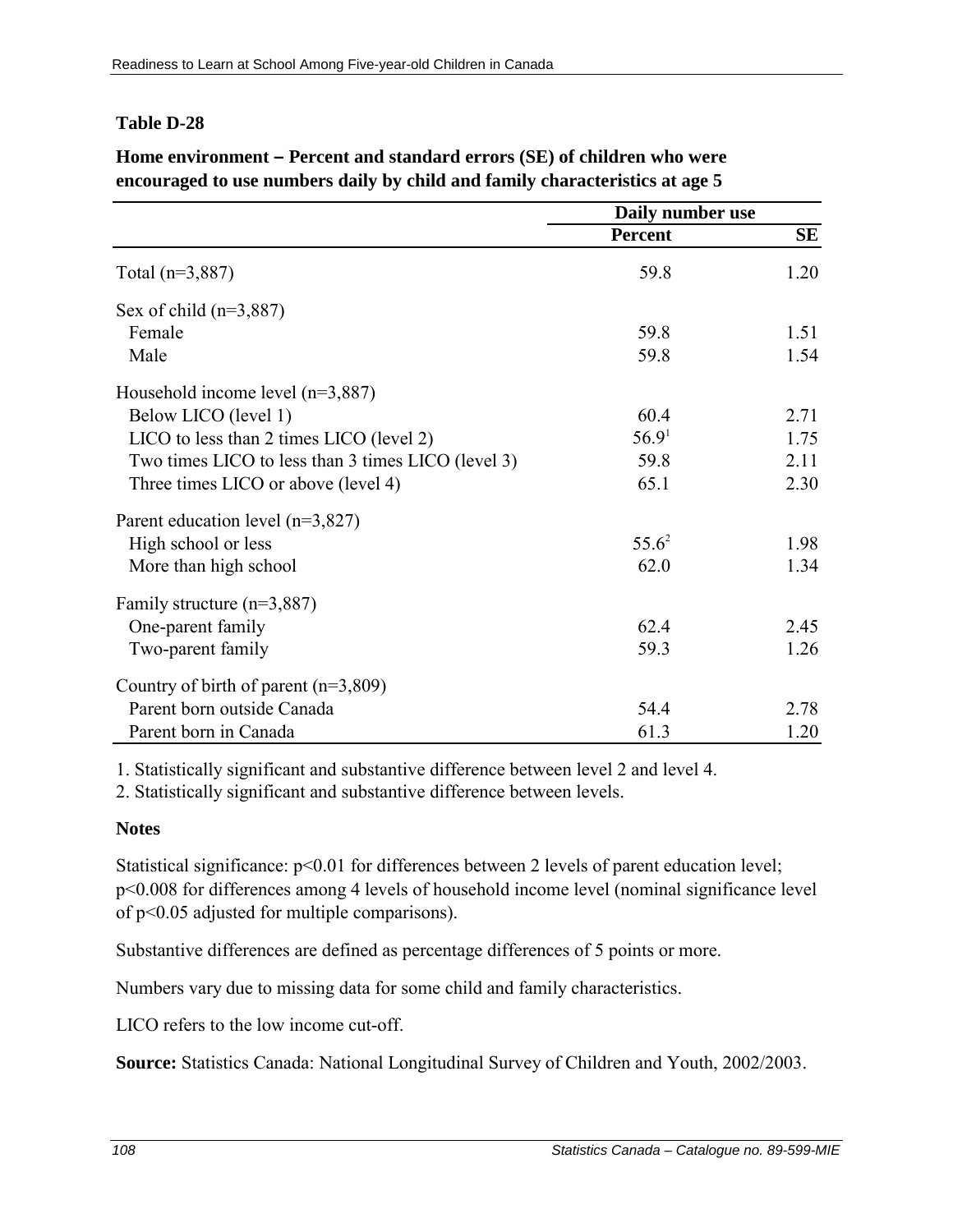**Table D-28**

**Home environment – Percent and standard errors (SE) of children who were encouraged to use numbers daily by child and family characteristics at age 5**

| | Daily number use | |
|---|---|---|
| | **Percent** | **SE** |
| Total (n=3,887) | 59.8 | 1.20 |
| Sex of child (n=3,887) | | |
| Female | 59.8 | 1.51 |
| Male | 59.8 | 1.54 |
| Household income level (n=3,887) | | |
| Below LICO (level 1) | 60.4 | 2.71 |
| LICO to less than 2 times LICO (level 2) | 56.9[1] | 1.75 |
| Two times LICO to less than 3 times LICO (level 3) | 59.8 | 2.11 |
| Three times LICO or above (level 4) | 65.1 | 2.30 |
| Parent education level (n=3,827) | | |
| High school or less | 55.6[2] | 1.98 |
| More than high school | 62.0 | 1.34 |
| Family structure (n=3,887) | | |
| One-parent family | 62.4 | 2.45 |
| Two-parent family | 59.3 | 1.26 |
| Country of birth of parent (n=3,809) | | |
| Parent born outside Canada | 54.4 | 2.78 |
| Parent born in Canada | 61.3 | 1.20 |

1. Statistically significant and substantive difference between level 2 and level 4.
2. Statistically significant and substantive difference between levels.

**Notes**

Statistical significance: $p<0.01$ for differences between 2 levels of parent education level; $p<0.008$ for differences among 4 levels of household income level (nominal significance level of $p<0.05$ adjusted for multiple comparisons).

Substantive differences are defined as percentage differences of 5 points or more.

Numbers vary due to missing data for some child and family characteristics.

LICO refers to the low income cut-off.

**Source:** Statistics Canada: National Longitudinal Survey of Children and Youth, 2002/2003.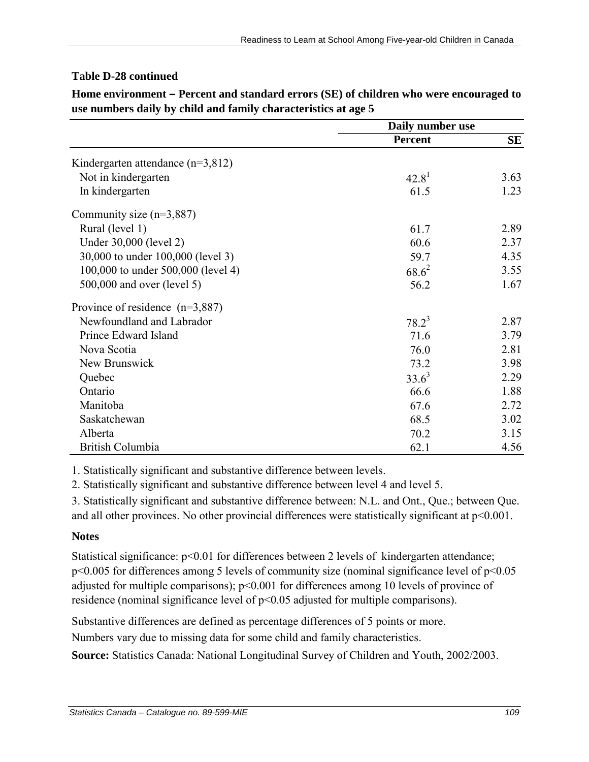**Table D-28 continued**

**Home environment – Percent and standard errors (SE) of children who were encouraged to use numbers daily by child and family characteristics at age 5**

| | Daily number use | |
|---|---|---|
| | **Percent** | **SE** |
| Kindergarten attendance (n=3,812) | | |
| Not in kindergarten | 42.8[1] | 3.63 |
| In kindergarten | 61.5 | 1.23 |
| Community size (n=3,887) | | |
| Rural (level 1) | 61.7 | 2.89 |
| Under 30,000 (level 2) | 60.6 | 2.37 |
| 30,000 to under 100,000 (level 3) | 59.7 | 4.35 |
| 100,000 to under 500,000 (level 4) | 68.6[2] | 3.55 |
| 500,000 and over (level 5) | 56.2 | 1.67 |
| Province of residence (n=3,887) | | |
| Newfoundland and Labrador | 78.2[3] | 2.87 |
| Prince Edward Island | 71.6 | 3.79 |
| Nova Scotia | 76.0 | 2.81 |
| New Brunswick | 73.2 | 3.98 |
| Quebec | 33.6[3] | 2.29 |
| Ontario | 66.6 | 1.88 |
| Manitoba | 67.6 | 2.72 |
| Saskatchewan | 68.5 | 3.02 |
| Alberta | 70.2 | 3.15 |
| British Columbia | 62.1 | 4.56 |

1. Statistically significant and substantive difference between levels.

2. Statistically significant and substantive difference between level 4 and level 5.

3. Statistically significant and substantive difference between: N.L. and Ont., Que.; between Que. and all other provinces. No other provincial differences were statistically significant at $p<0.001$.

**Notes**

Statistical significance: $p<0.01$ for differences between 2 levels of kindergarten attendance; $p<0.005$ for differences among 5 levels of community size (nominal significance level of $p<0.05$ adjusted for multiple comparisons); $p<0.001$ for differences among 10 levels of province of residence (nominal significance level of $p<0.05$ adjusted for multiple comparisons).

Substantive differences are defined as percentage differences of 5 points or more.

Numbers vary due to missing data for some child and family characteristics.

**Source:** Statistics Canada: National Longitudinal Survey of Children and Youth, 2002/2003.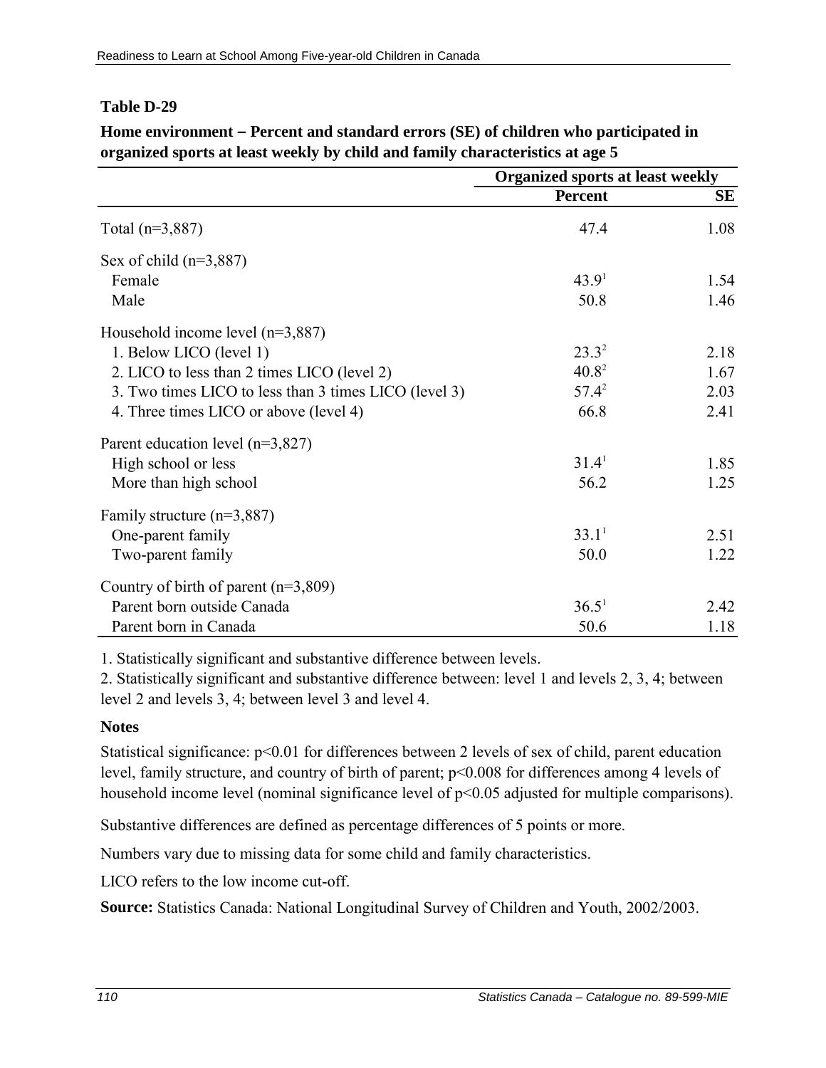**Table D-29**

**Home environment – Percent and standard errors (SE) of children who participated in organized sports at least weekly by child and family characteristics at age 5**

| | Organized sports at least weekly | |
|---|---|---|
| | **Percent** | **SE** |
| Total (n=3,887) | 47.4 | 1.08 |
| Sex of child (n=3,887) | | |
| Female | 43.9[1] | 1.54 |
| Male | 50.8 | 1.46 |
| Household income level (n=3,887) | | |
| 1. Below LICO (level 1) | 23.3[2] | 2.18 |
| 2. LICO to less than 2 times LICO (level 2) | 40.8[2] | 1.67 |
| 3. Two times LICO to less than 3 times LICO (level 3) | 57.4[2] | 2.03 |
| 4. Three times LICO or above (level 4) | 66.8 | 2.41 |
| Parent education level (n=3,827) | | |
| High school or less | 31.4[1] | 1.85 |
| More than high school | 56.2 | 1.25 |
| Family structure (n=3,887) | | |
| One-parent family | 33.1[1] | 2.51 |
| Two-parent family | 50.0 | 1.22 |
| Country of birth of parent (n=3,809) | | |
| Parent born outside Canada | 36.5[1] | 2.42 |
| Parent born in Canada | 50.6 | 1.18 |

1. Statistically significant and substantive difference between levels.

2. Statistically significant and substantive difference between: level 1 and levels 2, 3, 4; between level 2 and levels 3, 4; between level 3 and level 4.

**Notes**

Statistical significance: $p<0.01$ for differences between 2 levels of sex of child, parent education level, family structure, and country of birth of parent; $p<0.008$ for differences among 4 levels of household income level (nominal significance level of $p<0.05$ adjusted for multiple comparisons).

Substantive differences are defined as percentage differences of 5 points or more.

Numbers vary due to missing data for some child and family characteristics.

LICO refers to the low income cut-off.

**Source:** Statistics Canada: National Longitudinal Survey of Children and Youth, 2002/2003.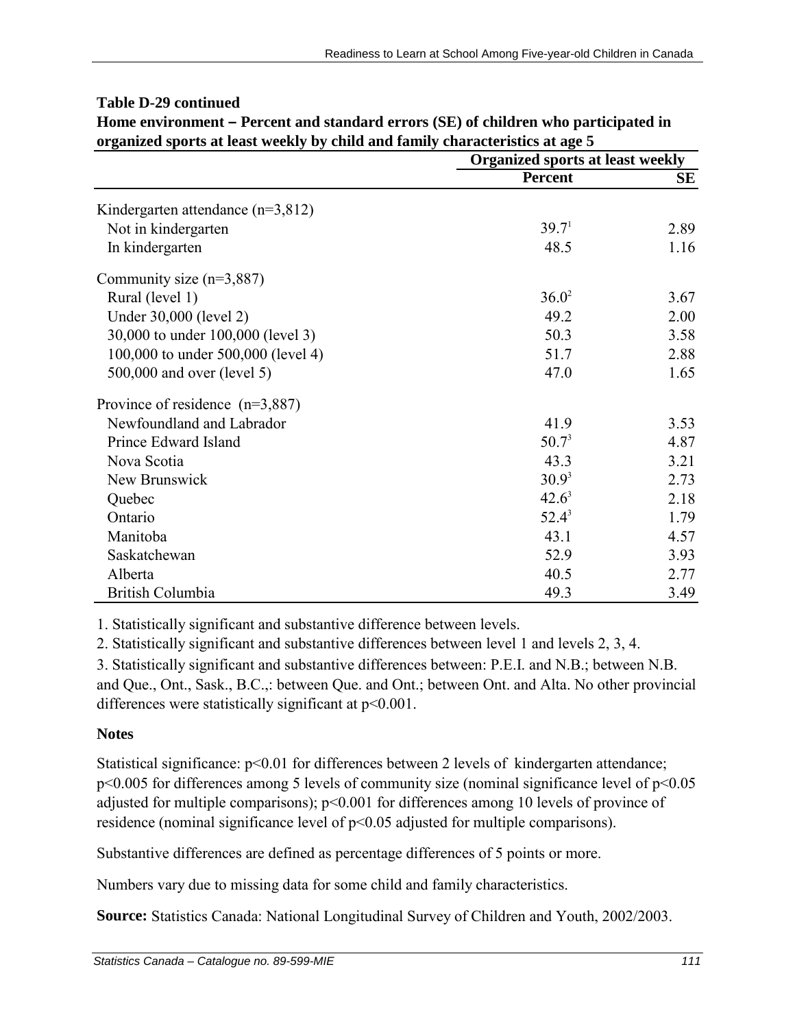**Table D-29 continued**

**Home environment – Percent and standard errors (SE) of children who participated in organized sports at least weekly by child and family characteristics at age 5**

| | Organized sports at least weekly | |
|---|---|---|
| | **Percent** | **SE** |
| Kindergarten attendance (n=3,812) | | |
| Not in kindergarten | 39.7[1] | 2.89 |
| In kindergarten | 48.5 | 1.16 |
| Community size (n=3,887) | | |
| Rural (level 1) | 36.0[2] | 3.67 |
| Under 30,000 (level 2) | 49.2 | 2.00 |
| 30,000 to under 100,000 (level 3) | 50.3 | 3.58 |
| 100,000 to under 500,000 (level 4) | 51.7 | 2.88 |
| 500,000 and over (level 5) | 47.0 | 1.65 |
| Province of residence (n=3,887) | | |
| Newfoundland and Labrador | 41.9 | 3.53 |
| Prince Edward Island | 50.7[3] | 4.87 |
| Nova Scotia | 43.3 | 3.21 |
| New Brunswick | 30.9[3] | 2.73 |
| Quebec | 42.6[3] | 2.18 |
| Ontario | 52.4[3] | 1.79 |
| Manitoba | 43.1 | 4.57 |
| Saskatchewan | 52.9 | 3.93 |
| Alberta | 40.5 | 2.77 |
| British Columbia | 49.3 | 3.49 |

1. Statistically significant and substantive difference between levels.

2. Statistically significant and substantive differences between level 1 and levels 2, 3, 4.

3. Statistically significant and substantive differences between: P.E.I. and N.B.; between N.B. and Que., Ont., Sask., B.C.,: between Que. and Ont.; between Ont. and Alta. No other provincial differences were statistically significant at $p<0.001$.

**Notes**

Statistical significance: $p<0.01$ for differences between 2 levels of kindergarten attendance; $p<0.005$ for differences among 5 levels of community size (nominal significance level of $p<0.05$ adjusted for multiple comparisons); $p<0.001$ for differences among 10 levels of province of residence (nominal significance level of $p<0.05$ adjusted for multiple comparisons).

Substantive differences are defined as percentage differences of 5 points or more.

Numbers vary due to missing data for some child and family characteristics.

**Source:** Statistics Canada: National Longitudinal Survey of Children and Youth, 2002/2003.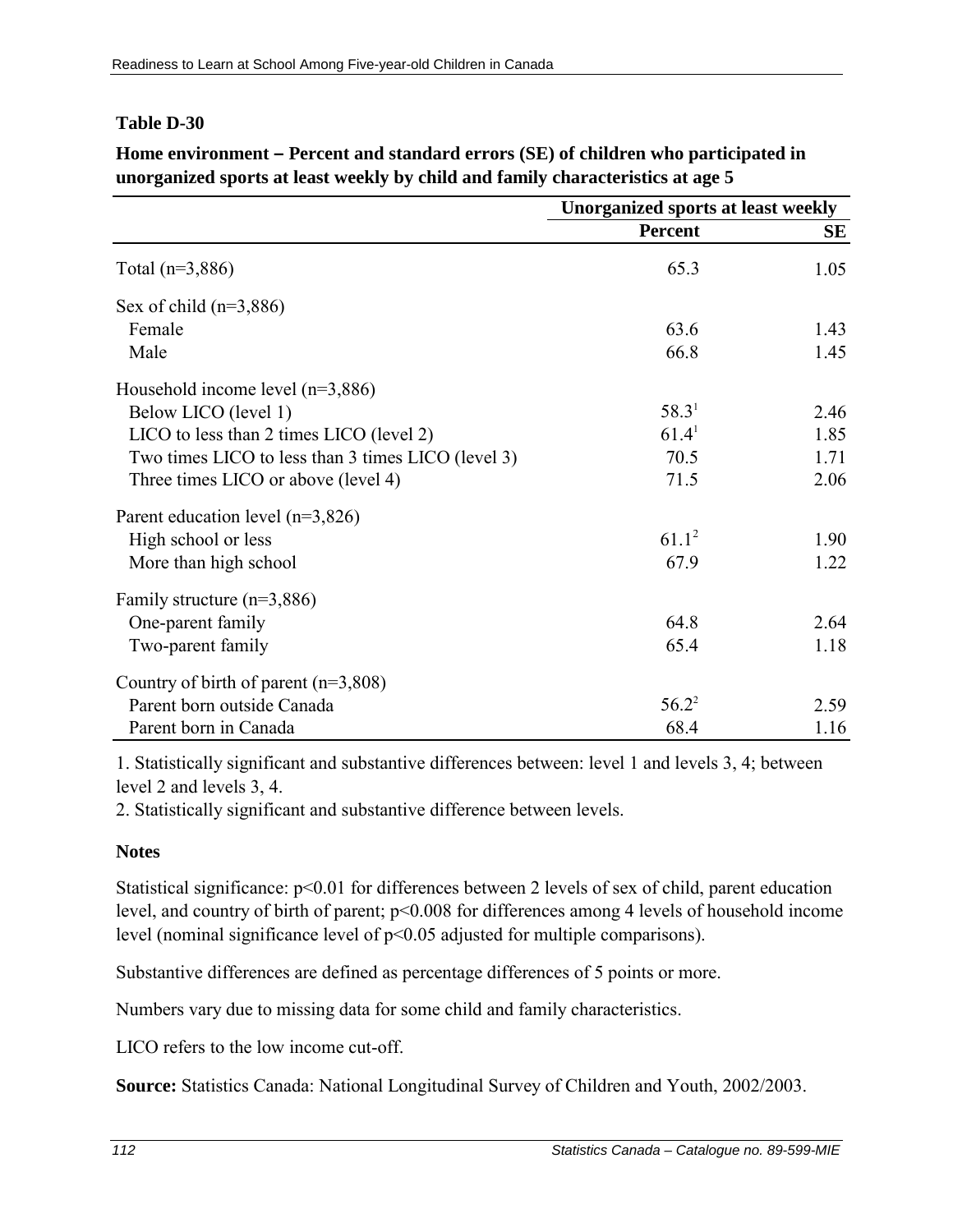**Table D-30**

**Home environment – Percent and standard errors (SE) of children who participated in unorganized sports at least weekly by child and family characteristics at age 5**

| | Unorganized sports at least weekly | |
|---|---|---|
| | **Percent** | **SE** |
| Total (n=3,886) | 65.3 | 1.05 |
| Sex of child (n=3,886) | | |
| Female | 63.6 | 1.43 |
| Male | 66.8 | 1.45 |
| Household income level (n=3,886) | | |
| Below LICO (level 1) | 58.3[1] | 2.46 |
| LICO to less than 2 times LICO (level 2) | 61.4[1] | 1.85 |
| Two times LICO to less than 3 times LICO (level 3) | 70.5 | 1.71 |
| Three times LICO or above (level 4) | 71.5 | 2.06 |
| Parent education level (n=3,826) | | |
| High school or less | 61.1[2] | 1.90 |
| More than high school | 67.9 | 1.22 |
| Family structure (n=3,886) | | |
| One-parent family | 64.8 | 2.64 |
| Two-parent family | 65.4 | 1.18 |
| Country of birth of parent (n=3,808) | | |
| Parent born outside Canada | 56.2[2] | 2.59 |
| Parent born in Canada | 68.4 | 1.16 |

1. Statistically significant and substantive differences between: level 1 and levels 3, 4; between level 2 and levels 3, 4.

2. Statistically significant and substantive difference between levels.

**Notes**

Statistical significance: $p<0.01$ for differences between 2 levels of sex of child, parent education level, and country of birth of parent; $p<0.008$ for differences among 4 levels of household income level (nominal significance level of $p<0.05$ adjusted for multiple comparisons).

Substantive differences are defined as percentage differences of 5 points or more.

Numbers vary due to missing data for some child and family characteristics.

LICO refers to the low income cut-off.

**Source:** Statistics Canada: National Longitudinal Survey of Children and Youth, 2002/2003.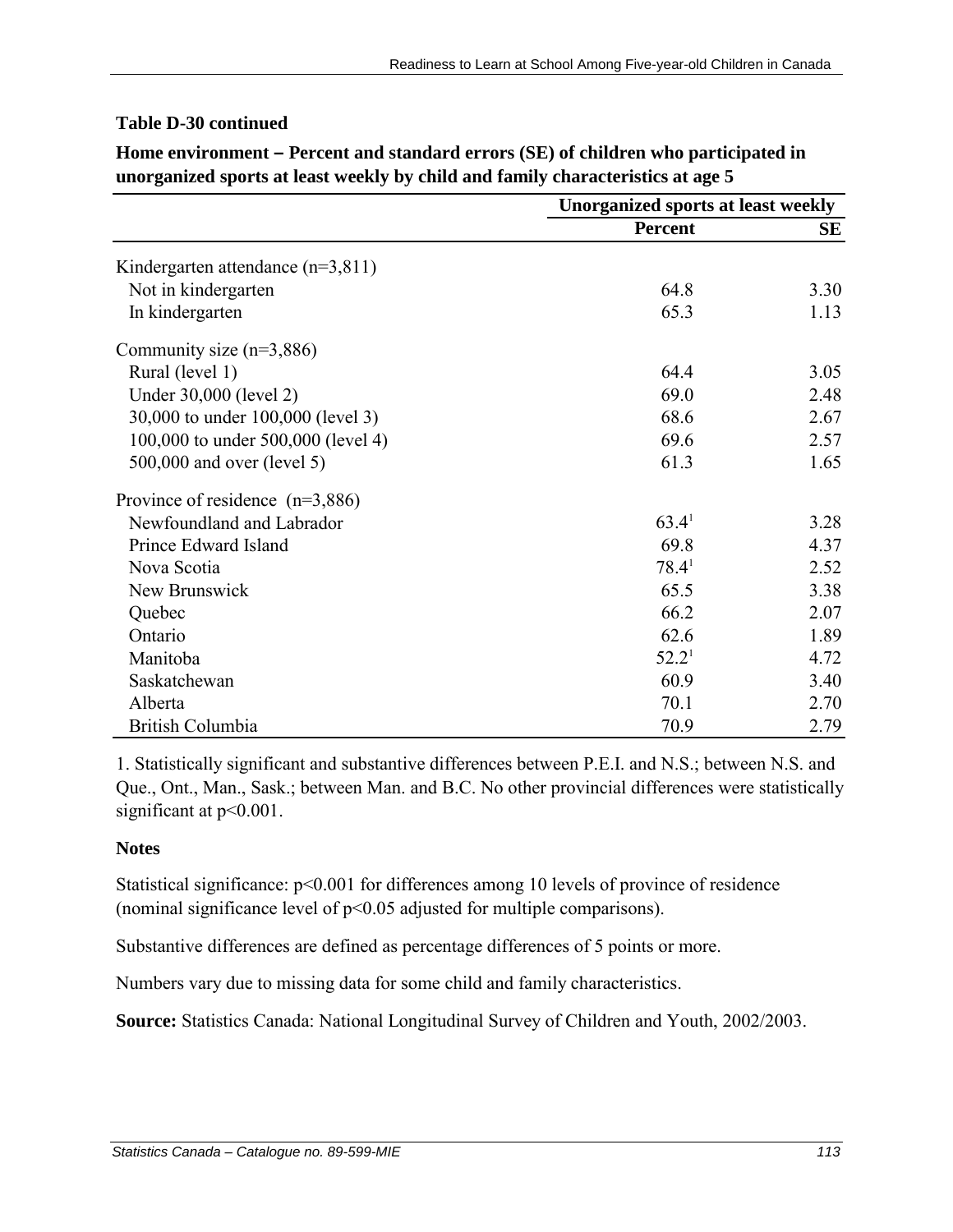**Table D-30 continued**

**Home environment – Percent and standard errors (SE) of children who participated in unorganized sports at least weekly by child and family characteristics at age 5**

| | Unorganized sports at least weekly | |
|---|---|---|
| | **Percent** | **SE** |
| Kindergarten attendance (n=3,811) | | |
| Not in kindergarten | 64.8 | 3.30 |
| In kindergarten | 65.3 | 1.13 |
| Community size (n=3,886) | | |
| Rural (level 1) | 64.4 | 3.05 |
| Under 30,000 (level 2) | 69.0 | 2.48 |
| 30,000 to under 100,000 (level 3) | 68.6 | 2.67 |
| 100,000 to under 500,000 (level 4) | 69.6 | 2.57 |
| 500,000 and over (level 5) | 61.3 | 1.65 |
| Province of residence (n=3,886) | | |
| Newfoundland and Labrador | 63.4[1] | 3.28 |
| Prince Edward Island | 69.8 | 4.37 |
| Nova Scotia | 78.4[1] | 2.52 |
| New Brunswick | 65.5 | 3.38 |
| Quebec | 66.2 | 2.07 |
| Ontario | 62.6 | 1.89 |
| Manitoba | 52.2[1] | 4.72 |
| Saskatchewan | 60.9 | 3.40 |
| Alberta | 70.1 | 2.70 |
| British Columbia | 70.9 | 2.79 |

1. Statistically significant and substantive differences between P.E.I. and N.S.; between N.S. and Que., Ont., Man., Sask.; between Man. and B.C. No other provincial differences were statistically significant at $p<0.001$.

**Notes**

Statistical significance: $p<0.001$ for differences among 10 levels of province of residence (nominal significance level of $p<0.05$ adjusted for multiple comparisons).

Substantive differences are defined as percentage differences of 5 points or more.

Numbers vary due to missing data for some child and family characteristics.

**Source:** Statistics Canada: National Longitudinal Survey of Children and Youth, 2002/2003.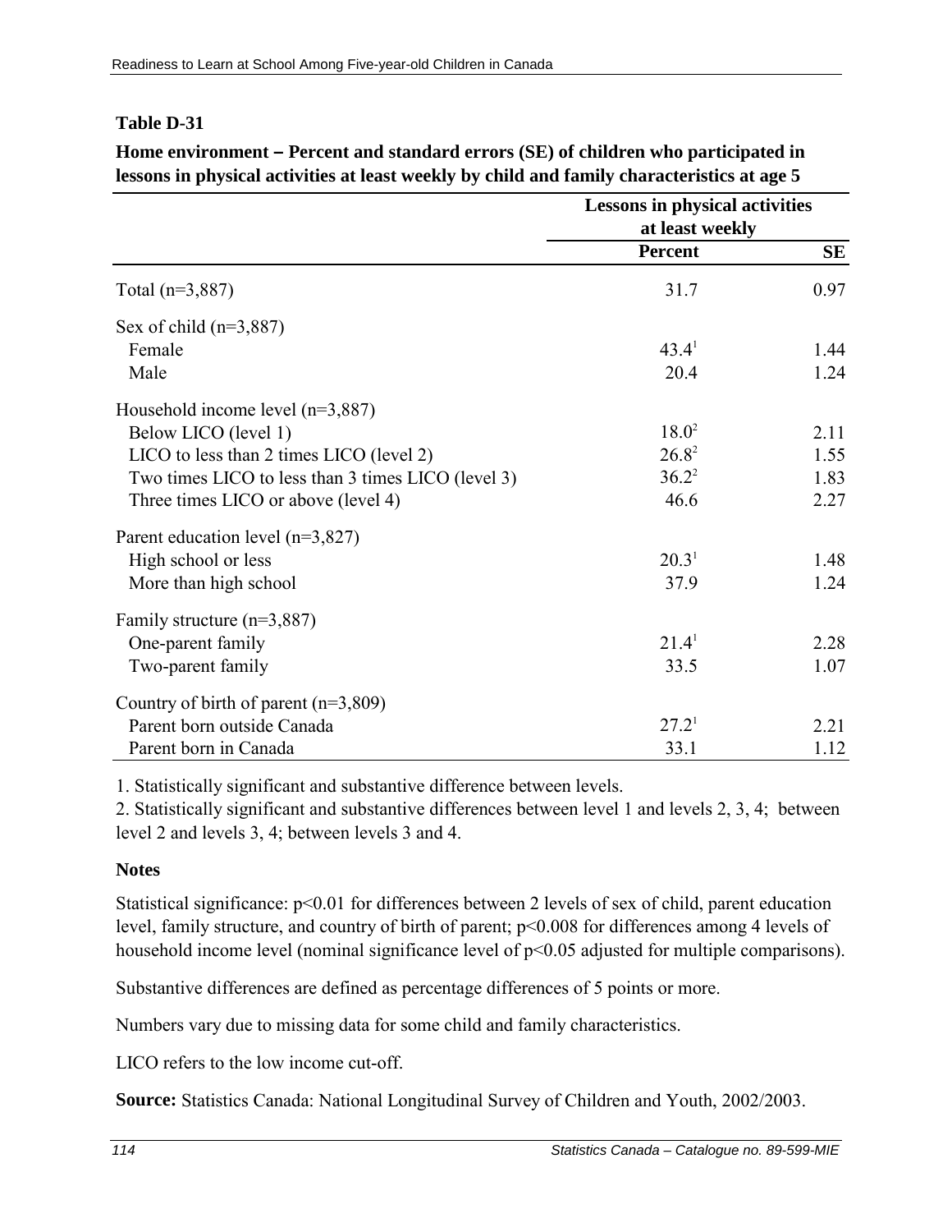**Table D-31**

**Home environment – Percent and standard errors (SE) of children who participated in lessons in physical activities at least weekly by child and family characteristics at age 5**

| | Lessons in physical activities at least weekly | |
|---|---|---|
| | **Percent** | **SE** |
| Total (n=3,887) | 31.7 | 0.97 |
| Sex of child (n=3,887) | | |
| Female | 43.4[1] | 1.44 |
| Male | 20.4 | 1.24 |
| Household income level (n=3,887) | | |
| Below LICO (level 1) | 18.0[2] | 2.11 |
| LICO to less than 2 times LICO (level 2) | 26.8[2] | 1.55 |
| Two times LICO to less than 3 times LICO (level 3) | 36.2[2] | 1.83 |
| Three times LICO or above (level 4) | 46.6 | 2.27 |
| Parent education level (n=3,827) | | |
| High school or less | 20.3[1] | 1.48 |
| More than high school | 37.9 | 1.24 |
| Family structure (n=3,887) | | |
| One-parent family | 21.4[1] | 2.28 |
| Two-parent family | 33.5 | 1.07 |
| Country of birth of parent (n=3,809) | | |
| Parent born outside Canada | 27.2[1] | 2.21 |
| Parent born in Canada | 33.1 | 1.12 |

1. Statistically significant and substantive difference between levels.
2. Statistically significant and substantive differences between level 1 and levels 2, 3, 4; between level 2 and levels 3, 4; between levels 3 and 4.

**Notes**

Statistical significance: $p<0.01$ for differences between 2 levels of sex of child, parent education level, family structure, and country of birth of parent; $p<0.008$ for differences among 4 levels of household income level (nominal significance level of $p<0.05$ adjusted for multiple comparisons).

Substantive differences are defined as percentage differences of 5 points or more.

Numbers vary due to missing data for some child and family characteristics.

LICO refers to the low income cut-off.

**Source:** Statistics Canada: National Longitudinal Survey of Children and Youth, 2002/2003.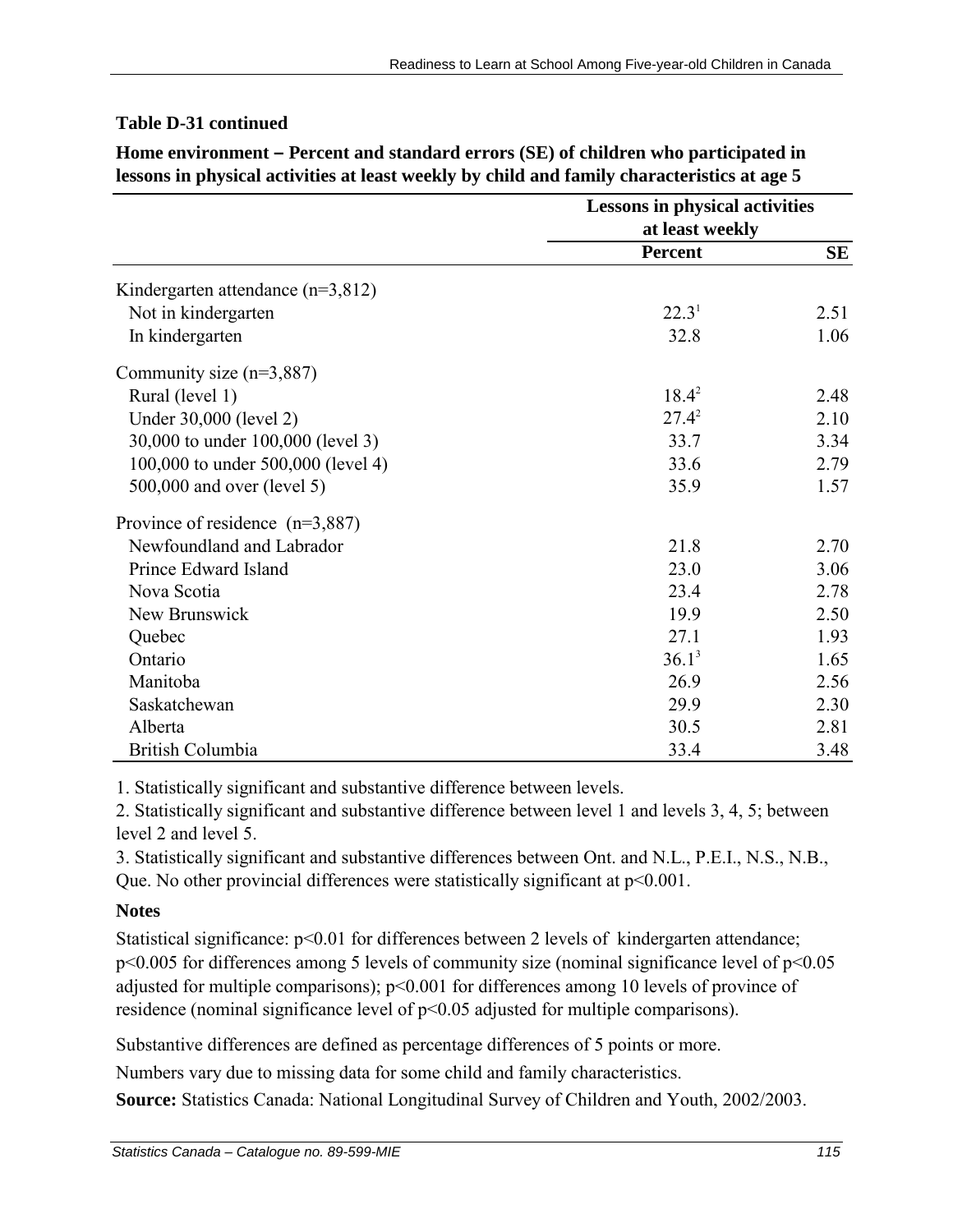**Table D-31 continued**

**Home environment – Percent and standard errors (SE) of children who participated in lessons in physical activities at least weekly by child and family characteristics at age 5**

| | Lessons in physical activities at least weekly | |
|---|---|---|
| | **Percent** | **SE** |
| Kindergarten attendance (n=3,812) | | |
| Not in kindergarten | 22.3[1] | 2.51 |
| In kindergarten | 32.8 | 1.06 |
| Community size (n=3,887) | | |
| Rural (level 1) | 18.4[2] | 2.48 |
| Under 30,000 (level 2) | 27.4[2] | 2.10 |
| 30,000 to under 100,000 (level 3) | 33.7 | 3.34 |
| 100,000 to under 500,000 (level 4) | 33.6 | 2.79 |
| 500,000 and over (level 5) | 35.9 | 1.57 |
| Province of residence (n=3,887) | | |
| Newfoundland and Labrador | 21.8 | 2.70 |
| Prince Edward Island | 23.0 | 3.06 |
| Nova Scotia | 23.4 | 2.78 |
| New Brunswick | 19.9 | 2.50 |
| Quebec | 27.1 | 1.93 |
| Ontario | 36.1[3] | 1.65 |
| Manitoba | 26.9 | 2.56 |
| Saskatchewan | 29.9 | 2.30 |
| Alberta | 30.5 | 2.81 |
| British Columbia | 33.4 | 3.48 |

1. Statistically significant and substantive difference between levels.

2. Statistically significant and substantive difference between level 1 and levels 3, 4, 5; between level 2 and level 5.

3. Statistically significant and substantive differences between Ont. and N.L., P.E.I., N.S., N.B., Que. No other provincial differences were statistically significant at $p<0.001$.

**Notes**

Statistical significance: $p<0.01$ for differences between 2 levels of kindergarten attendance; $p<0.005$ for differences among 5 levels of community size (nominal significance level of $p<0.05$ adjusted for multiple comparisons); $p<0.001$ for differences among 10 levels of province of residence (nominal significance level of $p<0.05$ adjusted for multiple comparisons).

Substantive differences are defined as percentage differences of 5 points or more.

Numbers vary due to missing data for some child and family characteristics.

**Source:** Statistics Canada: National Longitudinal Survey of Children and Youth, 2002/2003.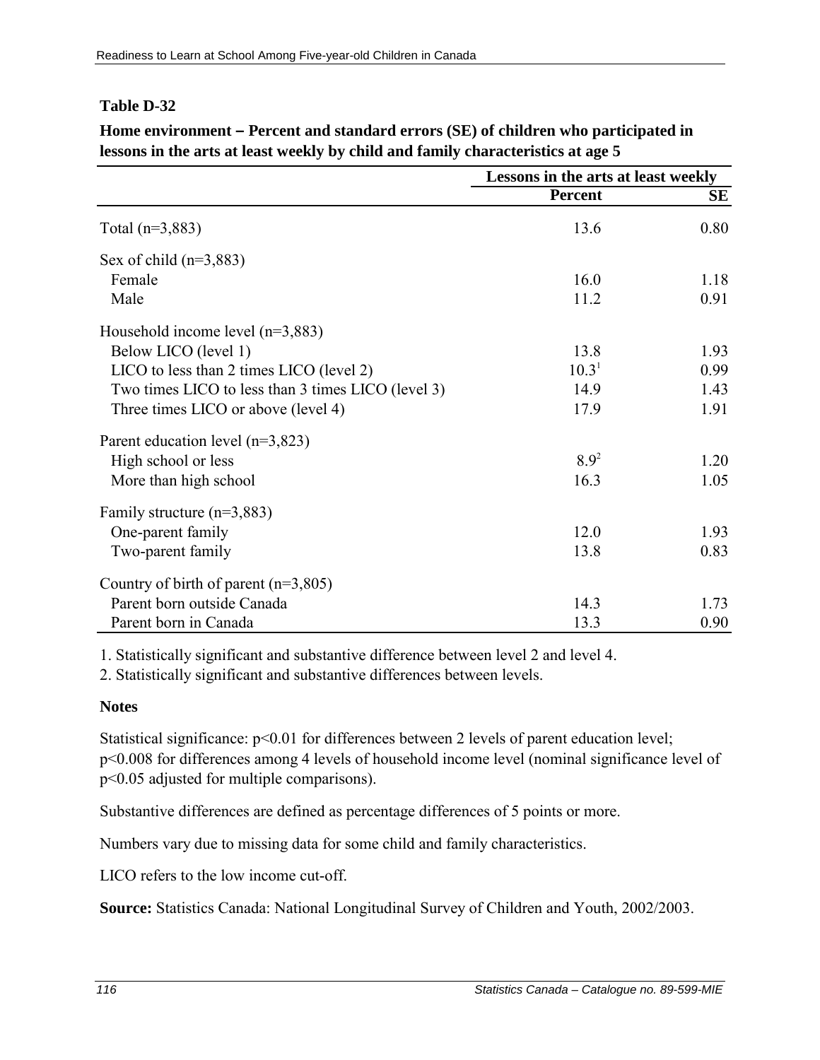**Table D-32**

**Home environment – Percent and standard errors (SE) of children who participated in lessons in the arts at least weekly by child and family characteristics at age 5**

| | Lessons in the arts at least weekly | |
|---|---|---|
| | **Percent** | **SE** |
| Total (n=3,883) | 13.6 | 0.80 |
| Sex of child (n=3,883) | | |
| Female | 16.0 | 1.18 |
| Male | 11.2 | 0.91 |
| Household income level (n=3,883) | | |
| Below LICO (level 1) | 13.8 | 1.93 |
| LICO to less than 2 times LICO (level 2) | 10.3[1] | 0.99 |
| Two times LICO to less than 3 times LICO (level 3) | 14.9 | 1.43 |
| Three times LICO or above (level 4) | 17.9 | 1.91 |
| Parent education level (n=3,823) | | |
| High school or less | 8.9[2] | 1.20 |
| More than high school | 16.3 | 1.05 |
| Family structure (n=3,883) | | |
| One-parent family | 12.0 | 1.93 |
| Two-parent family | 13.8 | 0.83 |
| Country of birth of parent (n=3,805) | | |
| Parent born outside Canada | 14.3 | 1.73 |
| Parent born in Canada | 13.3 | 0.90 |

1. Statistically significant and substantive difference between level 2 and level 4.
2. Statistically significant and substantive differences between levels.

**Notes**

Statistical significance: $p<0.01$ for differences between 2 levels of parent education level; $p<0.008$ for differences among 4 levels of household income level (nominal significance level of $p<0.05$ adjusted for multiple comparisons).

Substantive differences are defined as percentage differences of 5 points or more.

Numbers vary due to missing data for some child and family characteristics.

LICO refers to the low income cut-off.

**Source:** Statistics Canada: National Longitudinal Survey of Children and Youth, 2002/2003.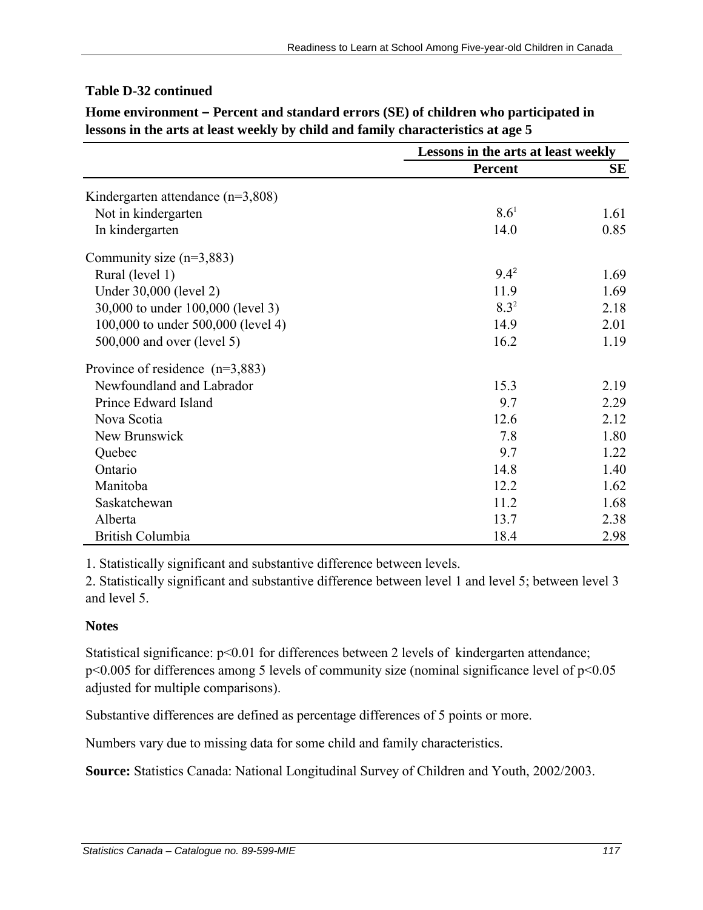**Table D-32 continued**

**Home environment – Percent and standard errors (SE) of children who participated in lessons in the arts at least weekly by child and family characteristics at age 5**

| | Lessons in the arts at least weekly | |
|---|---|---|
| | **Percent** | **SE** |
| Kindergarten attendance (n=3,808) | | |
| Not in kindergarten | 8.6[1] | 1.61 |
| In kindergarten | 14.0 | 0.85 |
| Community size (n=3,883) | | |
| Rural (level 1) | 9.4[2] | 1.69 |
| Under 30,000 (level 2) | 11.9 | 1.69 |
| 30,000 to under 100,000 (level 3) | 8.3[2] | 2.18 |
| 100,000 to under 500,000 (level 4) | 14.9 | 2.01 |
| 500,000 and over (level 5) | 16.2 | 1.19 |
| Province of residence (n=3,883) | | |
| Newfoundland and Labrador | 15.3 | 2.19 |
| Prince Edward Island | 9.7 | 2.29 |
| Nova Scotia | 12.6 | 2.12 |
| New Brunswick | 7.8 | 1.80 |
| Quebec | 9.7 | 1.22 |
| Ontario | 14.8 | 1.40 |
| Manitoba | 12.2 | 1.62 |
| Saskatchewan | 11.2 | 1.68 |
| Alberta | 13.7 | 2.38 |
| British Columbia | 18.4 | 2.98 |

1. Statistically significant and substantive difference between levels.
2. Statistically significant and substantive difference between level 1 and level 5; between level 3 and level 5.

**Notes**

Statistical significance: $p<0.01$ for differences between 2 levels of kindergarten attendance; $p<0.005$ for differences among 5 levels of community size (nominal significance level of $p<0.05$ adjusted for multiple comparisons).

Substantive differences are defined as percentage differences of 5 points or more.

Numbers vary due to missing data for some child and family characteristics.

**Source:** Statistics Canada: National Longitudinal Survey of Children and Youth, 2002/2003.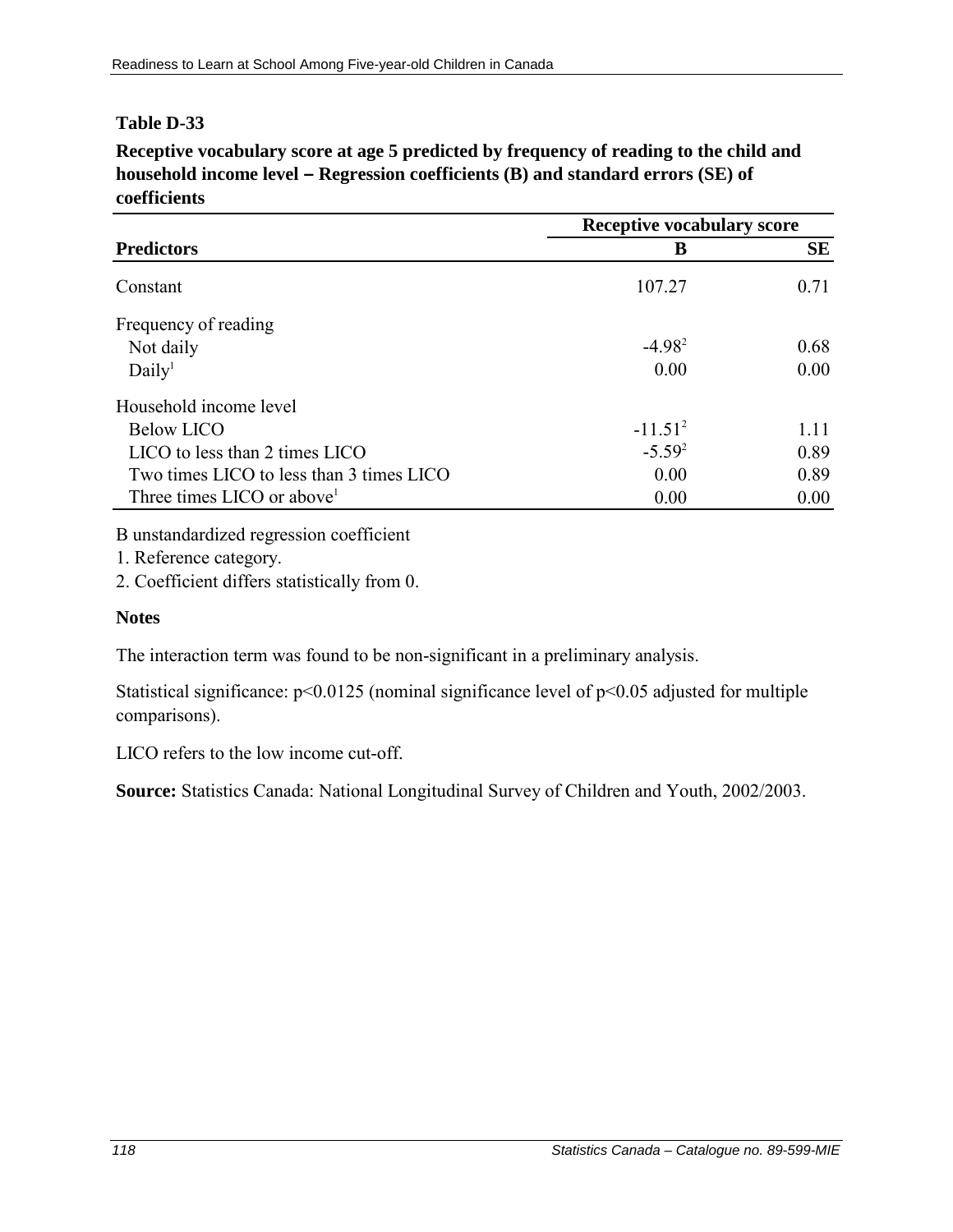**Table D-33**

**Receptive vocabulary score at age 5 predicted by frequency of reading to the child and household income level – Regression coefficients (B) and standard errors (SE) of coefficients**

| Predictors | Receptive vocabulary score | |
|---|---|---|
| | **B** | **SE** |
| Constant | 107.27 | 0.71 |
| Frequency of reading | | |
| Not daily | -4.98[2] | 0.68 |
| Daily[1] | 0.00 | 0.00 |
| Household income level | | |
| Below LICO | -11.51[2] | 1.11 |
| LICO to less than 2 times LICO | -5.59[2] | 0.89 |
| Two times LICO to less than 3 times LICO | 0.00 | 0.89 |
| Three times LICO or above[1] | 0.00 | 0.00 |

B unstandardized regression coefficient

1. Reference category.

2. Coefficient differs statistically from 0.

**Notes**

The interaction term was found to be non-significant in a preliminary analysis.

Statistical significance: $p<0.0125$ (nominal significance level of $p<0.05$ adjusted for multiple comparisons).

LICO refers to the low income cut-off.

**Source:** Statistics Canada: National Longitudinal Survey of Children and Youth, 2002/2003.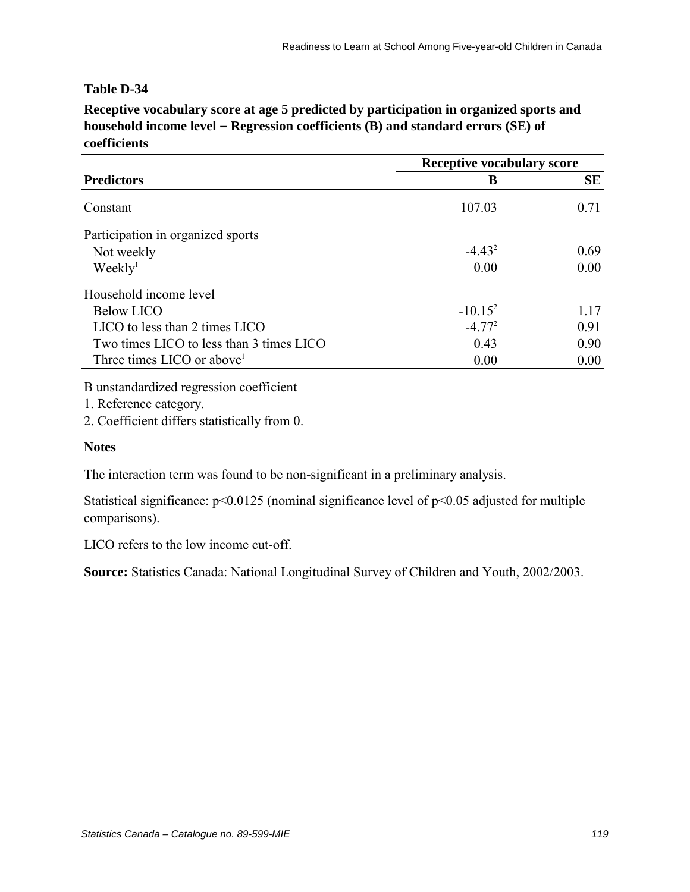**Table D-34**

**Receptive vocabulary score at age 5 predicted by participation in organized sports and household income level – Regression coefficients (B) and standard errors (SE) of coefficients**

| | Receptive vocabulary score | |
|---|---|---|
| **Predictors** | **B** | **SE** |
| Constant | 107.03 | 0.71 |
| Participation in organized sports | | |
| Not weekly | -4.43[2] | 0.69 |
| Weekly[1] | 0.00 | 0.00 |
| Household income level | | |
| Below LICO | -10.15[2] | 1.17 |
| LICO to less than 2 times LICO | -4.77[2] | 0.91 |
| Two times LICO to less than 3 times LICO | 0.43 | 0.90 |
| Three times LICO or above[1] | 0.00 | 0.00 |

B unstandardized regression coefficient

1. Reference category.

2. Coefficient differs statistically from 0.

**Notes**

The interaction term was found to be non-significant in a preliminary analysis.

Statistical significance: $p<0.0125$ (nominal significance level of $p<0.05$ adjusted for multiple comparisons).

LICO refers to the low income cut-off.

**Source:** Statistics Canada: National Longitudinal Survey of Children and Youth, 2002/2003.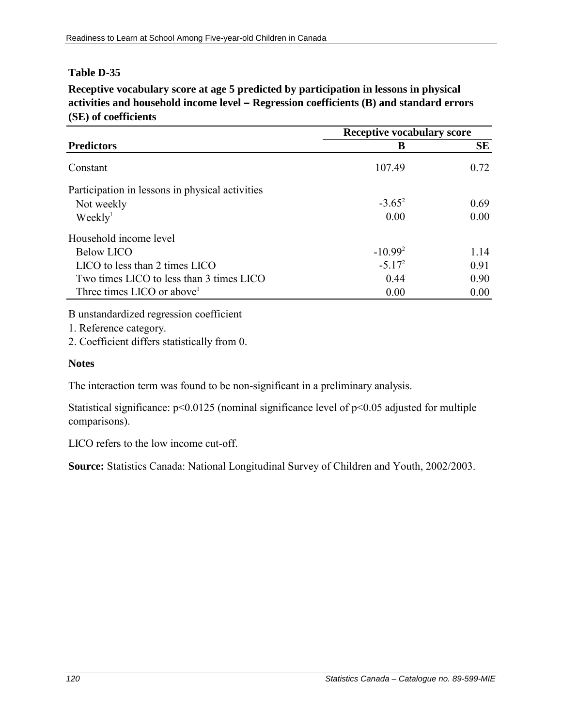**Table D-35**

**Receptive vocabulary score at age 5 predicted by participation in lessons in physical activities and household income level – Regression coefficients (B) and standard errors (SE) of coefficients**

| | Receptive vocabulary score | |
|---|---|---|
| **Predictors** | **B** | **SE** |
| Constant | 107.49 | 0.72 |
| Participation in lessons in physical activities | | |
| Not weekly | -3.65[2] | 0.69 |
| Weekly[1] | 0.00 | 0.00 |
| Household income level | | |
| Below LICO | -10.99[2] | 1.14 |
| LICO to less than 2 times LICO | -5.17[2] | 0.91 |
| Two times LICO to less than 3 times LICO | 0.44 | 0.90 |
| Three times LICO or above[1] | 0.00 | 0.00 |

B unstandardized regression coefficient

1. Reference category.

2. Coefficient differs statistically from 0.

**Notes**

The interaction term was found to be non-significant in a preliminary analysis.

Statistical significance: $p<0.0125$ (nominal significance level of $p<0.05$ adjusted for multiple comparisons).

LICO refers to the low income cut-off.

**Source:** Statistics Canada: National Longitudinal Survey of Children and Youth, 2002/2003.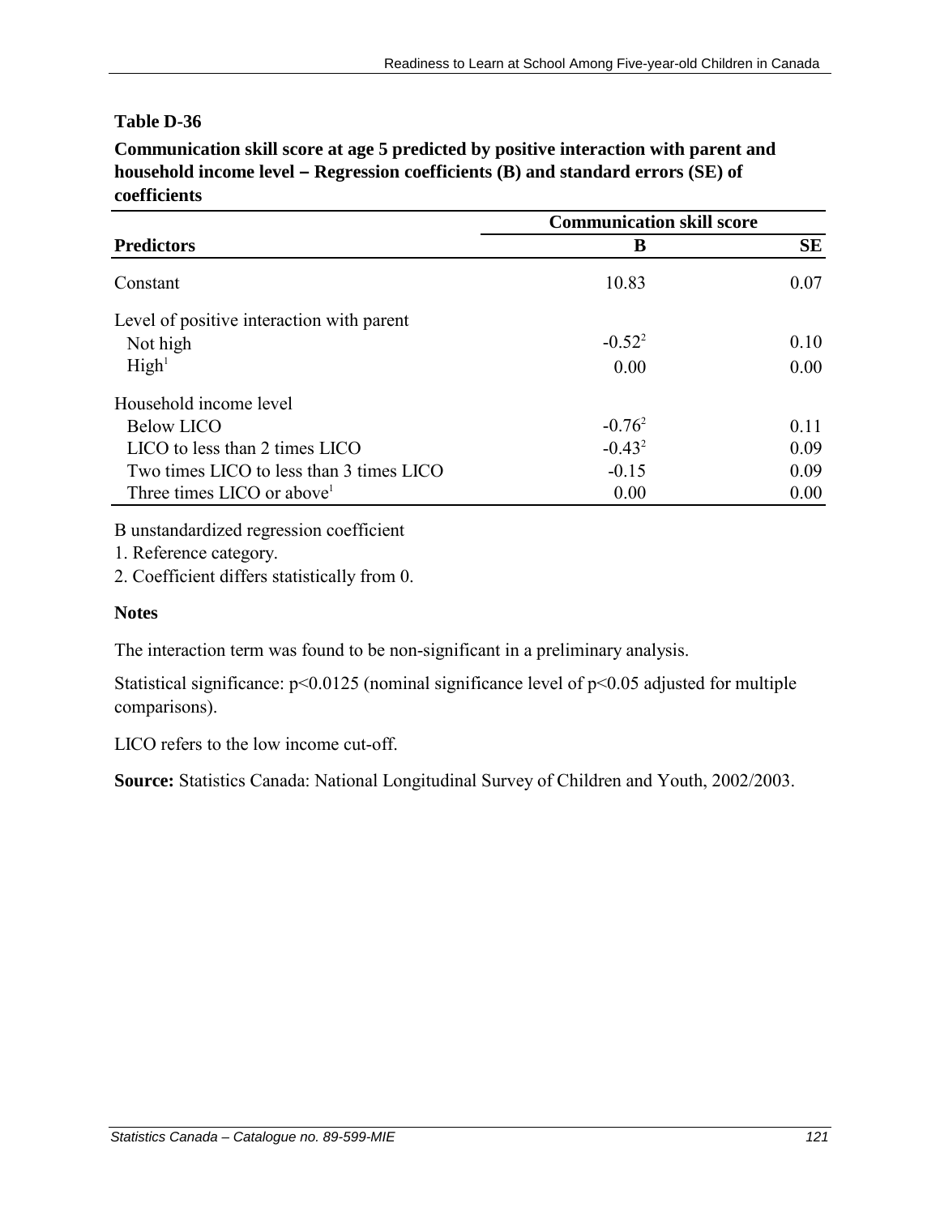**Table D-36**

**Communication skill score at age 5 predicted by positive interaction with parent and household income level – Regression coefficients (B) and standard errors (SE) of coefficients**

| | Communication skill score | |
|---|---|---|
| **Predictors** | **B** | **SE** |
| Constant | 10.83 | 0.07 |
| Level of positive interaction with parent | | |
| Not high | -0.52[2] | 0.10 |
| High[1] | 0.00 | 0.00 |
| Household income level | | |
| Below LICO | -0.76[2] | 0.11 |
| LICO to less than 2 times LICO | -0.43[2] | 0.09 |
| Two times LICO to less than 3 times LICO | -0.15 | 0.09 |
| Three times LICO or above[1] | 0.00 | 0.00 |

B unstandardized regression coefficient

1. Reference category.
2. Coefficient differs statistically from 0.

**Notes**

The interaction term was found to be non-significant in a preliminary analysis.

Statistical significance: $p<0.0125$ (nominal significance level of $p<0.05$ adjusted for multiple comparisons).

LICO refers to the low income cut-off.

**Source:** Statistics Canada: National Longitudinal Survey of Children and Youth, 2002/2003.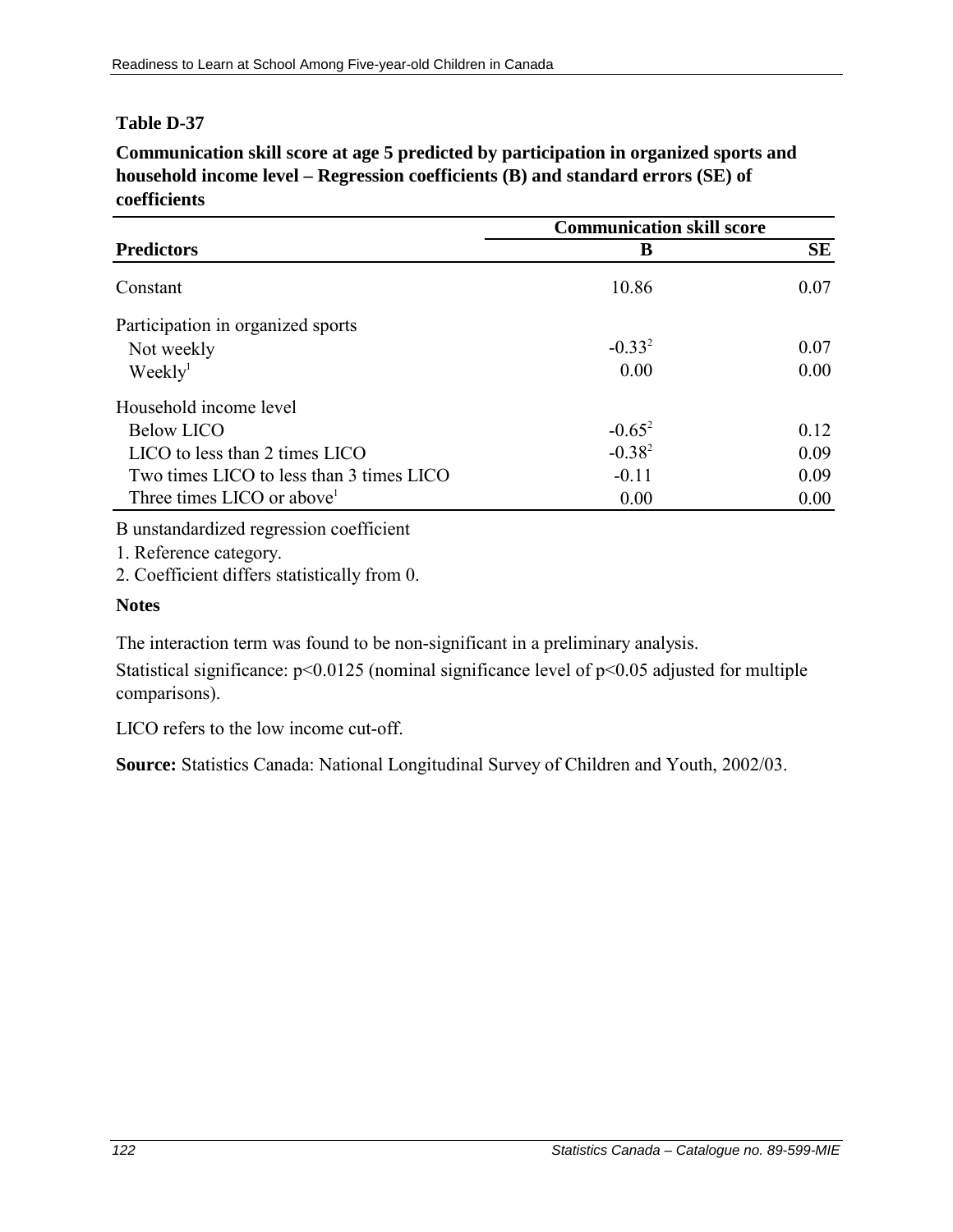**Table D-37**

**Communication skill score at age 5 predicted by participation in organized sports and household income level – Regression coefficients (B) and standard errors (SE) of coefficients**

| Predictors | Communication skill score | |
|---|---|---|
| | **B** | **SE** |
| Constant | 10.86 | 0.07 |
| Participation in organized sports | | |
| Not weekly | -0.33[2] | 0.07 |
| Weekly[1] | 0.00 | 0.00 |
| Household income level | | |
| Below LICO | -0.65[2] | 0.12 |
| LICO to less than 2 times LICO | -0.38[2] | 0.09 |
| Two times LICO to less than 3 times LICO | -0.11 | 0.09 |
| Three times LICO or above[1] | 0.00 | 0.00 |

B unstandardized regression coefficient

1. Reference category.
2. Coefficient differs statistically from 0.

**Notes**

The interaction term was found to be non-significant in a preliminary analysis.

Statistical significance: $p<0.0125$ (nominal significance level of $p<0.05$ adjusted for multiple comparisons).

LICO refers to the low income cut-off.

**Source:** Statistics Canada: National Longitudinal Survey of Children and Youth, 2002/03.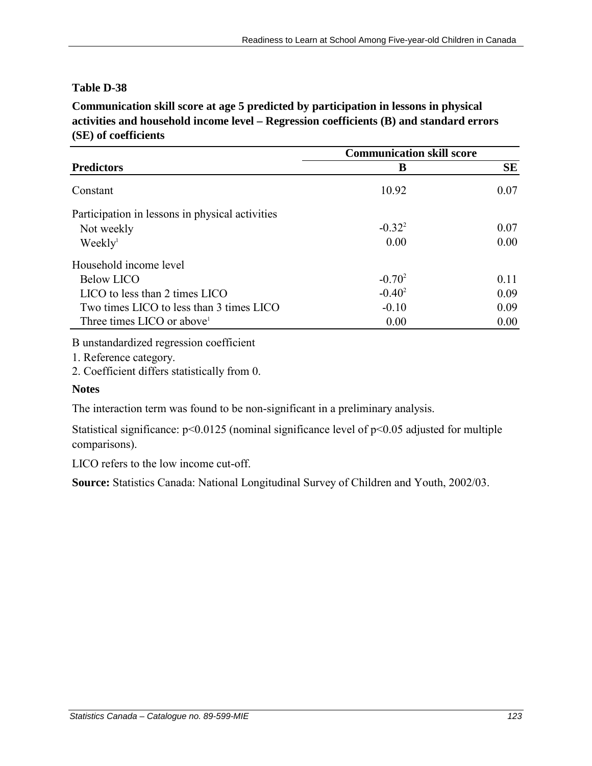**Table D-38**

**Communication skill score at age 5 predicted by participation in lessons in physical activities and household income level – Regression coefficients (B) and standard errors (SE) of coefficients**

| | Communication skill score | |
|---|---|---|
| **Predictors** | **B** | **SE** |
| Constant | 10.92 | 0.07 |
| Participation in lessons in physical activities | | |
| Not weekly | -0.32[2] | 0.07 |
| Weekly[1] | 0.00 | 0.00 |
| Household income level | | |
| Below LICO | -0.70[2] | 0.11 |
| LICO to less than 2 times LICO | -0.40[2] | 0.09 |
| Two times LICO to less than 3 times LICO | -0.10 | 0.09 |
| Three times LICO or above[1] | 0.00 | 0.00 |

B unstandardized regression coefficient

1. Reference category.
2. Coefficient differs statistically from 0.

**Notes**

The interaction term was found to be non-significant in a preliminary analysis.

Statistical significance: $p<0.0125$ (nominal significance level of $p<0.05$ adjusted for multiple comparisons).

LICO refers to the low income cut-off.

**Source:** Statistics Canada: National Longitudinal Survey of Children and Youth, 2002/03.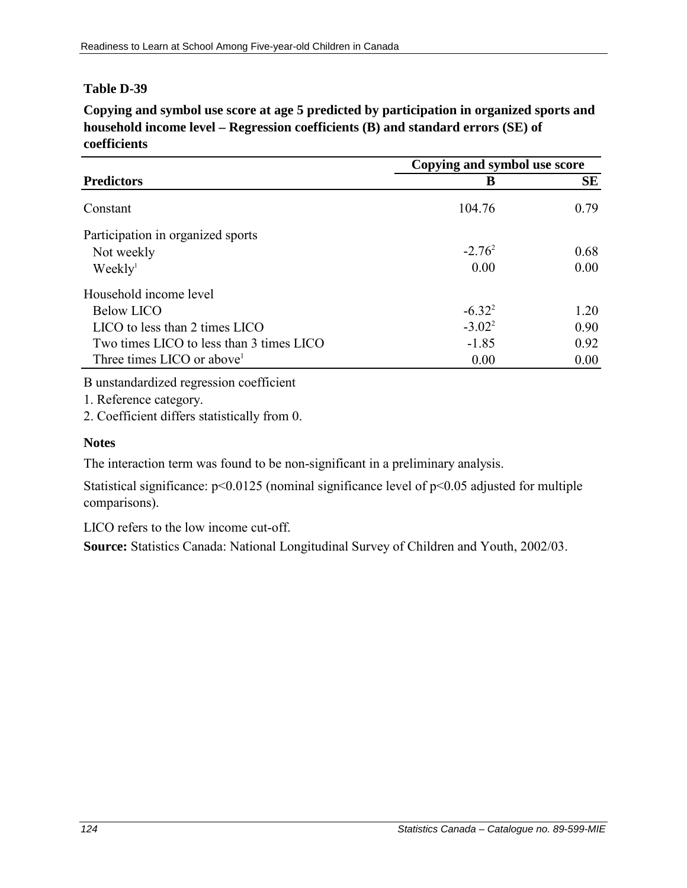**Table D-39**

**Copying and symbol use score at age 5 predicted by participation in organized sports and household income level – Regression coefficients (B) and standard errors (SE) of coefficients**

| | Copying and symbol use score | |
|---|---|---|
| **Predictors** | **B** | **SE** |
| Constant | 104.76 | 0.79 |
| Participation in organized sports | | |
| Not weekly | -2.76[2] | 0.68 |
| Weekly[1] | 0.00 | 0.00 |
| Household income level | | |
| Below LICO | -6.32[2] | 1.20 |
| LICO to less than 2 times LICO | -3.02[2] | 0.90 |
| Two times LICO to less than 3 times LICO | -1.85 | 0.92 |
| Three times LICO or above[1] | 0.00 | 0.00 |

B unstandardized regression coefficient

1. Reference category.

2. Coefficient differs statistically from 0.

**Notes**

The interaction term was found to be non-significant in a preliminary analysis.

Statistical significance: $p<0.0125$ (nominal significance level of $p<0.05$ adjusted for multiple comparisons).

LICO refers to the low income cut-off.

**Source:** Statistics Canada: National Longitudinal Survey of Children and Youth, 2002/03.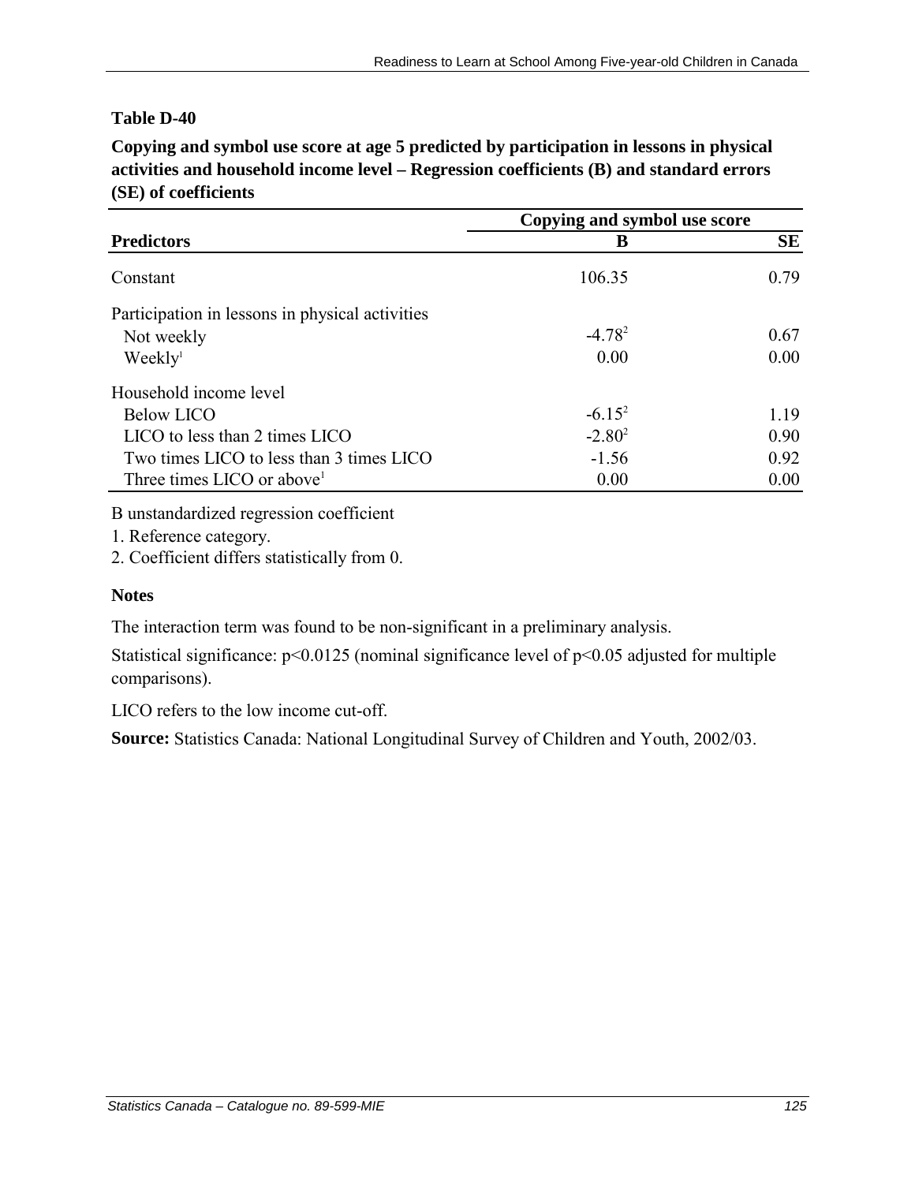**Table D-40**

**Copying and symbol use score at age 5 predicted by participation in lessons in physical activities and household income level – Regression coefficients (B) and standard errors (SE) of coefficients**

| | Copying and symbol use score | |
|---|---|---|
| **Predictors** | **B** | **SE** |
| Constant | 106.35 | 0.79 |
| Participation in lessons in physical activities | | |
| Not weekly | -4.78[2] | 0.67 |
| Weekly[1] | 0.00 | 0.00 |
| Household income level | | |
| Below LICO | -6.15[2] | 1.19 |
| LICO to less than 2 times LICO | -2.80[2] | 0.90 |
| Two times LICO to less than 3 times LICO | -1.56 | 0.92 |
| Three times LICO or above[1] | 0.00 | 0.00 |

B unstandardized regression coefficient

1. Reference category.
2. Coefficient differs statistically from 0.

**Notes**

The interaction term was found to be non-significant in a preliminary analysis.

Statistical significance: $p<0.0125$ (nominal significance level of $p<0.05$ adjusted for multiple comparisons).

LICO refers to the low income cut-off.

**Source:** Statistics Canada: National Longitudinal Survey of Children and Youth, 2002/03.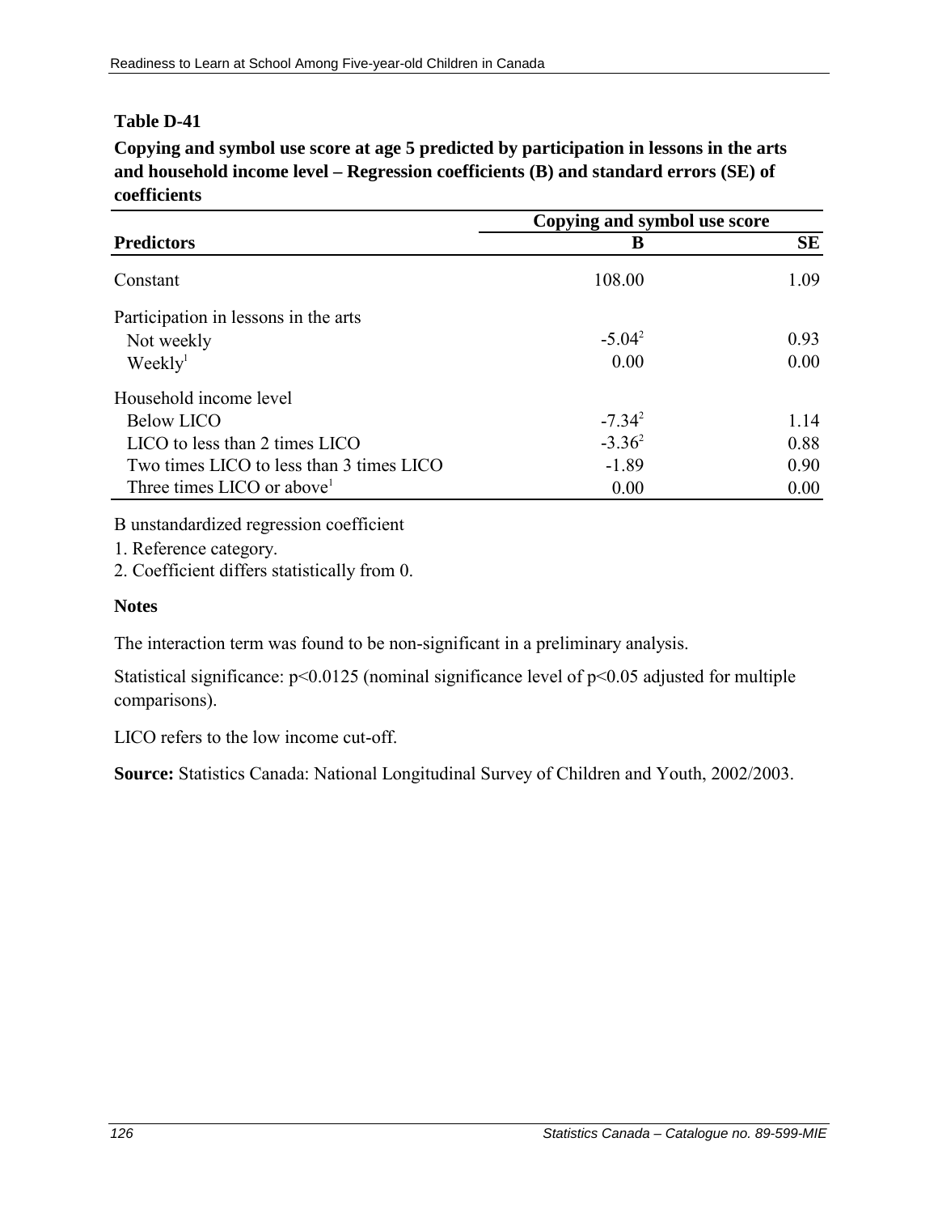**Table D-41**

**Copying and symbol use score at age 5 predicted by participation in lessons in the arts and household income level – Regression coefficients (B) and standard errors (SE) of coefficients**

| | Copying and symbol use score | |
|---|---|---|
| **Predictors** | **B** | **SE** |
| Constant | 108.00 | 1.09 |
| Participation in lessons in the arts | | |
| Not weekly | -5.04[2] | 0.93 |
| Weekly[1] | 0.00 | 0.00 |
| Household income level | | |
| Below LICO | -7.34[2] | 1.14 |
| LICO to less than 2 times LICO | -3.36[2] | 0.88 |
| Two times LICO to less than 3 times LICO | -1.89 | 0.90 |
| Three times LICO or above[1] | 0.00 | 0.00 |

B unstandardized regression coefficient

1. Reference category.
2. Coefficient differs statistically from 0.

**Notes**

The interaction term was found to be non-significant in a preliminary analysis.

Statistical significance: $p<0.0125$ (nominal significance level of $p<0.05$ adjusted for multiple comparisons).

LICO refers to the low income cut-off.

**Source:** Statistics Canada: National Longitudinal Survey of Children and Youth, 2002/2003.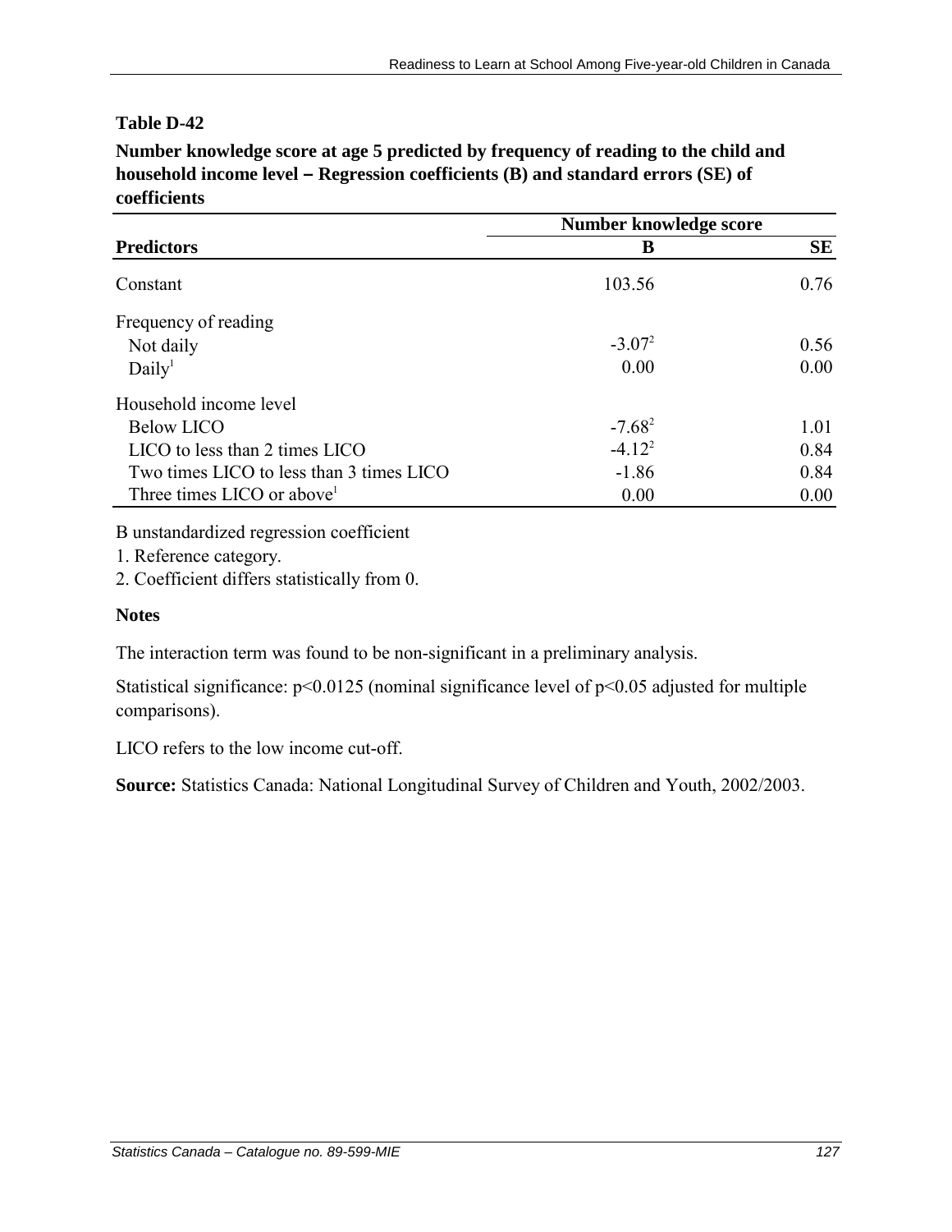**Table D-42**

**Number knowledge score at age 5 predicted by frequency of reading to the child and household income level – Regression coefficients (B) and standard errors (SE) of coefficients**

| | Number knowledge score | |
|---|---|---|
| **Predictors** | **B** | **SE** |
| Constant | 103.56 | 0.76 |
| Frequency of reading | | |
| Not daily | -3.07[2] | 0.56 |
| Daily[1] | 0.00 | 0.00 |
| Household income level | | |
| Below LICO | -7.68[2] | 1.01 |
| LICO to less than 2 times LICO | -4.12[2] | 0.84 |
| Two times LICO to less than 3 times LICO | -1.86 | 0.84 |
| Three times LICO or above[1] | 0.00 | 0.00 |

B unstandardized regression coefficient

1. Reference category.
2. Coefficient differs statistically from 0.

**Notes**

The interaction term was found to be non-significant in a preliminary analysis.

Statistical significance: $p<0.0125$ (nominal significance level of $p<0.05$ adjusted for multiple comparisons).

LICO refers to the low income cut-off.

**Source:** Statistics Canada: National Longitudinal Survey of Children and Youth, 2002/2003.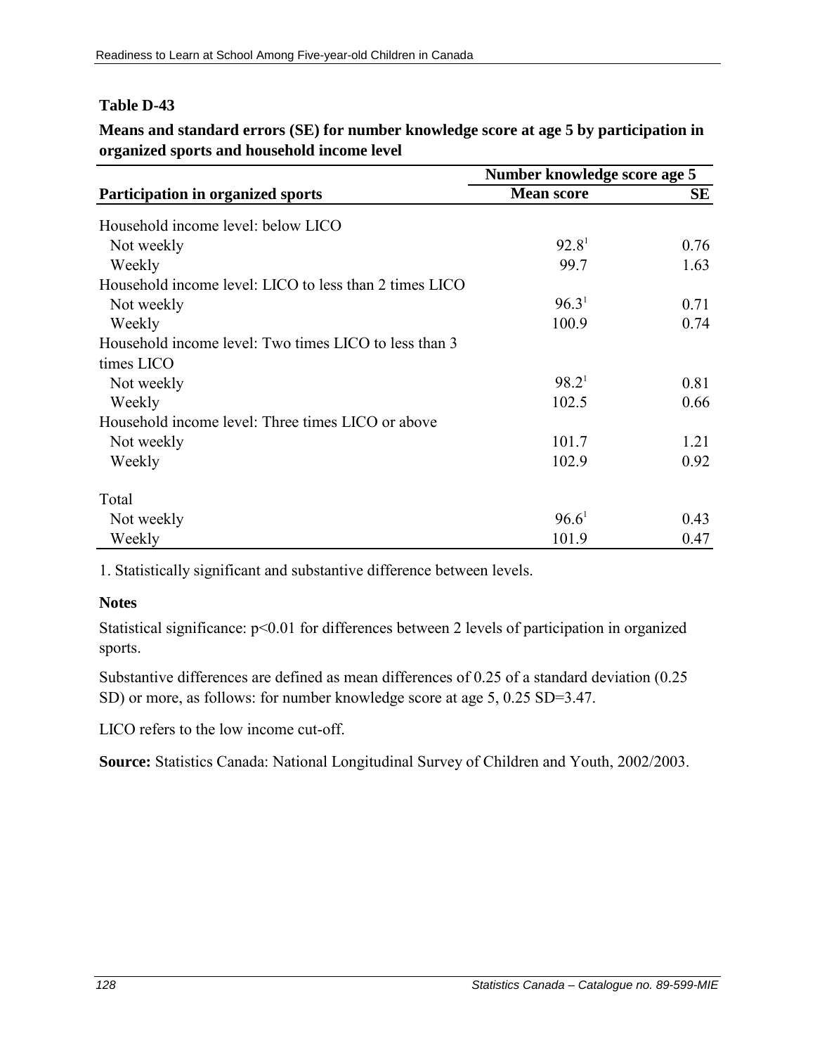### Table D-43

**Means and standard errors (SE) for number knowledge score at age 5 by participation in organized sports and household income level**

| Participation in organized sports | Number knowledge score age 5 | |
|---|---|---|
| | Mean score | SE |
| Household income level: below LICO | | |
| Not weekly | 92.8[1] | 0.76 |
| Weekly | 99.7 | 1.63 |
| Household income level: LICO to less than 2 times LICO | | |
| Not weekly | 96.3[1] | 0.71 |
| Weekly | 100.9 | 0.74 |
| Household income level: Two times LICO to less than 3 times LICO | | |
| Not weekly | 98.2[1] | 0.81 |
| Weekly | 102.5 | 0.66 |
| Household income level: Three times LICO or above | | |
| Not weekly | 101.7 | 1.21 |
| Weekly | 102.9 | 0.92 |
| Total | | |
| Not weekly | 96.6[1] | 0.43 |
| Weekly | 101.9 | 0.47 |

1. Statistically significant and substantive difference between levels.

**Notes**

Statistical significance: $p<0.01$ for differences between 2 levels of participation in organized sports.

Substantive differences are defined as mean differences of 0.25 of a standard deviation (0.25 SD) or more, as follows: for number knowledge score at age 5, 0.25 SD=3.47.

LICO refers to the low income cut-off.

**Source:** Statistics Canada: National Longitudinal Survey of Children and Youth, 2002/2003.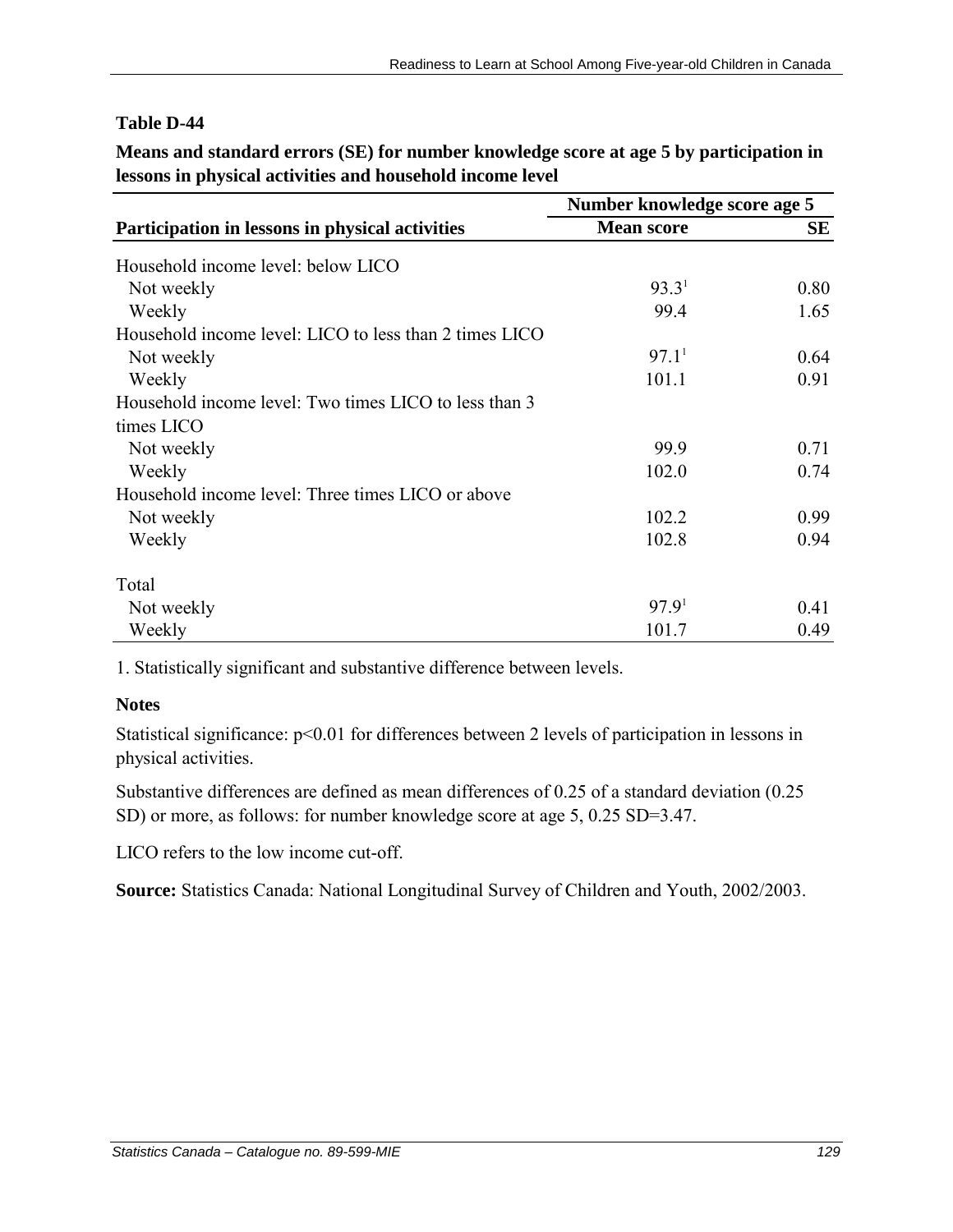**Table D-44**

**Means and standard errors (SE) for number knowledge score at age 5 by participation in lessons in physical activities and household income level**

| Participation in lessons in physical activities | Number knowledge score age 5 | |
|---|---|---|
| | Mean score | SE |
| Household income level: below LICO | | |
| Not weekly | 93.3[1] | 0.80 |
| Weekly | 99.4 | 1.65 |
| Household income level: LICO to less than 2 times LICO | | |
| Not weekly | 97.1[1] | 0.64 |
| Weekly | 101.1 | 0.91 |
| Household income level: Two times LICO to less than 3 times LICO | | |
| Not weekly | 99.9 | 0.71 |
| Weekly | 102.0 | 0.74 |
| Household income level: Three times LICO or above | | |
| Not weekly | 102.2 | 0.99 |
| Weekly | 102.8 | 0.94 |
| Total | | |
| Not weekly | 97.9[1] | 0.41 |
| Weekly | 101.7 | 0.49 |

1. Statistically significant and substantive difference between levels.

**Notes**

Statistical significance: $p<0.01$ for differences between 2 levels of participation in lessons in physical activities.

Substantive differences are defined as mean differences of 0.25 of a standard deviation (0.25 SD) or more, as follows: for number knowledge score at age 5, 0.25 SD=3.47.

LICO refers to the low income cut-off.

**Source:** Statistics Canada: National Longitudinal Survey of Children and Youth, 2002/2003.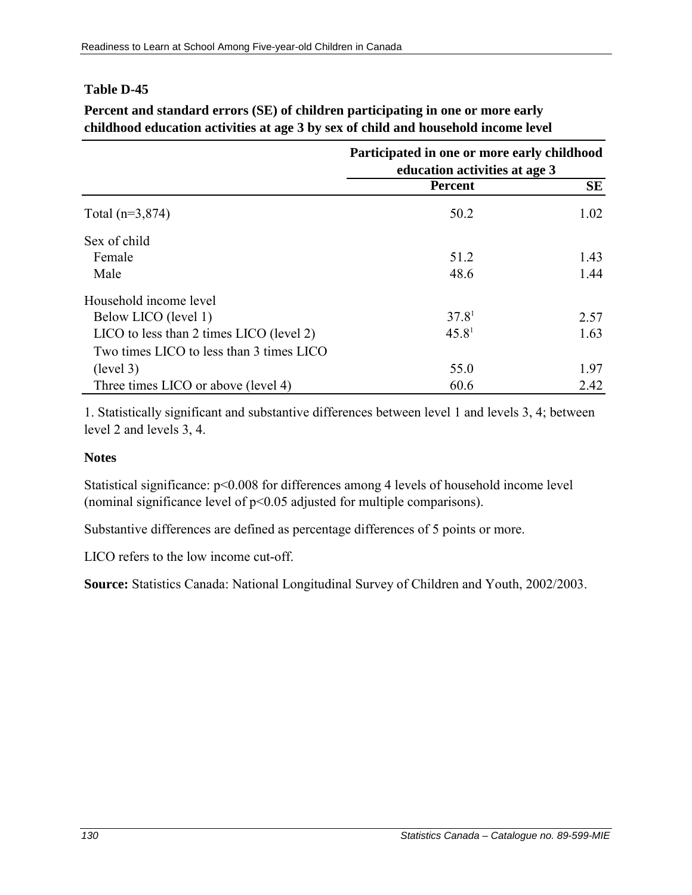**Table D-45**

**Percent and standard errors (SE) of children participating in one or more early childhood education activities at age 3 by sex of child and household income level**

| | Participated in one or more early childhood education activities at age 3 | |
|---|---|---|
| | **Percent** | **SE** |
| Total (n=3,874) | 50.2 | 1.02 |
| Sex of child | | |
| Female | 51.2 | 1.43 |
| Male | 48.6 | 1.44 |
| Household income level | | |
| Below LICO (level 1) | 37.8[1] | 2.57 |
| LICO to less than 2 times LICO (level 2) | 45.8[1] | 1.63 |
| Two times LICO to less than 3 times LICO (level 3) | 55.0 | 1.97 |
| Three times LICO or above (level 4) | 60.6 | 2.42 |

1. Statistically significant and substantive differences between level 1 and levels 3, 4; between level 2 and levels 3, 4.

**Notes**

Statistical significance: $p<0.008$ for differences among 4 levels of household income level (nominal significance level of $p<0.05$ adjusted for multiple comparisons).

Substantive differences are defined as percentage differences of 5 points or more.

LICO refers to the low income cut-off.

**Source:** Statistics Canada: National Longitudinal Survey of Children and Youth, 2002/2003.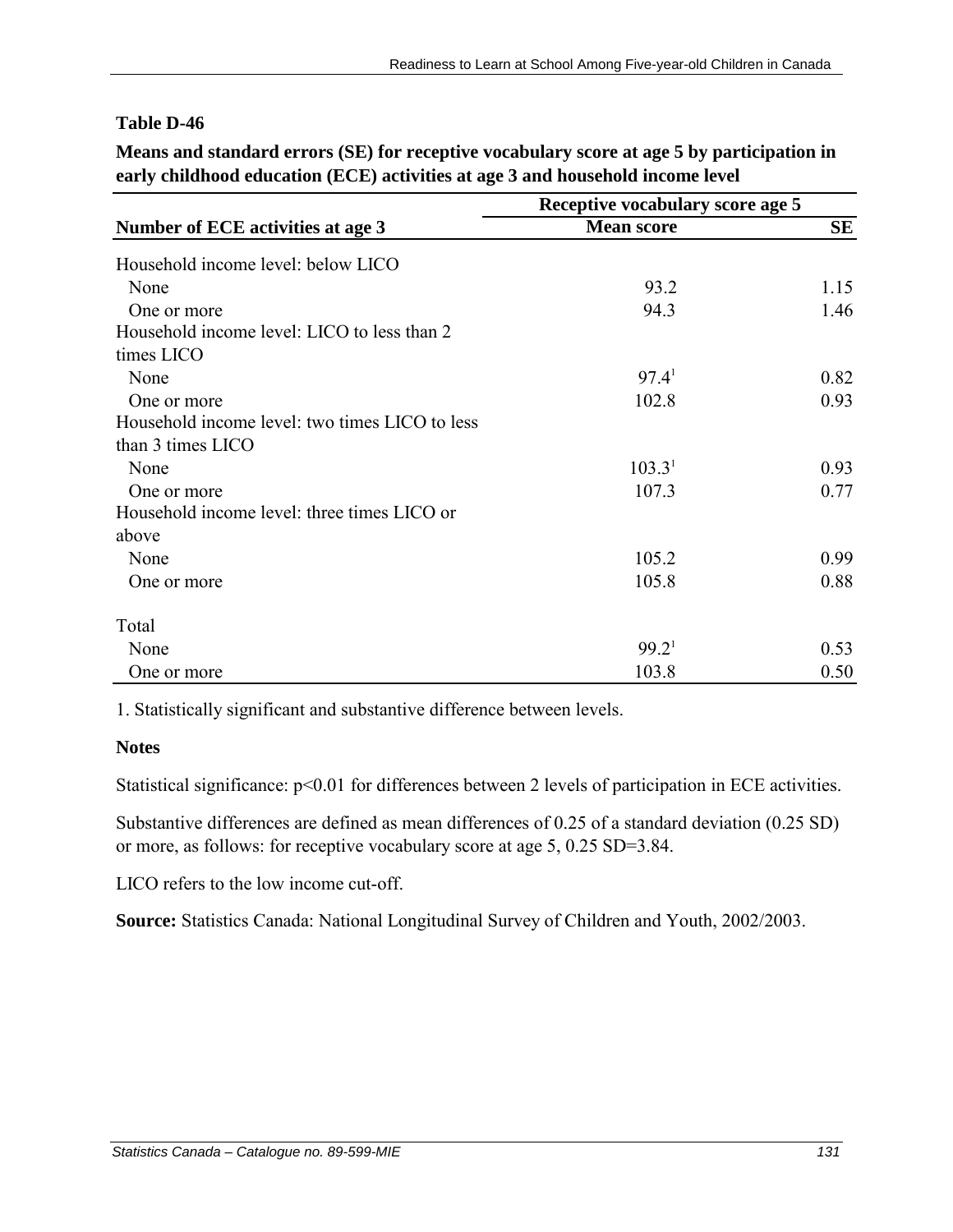**Table D-46**

**Means and standard errors (SE) for receptive vocabulary score at age 5 by participation in early childhood education (ECE) activities at age 3 and household income level**

| Number of ECE activities at age 3 | Receptive vocabulary score age 5 | |
|---|---|---|
| | **Mean score** | **SE** |
| Household income level: below LICO | | |
| None | 93.2 | 1.15 |
| One or more | 94.3 | 1.46 |
| Household income level: LICO to less than 2 times LICO | | |
| None | 97.4[1] | 0.82 |
| One or more | 102.8 | 0.93 |
| Household income level: two times LICO to less than 3 times LICO | | |
| None | 103.3[1] | 0.93 |
| One or more | 107.3 | 0.77 |
| Household income level: three times LICO or above | | |
| None | 105.2 | 0.99 |
| One or more | 105.8 | 0.88 |
| Total | | |
| None | 99.2[1] | 0.53 |
| One or more | 103.8 | 0.50 |

1. Statistically significant and substantive difference between levels.

**Notes**

Statistical significance: $p<0.01$ for differences between 2 levels of participation in ECE activities.

Substantive differences are defined as mean differences of 0.25 of a standard deviation (0.25 SD) or more, as follows: for receptive vocabulary score at age 5, 0.25 SD=3.84.

LICO refers to the low income cut-off.

**Source:** Statistics Canada: National Longitudinal Survey of Children and Youth, 2002/2003.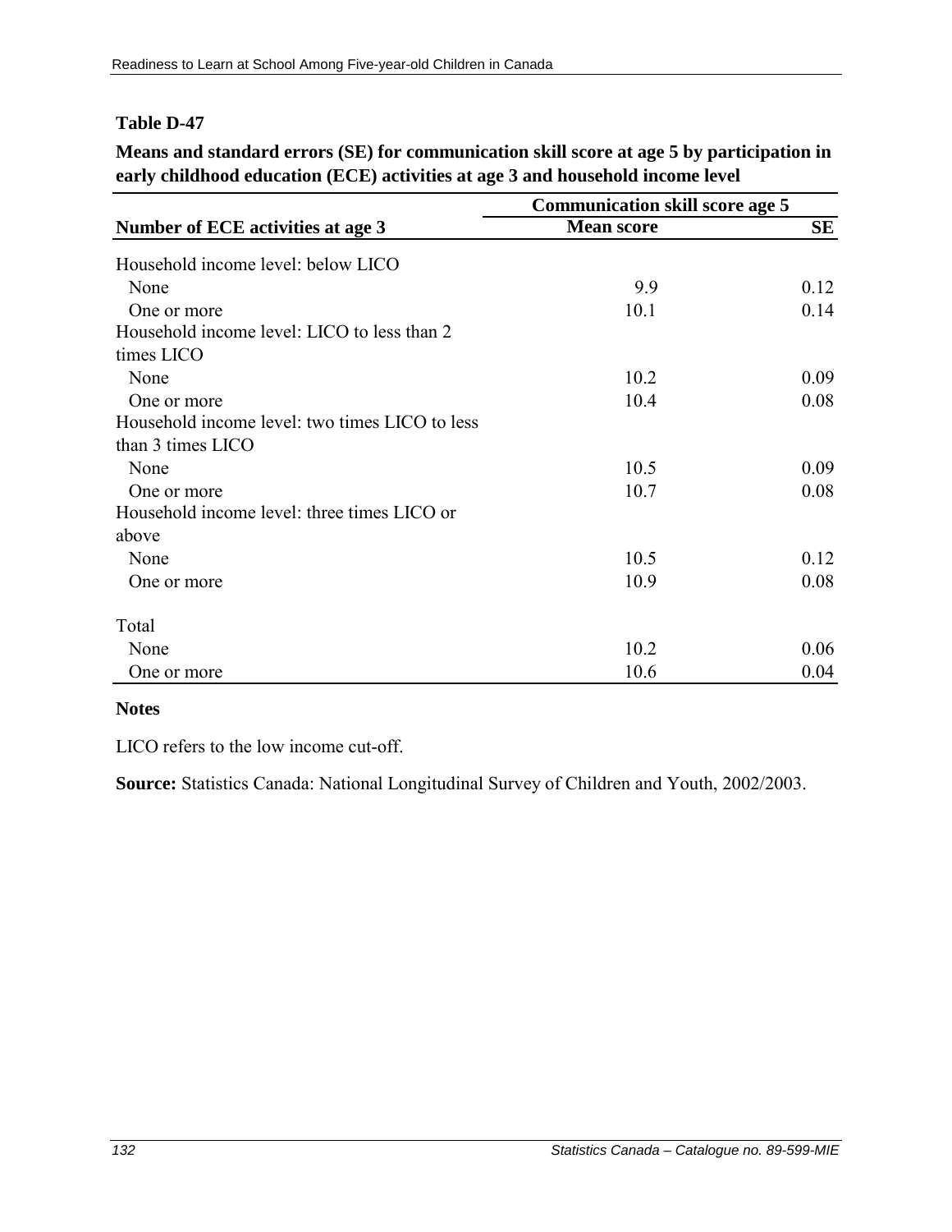**Table D-47**

**Means and standard errors (SE) for communication skill score at age 5 by participation in early childhood education (ECE) activities at age 3 and household income level**

| Number of ECE activities at age 3 | Communication skill score age 5 | |
|---|---|---|
| | Mean score | SE |
| Household income level: below LICO | | |
| None | 9.9 | 0.12 |
| One or more | 10.1 | 0.14 |
| Household income level: LICO to less than 2 times LICO | | |
| None | 10.2 | 0.09 |
| One or more | 10.4 | 0.08 |
| Household income level: two times LICO to less than 3 times LICO | | |
| None | 10.5 | 0.09 |
| One or more | 10.7 | 0.08 |
| Household income level: three times LICO or above | | |
| None | 10.5 | 0.12 |
| One or more | 10.9 | 0.08 |
| Total | | |
| None | 10.2 | 0.06 |
| One or more | 10.6 | 0.04 |

**Notes**

LICO refers to the low income cut-off.

**Source:** Statistics Canada: National Longitudinal Survey of Children and Youth, 2002/2003.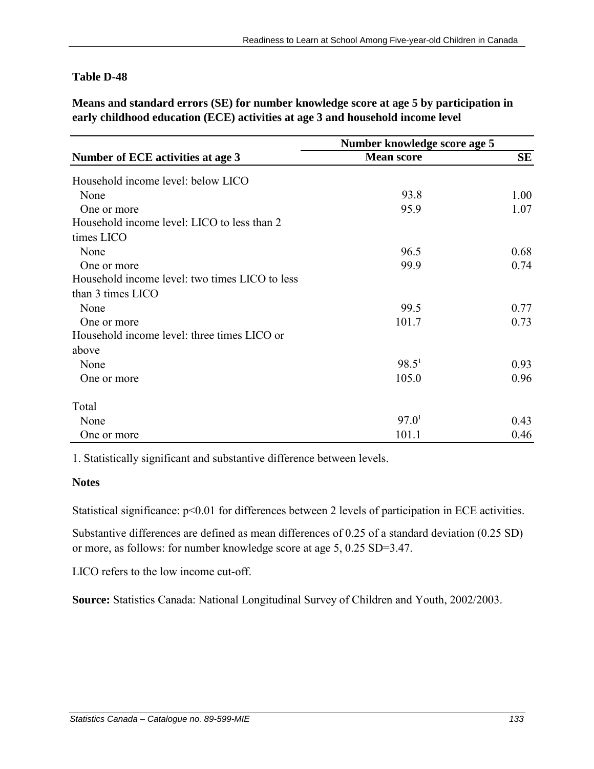**Table D-48**

**Means and standard errors (SE) for number knowledge score at age 5 by participation in early childhood education (ECE) activities at age 3 and household income level**

| Number of ECE activities at age 3 | Number knowledge score age 5 | |
|---|---|---|
| | Mean score | SE |
| Household income level: below LICO | | |
| None | 93.8 | 1.00 |
| One or more | 95.9 | 1.07 |
| Household income level: LICO to less than 2 times LICO | | |
| None | 96.5 | 0.68 |
| One or more | 99.9 | 0.74 |
| Household income level: two times LICO to less than 3 times LICO | | |
| None | 99.5 | 0.77 |
| One or more | 101.7 | 0.73 |
| Household income level: three times LICO or above | | |
| None | 98.5[1] | 0.93 |
| One or more | 105.0 | 0.96 |
| Total | | |
| None | 97.0[1] | 0.43 |
| One or more | 101.1 | 0.46 |

1. Statistically significant and substantive difference between levels.

**Notes**

Statistical significance: $p<0.01$ for differences between 2 levels of participation in ECE activities.

Substantive differences are defined as mean differences of 0.25 of a standard deviation (0.25 SD) or more, as follows: for number knowledge score at age 5, 0.25 SD=3.47.

LICO refers to the low income cut-off.

**Source:** Statistics Canada: National Longitudinal Survey of Children and Youth, 2002/2003.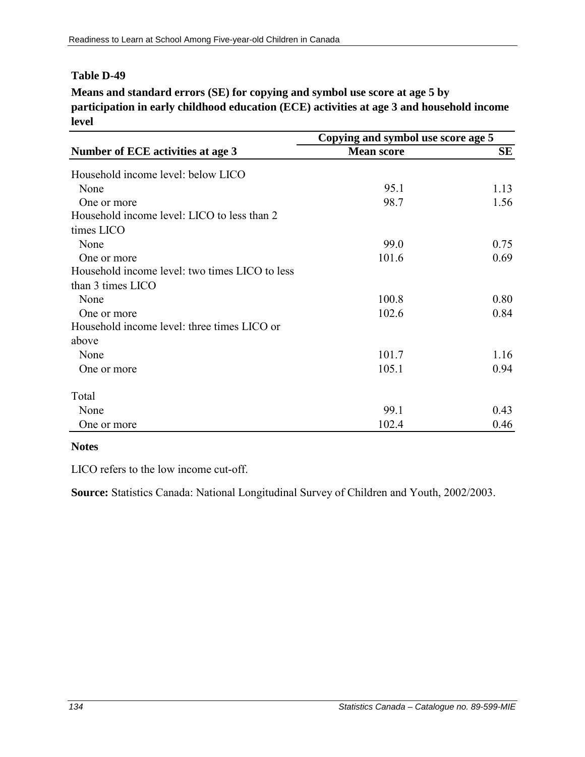**Table D-49**

**Means and standard errors (SE) for copying and symbol use score at age 5 by participation in early childhood education (ECE) activities at age 3 and household income level**

| Number of ECE activities at age 3 | Copying and symbol use score age 5 | |
|---|---|---|
| | **Mean score** | **SE** |
| Household income level: below LICO | | |
| None | 95.1 | 1.13 |
| One or more | 98.7 | 1.56 |
| Household income level: LICO to less than 2 times LICO | | |
| None | 99.0 | 0.75 |
| One or more | 101.6 | 0.69 |
| Household income level: two times LICO to less than 3 times LICO | | |
| None | 100.8 | 0.80 |
| One or more | 102.6 | 0.84 |
| Household income level: three times LICO or above | | |
| None | 101.7 | 1.16 |
| One or more | 105.1 | 0.94 |
| Total | | |
| None | 99.1 | 0.43 |
| One or more | 102.4 | 0.46 |

**Notes**

LICO refers to the low income cut-off.

**Source:** Statistics Canada: National Longitudinal Survey of Children and Youth, 2002/2003.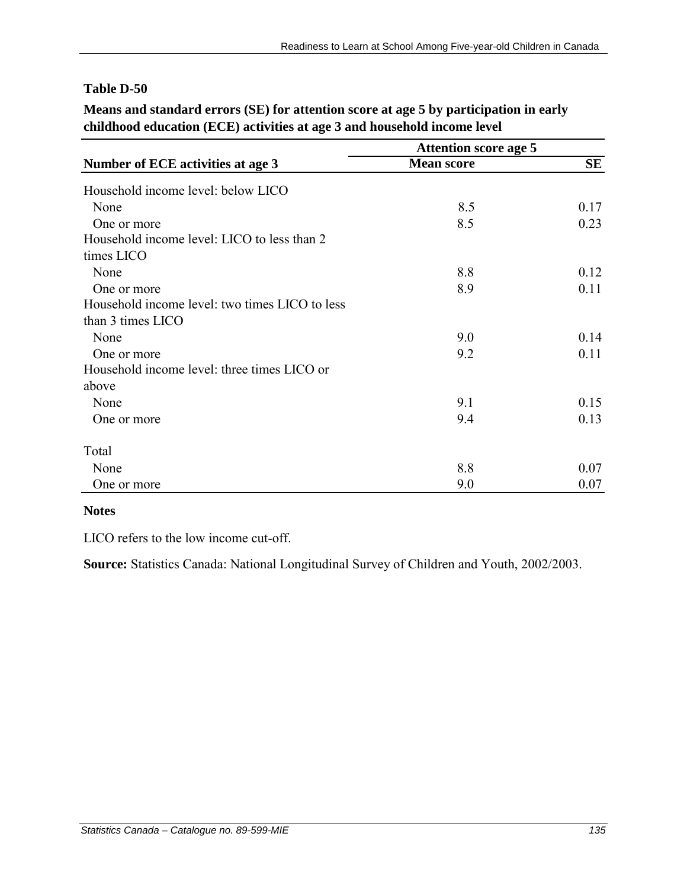**Table D-50**

**Means and standard errors (SE) for attention score at age 5 by participation in early childhood education (ECE) activities at age 3 and household income level**

| Number of ECE activities at age 3 | Attention score age 5 | |
|---|---|---|
| | **Mean score** | **SE** |
| Household income level: below LICO | | |
| None | 8.5 | 0.17 |
| One or more | 8.5 | 0.23 |
| Household income level: LICO to less than 2 times LICO | | |
| None | 8.8 | 0.12 |
| One or more | 8.9 | 0.11 |
| Household income level: two times LICO to less than 3 times LICO | | |
| None | 9.0 | 0.14 |
| One or more | 9.2 | 0.11 |
| Household income level: three times LICO or above | | |
| None | 9.1 | 0.15 |
| One or more | 9.4 | 0.13 |
| Total | | |
| None | 8.8 | 0.07 |
| One or more | 9.0 | 0.07 |

**Notes**

LICO refers to the low income cut-off.

**Source:** Statistics Canada: National Longitudinal Survey of Children and Youth, 2002/2003.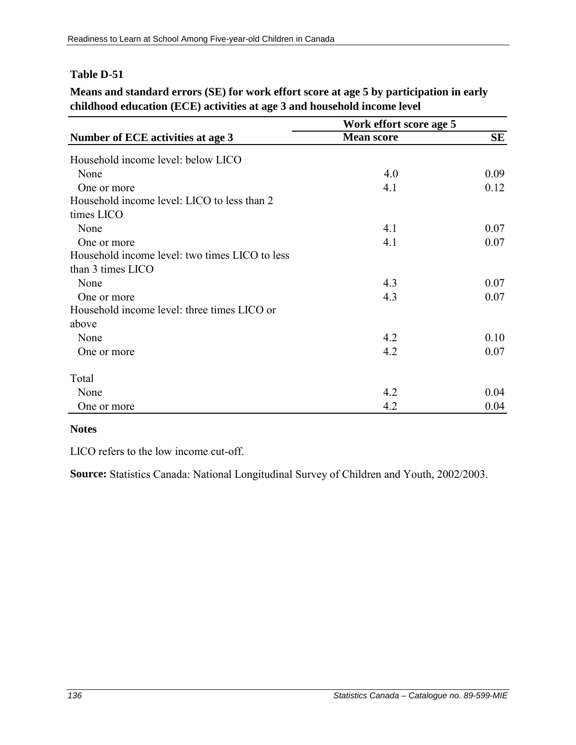**Table D-51**

**Means and standard errors (SE) for work effort score at age 5 by participation in early childhood education (ECE) activities at age 3 and household income level**

| Number of ECE activities at age 3 | Work effort score age 5 | |
|---|---|---|
| | **Mean score** | **SE** |
| Household income level: below LICO | | |
| None | 4.0 | 0.09 |
| One or more | 4.1 | 0.12 |
| Household income level: LICO to less than 2 times LICO | | |
| None | 4.1 | 0.07 |
| One or more | 4.1 | 0.07 |
| Household income level: two times LICO to less than 3 times LICO | | |
| None | 4.3 | 0.07 |
| One or more | 4.3 | 0.07 |
| Household income level: three times LICO or above | | |
| None | 4.2 | 0.10 |
| One or more | 4.2 | 0.07 |
| Total | | |
| None | 4.2 | 0.04 |
| One or more | 4.2 | 0.04 |

**Notes**

LICO refers to the low income cut-off.

**Source:** Statistics Canada: National Longitudinal Survey of Children and Youth, 2002/2003.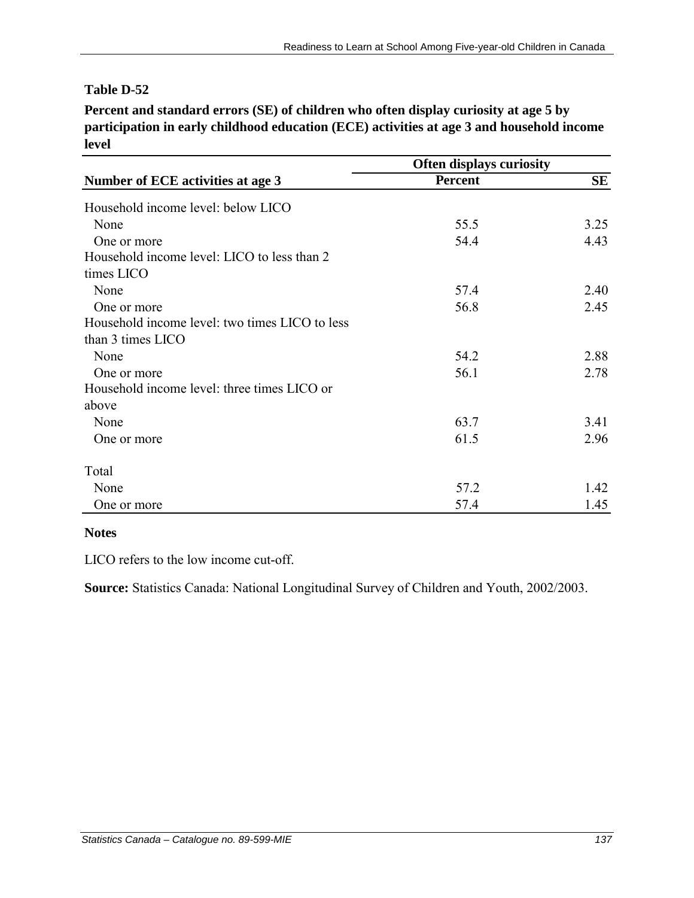**Table D-52**

**Percent and standard errors (SE) of children who often display curiosity at age 5 by participation in early childhood education (ECE) activities at age 3 and household income level**

| Number of ECE activities at age 3 | Often displays curiosity | |
|---|---|---|
| | Percent | SE |
| Household income level: below LICO | | |
| None | 55.5 | 3.25 |
| One or more | 54.4 | 4.43 |
| Household income level: LICO to less than 2 times LICO | | |
| None | 57.4 | 2.40 |
| One or more | 56.8 | 2.45 |
| Household income level: two times LICO to less than 3 times LICO | | |
| None | 54.2 | 2.88 |
| One or more | 56.1 | 2.78 |
| Household income level: three times LICO or above | | |
| None | 63.7 | 3.41 |
| One or more | 61.5 | 2.96 |
| Total | | |
| None | 57.2 | 1.42 |
| One or more | 57.4 | 1.45 |

**Notes**

LICO refers to the low income cut-off.

**Source:** Statistics Canada: National Longitudinal Survey of Children and Youth, 2002/2003.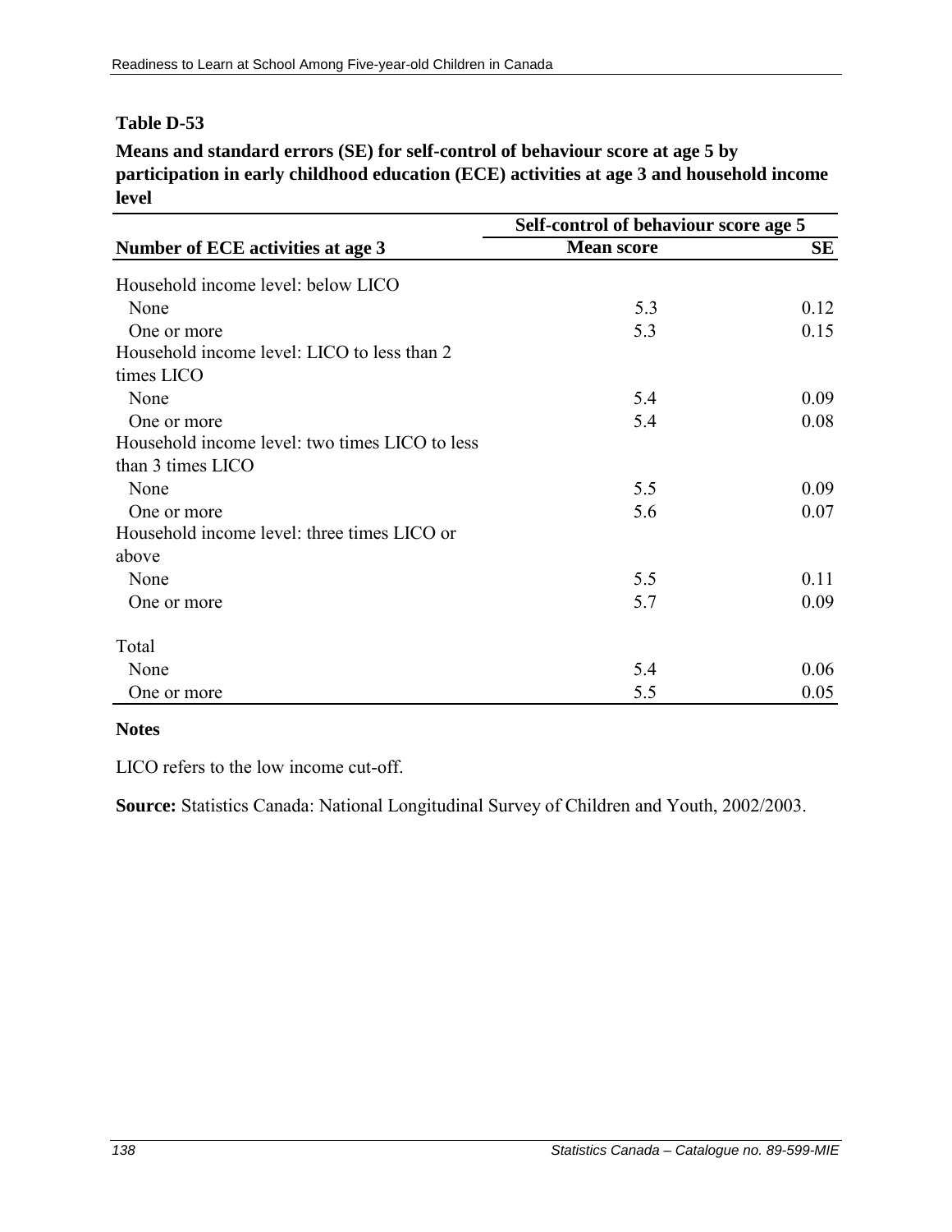**Table D-53**

**Means and standard errors (SE) for self-control of behaviour score at age 5 by participation in early childhood education (ECE) activities at age 3 and household income level**

| Number of ECE activities at age 3 | Self-control of behaviour score age 5 | |
|---|---|---|
| | **Mean score** | **SE** |
| Household income level: below LICO | | |
| None | 5.3 | 0.12 |
| One or more | 5.3 | 0.15 |
| Household income level: LICO to less than 2 times LICO | | |
| None | 5.4 | 0.09 |
| One or more | 5.4 | 0.08 |
| Household income level: two times LICO to less than 3 times LICO | | |
| None | 5.5 | 0.09 |
| One or more | 5.6 | 0.07 |
| Household income level: three times LICO or above | | |
| None | 5.5 | 0.11 |
| One or more | 5.7 | 0.09 |
| Total | | |
| None | 5.4 | 0.06 |
| One or more | 5.5 | 0.05 |

**Notes**

LICO refers to the low income cut-off.

**Source:** Statistics Canada: National Longitudinal Survey of Children and Youth, 2002/2003.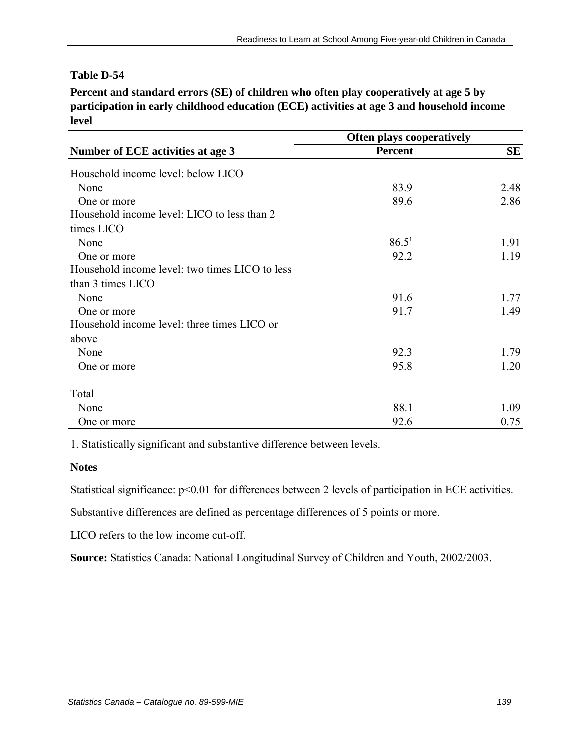### Table D-54

**Percent and standard errors (SE) of children who often play cooperatively at age 5 by participation in early childhood education (ECE) activities at age 3 and household income level**

| Number of ECE activities at age 3 | Often plays cooperatively | |
|---|---|---|
| | Percent | SE |
| Household income level: below LICO | | |
| None | 83.9 | 2.48 |
| One or more | 89.6 | 2.86 |
| Household income level: LICO to less than 2 times LICO | | |
| None | 86.5[1] | 1.91 |
| One or more | 92.2 | 1.19 |
| Household income level: two times LICO to less than 3 times LICO | | |
| None | 91.6 | 1.77 |
| One or more | 91.7 | 1.49 |
| Household income level: three times LICO or above | | |
| None | 92.3 | 1.79 |
| One or more | 95.8 | 1.20 |
| Total | | |
| None | 88.1 | 1.09 |
| One or more | 92.6 | 0.75 |

1. Statistically significant and substantive difference between levels.

**Notes**

Statistical significance: $p<0.01$ for differences between 2 levels of participation in ECE activities.

Substantive differences are defined as percentage differences of 5 points or more.

LICO refers to the low income cut-off.

**Source:** Statistics Canada: National Longitudinal Survey of Children and Youth, 2002/2003.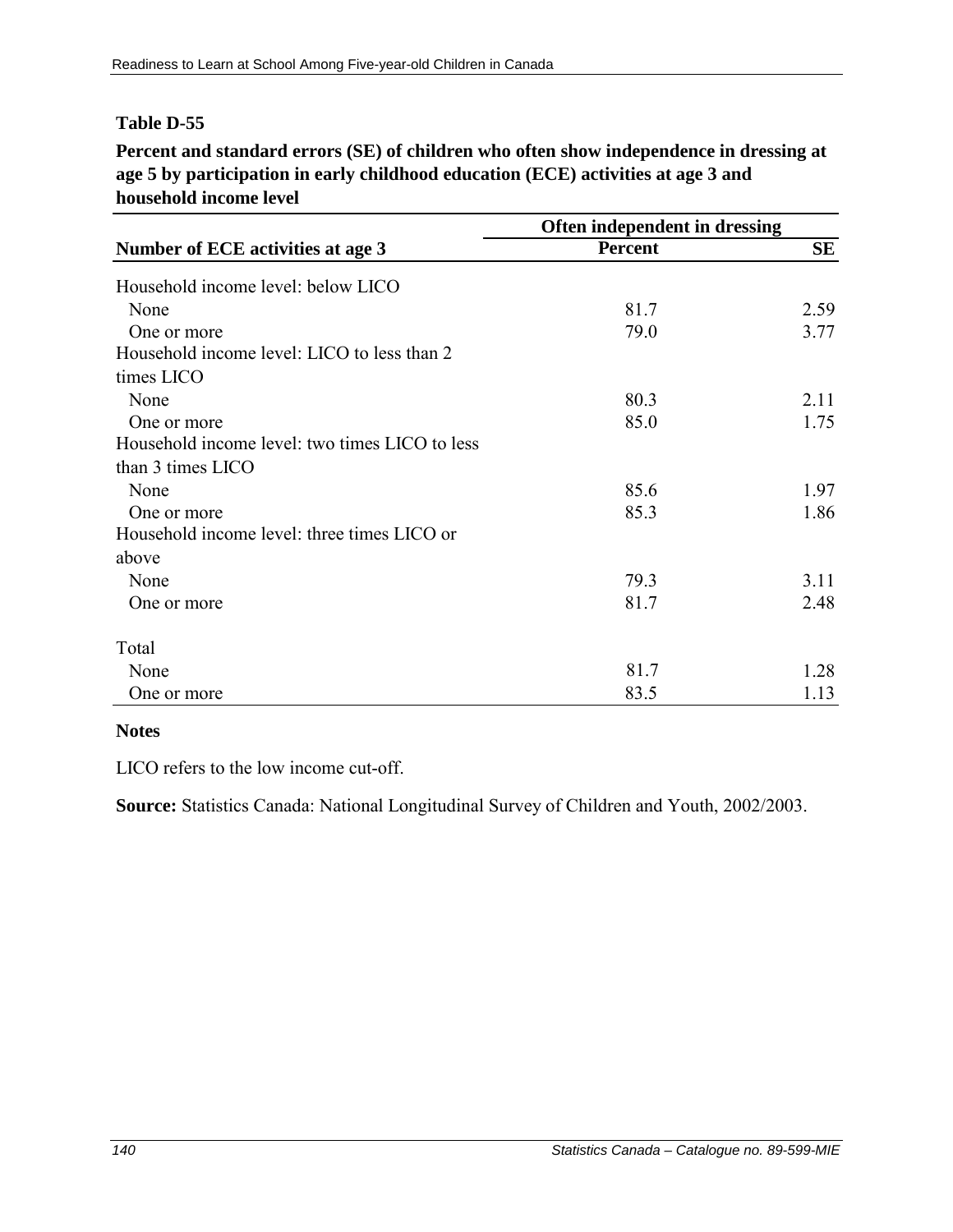**Table D-55**

**Percent and standard errors (SE) of children who often show independence in dressing at age 5 by participation in early childhood education (ECE) activities at age 3 and household income level**

| Number of ECE activities at age 3 | Often independent in dressing | |
|---|---|---|
| | Percent | SE |
| Household income level: below LICO | | |
| None | 81.7 | 2.59 |
| One or more | 79.0 | 3.77 |
| Household income level: LICO to less than 2 times LICO | | |
| None | 80.3 | 2.11 |
| One or more | 85.0 | 1.75 |
| Household income level: two times LICO to less than 3 times LICO | | |
| None | 85.6 | 1.97 |
| One or more | 85.3 | 1.86 |
| Household income level: three times LICO or above | | |
| None | 79.3 | 3.11 |
| One or more | 81.7 | 2.48 |
| Total | | |
| None | 81.7 | 1.28 |
| One or more | 83.5 | 1.13 |

**Notes**

LICO refers to the low income cut-off.

**Source:** Statistics Canada: National Longitudinal Survey of Children and Youth, 2002/2003.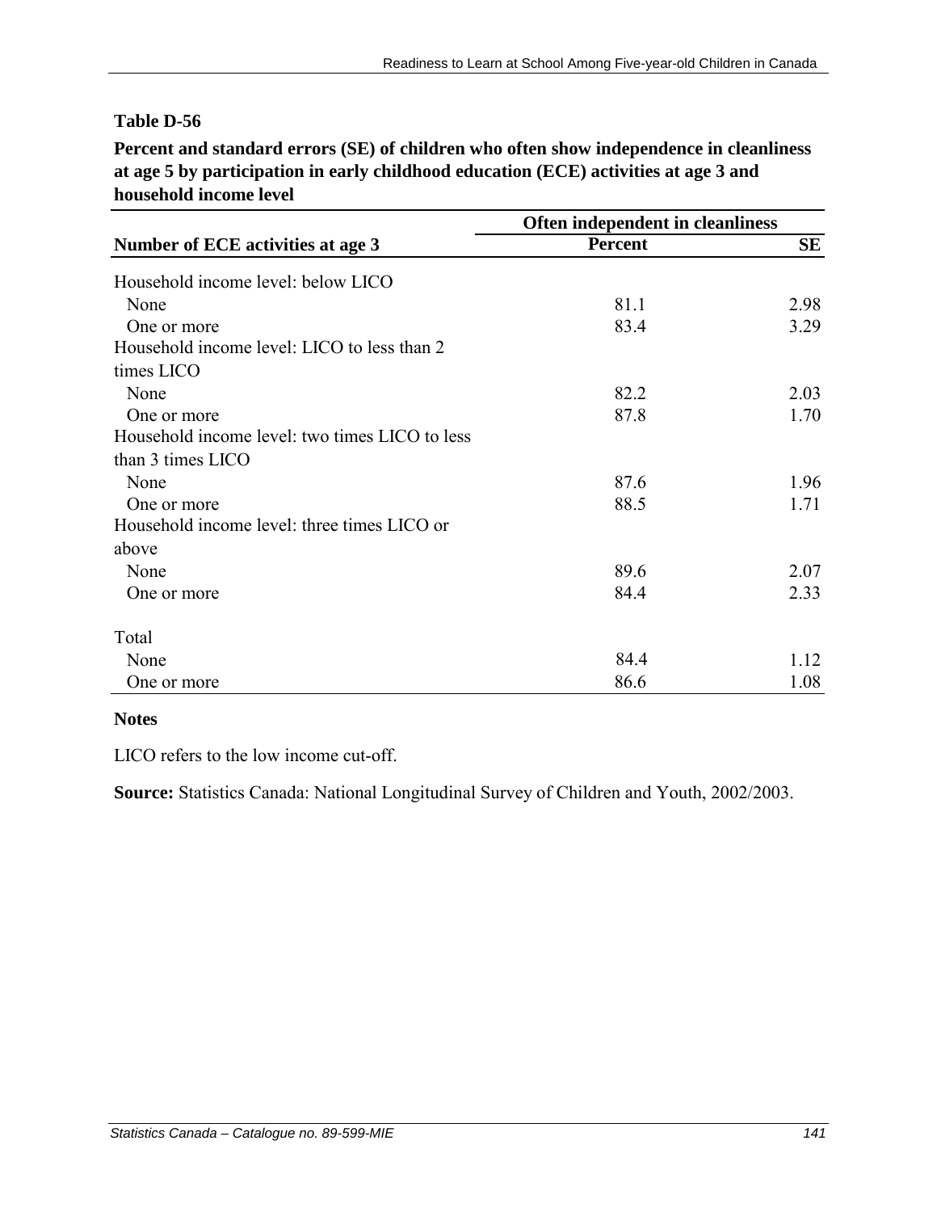**Table D-56**

**Percent and standard errors (SE) of children who often show independence in cleanliness at age 5 by participation in early childhood education (ECE) activities at age 3 and household income level**

| Number of ECE activities at age 3 | Often independent in cleanliness | |
|---|---|---|
| | Percent | SE |
| Household income level: below LICO | | |
| None | 81.1 | 2.98 |
| One or more | 83.4 | 3.29 |
| Household income level: LICO to less than 2 times LICO | | |
| None | 82.2 | 2.03 |
| One or more | 87.8 | 1.70 |
| Household income level: two times LICO to less than 3 times LICO | | |
| None | 87.6 | 1.96 |
| One or more | 88.5 | 1.71 |
| Household income level: three times LICO or above | | |
| None | 89.6 | 2.07 |
| One or more | 84.4 | 2.33 |
| Total | | |
| None | 84.4 | 1.12 |
| One or more | 86.6 | 1.08 |

**Notes**

LICO refers to the low income cut-off.

**Source:** Statistics Canada: National Longitudinal Survey of Children and Youth, 2002/2003.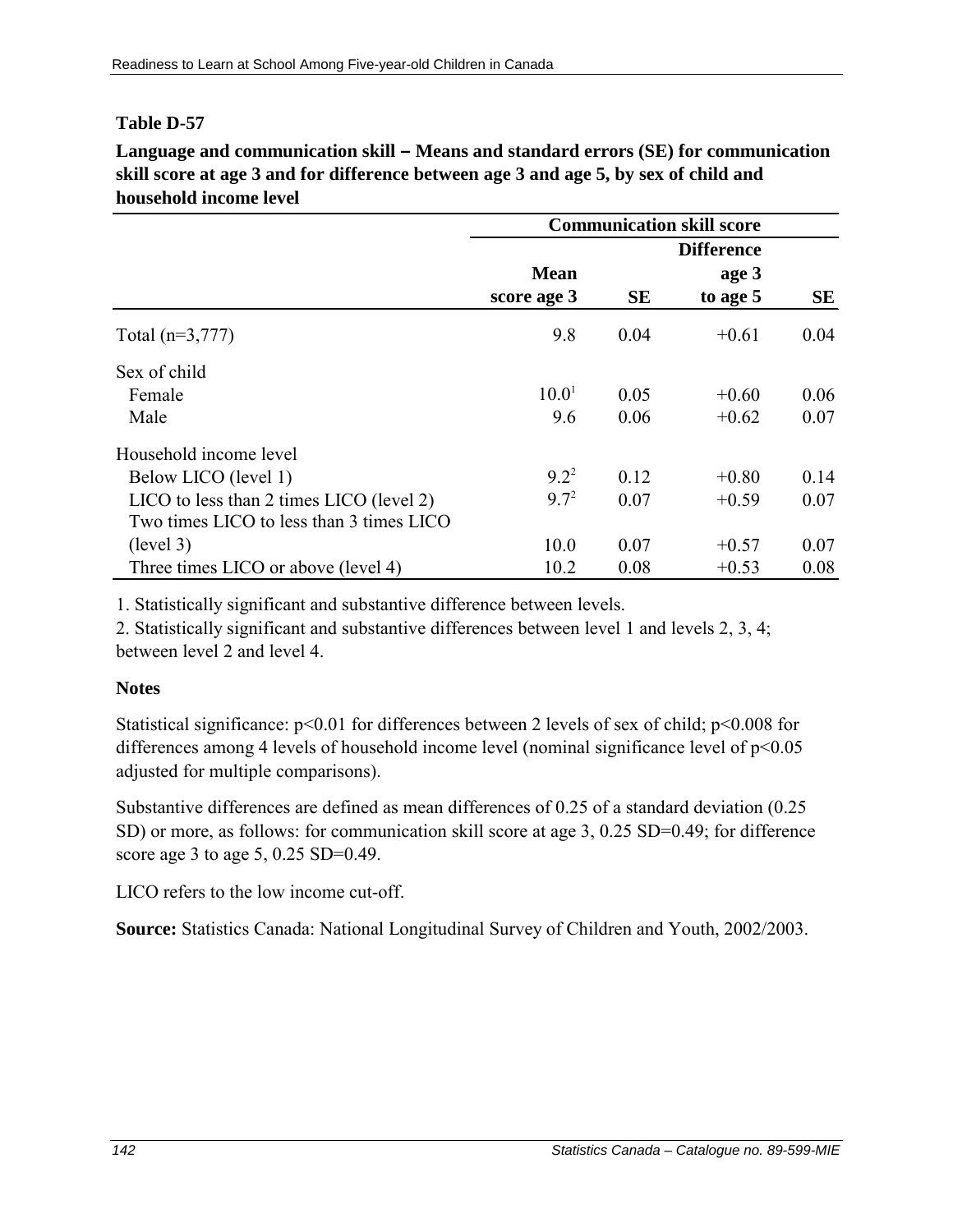**Table D-57**

**Language and communication skill – Means and standard errors (SE) for communication skill score at age 3 and for difference between age 3 and age 5, by sex of child and household income level**

| | Communication skill score | | | |
|---|---|---|---|---|
| | Mean score age 3 | SE | Difference age 3 to age 5 | SE |
| Total (n=3,777) | 9.8 | 0.04 | +0.61 | 0.04 |
| Sex of child | | | | |
| Female | 10.0[1] | 0.05 | +0.60 | 0.06 |
| Male | 9.6 | 0.06 | +0.62 | 0.07 |
| Household income level | | | | |
| Below LICO (level 1) | 9.2[2] | 0.12 | +0.80 | 0.14 |
| LICO to less than 2 times LICO (level 2) | 9.7[2] | 0.07 | +0.59 | 0.07 |
| Two times LICO to less than 3 times LICO (level 3) | 10.0 | 0.07 | +0.57 | 0.07 |
| Three times LICO or above (level 4) | 10.2 | 0.08 | +0.53 | 0.08 |

1. Statistically significant and substantive difference between levels.

2. Statistically significant and substantive differences between level 1 and levels 2, 3, 4; between level 2 and level 4.

**Notes**

Statistical significance: $p<0.01$ for differences between 2 levels of sex of child; $p<0.008$ for differences among 4 levels of household income level (nominal significance level of $p<0.05$ adjusted for multiple comparisons).

Substantive differences are defined as mean differences of 0.25 of a standard deviation (0.25 SD) or more, as follows: for communication skill score at age 3, 0.25 SD=0.49; for difference score age 3 to age 5, 0.25 SD=0.49.

LICO refers to the low income cut-off.

**Source:** Statistics Canada: National Longitudinal Survey of Children and Youth, 2002/2003.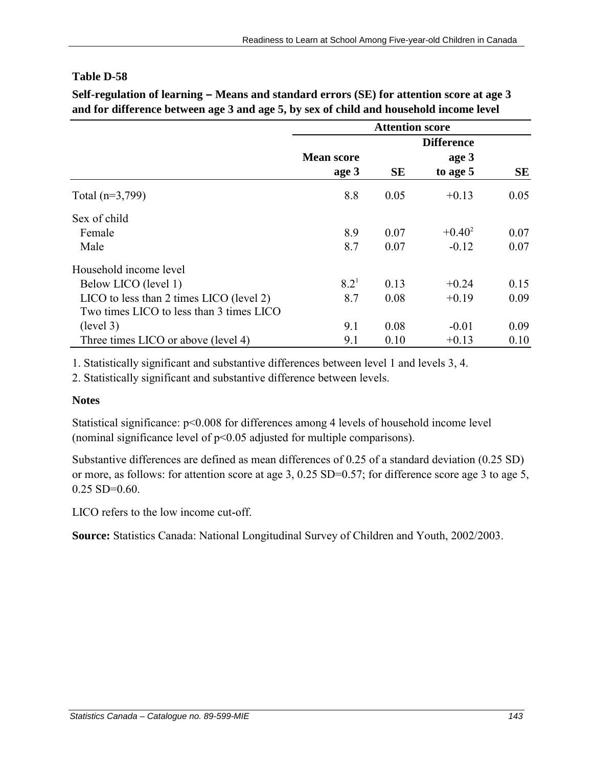**Table D-58**

**Self-regulation of learning – Means and standard errors (SE) for attention score at age 3 and for difference between age 3 and age 5, by sex of child and household income level**

| | Attention score | | | |
|---|---|---|---|---|
| | Mean score age 3 | SE | Difference age 3 to age 5 | SE |
| Total (n=3,799) | 8.8 | 0.05 | +0.13 | 0.05 |
| Sex of child | | | | |
| Female | 8.9 | 0.07 | +0.40[2] | 0.07 |
| Male | 8.7 | 0.07 | -0.12 | 0.07 |
| Household income level | | | | |
| Below LICO (level 1) | 8.2[1] | 0.13 | +0.24 | 0.15 |
| LICO to less than 2 times LICO (level 2) | 8.7 | 0.08 | +0.19 | 0.09 |
| Two times LICO to less than 3 times LICO (level 3) | 9.1 | 0.08 | -0.01 | 0.09 |
| Three times LICO or above (level 4) | 9.1 | 0.10 | +0.13 | 0.10 |

1. Statistically significant and substantive differences between level 1 and levels 3, 4.

2. Statistically significant and substantive difference between levels.

**Notes**

Statistical significance: $p<0.008$ for differences among 4 levels of household income level (nominal significance level of $p<0.05$ adjusted for multiple comparisons).

Substantive differences are defined as mean differences of 0.25 of a standard deviation (0.25 SD) or more, as follows: for attention score at age 3, 0.25 SD=0.57; for difference score age 3 to age 5, 0.25 SD=0.60.

LICO refers to the low income cut-off.

**Source:** Statistics Canada: National Longitudinal Survey of Children and Youth, 2002/2003.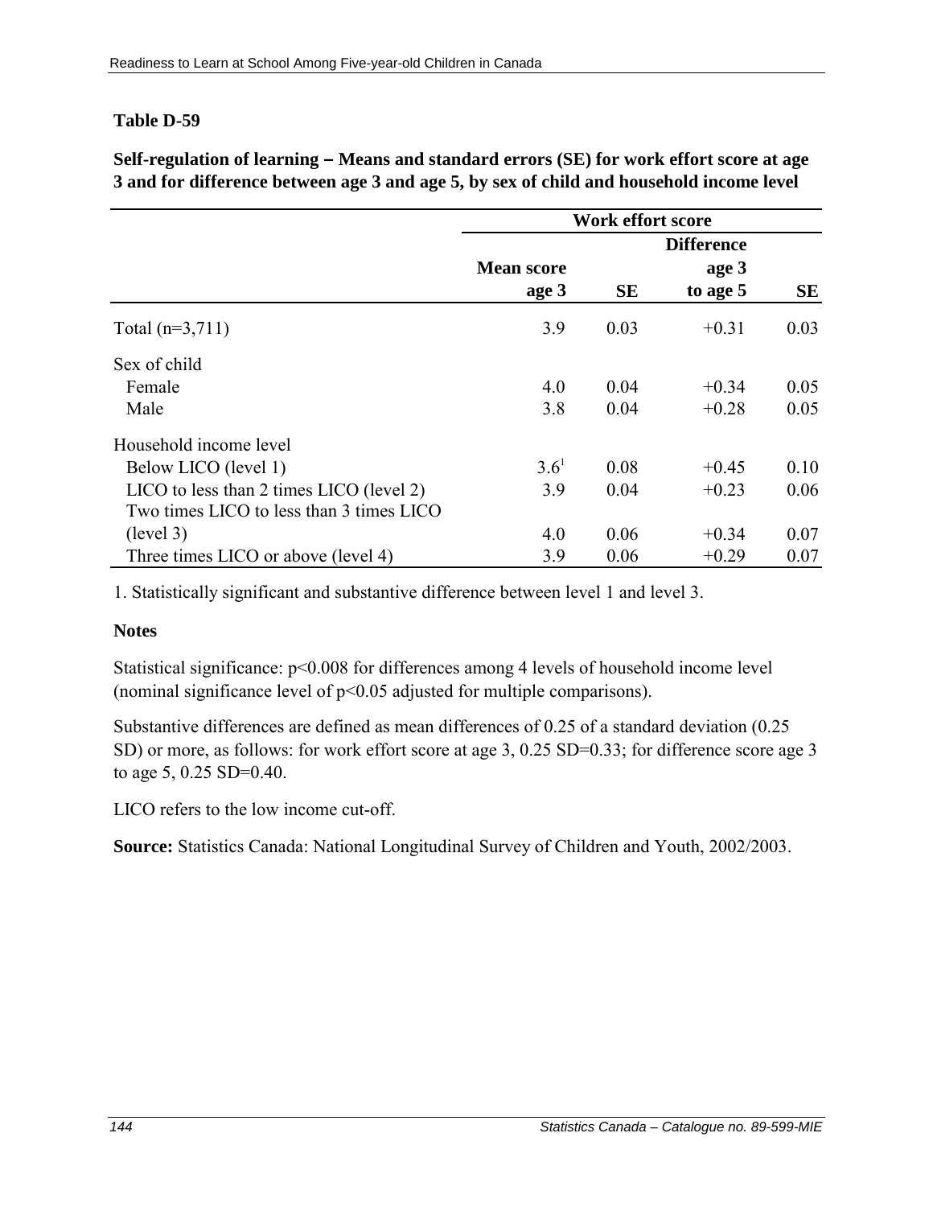**Table D-59**

**Self-regulation of learning – Means and standard errors (SE) for work effort score at age 3 and for difference between age 3 and age 5, by sex of child and household income level**

| | Work effort score | | | |
|---|---|---|---|---|
| | Mean score age 3 | SE | Difference age 3 to age 5 | SE |
| Total (n=3,711) | 3.9 | 0.03 | +0.31 | 0.03 |
| Sex of child | | | | |
| Female | 4.0 | 0.04 | +0.34 | 0.05 |
| Male | 3.8 | 0.04 | +0.28 | 0.05 |
| Household income level | | | | |
| Below LICO (level 1) | 3.6[1] | 0.08 | +0.45 | 0.10 |
| LICO to less than 2 times LICO (level 2) | 3.9 | 0.04 | +0.23 | 0.06 |
| Two times LICO to less than 3 times LICO (level 3) | 4.0 | 0.06 | +0.34 | 0.07 |
| Three times LICO or above (level 4) | 3.9 | 0.06 | +0.29 | 0.07 |

1. Statistically significant and substantive difference between level 1 and level 3.

**Notes**

Statistical significance: $p<0.008$ for differences among 4 levels of household income level (nominal significance level of $p<0.05$ adjusted for multiple comparisons).

Substantive differences are defined as mean differences of 0.25 of a standard deviation (0.25 SD) or more, as follows: for work effort score at age 3, 0.25 SD=0.33; for difference score age 3 to age 5, 0.25 SD=0.40.

LICO refers to the low income cut-off.

**Source:** Statistics Canada: National Longitudinal Survey of Children and Youth, 2002/2003.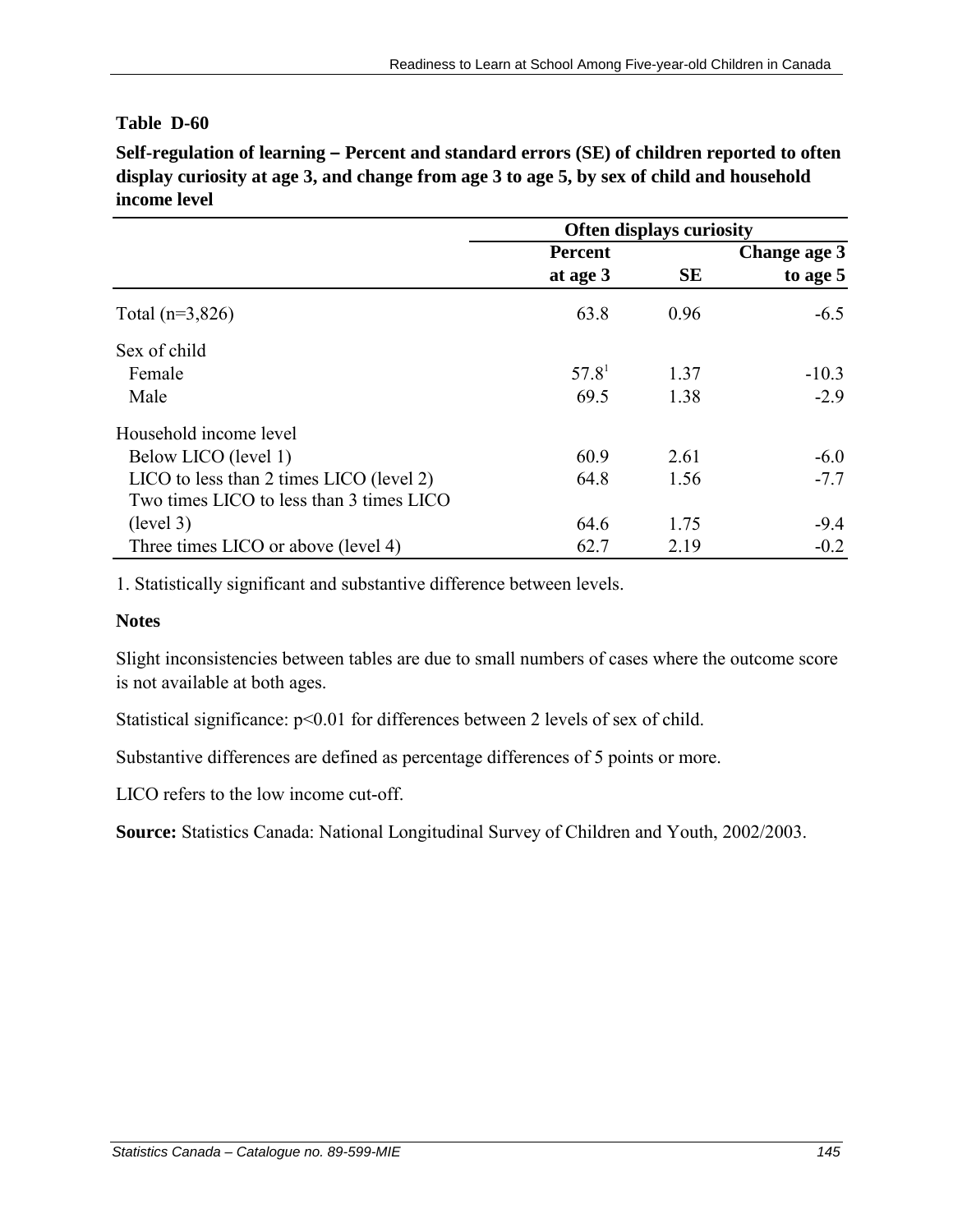**Table D-60**

**Self-regulation of learning – Percent and standard errors (SE) of children reported to often display curiosity at age 3, and change from age 3 to age 5, by sex of child and household income level**

| | Often displays curiosity | | |
|---|---|---|---|
| | Percent at age 3 | SE | Change age 3 to age 5 |
| Total (n=3,826) | 63.8 | 0.96 | -6.5 |
| Sex of child | | | |
| Female | 57.8[1] | 1.37 | -10.3 |
| Male | 69.5 | 1.38 | -2.9 |
| Household income level | | | |
| Below LICO (level 1) | 60.9 | 2.61 | -6.0 |
| LICO to less than 2 times LICO (level 2) | 64.8 | 1.56 | -7.7 |
| Two times LICO to less than 3 times LICO (level 3) | 64.6 | 1.75 | -9.4 |
| Three times LICO or above (level 4) | 62.7 | 2.19 | -0.2 |

1. Statistically significant and substantive difference between levels.

**Notes**

Slight inconsistencies between tables are due to small numbers of cases where the outcome score is not available at both ages.

Statistical significance: $p<0.01$ for differences between 2 levels of sex of child.

Substantive differences are defined as percentage differences of 5 points or more.

LICO refers to the low income cut-off.

**Source:** Statistics Canada: National Longitudinal Survey of Children and Youth, 2002/2003.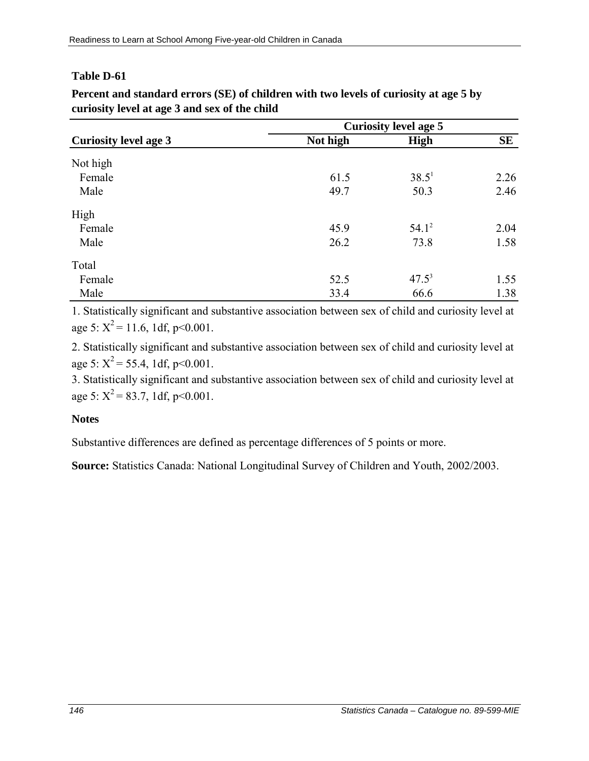**Table D-61**

**Percent and standard errors (SE) of children with two levels of curiosity at age 5 by curiosity level at age 3 and sex of the child**

| | Curiosity level age 5 | | |
|---|---|---|---|
| **Curiosity level age 3** | **Not high** | **High** | **SE** |
| Not high | | | |
| Female | 61.5 | 38.5[1] | 2.26 |
| Male | 49.7 | 50.3 | 2.46 |
| High | | | |
| Female | 45.9 | 54.1[2] | 2.04 |
| Male | 26.2 | 73.8 | 1.58 |
| Total | | | |
| Female | 52.5 | 47.5[3] | 1.55 |
| Male | 33.4 | 66.6 | 1.38 |

1. Statistically significant and substantive association between sex of child and curiosity level at age 5: $X^2 = 11.6$, 1df, $p<0.001$.

2. Statistically significant and substantive association between sex of child and curiosity level at age 5: $X^2 = 55.4$, 1df, $p<0.001$.

3. Statistically significant and substantive association between sex of child and curiosity level at age 5: $X^2 = 83.7$, 1df, $p<0.001$.

**Notes**

Substantive differences are defined as percentage differences of 5 points or more.

**Source:** Statistics Canada: National Longitudinal Survey of Children and Youth, 2002/2003.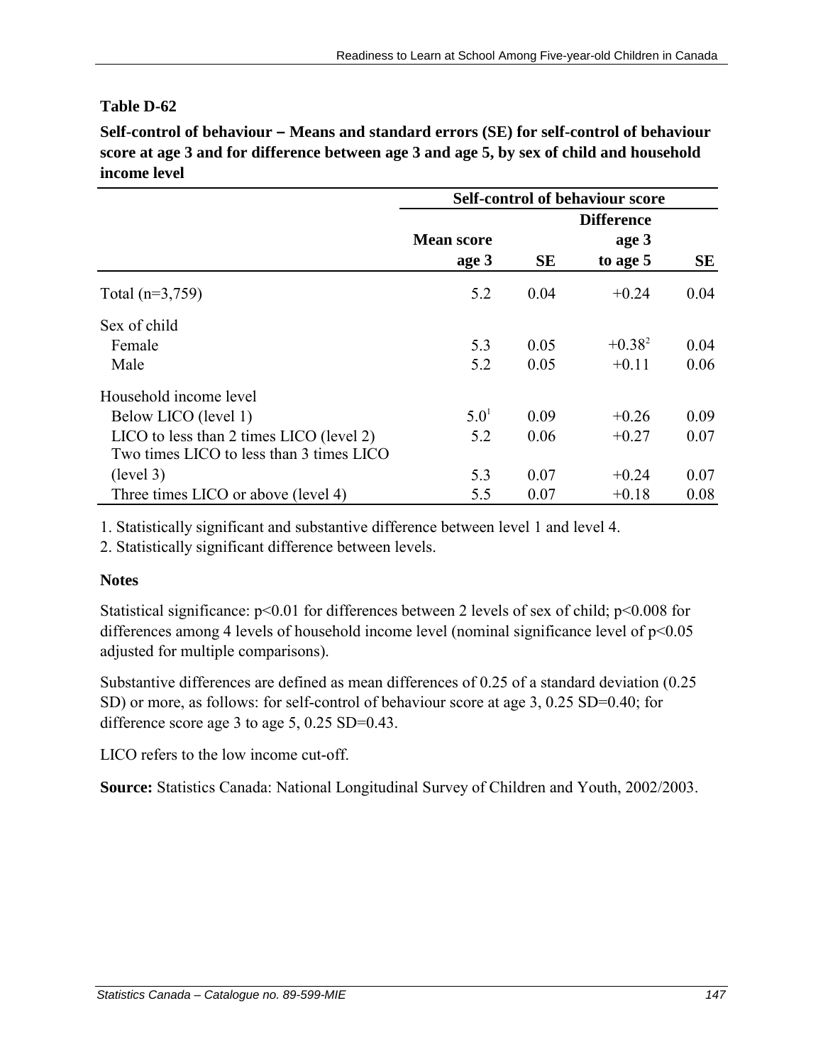**Table D-62**

**Self-control of behaviour – Means and standard errors (SE) for self-control of behaviour score at age 3 and for difference between age 3 and age 5, by sex of child and household income level**

| | Self-control of behaviour score | | | |
|---|---|---|---|---|
| | Mean score age 3 | SE | Difference age 3 to age 5 | SE |
| Total (n=3,759) | 5.2 | 0.04 | +0.24 | 0.04 |
| Sex of child | | | | |
| Female | 5.3 | 0.05 | +0.38[2] | 0.04 |
| Male | 5.2 | 0.05 | +0.11 | 0.06 |
| Household income level | | | | |
| Below LICO (level 1) | 5.0[1] | 0.09 | +0.26 | 0.09 |
| LICO to less than 2 times LICO (level 2) | 5.2 | 0.06 | +0.27 | 0.07 |
| Two times LICO to less than 3 times LICO (level 3) | 5.3 | 0.07 | +0.24 | 0.07 |
| Three times LICO or above (level 4) | 5.5 | 0.07 | +0.18 | 0.08 |

1. Statistically significant and substantive difference between level 1 and level 4.
2. Statistically significant difference between levels.

**Notes**

Statistical significance: $p<0.01$ for differences between 2 levels of sex of child; $p<0.008$ for differences among 4 levels of household income level (nominal significance level of $p<0.05$ adjusted for multiple comparisons).

Substantive differences are defined as mean differences of 0.25 of a standard deviation (0.25 SD) or more, as follows: for self-control of behaviour score at age 3, 0.25 SD=0.40; for difference score age 3 to age 5, 0.25 SD=0.43.

LICO refers to the low income cut-off.

**Source:** Statistics Canada: National Longitudinal Survey of Children and Youth, 2002/2003.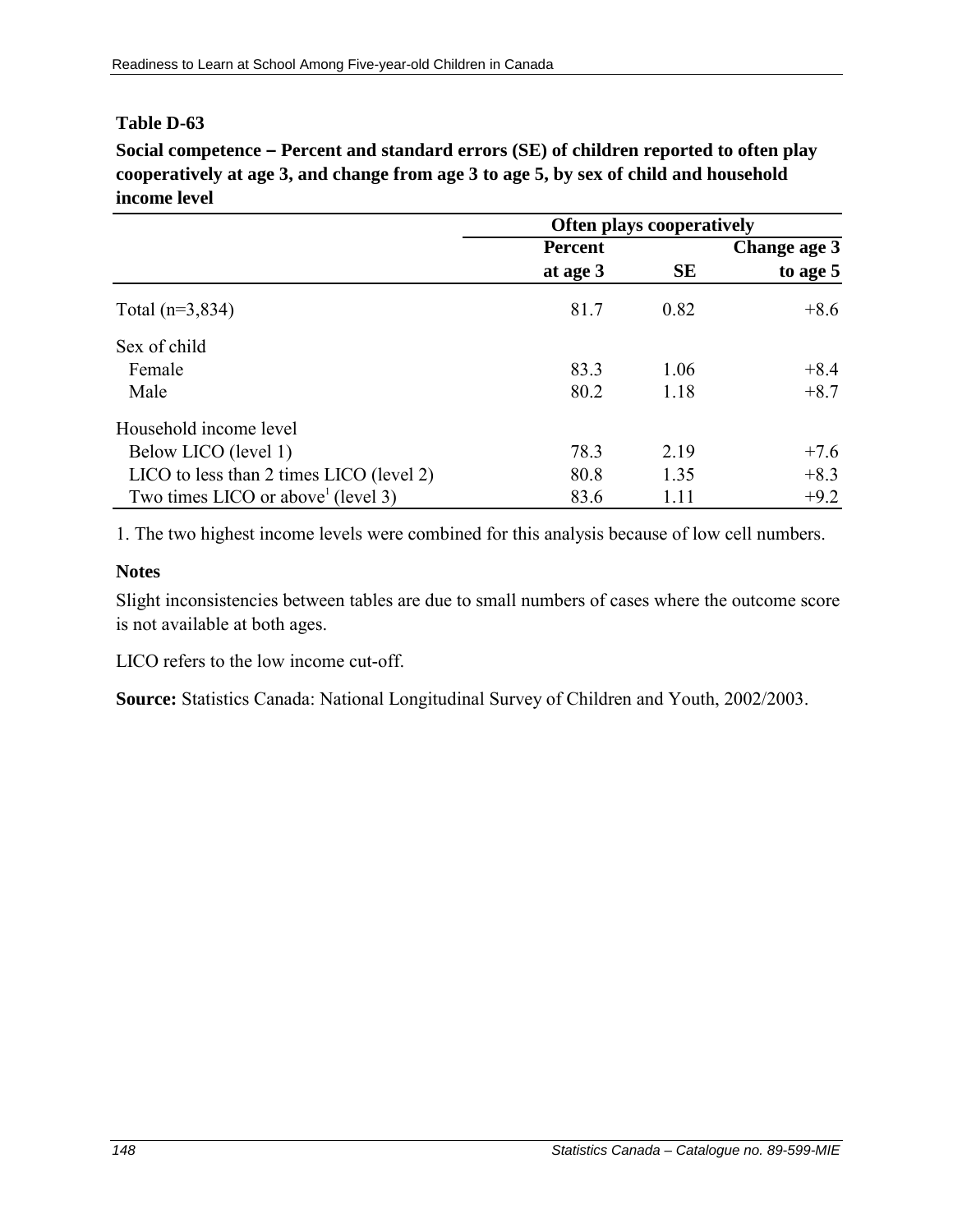**Table D-63**

**Social competence – Percent and standard errors (SE) of children reported to often play cooperatively at age 3, and change from age 3 to age 5, by sex of child and household income level**

| | Often plays cooperatively | | |
|---|---|---|---|
| | Percent at age 3 | SE | Change age 3 to age 5 |
| Total (n=3,834) | 81.7 | 0.82 | +8.6 |
| Sex of child | | | |
| Female | 83.3 | 1.06 | +8.4 |
| Male | 80.2 | 1.18 | +8.7 |
| Household income level | | | |
| Below LICO (level 1) | 78.3 | 2.19 | +7.6 |
| LICO to less than 2 times LICO (level 2) | 80.8 | 1.35 | +8.3 |
| Two times LICO or above[1] (level 3) | 83.6 | 1.11 | +9.2 |

1. The two highest income levels were combined for this analysis because of low cell numbers.

**Notes**

Slight inconsistencies between tables are due to small numbers of cases where the outcome score is not available at both ages.

LICO refers to the low income cut-off.

**Source:** Statistics Canada: National Longitudinal Survey of Children and Youth, 2002/2003.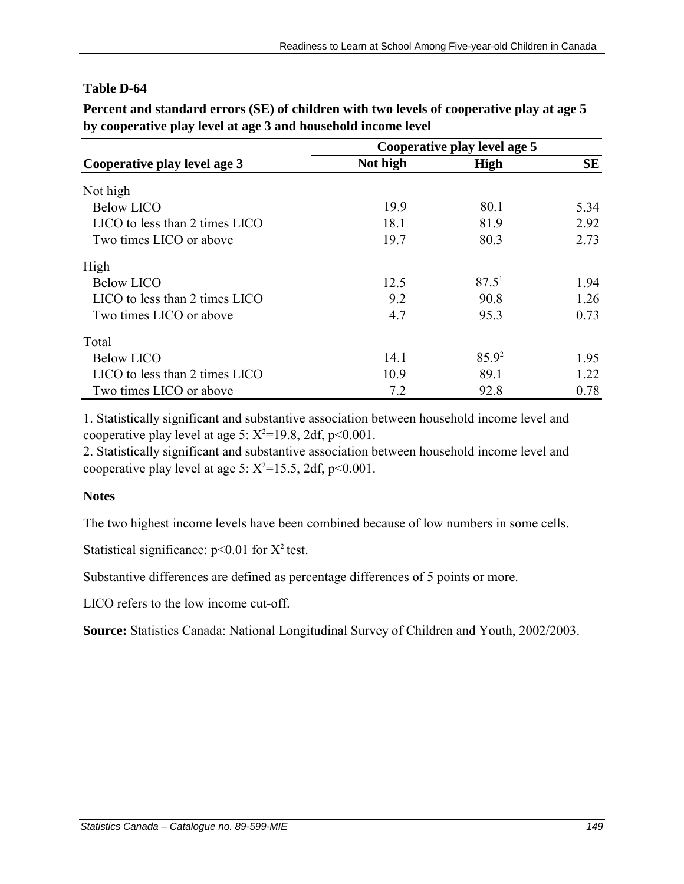**Table D-64**

**Percent and standard errors (SE) of children with two levels of cooperative play at age 5 by cooperative play level at age 3 and household income level**

| Cooperative play level age 3 | Cooperative play level age 5 | | |
|---|---|---|---|
| | Not high | High | SE |
| Not high | | | |
| Below LICO | 19.9 | 80.1 | 5.34 |
| LICO to less than 2 times LICO | 18.1 | 81.9 | 2.92 |
| Two times LICO or above | 19.7 | 80.3 | 2.73 |
| High | | | |
| Below LICO | 12.5 | 87.5[1] | 1.94 |
| LICO to less than 2 times LICO | 9.2 | 90.8 | 1.26 |
| Two times LICO or above | 4.7 | 95.3 | 0.73 |
| Total | | | |
| Below LICO | 14.1 | 85.9[2] | 1.95 |
| LICO to less than 2 times LICO | 10.9 | 89.1 | 1.22 |
| Two times LICO or above | 7.2 | 92.8 | 0.78 |

1. Statistically significant and substantive association between household income level and cooperative play level at age 5: $X^2$=19.8, 2df, $p<0.001$.
2. Statistically significant and substantive association between household income level and cooperative play level at age 5: $X^2$=15.5, 2df, $p<0.001$.

**Notes**

The two highest income levels have been combined because of low numbers in some cells.

Statistical significance: $p<0.01$ for $X^2$ test.

Substantive differences are defined as percentage differences of 5 points or more.

LICO refers to the low income cut-off.

**Source:** Statistics Canada: National Longitudinal Survey of Children and Youth, 2002/2003.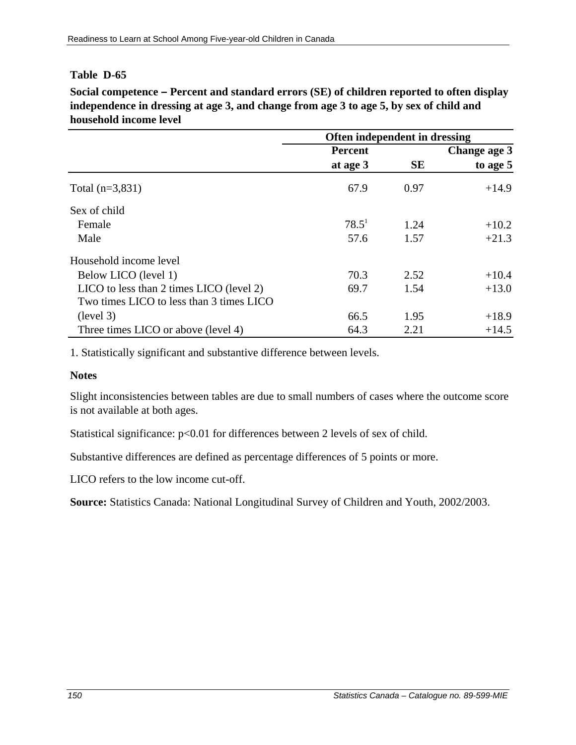**Table D-65**

**Social competence – Percent and standard errors (SE) of children reported to often display independence in dressing at age 3, and change from age 3 to age 5, by sex of child and household income level**

| | Often independent in dressing | | |
|---|---|---|---|
| | Percent at age 3 | SE | Change age 3 to age 5 |
| Total (n=3,831) | 67.9 | 0.97 | +14.9 |
| Sex of child | | | |
| Female | 78.5[1] | 1.24 | +10.2 |
| Male | 57.6 | 1.57 | +21.3 |
| Household income level | | | |
| Below LICO (level 1) | 70.3 | 2.52 | +10.4 |
| LICO to less than 2 times LICO (level 2) | 69.7 | 1.54 | +13.0 |
| Two times LICO to less than 3 times LICO (level 3) | 66.5 | 1.95 | +18.9 |
| Three times LICO or above (level 4) | 64.3 | 2.21 | +14.5 |

1. Statistically significant and substantive difference between levels.

**Notes**

Slight inconsistencies between tables are due to small numbers of cases where the outcome score is not available at both ages.

Statistical significance: $p<0.01$ for differences between 2 levels of sex of child.

Substantive differences are defined as percentage differences of 5 points or more.

LICO refers to the low income cut-off.

**Source:** Statistics Canada: National Longitudinal Survey of Children and Youth, 2002/2003.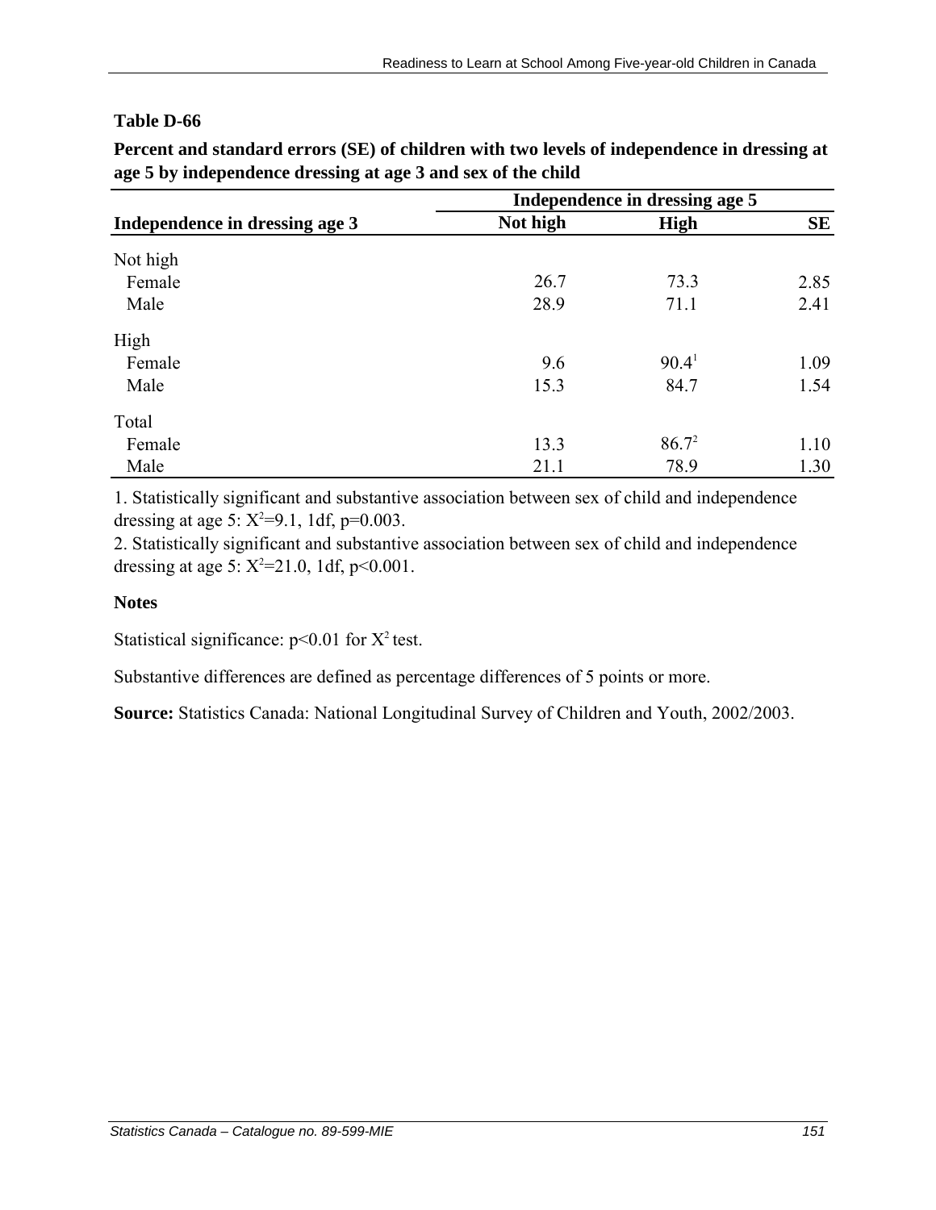**Table D-66**

**Percent and standard errors (SE) of children with two levels of independence in dressing at age 5 by independence dressing at age 3 and sex of the child**

| Independence in dressing age 3 | Independence in dressing age 5 | | |
|---|---|---|---|
| | Not high | High | SE |
| Not high | | | |
| Female | 26.7 | 73.3 | 2.85 |
| Male | 28.9 | 71.1 | 2.41 |
| High | | | |
| Female | 9.6 | 90.4[1] | 1.09 |
| Male | 15.3 | 84.7 | 1.54 |
| Total | | | |
| Female | 13.3 | 86.7[2] | 1.10 |
| Male | 21.1 | 78.9 | 1.30 |

1. Statistically significant and substantive association between sex of child and independence dressing at age 5: $X^2$=9.1, 1df, p=0.003.

2. Statistically significant and substantive association between sex of child and independence dressing at age 5: $X^2$=21.0, 1df, p<0.001.

**Notes**

Statistical significance: p<0.01 for $X^2$ test.

Substantive differences are defined as percentage differences of 5 points or more.

**Source:** Statistics Canada: National Longitudinal Survey of Children and Youth, 2002/2003.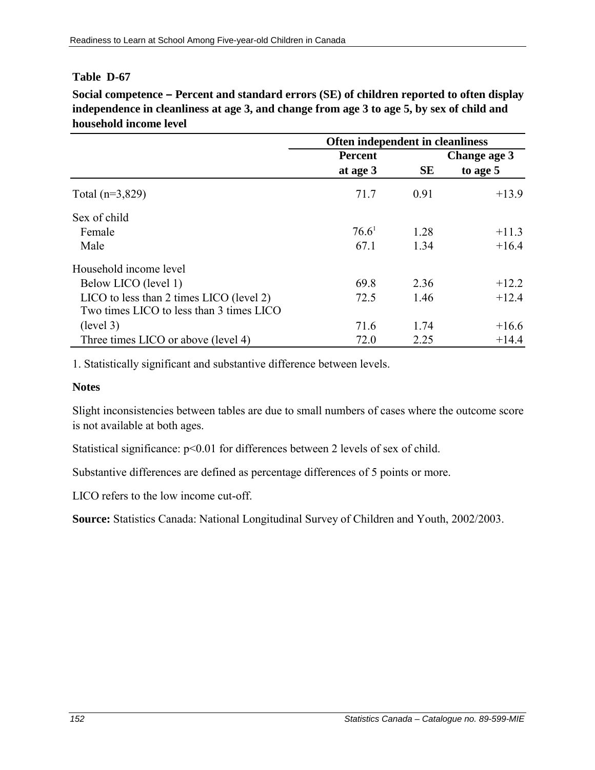**Table D-67**

**Social competence – Percent and standard errors (SE) of children reported to often display independence in cleanliness at age 3, and change from age 3 to age 5, by sex of child and household income level**

| | Often independent in cleanliness | | |
|---|---|---|---|
| | Percent at age 3 | SE | Change age 3 to age 5 |
| Total (n=3,829) | 71.7 | 0.91 | +13.9 |
| Sex of child | | | |
| Female | 76.6[1] | 1.28 | +11.3 |
| Male | 67.1 | 1.34 | +16.4 |
| Household income level | | | |
| Below LICO (level 1) | 69.8 | 2.36 | +12.2 |
| LICO to less than 2 times LICO (level 2) | 72.5 | 1.46 | +12.4 |
| Two times LICO to less than 3 times LICO (level 3) | 71.6 | 1.74 | +16.6 |
| Three times LICO or above (level 4) | 72.0 | 2.25 | +14.4 |

1. Statistically significant and substantive difference between levels.

**Notes**

Slight inconsistencies between tables are due to small numbers of cases where the outcome score is not available at both ages.

Statistical significance: $p<0.01$ for differences between 2 levels of sex of child.

Substantive differences are defined as percentage differences of 5 points or more.

LICO refers to the low income cut-off.

**Source:** Statistics Canada: National Longitudinal Survey of Children and Youth, 2002/2003.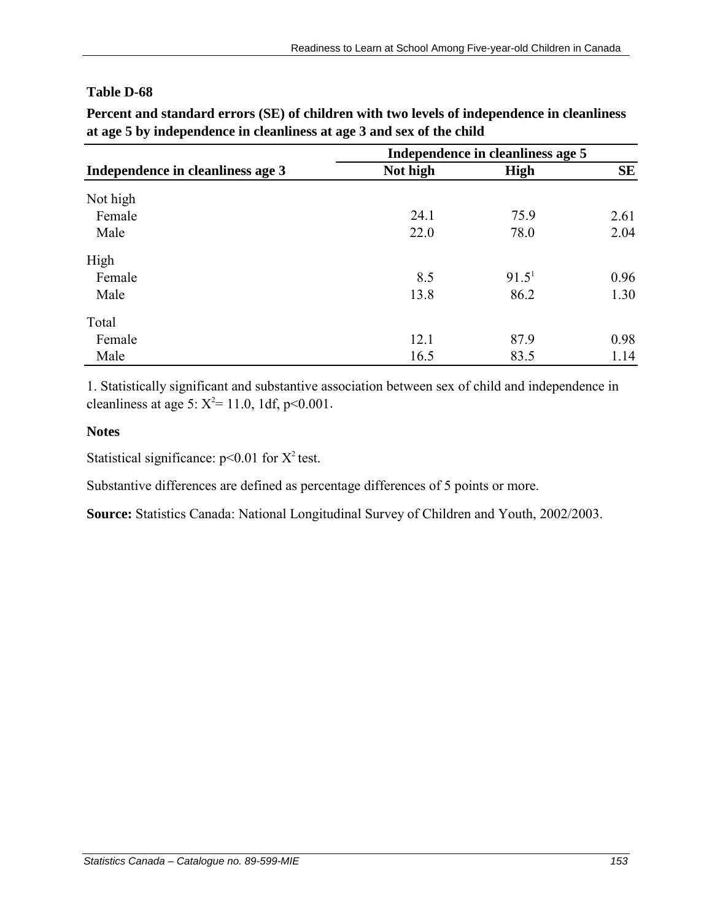**Table D-68**

**Percent and standard errors (SE) of children with two levels of independence in cleanliness at age 5 by independence in cleanliness at age 3 and sex of the child**

| | Independence in cleanliness age 5 | | |
|---|---|---|---|
| **Independence in cleanliness age 3** | **Not high** | **High** | **SE** |
| Not high | | | |
| Female | 24.1 | 75.9 | 2.61 |
| Male | 22.0 | 78.0 | 2.04 |
| High | | | |
| Female | 8.5 | 91.5[1] | 0.96 |
| Male | 13.8 | 86.2 | 1.30 |
| Total | | | |
| Female | 12.1 | 87.9 | 0.98 |
| Male | 16.5 | 83.5 | 1.14 |

1. Statistically significant and substantive association between sex of child and independence in cleanliness at age 5: $X^2= 11.0$, 1df, $p<0.001$.

**Notes**

Statistical significance: $p<0.01$ for $X^2$ test.

Substantive differences are defined as percentage differences of 5 points or more.

**Source:** Statistics Canada: National Longitudinal Survey of Children and Youth, 2002/2003.